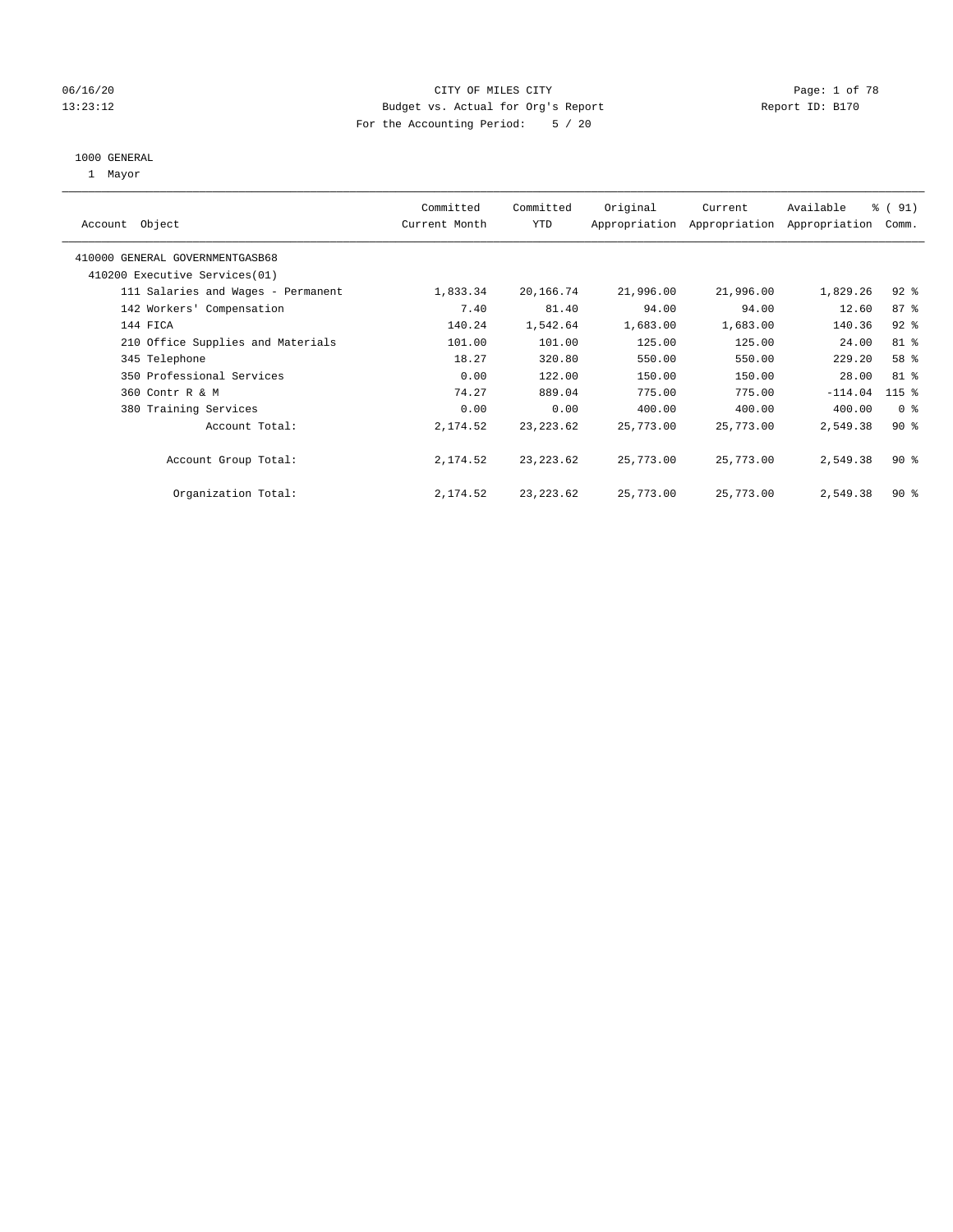CITY OF MILES CITY
Budget vs. Actual for Org's Report
For the Accounting Period: 5 / 20

06/16/20
13:23:12

Report ID: B170

1000 GENERAL
1 Mayor

| Account Object | Committed Current Month | Committed YTD | Original Appropriation | Current Appropriation | Available Appropriation | % ( 91) Comm. |
|---|---|---|---|---|---|---|
| 410000 GENERAL GOVERNMENTGASB68 | | | | | | |
| 410200 Executive Services(01) | | | | | | |
| 111 Salaries and Wages - Permanent | 1,833.34 | 20,166.74 | 21,996.00 | 21,996.00 | 1,829.26 | 92 % |
| 142 Workers' Compensation | 7.40 | 81.40 | 94.00 | 94.00 | 12.60 | 87 % |
| 144 FICA | 140.24 | 1,542.64 | 1,683.00 | 1,683.00 | 140.36 | 92 % |
| 210 Office Supplies and Materials | 101.00 | 101.00 | 125.00 | 125.00 | 24.00 | 81 % |
| 345 Telephone | 18.27 | 320.80 | 550.00 | 550.00 | 229.20 | 58 % |
| 350 Professional Services | 0.00 | 122.00 | 150.00 | 150.00 | 28.00 | 81 % |
| 360 Contr R & M | 74.27 | 889.04 | 775.00 | 775.00 | -114.04 | 115 % |
| 380 Training Services | 0.00 | 0.00 | 400.00 | 400.00 | 400.00 | 0 % |
| Account Total: | 2,174.52 | 23,223.62 | 25,773.00 | 25,773.00 | 2,549.38 | 90 % |
| Account Group Total: | 2,174.52 | 23,223.62 | 25,773.00 | 25,773.00 | 2,549.38 | 90 % |
| Organization Total: | 2,174.52 | 23,223.62 | 25,773.00 | 25,773.00 | 2,549.38 | 90 % |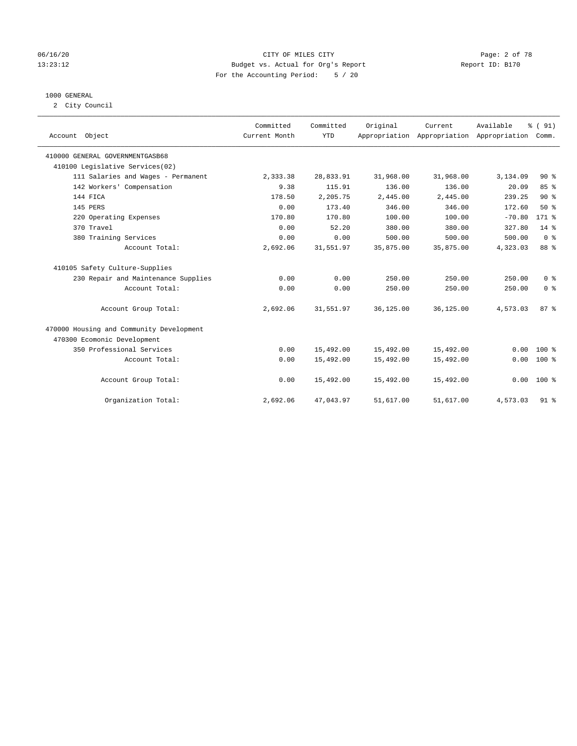CITY OF MILES CITY
Budget vs. Actual for Org's Report
For the Accounting Period: 5 / 20

06/16/20
13:23:12

Report ID: B170

## 1000 GENERAL

2 City Council

| Account Object | Committed Current Month | Committed YTD | Original Appropriation | Current Appropriation | Available Appropriation | % ( 91) Comm. |
|---|---|---|---|---|---|---|
| 410000 GENERAL GOVERNMENTGASB68 | | | | | | |
| 410100 Legislative Services(02) | | | | | | |
| 111 Salaries and Wages - Permanent | 2,333.38 | 28,833.91 | 31,968.00 | 31,968.00 | 3,134.09 | 90 % |
| 142 Workers' Compensation | 9.38 | 115.91 | 136.00 | 136.00 | 20.09 | 85 % |
| 144 FICA | 178.50 | 2,205.75 | 2,445.00 | 2,445.00 | 239.25 | 90 % |
| 145 PERS | 0.00 | 173.40 | 346.00 | 346.00 | 172.60 | 50 % |
| 220 Operating Expenses | 170.80 | 170.80 | 100.00 | 100.00 | -70.80 | 171 % |
| 370 Travel | 0.00 | 52.20 | 380.00 | 380.00 | 327.80 | 14 % |
| 380 Training Services | 0.00 | 0.00 | 500.00 | 500.00 | 500.00 | 0 % |
| Account Total: | 2,692.06 | 31,551.97 | 35,875.00 | 35,875.00 | 4,323.03 | 88 % |
| 410105 Safety Culture-Supplies | | | | | | |
| 230 Repair and Maintenance Supplies | 0.00 | 0.00 | 250.00 | 250.00 | 250.00 | 0 % |
| Account Total: | 0.00 | 0.00 | 250.00 | 250.00 | 250.00 | 0 % |
| Account Group Total: | 2,692.06 | 31,551.97 | 36,125.00 | 36,125.00 | 4,573.03 | 87 % |
| 470000 Housing and Community Development | | | | | | |
| 470300 Ecomonic Development | | | | | | |
| 350 Professional Services | 0.00 | 15,492.00 | 15,492.00 | 15,492.00 | 0.00 | 100 % |
| Account Total: | 0.00 | 15,492.00 | 15,492.00 | 15,492.00 | 0.00 | 100 % |
| Account Group Total: | 0.00 | 15,492.00 | 15,492.00 | 15,492.00 | 0.00 | 100 % |
| Organization Total: | 2,692.06 | 47,043.97 | 51,617.00 | 51,617.00 | 4,573.03 | 91 % |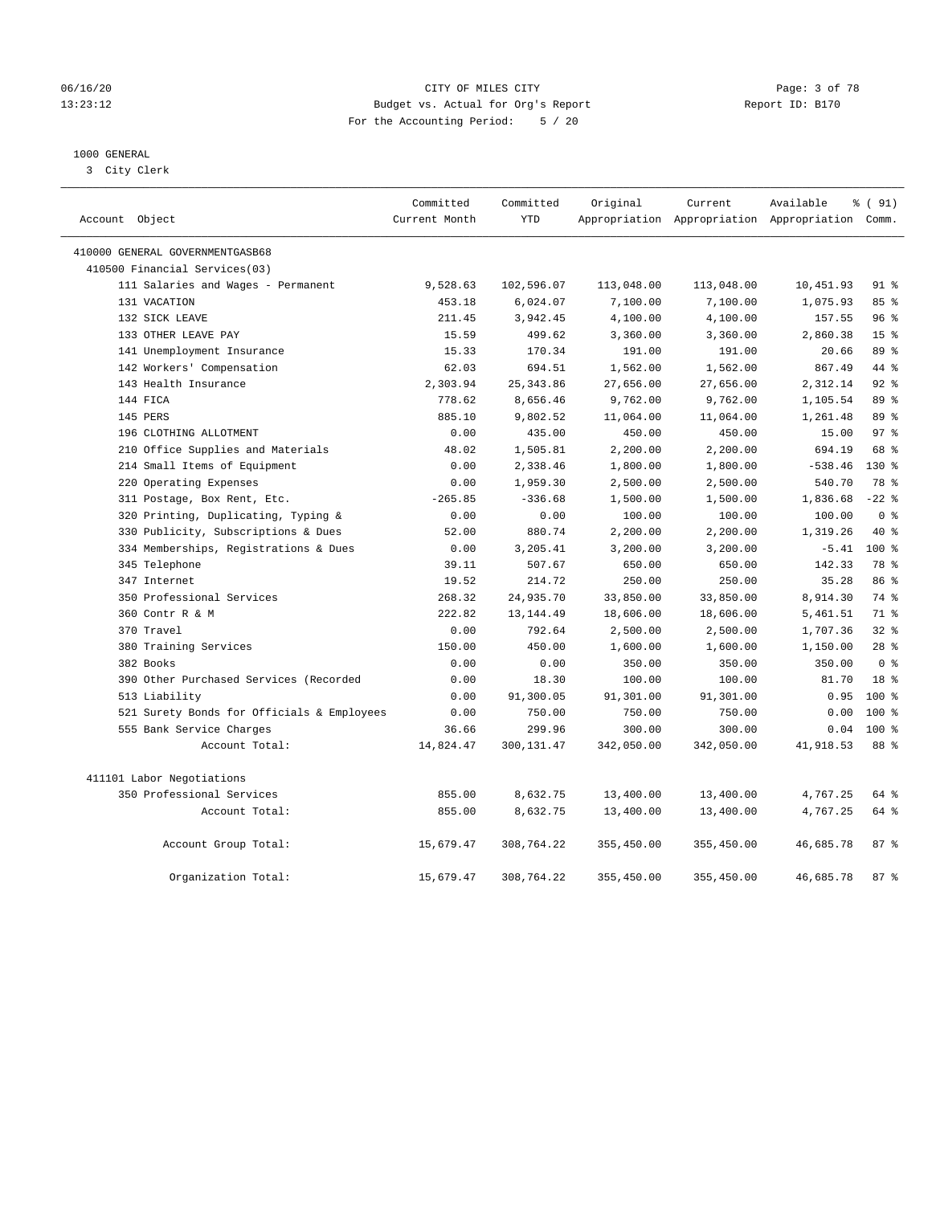06/16/20 CITY OF MILES CITY
13:23:12 Budget vs. Actual for Org's Report Report ID: B170
For the Accounting Period: 5 / 20

1000 GENERAL
3 City Clerk

| Account Object | Committed Current Month | Committed YTD | Original Appropriation | Current Appropriation | Available Appropriation | % ( 91) Comm. |
|---|---|---|---|---|---|---|
| 410000 GENERAL GOVERNMENTGASB68 | | | | | | |
| 410500 Financial Services(03) | | | | | | |
| 111 Salaries and Wages - Permanent | 9,528.63 | 102,596.07 | 113,048.00 | 113,048.00 | 10,451.93 | 91 % |
| 131 VACATION | 453.18 | 6,024.07 | 7,100.00 | 7,100.00 | 1,075.93 | 85 % |
| 132 SICK LEAVE | 211.45 | 3,942.45 | 4,100.00 | 4,100.00 | 157.55 | 96 % |
| 133 OTHER LEAVE PAY | 15.59 | 499.62 | 3,360.00 | 3,360.00 | 2,860.38 | 15 % |
| 141 Unemployment Insurance | 15.33 | 170.34 | 191.00 | 191.00 | 20.66 | 89 % |
| 142 Workers' Compensation | 62.03 | 694.51 | 1,562.00 | 1,562.00 | 867.49 | 44 % |
| 143 Health Insurance | 2,303.94 | 25,343.86 | 27,656.00 | 27,656.00 | 2,312.14 | 92 % |
| 144 FICA | 778.62 | 8,656.46 | 9,762.00 | 9,762.00 | 1,105.54 | 89 % |
| 145 PERS | 885.10 | 9,802.52 | 11,064.00 | 11,064.00 | 1,261.48 | 89 % |
| 196 CLOTHING ALLOTMENT | 0.00 | 435.00 | 450.00 | 450.00 | 15.00 | 97 % |
| 210 Office Supplies and Materials | 48.02 | 1,505.81 | 2,200.00 | 2,200.00 | 694.19 | 68 % |
| 214 Small Items of Equipment | 0.00 | 2,338.46 | 1,800.00 | 1,800.00 | -538.46 | 130 % |
| 220 Operating Expenses | 0.00 | 1,959.30 | 2,500.00 | 2,500.00 | 540.70 | 78 % |
| 311 Postage, Box Rent, Etc. | -265.85 | -336.68 | 1,500.00 | 1,500.00 | 1,836.68 | -22 % |
| 320 Printing, Duplicating, Typing & | 0.00 | 0.00 | 100.00 | 100.00 | 100.00 | 0 % |
| 330 Publicity, Subscriptions & Dues | 52.00 | 880.74 | 2,200.00 | 2,200.00 | 1,319.26 | 40 % |
| 334 Memberships, Registrations & Dues | 0.00 | 3,205.41 | 3,200.00 | 3,200.00 | -5.41 | 100 % |
| 345 Telephone | 39.11 | 507.67 | 650.00 | 650.00 | 142.33 | 78 % |
| 347 Internet | 19.52 | 214.72 | 250.00 | 250.00 | 35.28 | 86 % |
| 350 Professional Services | 268.32 | 24,935.70 | 33,850.00 | 33,850.00 | 8,914.30 | 74 % |
| 360 Contr R & M | 222.82 | 13,144.49 | 18,606.00 | 18,606.00 | 5,461.51 | 71 % |
| 370 Travel | 0.00 | 792.64 | 2,500.00 | 2,500.00 | 1,707.36 | 32 % |
| 380 Training Services | 150.00 | 450.00 | 1,600.00 | 1,600.00 | 1,150.00 | 28 % |
| 382 Books | 0.00 | 0.00 | 350.00 | 350.00 | 350.00 | 0 % |
| 390 Other Purchased Services (Recorded | 0.00 | 18.30 | 100.00 | 100.00 | 81.70 | 18 % |
| 513 Liability | 0.00 | 91,300.05 | 91,301.00 | 91,301.00 | 0.95 | 100 % |
| 521 Surety Bonds for Officials & Employees | 0.00 | 750.00 | 750.00 | 750.00 | 0.00 | 100 % |
| 555 Bank Service Charges | 36.66 | 299.96 | 300.00 | 300.00 | 0.04 | 100 % |
| Account Total: | 14,824.47 | 300,131.47 | 342,050.00 | 342,050.00 | 41,918.53 | 88 % |
| 411101 Labor Negotiations | | | | | | |
| 350 Professional Services | 855.00 | 8,632.75 | 13,400.00 | 13,400.00 | 4,767.25 | 64 % |
| Account Total: | 855.00 | 8,632.75 | 13,400.00 | 13,400.00 | 4,767.25 | 64 % |
| Account Group Total: | 15,679.47 | 308,764.22 | 355,450.00 | 355,450.00 | 46,685.78 | 87 % |
| Organization Total: | 15,679.47 | 308,764.22 | 355,450.00 | 355,450.00 | 46,685.78 | 87 % |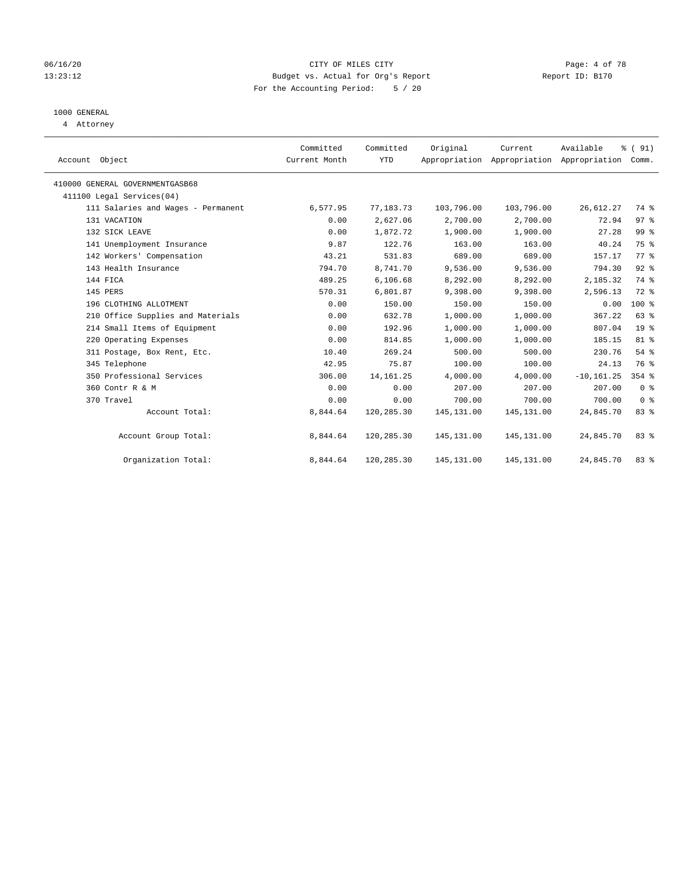CITY OF MILES CITY
Budget vs. Actual for Org's Report
For the Accounting Period: 5 / 20

06/16/20
13:23:12

Report ID: B170

## 1000 GENERAL

4 Attorney

| Account Object | Committed Current Month | Committed YTD | Original Appropriation | Current Appropriation | Available Appropriation | % ( 91) Comm. |
|---|---|---|---|---|---|---|
| 410000 GENERAL GOVERNMENTGASB68 | | | | | | |
| 411100 Legal Services(04) | | | | | | |
| 111 Salaries and Wages - Permanent | 6,577.95 | 77,183.73 | 103,796.00 | 103,796.00 | 26,612.27 | 74 % |
| 131 VACATION | 0.00 | 2,627.06 | 2,700.00 | 2,700.00 | 72.94 | 97 % |
| 132 SICK LEAVE | 0.00 | 1,872.72 | 1,900.00 | 1,900.00 | 27.28 | 99 % |
| 141 Unemployment Insurance | 9.87 | 122.76 | 163.00 | 163.00 | 40.24 | 75 % |
| 142 Workers' Compensation | 43.21 | 531.83 | 689.00 | 689.00 | 157.17 | 77 % |
| 143 Health Insurance | 794.70 | 8,741.70 | 9,536.00 | 9,536.00 | 794.30 | 92 % |
| 144 FICA | 489.25 | 6,106.68 | 8,292.00 | 8,292.00 | 2,185.32 | 74 % |
| 145 PERS | 570.31 | 6,801.87 | 9,398.00 | 9,398.00 | 2,596.13 | 72 % |
| 196 CLOTHING ALLOTMENT | 0.00 | 150.00 | 150.00 | 150.00 | 0.00 | 100 % |
| 210 Office Supplies and Materials | 0.00 | 632.78 | 1,000.00 | 1,000.00 | 367.22 | 63 % |
| 214 Small Items of Equipment | 0.00 | 192.96 | 1,000.00 | 1,000.00 | 807.04 | 19 % |
| 220 Operating Expenses | 0.00 | 814.85 | 1,000.00 | 1,000.00 | 185.15 | 81 % |
| 311 Postage, Box Rent, Etc. | 10.40 | 269.24 | 500.00 | 500.00 | 230.76 | 54 % |
| 345 Telephone | 42.95 | 75.87 | 100.00 | 100.00 | 24.13 | 76 % |
| 350 Professional Services | 306.00 | 14,161.25 | 4,000.00 | 4,000.00 | -10,161.25 | 354 % |
| 360 Contr R & M | 0.00 | 0.00 | 207.00 | 207.00 | 207.00 | 0 % |
| 370 Travel | 0.00 | 0.00 | 700.00 | 700.00 | 700.00 | 0 % |
| Account Total: | 8,844.64 | 120,285.30 | 145,131.00 | 145,131.00 | 24,845.70 | 83 % |
| Account Group Total: | 8,844.64 | 120,285.30 | 145,131.00 | 145,131.00 | 24,845.70 | 83 % |
| Organization Total: | 8,844.64 | 120,285.30 | 145,131.00 | 145,131.00 | 24,845.70 | 83 % |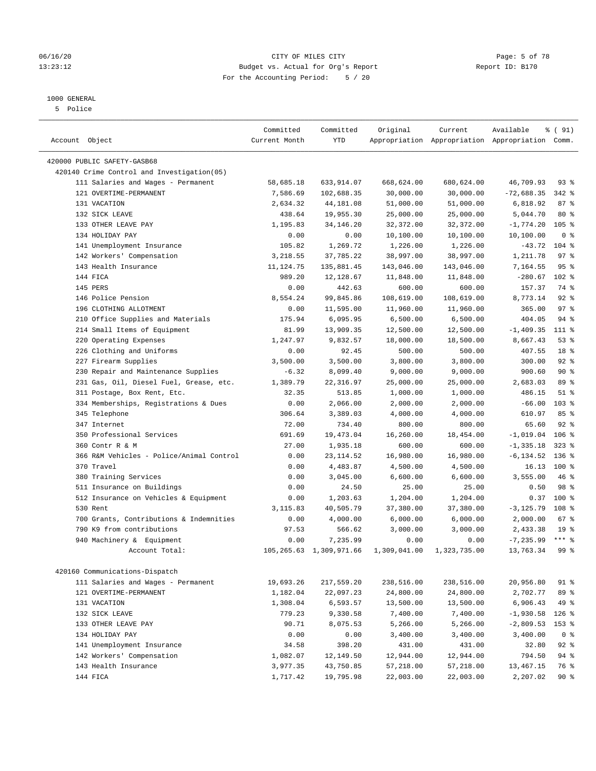CITY OF MILES CITY
Budget vs. Actual for Org's Report
For the Accounting Period: 5 / 20

Report ID: B170

1000 GENERAL
5 Police

| Account Object | Committed Current Month | Committed YTD | Original Appropriation | Current Appropriation | Available Appropriation | % ( 91) Comm. |
|---|---|---|---|---|---|---|
| 420000 PUBLIC SAFETY-GASB68 | | | | | | |
| 420140 Crime Control and Investigation(05) | | | | | | |
| 111 Salaries and Wages - Permanent | 58,685.18 | 633,914.07 | 668,624.00 | 680,624.00 | 46,709.93 | 93 % |
| 121 OVERTIME-PERMANENT | 7,586.69 | 102,688.35 | 30,000.00 | 30,000.00 | -72,688.35 | 342 % |
| 131 VACATION | 2,634.32 | 44,181.08 | 51,000.00 | 51,000.00 | 6,818.92 | 87 % |
| 132 SICK LEAVE | 438.64 | 19,955.30 | 25,000.00 | 25,000.00 | 5,044.70 | 80 % |
| 133 OTHER LEAVE PAY | 1,195.83 | 34,146.20 | 32,372.00 | 32,372.00 | -1,774.20 | 105 % |
| 134 HOLIDAY PAY | 0.00 | 0.00 | 10,100.00 | 10,100.00 | 10,100.00 | 0 % |
| 141 Unemployment Insurance | 105.82 | 1,269.72 | 1,226.00 | 1,226.00 | -43.72 | 104 % |
| 142 Workers' Compensation | 3,218.55 | 37,785.22 | 38,997.00 | 38,997.00 | 1,211.78 | 97 % |
| 143 Health Insurance | 11,124.75 | 135,881.45 | 143,046.00 | 143,046.00 | 7,164.55 | 95 % |
| 144 FICA | 989.20 | 12,128.67 | 11,848.00 | 11,848.00 | -280.67 | 102 % |
| 145 PERS | 0.00 | 442.63 | 600.00 | 600.00 | 157.37 | 74 % |
| 146 Police Pension | 8,554.24 | 99,845.86 | 108,619.00 | 108,619.00 | 8,773.14 | 92 % |
| 196 CLOTHING ALLOTMENT | 0.00 | 11,595.00 | 11,960.00 | 11,960.00 | 365.00 | 97 % |
| 210 Office Supplies and Materials | 175.94 | 6,095.95 | 6,500.00 | 6,500.00 | 404.05 | 94 % |
| 214 Small Items of Equipment | 81.99 | 13,909.35 | 12,500.00 | 12,500.00 | -1,409.35 | 111 % |
| 220 Operating Expenses | 1,247.97 | 9,832.57 | 18,000.00 | 18,500.00 | 8,667.43 | 53 % |
| 226 Clothing and Uniforms | 0.00 | 92.45 | 500.00 | 500.00 | 407.55 | 18 % |
| 227 Firearm Supplies | 3,500.00 | 3,500.00 | 3,800.00 | 3,800.00 | 300.00 | 92 % |
| 230 Repair and Maintenance Supplies | -6.32 | 8,099.40 | 9,000.00 | 9,000.00 | 900.60 | 90 % |
| 231 Gas, Oil, Diesel Fuel, Grease, etc. | 1,389.79 | 22,316.97 | 25,000.00 | 25,000.00 | 2,683.03 | 89 % |
| 311 Postage, Box Rent, Etc. | 32.35 | 513.85 | 1,000.00 | 1,000.00 | 486.15 | 51 % |
| 334 Memberships, Registrations & Dues | 0.00 | 2,066.00 | 2,000.00 | 2,000.00 | -66.00 | 103 % |
| 345 Telephone | 306.64 | 3,389.03 | 4,000.00 | 4,000.00 | 610.97 | 85 % |
| 347 Internet | 72.00 | 734.40 | 800.00 | 800.00 | 65.60 | 92 % |
| 350 Professional Services | 691.69 | 19,473.04 | 16,260.00 | 18,454.00 | -1,019.04 | 106 % |
| 360 Contr R & M | 27.00 | 1,935.18 | 600.00 | 600.00 | -1,335.18 | 323 % |
| 366 R&M Vehicles - Police/Animal Control | 0.00 | 23,114.52 | 16,980.00 | 16,980.00 | -6,134.52 | 136 % |
| 370 Travel | 0.00 | 4,483.87 | 4,500.00 | 4,500.00 | 16.13 | 100 % |
| 380 Training Services | 0.00 | 3,045.00 | 6,600.00 | 6,600.00 | 3,555.00 | 46 % |
| 511 Insurance on Buildings | 0.00 | 24.50 | 25.00 | 25.00 | 0.50 | 98 % |
| 512 Insurance on Vehicles & Equipment | 0.00 | 1,203.63 | 1,204.00 | 1,204.00 | 0.37 | 100 % |
| 530 Rent | 3,115.83 | 40,505.79 | 37,380.00 | 37,380.00 | -3,125.79 | 108 % |
| 700 Grants, Contributions & Indemnities | 0.00 | 4,000.00 | 6,000.00 | 6,000.00 | 2,000.00 | 67 % |
| 790 K9 from contributions | 97.53 | 566.62 | 3,000.00 | 3,000.00 | 2,433.38 | 19 % |
| 940 Machinery & Equipment | 0.00 | 7,235.99 | 0.00 | 0.00 | -7,235.99 | *** % |
| Account Total: | 105,265.63 | 1,309,971.66 | 1,309,041.00 | 1,323,735.00 | 13,763.34 | 99 % |
| 420160 Communications-Dispatch | | | | | | |
| 111 Salaries and Wages - Permanent | 19,693.26 | 217,559.20 | 238,516.00 | 238,516.00 | 20,956.80 | 91 % |
| 121 OVERTIME-PERMANENT | 1,182.04 | 22,097.23 | 24,800.00 | 24,800.00 | 2,702.77 | 89 % |
| 131 VACATION | 1,308.04 | 6,593.57 | 13,500.00 | 13,500.00 | 6,906.43 | 49 % |
| 132 SICK LEAVE | 779.23 | 9,330.58 | 7,400.00 | 7,400.00 | -1,930.58 | 126 % |
| 133 OTHER LEAVE PAY | 90.71 | 8,075.53 | 5,266.00 | 5,266.00 | -2,809.53 | 153 % |
| 134 HOLIDAY PAY | 0.00 | 0.00 | 3,400.00 | 3,400.00 | 3,400.00 | 0 % |
| 141 Unemployment Insurance | 34.58 | 398.20 | 431.00 | 431.00 | 32.80 | 92 % |
| 142 Workers' Compensation | 1,082.07 | 12,149.50 | 12,944.00 | 12,944.00 | 794.50 | 94 % |
| 143 Health Insurance | 3,977.35 | 43,750.85 | 57,218.00 | 57,218.00 | 13,467.15 | 76 % |
| 144 FICA | 1,717.42 | 19,795.98 | 22,003.00 | 22,003.00 | 2,207.02 | 90 % |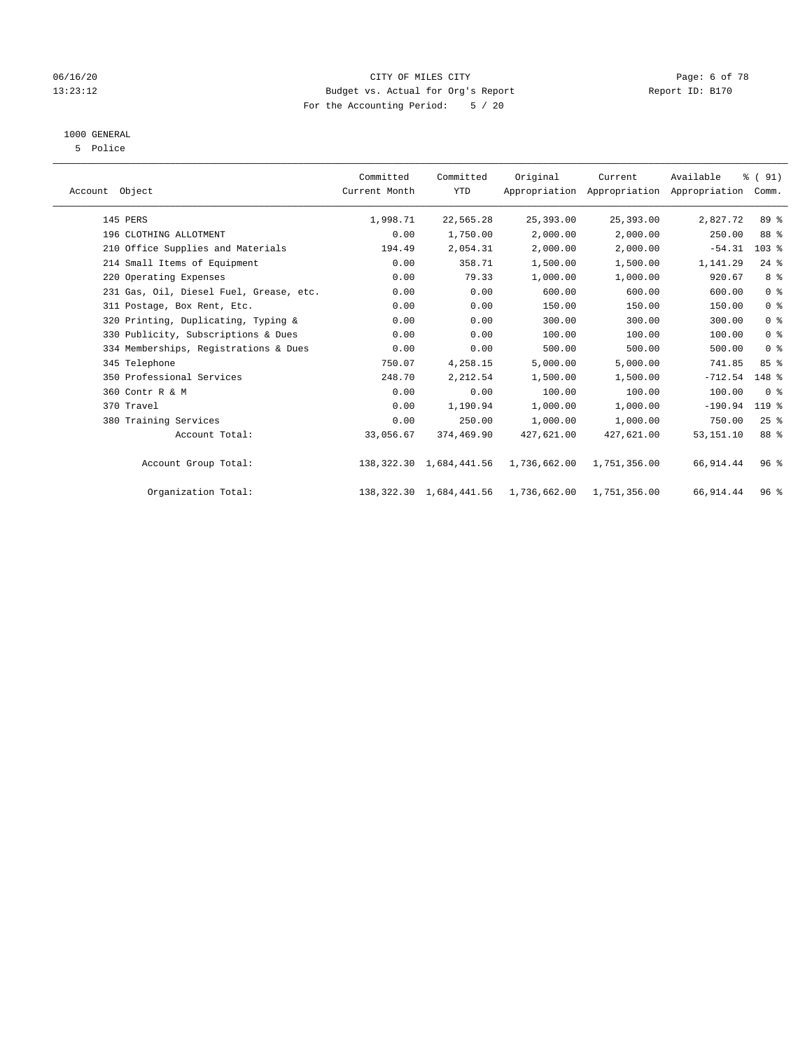CITY OF MILES CITY
Budget vs. Actual for Org's Report
For the Accounting Period: 5 / 20

06/16/20
13:23:12

Report ID: B170

1000 GENERAL
5 Police

| Account Object | Committed Current Month | Committed YTD | Original Appropriation | Current Appropriation | Available Appropriation | % ( 91) Comm. |
|---|---|---|---|---|---|---|
| 145 PERS | 1,998.71 | 22,565.28 | 25,393.00 | 25,393.00 | 2,827.72 | 89 % |
| 196 CLOTHING ALLOTMENT | 0.00 | 1,750.00 | 2,000.00 | 2,000.00 | 250.00 | 88 % |
| 210 Office Supplies and Materials | 194.49 | 2,054.31 | 2,000.00 | 2,000.00 | -54.31 | 103 % |
| 214 Small Items of Equipment | 0.00 | 358.71 | 1,500.00 | 1,500.00 | 1,141.29 | 24 % |
| 220 Operating Expenses | 0.00 | 79.33 | 1,000.00 | 1,000.00 | 920.67 | 8 % |
| 231 Gas, Oil, Diesel Fuel, Grease, etc. | 0.00 | 0.00 | 600.00 | 600.00 | 600.00 | 0 % |
| 311 Postage, Box Rent, Etc. | 0.00 | 0.00 | 150.00 | 150.00 | 150.00 | 0 % |
| 320 Printing, Duplicating, Typing & | 0.00 | 0.00 | 300.00 | 300.00 | 300.00 | 0 % |
| 330 Publicity, Subscriptions & Dues | 0.00 | 0.00 | 100.00 | 100.00 | 100.00 | 0 % |
| 334 Memberships, Registrations & Dues | 0.00 | 0.00 | 500.00 | 500.00 | 500.00 | 0 % |
| 345 Telephone | 750.07 | 4,258.15 | 5,000.00 | 5,000.00 | 741.85 | 85 % |
| 350 Professional Services | 248.70 | 2,212.54 | 1,500.00 | 1,500.00 | -712.54 | 148 % |
| 360 Contr R & M | 0.00 | 0.00 | 100.00 | 100.00 | 100.00 | 0 % |
| 370 Travel | 0.00 | 1,190.94 | 1,000.00 | 1,000.00 | -190.94 | 119 % |
| 380 Training Services | 0.00 | 250.00 | 1,000.00 | 1,000.00 | 750.00 | 25 % |
| Account Total: | 33,056.67 | 374,469.90 | 427,621.00 | 427,621.00 | 53,151.10 | 88 % |
| Account Group Total: | 138,322.30 | 1,684,441.56 | 1,736,662.00 | 1,751,356.00 | 66,914.44 | 96 % |
| Organization Total: | 138,322.30 | 1,684,441.56 | 1,736,662.00 | 1,751,356.00 | 66,914.44 | 96 % |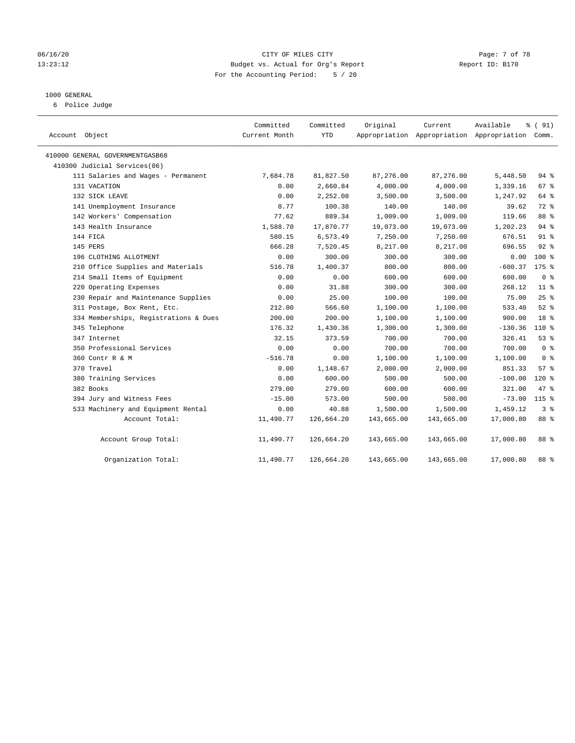CITY OF MILES CITY
Budget vs. Actual for Org's Report
For the Accounting Period: 5 / 20

06/16/20
13:23:12

Report ID: B170

1000 GENERAL
6 Police Judge

| Account Object | Committed Current Month | Committed YTD | Original Appropriation | Current Appropriation | Available Appropriation | % ( 91) Comm. |
|---|---|---|---|---|---|---|
| 410000 GENERAL GOVERNMENTGASB68 | | | | | | |
| 410300 Judicial Services(06) | | | | | | |
| 111 Salaries and Wages - Permanent | 7,684.78 | 81,827.50 | 87,276.00 | 87,276.00 | 5,448.50 | 94 % |
| 131 VACATION | 0.00 | 2,660.84 | 4,000.00 | 4,000.00 | 1,339.16 | 67 % |
| 132 SICK LEAVE | 0.00 | 2,252.08 | 3,500.00 | 3,500.00 | 1,247.92 | 64 % |
| 141 Unemployment Insurance | 8.77 | 100.38 | 140.00 | 140.00 | 39.62 | 72 % |
| 142 Workers' Compensation | 77.62 | 889.34 | 1,009.00 | 1,009.00 | 119.66 | 88 % |
| 143 Health Insurance | 1,588.70 | 17,870.77 | 19,073.00 | 19,073.00 | 1,202.23 | 94 % |
| 144 FICA | 580.15 | 6,573.49 | 7,250.00 | 7,250.00 | 676.51 | 91 % |
| 145 PERS | 666.28 | 7,520.45 | 8,217.00 | 8,217.00 | 696.55 | 92 % |
| 196 CLOTHING ALLOTMENT | 0.00 | 300.00 | 300.00 | 300.00 | 0.00 | 100 % |
| 210 Office Supplies and Materials | 516.78 | 1,400.37 | 800.00 | 800.00 | -600.37 | 175 % |
| 214 Small Items of Equipment | 0.00 | 0.00 | 600.00 | 600.00 | 600.00 | 0 % |
| 220 Operating Expenses | 0.00 | 31.88 | 300.00 | 300.00 | 268.12 | 11 % |
| 230 Repair and Maintenance Supplies | 0.00 | 25.00 | 100.00 | 100.00 | 75.00 | 25 % |
| 311 Postage, Box Rent, Etc. | 212.00 | 566.60 | 1,100.00 | 1,100.00 | 533.40 | 52 % |
| 334 Memberships, Registrations & Dues | 200.00 | 200.00 | 1,100.00 | 1,100.00 | 900.00 | 18 % |
| 345 Telephone | 176.32 | 1,430.36 | 1,300.00 | 1,300.00 | -130.36 | 110 % |
| 347 Internet | 32.15 | 373.59 | 700.00 | 700.00 | 326.41 | 53 % |
| 350 Professional Services | 0.00 | 0.00 | 700.00 | 700.00 | 700.00 | 0 % |
| 360 Contr R & M | -516.78 | 0.00 | 1,100.00 | 1,100.00 | 1,100.00 | 0 % |
| 370 Travel | 0.00 | 1,148.67 | 2,000.00 | 2,000.00 | 851.33 | 57 % |
| 380 Training Services | 0.00 | 600.00 | 500.00 | 500.00 | -100.00 | 120 % |
| 382 Books | 279.00 | 279.00 | 600.00 | 600.00 | 321.00 | 47 % |
| 394 Jury and Witness Fees | -15.00 | 573.00 | 500.00 | 500.00 | -73.00 | 115 % |
| 533 Machinery and Equipment Rental | 0.00 | 40.88 | 1,500.00 | 1,500.00 | 1,459.12 | 3 % |
| Account Total: | 11,490.77 | 126,664.20 | 143,665.00 | 143,665.00 | 17,000.80 | 88 % |
| Account Group Total: | 11,490.77 | 126,664.20 | 143,665.00 | 143,665.00 | 17,000.80 | 88 % |
| Organization Total: | 11,490.77 | 126,664.20 | 143,665.00 | 143,665.00 | 17,000.80 | 88 % |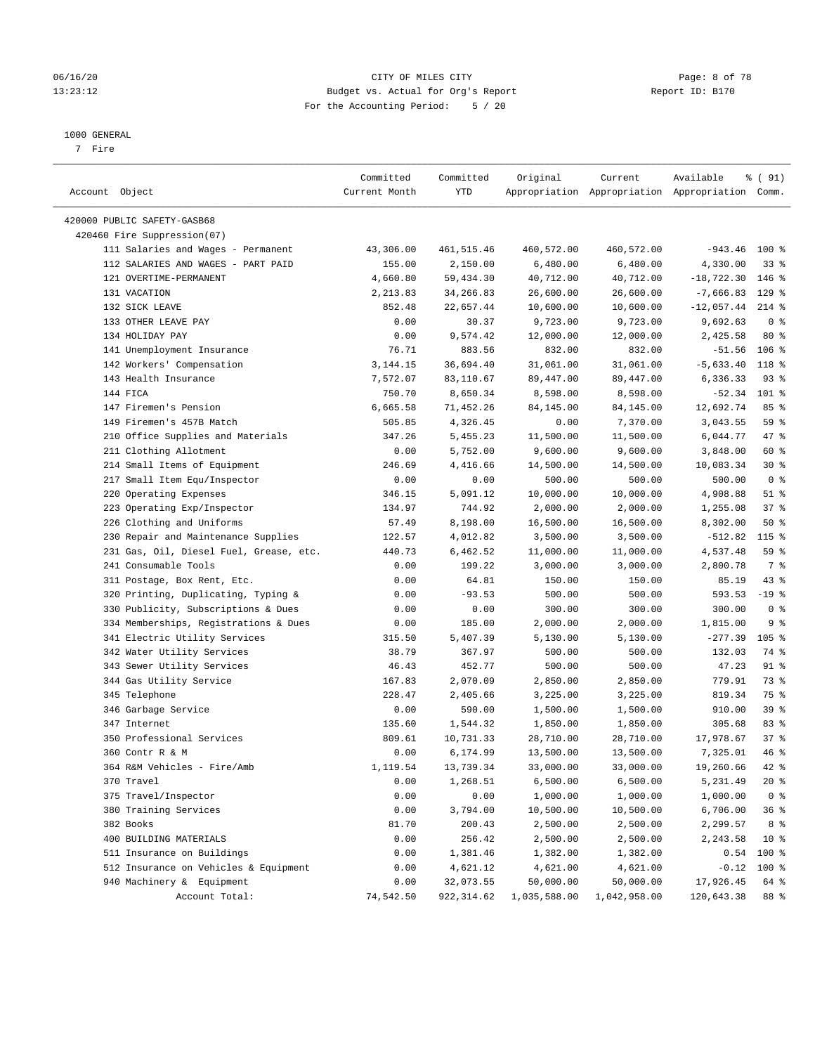CITY OF MILES CITY

Budget vs. Actual for Org's Report

For the Accounting Period: 5 / 20

06/16/20 13:23:12 — Report ID: B170

1000 GENERAL

7 Fire

| Account Object | Committed Current Month | Committed YTD | Original Appropriation | Current Appropriation | Available Appropriation | % ( 91) Comm. |
|---|---|---|---|---|---|---|
| 420000 PUBLIC SAFETY-GASB68 | | | | | | |
| 420460 Fire Suppression(07) | | | | | | |
| 111 Salaries and Wages - Permanent | 43,306.00 | 461,515.46 | 460,572.00 | 460,572.00 | -943.46 | 100 % |
| 112 SALARIES AND WAGES - PART PAID | 155.00 | 2,150.00 | 6,480.00 | 6,480.00 | 4,330.00 | 33 % |
| 121 OVERTIME-PERMANENT | 4,660.80 | 59,434.30 | 40,712.00 | 40,712.00 | -18,722.30 | 146 % |
| 131 VACATION | 2,213.83 | 34,266.83 | 26,600.00 | 26,600.00 | -7,666.83 | 129 % |
| 132 SICK LEAVE | 852.48 | 22,657.44 | 10,600.00 | 10,600.00 | -12,057.44 | 214 % |
| 133 OTHER LEAVE PAY | 0.00 | 30.37 | 9,723.00 | 9,723.00 | 9,692.63 | 0 % |
| 134 HOLIDAY PAY | 0.00 | 9,574.42 | 12,000.00 | 12,000.00 | 2,425.58 | 80 % |
| 141 Unemployment Insurance | 76.71 | 883.56 | 832.00 | 832.00 | -51.56 | 106 % |
| 142 Workers' Compensation | 3,144.15 | 36,694.40 | 31,061.00 | 31,061.00 | -5,633.40 | 118 % |
| 143 Health Insurance | 7,572.07 | 83,110.67 | 89,447.00 | 89,447.00 | 6,336.33 | 93 % |
| 144 FICA | 750.70 | 8,650.34 | 8,598.00 | 8,598.00 | -52.34 | 101 % |
| 147 Firemen's Pension | 6,665.58 | 71,452.26 | 84,145.00 | 84,145.00 | 12,692.74 | 85 % |
| 149 Firemen's 457B Match | 505.85 | 4,326.45 | 0.00 | 7,370.00 | 3,043.55 | 59 % |
| 210 Office Supplies and Materials | 347.26 | 5,455.23 | 11,500.00 | 11,500.00 | 6,044.77 | 47 % |
| 211 Clothing Allotment | 0.00 | 5,752.00 | 9,600.00 | 9,600.00 | 3,848.00 | 60 % |
| 214 Small Items of Equipment | 246.69 | 4,416.66 | 14,500.00 | 14,500.00 | 10,083.34 | 30 % |
| 217 Small Item Equ/Inspector | 0.00 | 0.00 | 500.00 | 500.00 | 500.00 | 0 % |
| 220 Operating Expenses | 346.15 | 5,091.12 | 10,000.00 | 10,000.00 | 4,908.88 | 51 % |
| 223 Operating Exp/Inspector | 134.97 | 744.92 | 2,000.00 | 2,000.00 | 1,255.08 | 37 % |
| 226 Clothing and Uniforms | 57.49 | 8,198.00 | 16,500.00 | 16,500.00 | 8,302.00 | 50 % |
| 230 Repair and Maintenance Supplies | 122.57 | 4,012.82 | 3,500.00 | 3,500.00 | -512.82 | 115 % |
| 231 Gas, Oil, Diesel Fuel, Grease, etc. | 440.73 | 6,462.52 | 11,000.00 | 11,000.00 | 4,537.48 | 59 % |
| 241 Consumable Tools | 0.00 | 199.22 | 3,000.00 | 3,000.00 | 2,800.78 | 7 % |
| 311 Postage, Box Rent, Etc. | 0.00 | 64.81 | 150.00 | 150.00 | 85.19 | 43 % |
| 320 Printing, Duplicating, Typing & | 0.00 | -93.53 | 500.00 | 500.00 | 593.53 | -19 % |
| 330 Publicity, Subscriptions & Dues | 0.00 | 0.00 | 300.00 | 300.00 | 300.00 | 0 % |
| 334 Memberships, Registrations & Dues | 0.00 | 185.00 | 2,000.00 | 2,000.00 | 1,815.00 | 9 % |
| 341 Electric Utility Services | 315.50 | 5,407.39 | 5,130.00 | 5,130.00 | -277.39 | 105 % |
| 342 Water Utility Services | 38.79 | 367.97 | 500.00 | 500.00 | 132.03 | 74 % |
| 343 Sewer Utility Services | 46.43 | 452.77 | 500.00 | 500.00 | 47.23 | 91 % |
| 344 Gas Utility Service | 167.83 | 2,070.09 | 2,850.00 | 2,850.00 | 779.91 | 73 % |
| 345 Telephone | 228.47 | 2,405.66 | 3,225.00 | 3,225.00 | 819.34 | 75 % |
| 346 Garbage Service | 0.00 | 590.00 | 1,500.00 | 1,500.00 | 910.00 | 39 % |
| 347 Internet | 135.60 | 1,544.32 | 1,850.00 | 1,850.00 | 305.68 | 83 % |
| 350 Professional Services | 809.61 | 10,731.33 | 28,710.00 | 28,710.00 | 17,978.67 | 37 % |
| 360 Contr R & M | 0.00 | 6,174.99 | 13,500.00 | 13,500.00 | 7,325.01 | 46 % |
| 364 R&M Vehicles - Fire/Amb | 1,119.54 | 13,739.34 | 33,000.00 | 33,000.00 | 19,260.66 | 42 % |
| 370 Travel | 0.00 | 1,268.51 | 6,500.00 | 6,500.00 | 5,231.49 | 20 % |
| 375 Travel/Inspector | 0.00 | 0.00 | 1,000.00 | 1,000.00 | 1,000.00 | 0 % |
| 380 Training Services | 0.00 | 3,794.00 | 10,500.00 | 10,500.00 | 6,706.00 | 36 % |
| 382 Books | 81.70 | 200.43 | 2,500.00 | 2,500.00 | 2,299.57 | 8 % |
| 400 BUILDING MATERIALS | 0.00 | 256.42 | 2,500.00 | 2,500.00 | 2,243.58 | 10 % |
| 511 Insurance on Buildings | 0.00 | 1,381.46 | 1,382.00 | 1,382.00 | 0.54 | 100 % |
| 512 Insurance on Vehicles & Equipment | 0.00 | 4,621.12 | 4,621.00 | 4,621.00 | -0.12 | 100 % |
| 940 Machinery & Equipment | 0.00 | 32,073.55 | 50,000.00 | 50,000.00 | 17,926.45 | 64 % |
| Account Total: | 74,542.50 | 922,314.62 | 1,035,588.00 | 1,042,958.00 | 120,643.38 | 88 % |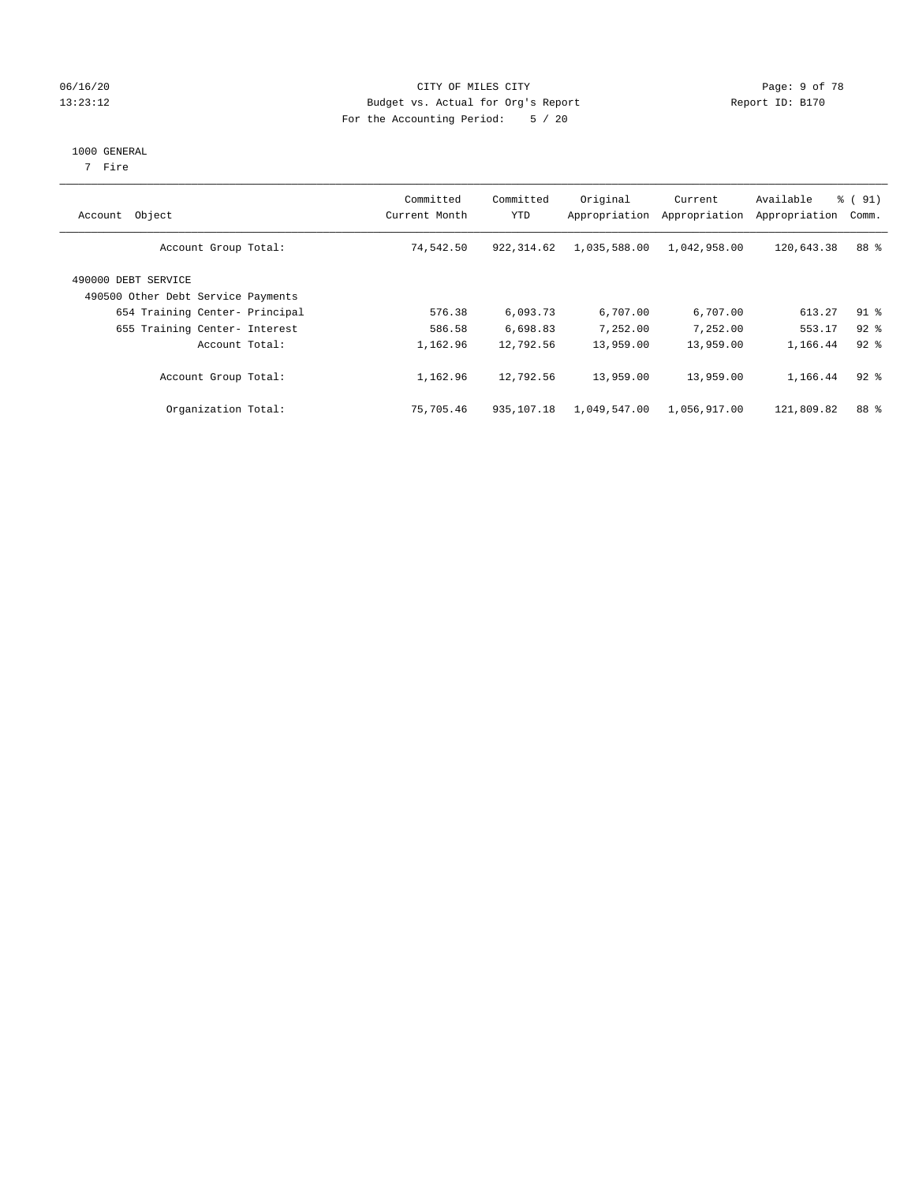06/16/20
13:23:12

CITY OF MILES CITY
Budget vs. Actual for Org's Report
For the Accounting Period: 5 / 20

Report ID: B170

1000 GENERAL
7 Fire

| Account Object | Committed Current Month | Committed YTD | Original Appropriation | Current Appropriation | Available Appropriation | % ( 91) Comm. |
|---|---|---|---|---|---|---|
| Account Group Total: | 74,542.50 | 922,314.62 | 1,035,588.00 | 1,042,958.00 | 120,643.38 | 88 % |
| 490000 DEBT SERVICE | | | | | | |
| 490500 Other Debt Service Payments | | | | | | |
| 654 Training Center- Principal | 576.38 | 6,093.73 | 6,707.00 | 6,707.00 | 613.27 | 91 % |
| 655 Training Center- Interest | 586.58 | 6,698.83 | 7,252.00 | 7,252.00 | 553.17 | 92 % |
| Account Total: | 1,162.96 | 12,792.56 | 13,959.00 | 13,959.00 | 1,166.44 | 92 % |
| Account Group Total: | 1,162.96 | 12,792.56 | 13,959.00 | 13,959.00 | 1,166.44 | 92 % |
| Organization Total: | 75,705.46 | 935,107.18 | 1,049,547.00 | 1,056,917.00 | 121,809.82 | 88 % |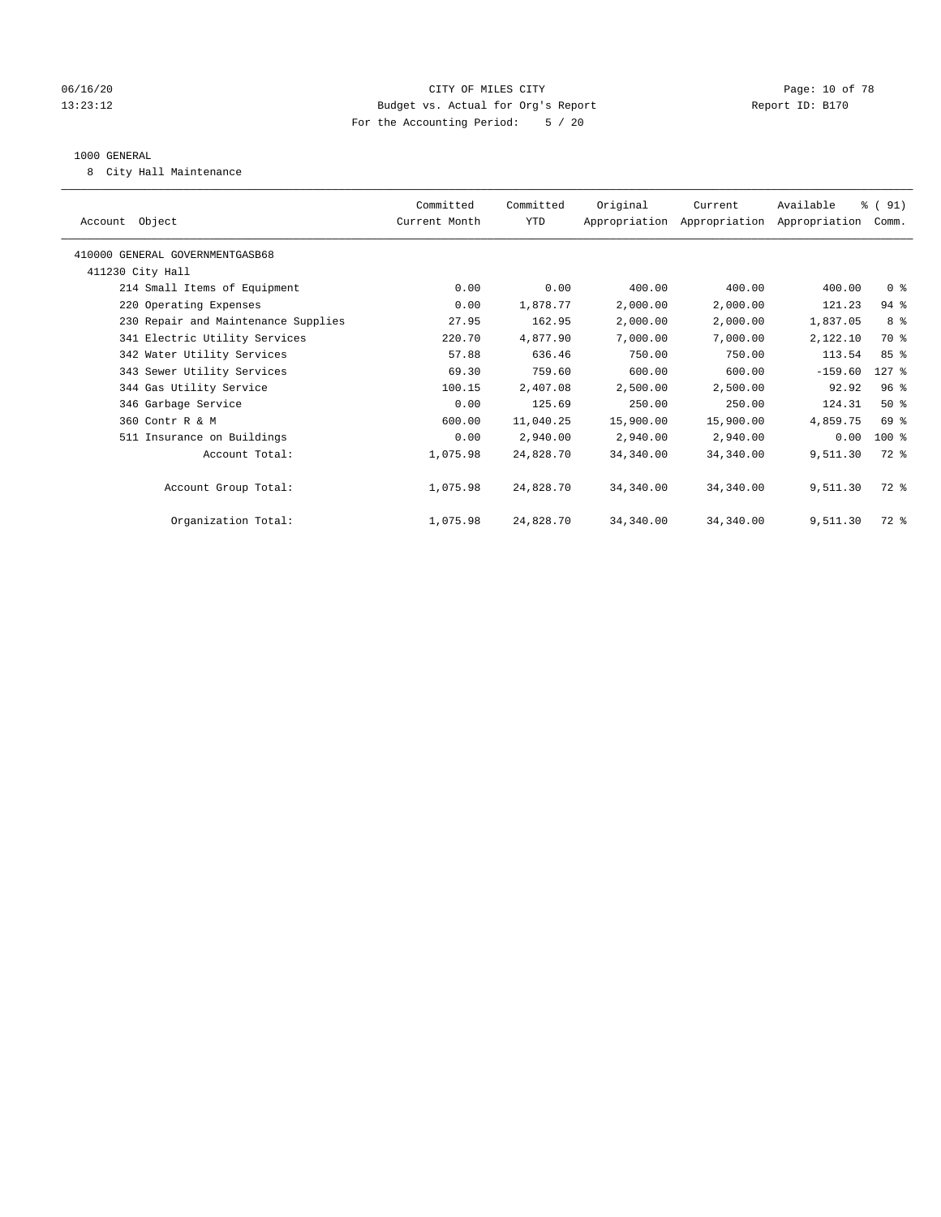CITY OF MILES CITY
Budget vs. Actual for Org's Report
For the Accounting Period: 5 / 20

06/16/20
13:23:12

Report ID: B170

1000 GENERAL
8 City Hall Maintenance

| Account Object | Committed Current Month | Committed YTD | Original Appropriation | Current Appropriation | Available Appropriation | % ( 91) Comm. |
|---|---|---|---|---|---|---|
| 410000 GENERAL GOVERNMENTGASB68 | | | | | | |
| 411230 City Hall | | | | | | |
| 214 Small Items of Equipment | 0.00 | 0.00 | 400.00 | 400.00 | 400.00 | 0 % |
| 220 Operating Expenses | 0.00 | 1,878.77 | 2,000.00 | 2,000.00 | 121.23 | 94 % |
| 230 Repair and Maintenance Supplies | 27.95 | 162.95 | 2,000.00 | 2,000.00 | 1,837.05 | 8 % |
| 341 Electric Utility Services | 220.70 | 4,877.90 | 7,000.00 | 7,000.00 | 2,122.10 | 70 % |
| 342 Water Utility Services | 57.88 | 636.46 | 750.00 | 750.00 | 113.54 | 85 % |
| 343 Sewer Utility Services | 69.30 | 759.60 | 600.00 | 600.00 | -159.60 | 127 % |
| 344 Gas Utility Service | 100.15 | 2,407.08 | 2,500.00 | 2,500.00 | 92.92 | 96 % |
| 346 Garbage Service | 0.00 | 125.69 | 250.00 | 250.00 | 124.31 | 50 % |
| 360 Contr R & M | 600.00 | 11,040.25 | 15,900.00 | 15,900.00 | 4,859.75 | 69 % |
| 511 Insurance on Buildings | 0.00 | 2,940.00 | 2,940.00 | 2,940.00 | 0.00 | 100 % |
| Account Total: | 1,075.98 | 24,828.70 | 34,340.00 | 34,340.00 | 9,511.30 | 72 % |
| Account Group Total: | 1,075.98 | 24,828.70 | 34,340.00 | 34,340.00 | 9,511.30 | 72 % |
| Organization Total: | 1,075.98 | 24,828.70 | 34,340.00 | 34,340.00 | 9,511.30 | 72 % |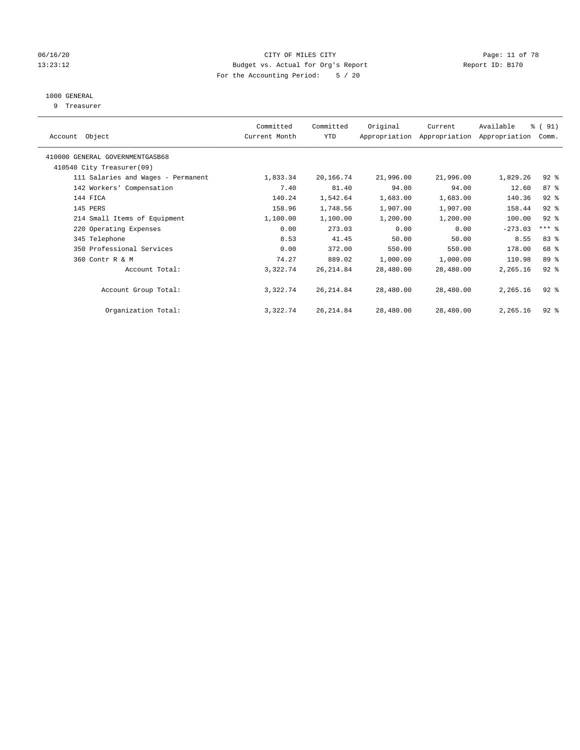CITY OF MILES CITY
Budget vs. Actual for Org's Report
For the Accounting Period: 5 / 20

06/16/20
13:23:12

Report ID: B170

1000 GENERAL
9 Treasurer

| Account Object | Committed Current Month | Committed YTD | Original Appropriation | Current Appropriation | Available Appropriation | % ( 91) Comm. |
|---|---|---|---|---|---|---|
| 410000 GENERAL GOVERNMENTGASB68 | | | | | | |
| 410540 City Treasurer(09) | | | | | | |
| 111 Salaries and Wages - Permanent | 1,833.34 | 20,166.74 | 21,996.00 | 21,996.00 | 1,829.26 | 92 % |
| 142 Workers' Compensation | 7.40 | 81.40 | 94.00 | 94.00 | 12.60 | 87 % |
| 144 FICA | 140.24 | 1,542.64 | 1,683.00 | 1,683.00 | 140.36 | 92 % |
| 145 PERS | 158.96 | 1,748.56 | 1,907.00 | 1,907.00 | 158.44 | 92 % |
| 214 Small Items of Equipment | 1,100.00 | 1,100.00 | 1,200.00 | 1,200.00 | 100.00 | 92 % |
| 220 Operating Expenses | 0.00 | 273.03 | 0.00 | 0.00 | -273.03 | *** % |
| 345 Telephone | 8.53 | 41.45 | 50.00 | 50.00 | 8.55 | 83 % |
| 350 Professional Services | 0.00 | 372.00 | 550.00 | 550.00 | 178.00 | 68 % |
| 360 Contr R & M | 74.27 | 889.02 | 1,000.00 | 1,000.00 | 110.98 | 89 % |
| Account Total: | 3,322.74 | 26,214.84 | 28,480.00 | 28,480.00 | 2,265.16 | 92 % |
| Account Group Total: | 3,322.74 | 26,214.84 | 28,480.00 | 28,480.00 | 2,265.16 | 92 % |
| Organization Total: | 3,322.74 | 26,214.84 | 28,480.00 | 28,480.00 | 2,265.16 | 92 % |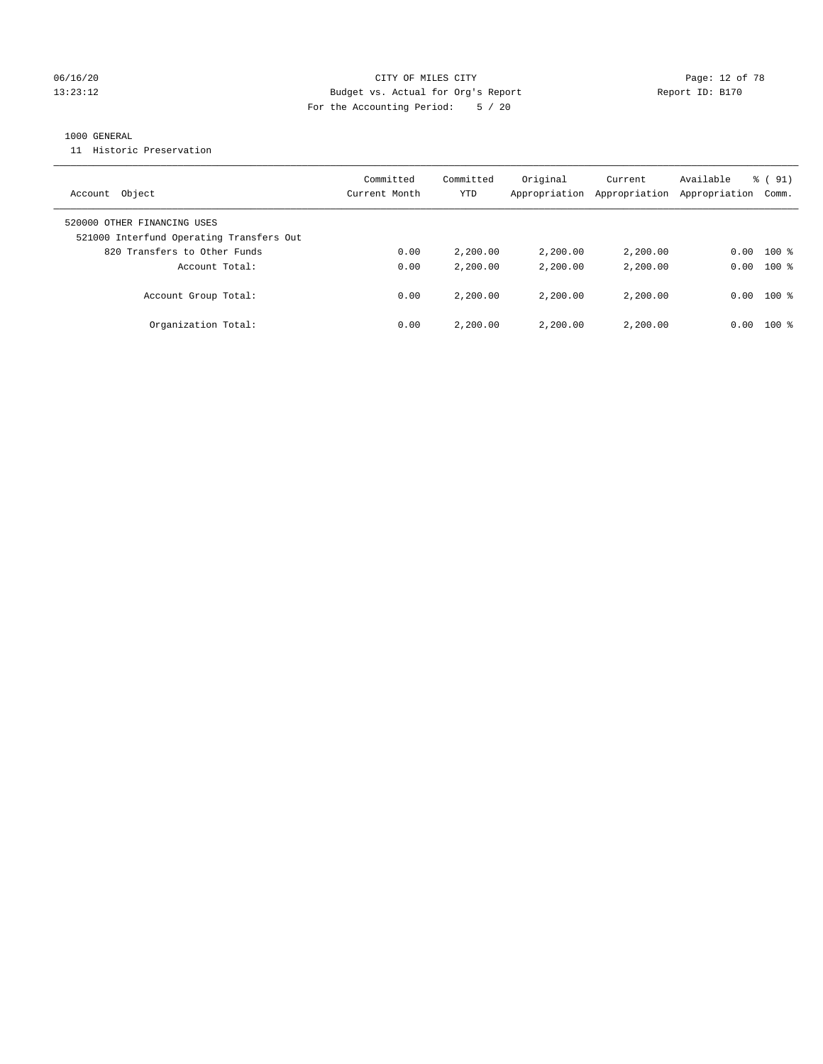CITY OF MILES CITY
Budget vs. Actual for Org's Report
For the Accounting Period: 5 / 20

06/16/20
13:23:12

Report ID: B170

1000 GENERAL
11 Historic Preservation

| Account Object | Committed Current Month | Committed YTD | Original Appropriation | Current Appropriation | Available Appropriation | % ( 91) Comm. |
|---|---|---|---|---|---|---|
| 520000 OTHER FINANCING USES | | | | | | |
| 521000 Interfund Operating Transfers Out | | | | | | |
| 820 Transfers to Other Funds | 0.00 | 2,200.00 | 2,200.00 | 2,200.00 | 0.00 | 100 % |
| Account Total: | 0.00 | 2,200.00 | 2,200.00 | 2,200.00 | 0.00 | 100 % |
| Account Group Total: | 0.00 | 2,200.00 | 2,200.00 | 2,200.00 | 0.00 | 100 % |
| Organization Total: | 0.00 | 2,200.00 | 2,200.00 | 2,200.00 | 0.00 | 100 % |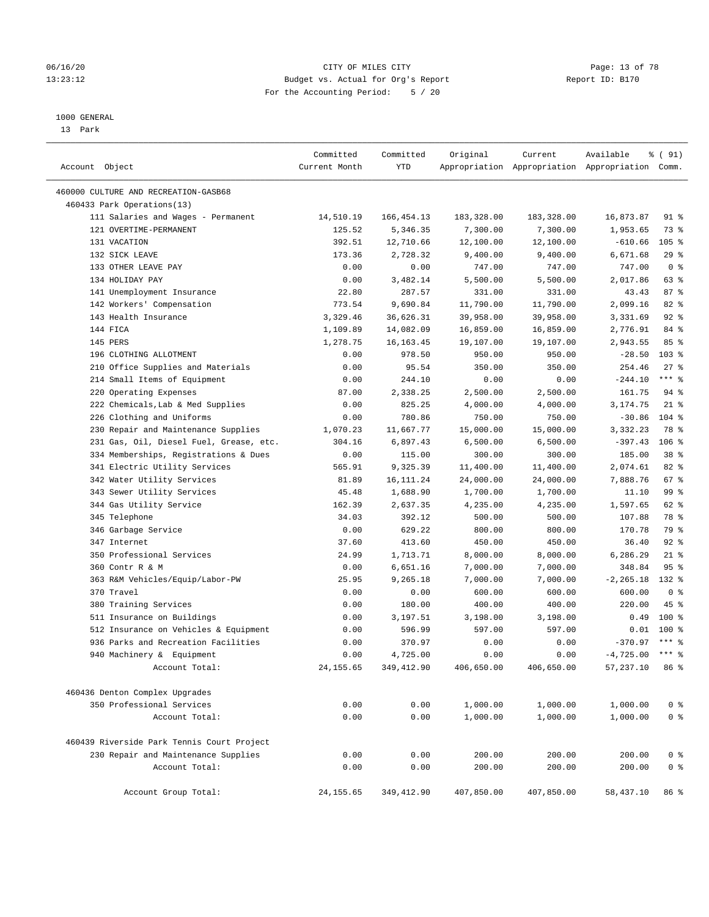CITY OF MILES CITY
Budget vs. Actual for Org's Report
For the Accounting Period: 5 / 20

06/16/20
13:23:12

Report ID: B170

1000 GENERAL
13 Park

| Account Object | Committed Current Month | Committed YTD | Original Appropriation | Current Appropriation | Available Appropriation | % ( 91) Comm. |
|---|---|---|---|---|---|---|
| 460000 CULTURE AND RECREATION-GASB68 | | | | | | |
| 460433 Park Operations(13) | | | | | | |
| 111 Salaries and Wages - Permanent | 14,510.19 | 166,454.13 | 183,328.00 | 183,328.00 | 16,873.87 | 91 % |
| 121 OVERTIME-PERMANENT | 125.52 | 5,346.35 | 7,300.00 | 7,300.00 | 1,953.65 | 73 % |
| 131 VACATION | 392.51 | 12,710.66 | 12,100.00 | 12,100.00 | -610.66 | 105 % |
| 132 SICK LEAVE | 173.36 | 2,728.32 | 9,400.00 | 9,400.00 | 6,671.68 | 29 % |
| 133 OTHER LEAVE PAY | 0.00 | 0.00 | 747.00 | 747.00 | 747.00 | 0 % |
| 134 HOLIDAY PAY | 0.00 | 3,482.14 | 5,500.00 | 5,500.00 | 2,017.86 | 63 % |
| 141 Unemployment Insurance | 22.80 | 287.57 | 331.00 | 331.00 | 43.43 | 87 % |
| 142 Workers' Compensation | 773.54 | 9,690.84 | 11,790.00 | 11,790.00 | 2,099.16 | 82 % |
| 143 Health Insurance | 3,329.46 | 36,626.31 | 39,958.00 | 39,958.00 | 3,331.69 | 92 % |
| 144 FICA | 1,109.89 | 14,082.09 | 16,859.00 | 16,859.00 | 2,776.91 | 84 % |
| 145 PERS | 1,278.75 | 16,163.45 | 19,107.00 | 19,107.00 | 2,943.55 | 85 % |
| 196 CLOTHING ALLOTMENT | 0.00 | 978.50 | 950.00 | 950.00 | -28.50 | 103 % |
| 210 Office Supplies and Materials | 0.00 | 95.54 | 350.00 | 350.00 | 254.46 | 27 % |
| 214 Small Items of Equipment | 0.00 | 244.10 | 0.00 | 0.00 | -244.10 | *** % |
| 220 Operating Expenses | 87.00 | 2,338.25 | 2,500.00 | 2,500.00 | 161.75 | 94 % |
| 222 Chemicals,Lab & Med Supplies | 0.00 | 825.25 | 4,000.00 | 4,000.00 | 3,174.75 | 21 % |
| 226 Clothing and Uniforms | 0.00 | 780.86 | 750.00 | 750.00 | -30.86 | 104 % |
| 230 Repair and Maintenance Supplies | 1,070.23 | 11,667.77 | 15,000.00 | 15,000.00 | 3,332.23 | 78 % |
| 231 Gas, Oil, Diesel Fuel, Grease, etc. | 304.16 | 6,897.43 | 6,500.00 | 6,500.00 | -397.43 | 106 % |
| 334 Memberships, Registrations & Dues | 0.00 | 115.00 | 300.00 | 300.00 | 185.00 | 38 % |
| 341 Electric Utility Services | 565.91 | 9,325.39 | 11,400.00 | 11,400.00 | 2,074.61 | 82 % |
| 342 Water Utility Services | 81.89 | 16,111.24 | 24,000.00 | 24,000.00 | 7,888.76 | 67 % |
| 343 Sewer Utility Services | 45.48 | 1,688.90 | 1,700.00 | 1,700.00 | 11.10 | 99 % |
| 344 Gas Utility Service | 162.39 | 2,637.35 | 4,235.00 | 4,235.00 | 1,597.65 | 62 % |
| 345 Telephone | 34.03 | 392.12 | 500.00 | 500.00 | 107.88 | 78 % |
| 346 Garbage Service | 0.00 | 629.22 | 800.00 | 800.00 | 170.78 | 79 % |
| 347 Internet | 37.60 | 413.60 | 450.00 | 450.00 | 36.40 | 92 % |
| 350 Professional Services | 24.99 | 1,713.71 | 8,000.00 | 8,000.00 | 6,286.29 | 21 % |
| 360 Contr R & M | 0.00 | 6,651.16 | 7,000.00 | 7,000.00 | 348.84 | 95 % |
| 363 R&M Vehicles/Equip/Labor-PW | 25.95 | 9,265.18 | 7,000.00 | 7,000.00 | -2,265.18 | 132 % |
| 370 Travel | 0.00 | 0.00 | 600.00 | 600.00 | 600.00 | 0 % |
| 380 Training Services | 0.00 | 180.00 | 400.00 | 400.00 | 220.00 | 45 % |
| 511 Insurance on Buildings | 0.00 | 3,197.51 | 3,198.00 | 3,198.00 | 0.49 | 100 % |
| 512 Insurance on Vehicles & Equipment | 0.00 | 596.99 | 597.00 | 597.00 | 0.01 | 100 % |
| 936 Parks and Recreation Facilities | 0.00 | 370.97 | 0.00 | 0.00 | -370.97 | *** % |
| 940 Machinery & Equipment | 0.00 | 4,725.00 | 0.00 | 0.00 | -4,725.00 | *** % |
| Account Total: | 24,155.65 | 349,412.90 | 406,650.00 | 406,650.00 | 57,237.10 | 86 % |
| 460436 Denton Complex Upgrades | | | | | | |
| 350 Professional Services | 0.00 | 0.00 | 1,000.00 | 1,000.00 | 1,000.00 | 0 % |
| Account Total: | 0.00 | 0.00 | 1,000.00 | 1,000.00 | 1,000.00 | 0 % |
| 460439 Riverside Park Tennis Court Project | | | | | | |
| 230 Repair and Maintenance Supplies | 0.00 | 0.00 | 200.00 | 200.00 | 200.00 | 0 % |
| Account Total: | 0.00 | 0.00 | 200.00 | 200.00 | 200.00 | 0 % |
| Account Group Total: | 24,155.65 | 349,412.90 | 407,850.00 | 407,850.00 | 58,437.10 | 86 % |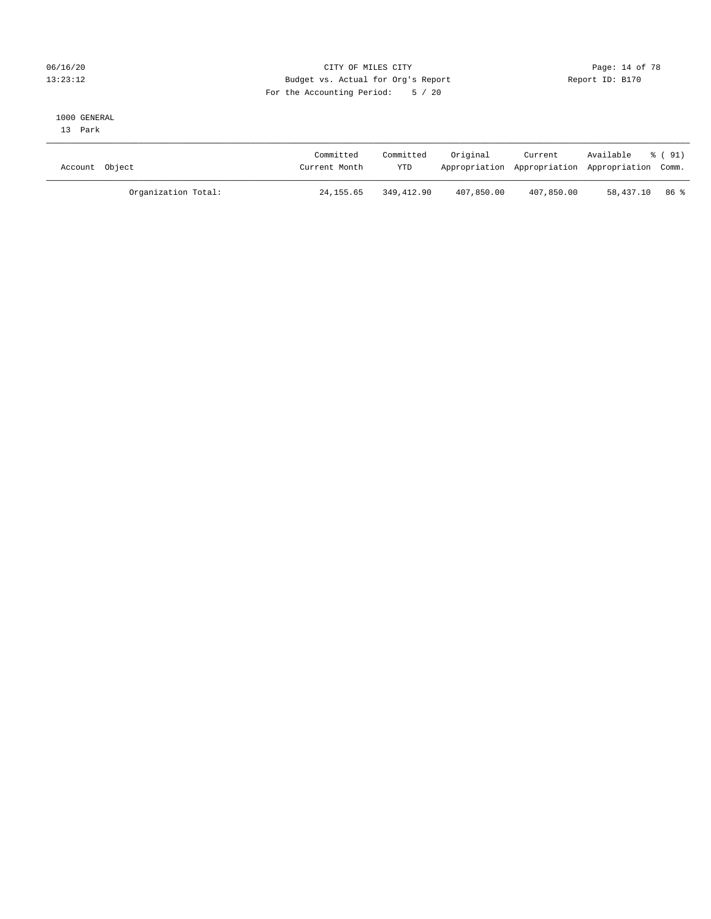1000 GENERAL

13 Park

| Account Object | Committed Current Month | Committed YTD | Original Appropriation | Current Appropriation | Available Appropriation | % ( 91) Comm. |
|---|---|---|---|---|---|---|
| Organization Total: | 24,155.65 | 349,412.90 | 407,850.00 | 407,850.00 | 58,437.10 | 86 % |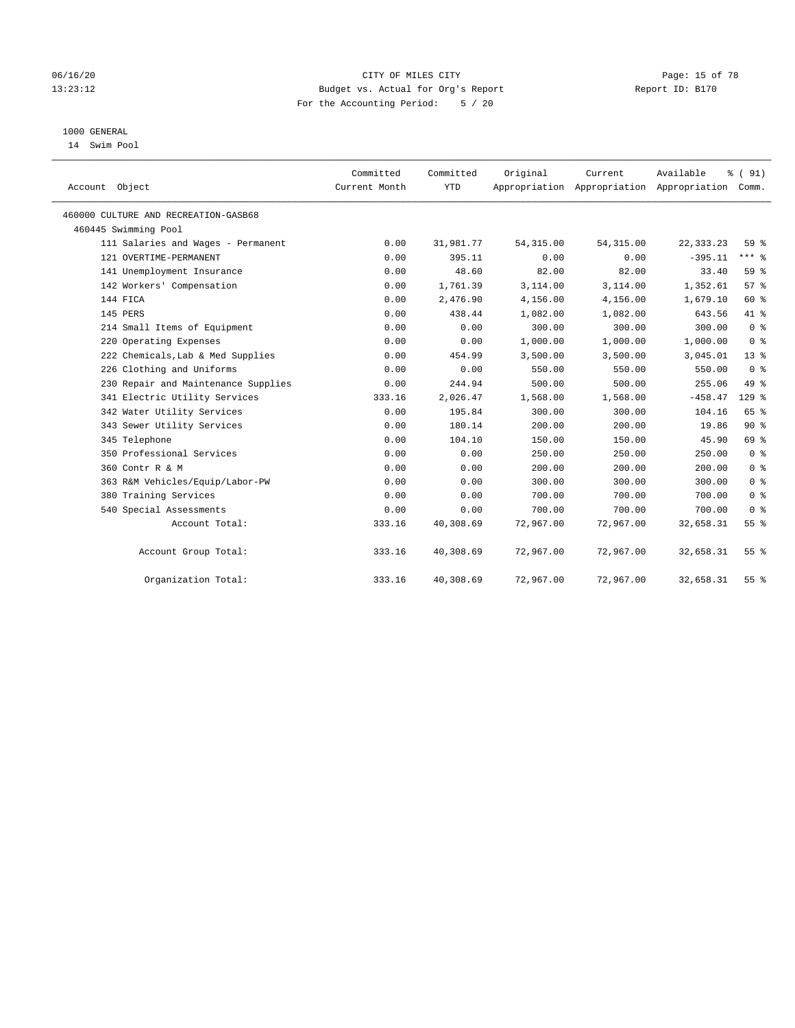CITY OF MILES CITY
Budget vs. Actual for Org's Report
For the Accounting Period: 5 / 20

06/16/20
13:23:12

Report ID: B170

1000 GENERAL
14 Swim Pool

| Account Object | Committed Current Month | Committed YTD | Original Appropriation | Current Appropriation | Available Appropriation | % ( 91) Comm. |
|---|---|---|---|---|---|---|
| 460000 CULTURE AND RECREATION-GASB68 | | | | | | |
| 460445 Swimming Pool | | | | | | |
| 111 Salaries and Wages - Permanent | 0.00 | 31,981.77 | 54,315.00 | 54,315.00 | 22,333.23 | 59 % |
| 121 OVERTIME-PERMANENT | 0.00 | 395.11 | 0.00 | 0.00 | -395.11 | *** % |
| 141 Unemployment Insurance | 0.00 | 48.60 | 82.00 | 82.00 | 33.40 | 59 % |
| 142 Workers' Compensation | 0.00 | 1,761.39 | 3,114.00 | 3,114.00 | 1,352.61 | 57 % |
| 144 FICA | 0.00 | 2,476.90 | 4,156.00 | 4,156.00 | 1,679.10 | 60 % |
| 145 PERS | 0.00 | 438.44 | 1,082.00 | 1,082.00 | 643.56 | 41 % |
| 214 Small Items of Equipment | 0.00 | 0.00 | 300.00 | 300.00 | 300.00 | 0 % |
| 220 Operating Expenses | 0.00 | 0.00 | 1,000.00 | 1,000.00 | 1,000.00 | 0 % |
| 222 Chemicals,Lab & Med Supplies | 0.00 | 454.99 | 3,500.00 | 3,500.00 | 3,045.01 | 13 % |
| 226 Clothing and Uniforms | 0.00 | 0.00 | 550.00 | 550.00 | 550.00 | 0 % |
| 230 Repair and Maintenance Supplies | 0.00 | 244.94 | 500.00 | 500.00 | 255.06 | 49 % |
| 341 Electric Utility Services | 333.16 | 2,026.47 | 1,568.00 | 1,568.00 | -458.47 | 129 % |
| 342 Water Utility Services | 0.00 | 195.84 | 300.00 | 300.00 | 104.16 | 65 % |
| 343 Sewer Utility Services | 0.00 | 180.14 | 200.00 | 200.00 | 19.86 | 90 % |
| 345 Telephone | 0.00 | 104.10 | 150.00 | 150.00 | 45.90 | 69 % |
| 350 Professional Services | 0.00 | 0.00 | 250.00 | 250.00 | 250.00 | 0 % |
| 360 Contr R & M | 0.00 | 0.00 | 200.00 | 200.00 | 200.00 | 0 % |
| 363 R&M Vehicles/Equip/Labor-PW | 0.00 | 0.00 | 300.00 | 300.00 | 300.00 | 0 % |
| 380 Training Services | 0.00 | 0.00 | 700.00 | 700.00 | 700.00 | 0 % |
| 540 Special Assessments | 0.00 | 0.00 | 700.00 | 700.00 | 700.00 | 0 % |
| Account Total: | 333.16 | 40,308.69 | 72,967.00 | 72,967.00 | 32,658.31 | 55 % |
| Account Group Total: | 333.16 | 40,308.69 | 72,967.00 | 72,967.00 | 32,658.31 | 55 % |
| Organization Total: | 333.16 | 40,308.69 | 72,967.00 | 72,967.00 | 32,658.31 | 55 % |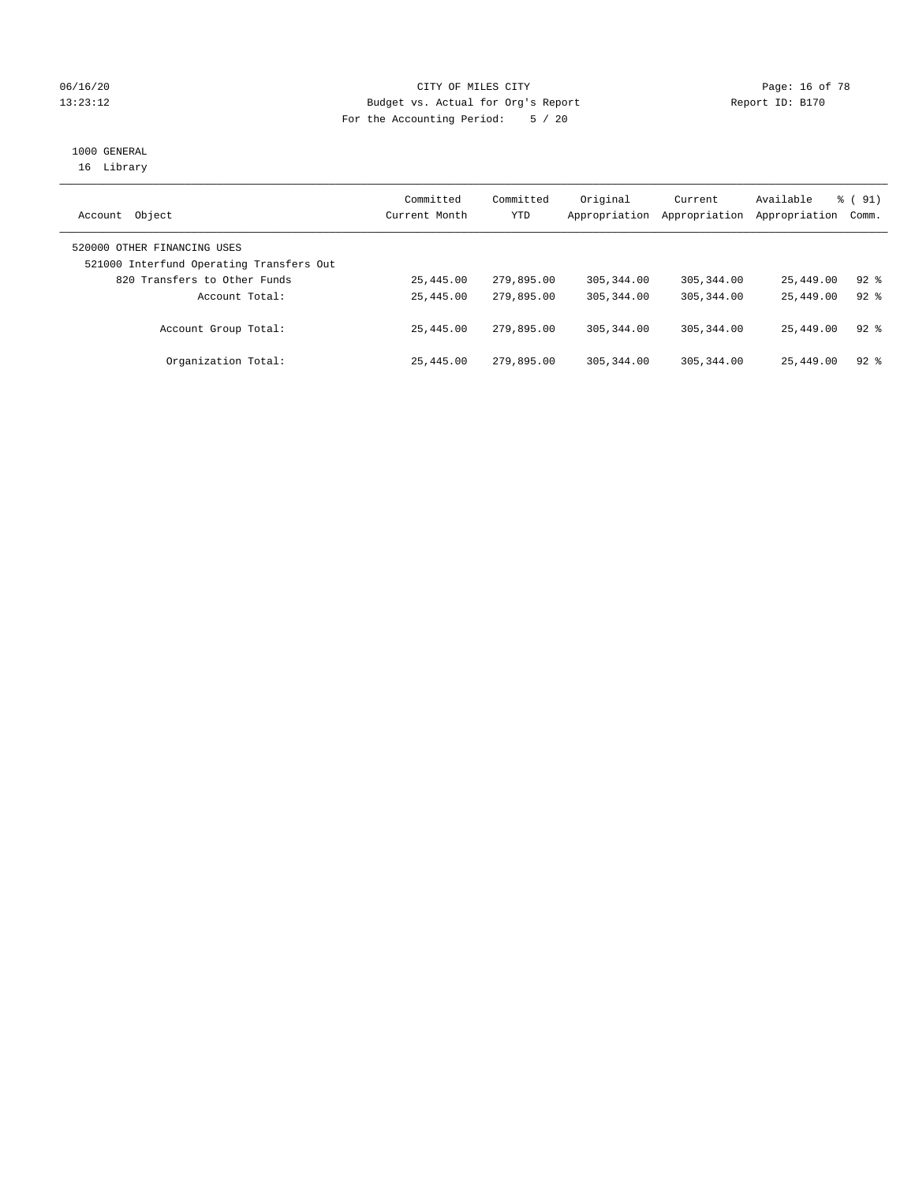CITY OF MILES CITY
Budget vs. Actual for Org's Report
For the Accounting Period: 5 / 20

06/16/20
13:23:12

Report ID: B170

1000 GENERAL
16 Library

| Account Object | Committed Current Month | Committed YTD | Original Appropriation | Current Appropriation | Available Appropriation | % ( 91) Comm. |
|---|---|---|---|---|---|---|
| 520000 OTHER FINANCING USES | | | | | | |
| 521000 Interfund Operating Transfers Out | | | | | | |
| 820 Transfers to Other Funds | 25,445.00 | 279,895.00 | 305,344.00 | 305,344.00 | 25,449.00 | 92 % |
| Account Total: | 25,445.00 | 279,895.00 | 305,344.00 | 305,344.00 | 25,449.00 | 92 % |
| Account Group Total: | 25,445.00 | 279,895.00 | 305,344.00 | 305,344.00 | 25,449.00 | 92 % |
| Organization Total: | 25,445.00 | 279,895.00 | 305,344.00 | 305,344.00 | 25,449.00 | 92 % |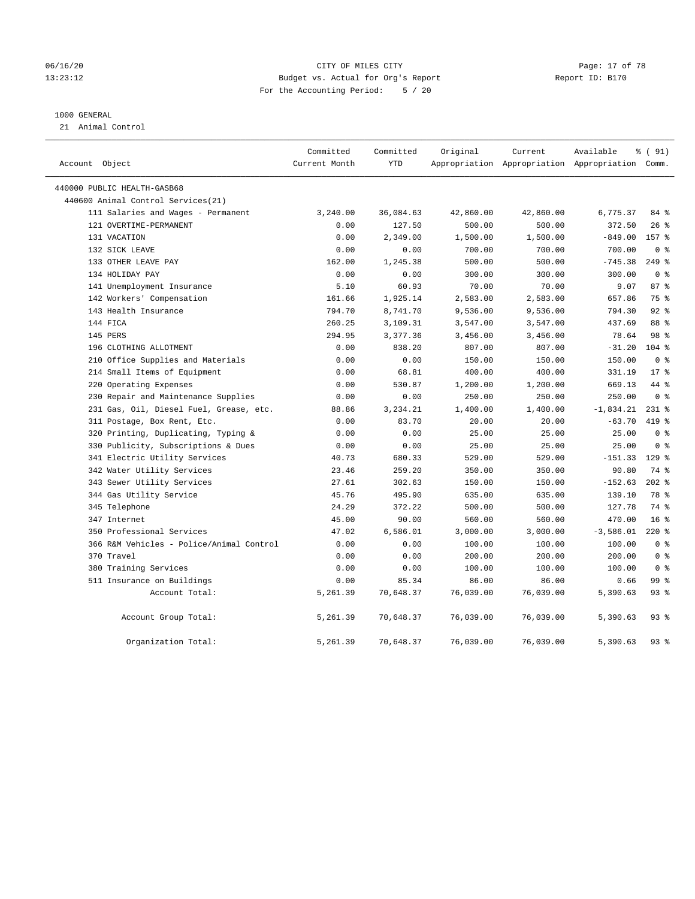CITY OF MILES CITY
Budget vs. Actual for Org's Report
For the Accounting Period: 5 / 20

06/16/20
13:23:12

Report ID: B170

1000 GENERAL
21 Animal Control

| Account Object | Committed Current Month | Committed YTD | Original Appropriation | Current Appropriation | Available Appropriation | % ( 91) Comm. |
|---|---|---|---|---|---|---|
| 440000 PUBLIC HEALTH-GASB68 | | | | | | |
| 440600 Animal Control Services(21) | | | | | | |
| 111 Salaries and Wages - Permanent | 3,240.00 | 36,084.63 | 42,860.00 | 42,860.00 | 6,775.37 | 84 % |
| 121 OVERTIME-PERMANENT | 0.00 | 127.50 | 500.00 | 500.00 | 372.50 | 26 % |
| 131 VACATION | 0.00 | 2,349.00 | 1,500.00 | 1,500.00 | -849.00 | 157 % |
| 132 SICK LEAVE | 0.00 | 0.00 | 700.00 | 700.00 | 700.00 | 0 % |
| 133 OTHER LEAVE PAY | 162.00 | 1,245.38 | 500.00 | 500.00 | -745.38 | 249 % |
| 134 HOLIDAY PAY | 0.00 | 0.00 | 300.00 | 300.00 | 300.00 | 0 % |
| 141 Unemployment Insurance | 5.10 | 60.93 | 70.00 | 70.00 | 9.07 | 87 % |
| 142 Workers' Compensation | 161.66 | 1,925.14 | 2,583.00 | 2,583.00 | 657.86 | 75 % |
| 143 Health Insurance | 794.70 | 8,741.70 | 9,536.00 | 9,536.00 | 794.30 | 92 % |
| 144 FICA | 260.25 | 3,109.31 | 3,547.00 | 3,547.00 | 437.69 | 88 % |
| 145 PERS | 294.95 | 3,377.36 | 3,456.00 | 3,456.00 | 78.64 | 98 % |
| 196 CLOTHING ALLOTMENT | 0.00 | 838.20 | 807.00 | 807.00 | -31.20 | 104 % |
| 210 Office Supplies and Materials | 0.00 | 0.00 | 150.00 | 150.00 | 150.00 | 0 % |
| 214 Small Items of Equipment | 0.00 | 68.81 | 400.00 | 400.00 | 331.19 | 17 % |
| 220 Operating Expenses | 0.00 | 530.87 | 1,200.00 | 1,200.00 | 669.13 | 44 % |
| 230 Repair and Maintenance Supplies | 0.00 | 0.00 | 250.00 | 250.00 | 250.00 | 0 % |
| 231 Gas, Oil, Diesel Fuel, Grease, etc. | 88.86 | 3,234.21 | 1,400.00 | 1,400.00 | -1,834.21 | 231 % |
| 311 Postage, Box Rent, Etc. | 0.00 | 83.70 | 20.00 | 20.00 | -63.70 | 419 % |
| 320 Printing, Duplicating, Typing & | 0.00 | 0.00 | 25.00 | 25.00 | 25.00 | 0 % |
| 330 Publicity, Subscriptions & Dues | 0.00 | 0.00 | 25.00 | 25.00 | 25.00 | 0 % |
| 341 Electric Utility Services | 40.73 | 680.33 | 529.00 | 529.00 | -151.33 | 129 % |
| 342 Water Utility Services | 23.46 | 259.20 | 350.00 | 350.00 | 90.80 | 74 % |
| 343 Sewer Utility Services | 27.61 | 302.63 | 150.00 | 150.00 | -152.63 | 202 % |
| 344 Gas Utility Service | 45.76 | 495.90 | 635.00 | 635.00 | 139.10 | 78 % |
| 345 Telephone | 24.29 | 372.22 | 500.00 | 500.00 | 127.78 | 74 % |
| 347 Internet | 45.00 | 90.00 | 560.00 | 560.00 | 470.00 | 16 % |
| 350 Professional Services | 47.02 | 6,586.01 | 3,000.00 | 3,000.00 | -3,586.01 | 220 % |
| 366 R&M Vehicles - Police/Animal Control | 0.00 | 0.00 | 100.00 | 100.00 | 100.00 | 0 % |
| 370 Travel | 0.00 | 0.00 | 200.00 | 200.00 | 200.00 | 0 % |
| 380 Training Services | 0.00 | 0.00 | 100.00 | 100.00 | 100.00 | 0 % |
| 511 Insurance on Buildings | 0.00 | 85.34 | 86.00 | 86.00 | 0.66 | 99 % |
| Account Total: | 5,261.39 | 70,648.37 | 76,039.00 | 76,039.00 | 5,390.63 | 93 % |
| Account Group Total: | 5,261.39 | 70,648.37 | 76,039.00 | 76,039.00 | 5,390.63 | 93 % |
| Organization Total: | 5,261.39 | 70,648.37 | 76,039.00 | 76,039.00 | 5,390.63 | 93 % |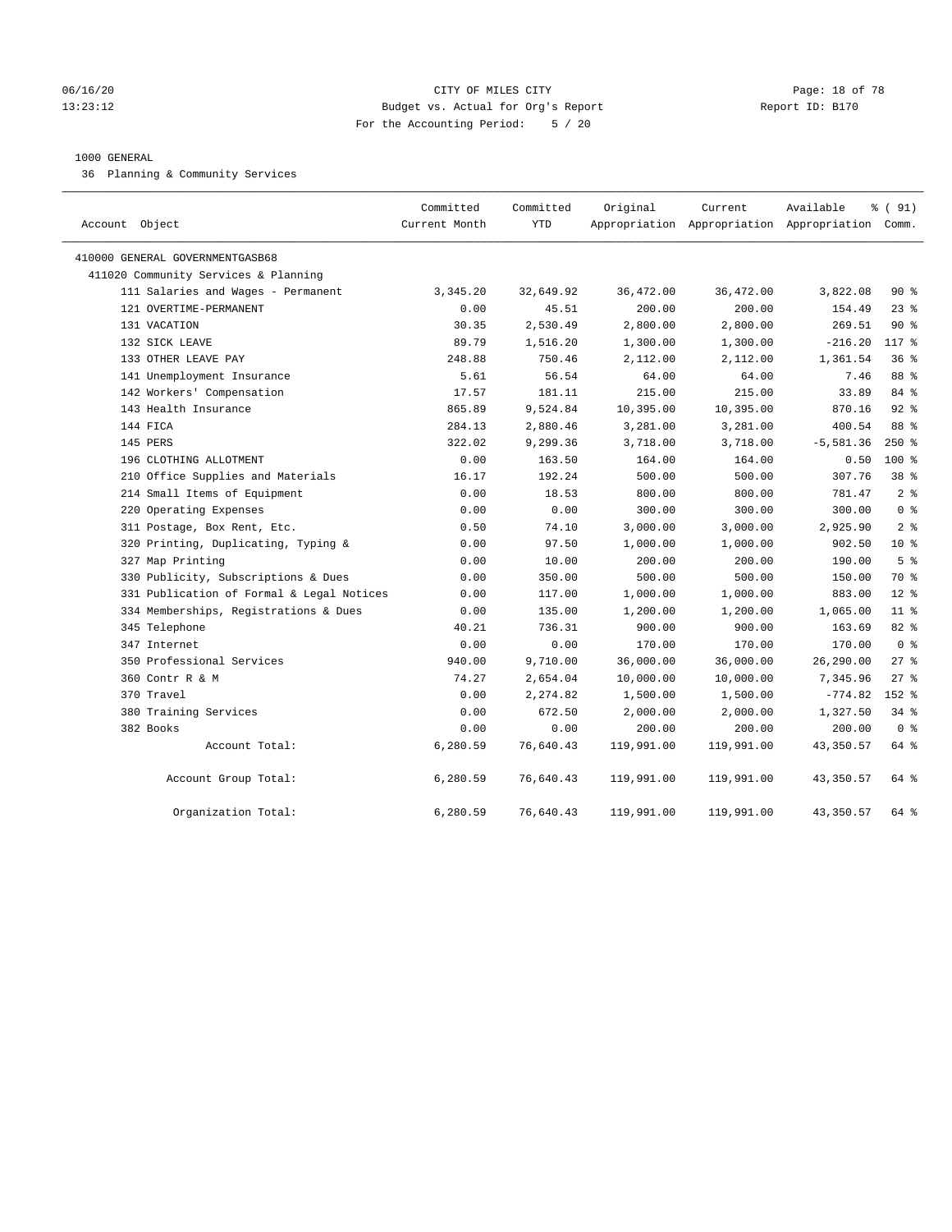CITY OF MILES CITY
Budget vs. Actual for Org's Report
For the Accounting Period: 5 / 20

1000 GENERAL
36 Planning & Community Services

| Account Object | Committed Current Month | Committed YTD | Original Appropriation | Current Appropriation | Available Appropriation | % ( 91) Comm. |
|---|---|---|---|---|---|---|
| 410000 GENERAL GOVERNMENTGASB68 | | | | | | |
| 411020 Community Services & Planning | | | | | | |
| 111 Salaries and Wages - Permanent | 3,345.20 | 32,649.92 | 36,472.00 | 36,472.00 | 3,822.08 | 90 % |
| 121 OVERTIME-PERMANENT | 0.00 | 45.51 | 200.00 | 200.00 | 154.49 | 23 % |
| 131 VACATION | 30.35 | 2,530.49 | 2,800.00 | 2,800.00 | 269.51 | 90 % |
| 132 SICK LEAVE | 89.79 | 1,516.20 | 1,300.00 | 1,300.00 | -216.20 | 117 % |
| 133 OTHER LEAVE PAY | 248.88 | 750.46 | 2,112.00 | 2,112.00 | 1,361.54 | 36 % |
| 141 Unemployment Insurance | 5.61 | 56.54 | 64.00 | 64.00 | 7.46 | 88 % |
| 142 Workers' Compensation | 17.57 | 181.11 | 215.00 | 215.00 | 33.89 | 84 % |
| 143 Health Insurance | 865.89 | 9,524.84 | 10,395.00 | 10,395.00 | 870.16 | 92 % |
| 144 FICA | 284.13 | 2,880.46 | 3,281.00 | 3,281.00 | 400.54 | 88 % |
| 145 PERS | 322.02 | 9,299.36 | 3,718.00 | 3,718.00 | -5,581.36 | 250 % |
| 196 CLOTHING ALLOTMENT | 0.00 | 163.50 | 164.00 | 164.00 | 0.50 | 100 % |
| 210 Office Supplies and Materials | 16.17 | 192.24 | 500.00 | 500.00 | 307.76 | 38 % |
| 214 Small Items of Equipment | 0.00 | 18.53 | 800.00 | 800.00 | 781.47 | 2 % |
| 220 Operating Expenses | 0.00 | 0.00 | 300.00 | 300.00 | 300.00 | 0 % |
| 311 Postage, Box Rent, Etc. | 0.50 | 74.10 | 3,000.00 | 3,000.00 | 2,925.90 | 2 % |
| 320 Printing, Duplicating, Typing & | 0.00 | 97.50 | 1,000.00 | 1,000.00 | 902.50 | 10 % |
| 327 Map Printing | 0.00 | 10.00 | 200.00 | 200.00 | 190.00 | 5 % |
| 330 Publicity, Subscriptions & Dues | 0.00 | 350.00 | 500.00 | 500.00 | 150.00 | 70 % |
| 331 Publication of Formal & Legal Notices | 0.00 | 117.00 | 1,000.00 | 1,000.00 | 883.00 | 12 % |
| 334 Memberships, Registrations & Dues | 0.00 | 135.00 | 1,200.00 | 1,200.00 | 1,065.00 | 11 % |
| 345 Telephone | 40.21 | 736.31 | 900.00 | 900.00 | 163.69 | 82 % |
| 347 Internet | 0.00 | 0.00 | 170.00 | 170.00 | 170.00 | 0 % |
| 350 Professional Services | 940.00 | 9,710.00 | 36,000.00 | 36,000.00 | 26,290.00 | 27 % |
| 360 Contr R & M | 74.27 | 2,654.04 | 10,000.00 | 10,000.00 | 7,345.96 | 27 % |
| 370 Travel | 0.00 | 2,274.82 | 1,500.00 | 1,500.00 | -774.82 | 152 % |
| 380 Training Services | 0.00 | 672.50 | 2,000.00 | 2,000.00 | 1,327.50 | 34 % |
| 382 Books | 0.00 | 0.00 | 200.00 | 200.00 | 200.00 | 0 % |
| Account Total: | 6,280.59 | 76,640.43 | 119,991.00 | 119,991.00 | 43,350.57 | 64 % |
| Account Group Total: | 6,280.59 | 76,640.43 | 119,991.00 | 119,991.00 | 43,350.57 | 64 % |
| Organization Total: | 6,280.59 | 76,640.43 | 119,991.00 | 119,991.00 | 43,350.57 | 64 % |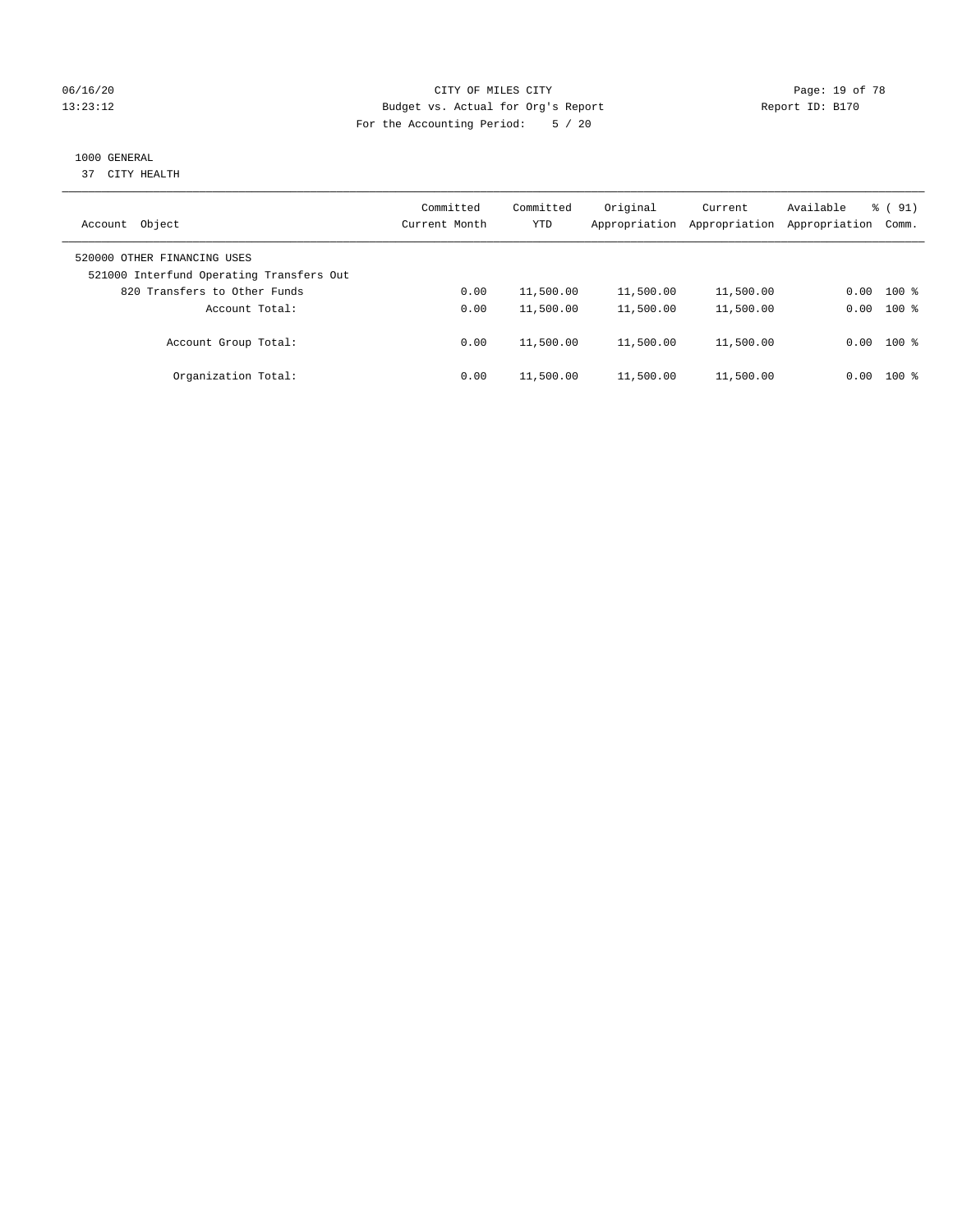06/16/20 CITY OF MILES CITY
13:23:12 Budget vs. Actual for Org's Report Report ID: B170
For the Accounting Period: 5 / 20

1000 GENERAL
37 CITY HEALTH

| Account Object | Committed Current Month | Committed YTD | Original Appropriation | Current Appropriation | Available Appropriation | % ( 91) Comm. |
|---|---|---|---|---|---|---|
| 520000 OTHER FINANCING USES | | | | | | |
| 521000 Interfund Operating Transfers Out | | | | | | |
| 820 Transfers to Other Funds | 0.00 | 11,500.00 | 11,500.00 | 11,500.00 | 0.00 | 100 % |
| Account Total: | 0.00 | 11,500.00 | 11,500.00 | 11,500.00 | 0.00 | 100 % |
| Account Group Total: | 0.00 | 11,500.00 | 11,500.00 | 11,500.00 | 0.00 | 100 % |
| Organization Total: | 0.00 | 11,500.00 | 11,500.00 | 11,500.00 | 0.00 | 100 % |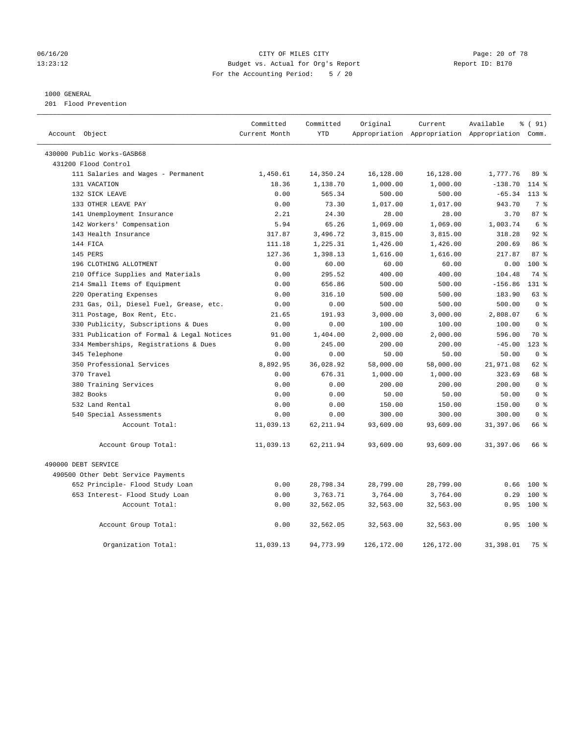CITY OF MILES CITY
Budget vs. Actual for Org's Report
For the Accounting Period: 5 / 20

06/16/20
13:23:12

Report ID: B170

1000 GENERAL
201 Flood Prevention

| Account Object | Committed Current Month | Committed YTD | Original Appropriation | Current Appropriation | Available Appropriation | % ( 91) Comm. |
|---|---|---|---|---|---|---|
| 430000 Public Works-GASB68 | | | | | | |
| 431200 Flood Control | | | | | | |
| 111 Salaries and Wages - Permanent | 1,450.61 | 14,350.24 | 16,128.00 | 16,128.00 | 1,777.76 | 89 % |
| 131 VACATION | 18.36 | 1,138.70 | 1,000.00 | 1,000.00 | -138.70 | 114 % |
| 132 SICK LEAVE | 0.00 | 565.34 | 500.00 | 500.00 | -65.34 | 113 % |
| 133 OTHER LEAVE PAY | 0.00 | 73.30 | 1,017.00 | 1,017.00 | 943.70 | 7 % |
| 141 Unemployment Insurance | 2.21 | 24.30 | 28.00 | 28.00 | 3.70 | 87 % |
| 142 Workers' Compensation | 5.94 | 65.26 | 1,069.00 | 1,069.00 | 1,003.74 | 6 % |
| 143 Health Insurance | 317.87 | 3,496.72 | 3,815.00 | 3,815.00 | 318.28 | 92 % |
| 144 FICA | 111.18 | 1,225.31 | 1,426.00 | 1,426.00 | 200.69 | 86 % |
| 145 PERS | 127.36 | 1,398.13 | 1,616.00 | 1,616.00 | 217.87 | 87 % |
| 196 CLOTHING ALLOTMENT | 0.00 | 60.00 | 60.00 | 60.00 | 0.00 | 100 % |
| 210 Office Supplies and Materials | 0.00 | 295.52 | 400.00 | 400.00 | 104.48 | 74 % |
| 214 Small Items of Equipment | 0.00 | 656.86 | 500.00 | 500.00 | -156.86 | 131 % |
| 220 Operating Expenses | 0.00 | 316.10 | 500.00 | 500.00 | 183.90 | 63 % |
| 231 Gas, Oil, Diesel Fuel, Grease, etc. | 0.00 | 0.00 | 500.00 | 500.00 | 500.00 | 0 % |
| 311 Postage, Box Rent, Etc. | 21.65 | 191.93 | 3,000.00 | 3,000.00 | 2,808.07 | 6 % |
| 330 Publicity, Subscriptions & Dues | 0.00 | 0.00 | 100.00 | 100.00 | 100.00 | 0 % |
| 331 Publication of Formal & Legal Notices | 91.00 | 1,404.00 | 2,000.00 | 2,000.00 | 596.00 | 70 % |
| 334 Memberships, Registrations & Dues | 0.00 | 245.00 | 200.00 | 200.00 | -45.00 | 123 % |
| 345 Telephone | 0.00 | 0.00 | 50.00 | 50.00 | 50.00 | 0 % |
| 350 Professional Services | 8,892.95 | 36,028.92 | 58,000.00 | 58,000.00 | 21,971.08 | 62 % |
| 370 Travel | 0.00 | 676.31 | 1,000.00 | 1,000.00 | 323.69 | 68 % |
| 380 Training Services | 0.00 | 0.00 | 200.00 | 200.00 | 200.00 | 0 % |
| 382 Books | 0.00 | 0.00 | 50.00 | 50.00 | 50.00 | 0 % |
| 532 Land Rental | 0.00 | 0.00 | 150.00 | 150.00 | 150.00 | 0 % |
| 540 Special Assessments | 0.00 | 0.00 | 300.00 | 300.00 | 300.00 | 0 % |
| Account Total: | 11,039.13 | 62,211.94 | 93,609.00 | 93,609.00 | 31,397.06 | 66 % |
| Account Group Total: | 11,039.13 | 62,211.94 | 93,609.00 | 93,609.00 | 31,397.06 | 66 % |
| 490000 DEBT SERVICE | | | | | | |
| 490500 Other Debt Service Payments | | | | | | |
| 652 Principle- Flood Study Loan | 0.00 | 28,798.34 | 28,799.00 | 28,799.00 | 0.66 | 100 % |
| 653 Interest- Flood Study Loan | 0.00 | 3,763.71 | 3,764.00 | 3,764.00 | 0.29 | 100 % |
| Account Total: | 0.00 | 32,562.05 | 32,563.00 | 32,563.00 | 0.95 | 100 % |
| Account Group Total: | 0.00 | 32,562.05 | 32,563.00 | 32,563.00 | 0.95 | 100 % |
| Organization Total: | 11,039.13 | 94,773.99 | 126,172.00 | 126,172.00 | 31,398.01 | 75 % |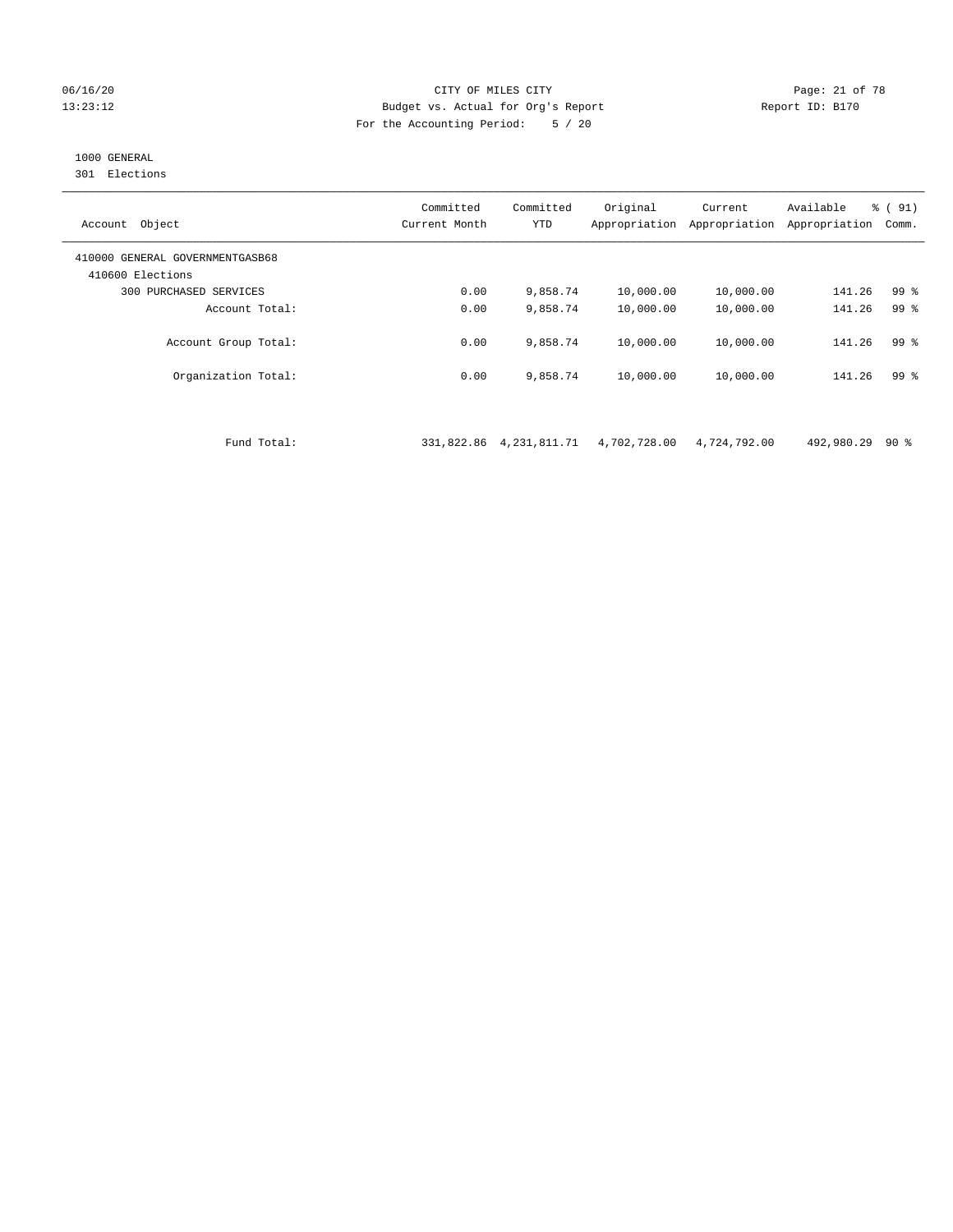CITY OF MILES CITY
Budget vs. Actual for Org's Report
For the Accounting Period: 5 / 20

06/16/20
13:23:12

Report ID: B170

1000 GENERAL
301 Elections

| Account Object | Committed Current Month | Committed YTD | Original Appropriation | Current Appropriation | Available Appropriation | % ( 91) Comm. |
|---|---|---|---|---|---|---|
| 410000 GENERAL GOVERNMENTGASB68 | | | | | | |
| 410600 Elections | | | | | | |
| 300 PURCHASED SERVICES | 0.00 | 9,858.74 | 10,000.00 | 10,000.00 | 141.26 | 99 % |
| Account Total: | 0.00 | 9,858.74 | 10,000.00 | 10,000.00 | 141.26 | 99 % |
| Account Group Total: | 0.00 | 9,858.74 | 10,000.00 | 10,000.00 | 141.26 | 99 % |
| Organization Total: | 0.00 | 9,858.74 | 10,000.00 | 10,000.00 | 141.26 | 99 % |
| Fund Total: | 331,822.86 | 4,231,811.71 | 4,702,728.00 | 4,724,792.00 | 492,980.29 | 90 % |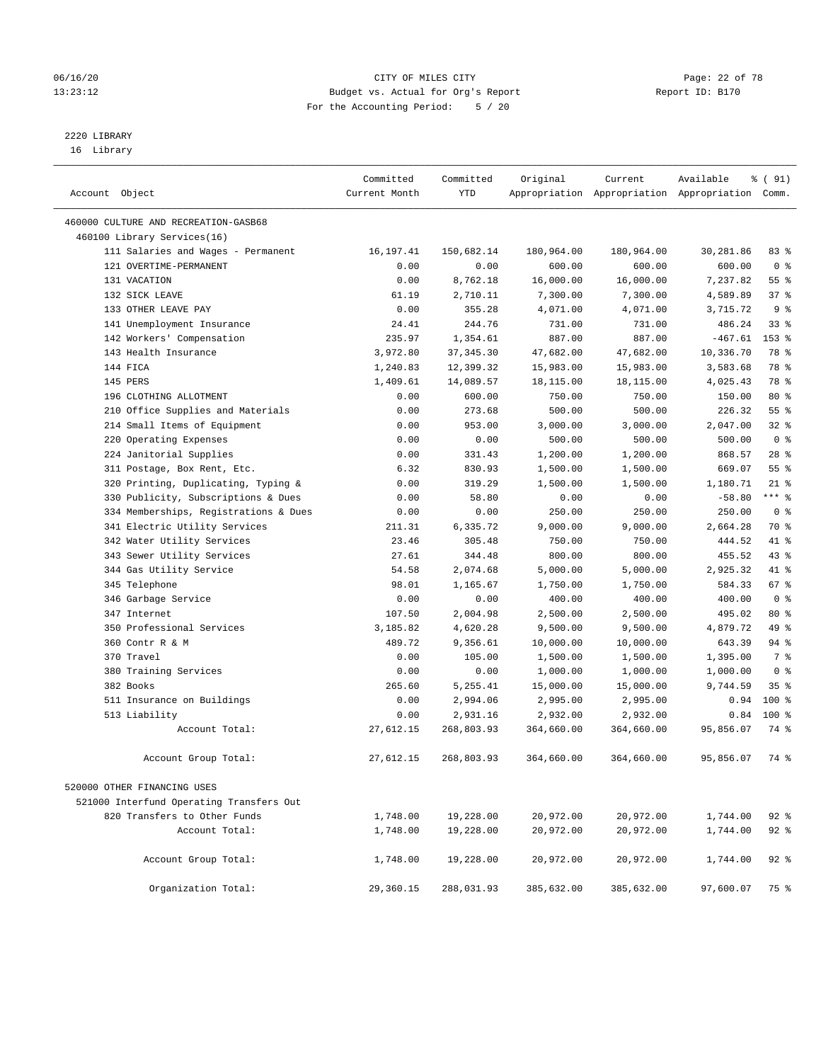CITY OF MILES CITY
Budget vs. Actual for Org's Report
For the Accounting Period: 5 / 20

06/16/20
13:23:12

Report ID: B170

## 2220 LIBRARY
16 Library

| Account Object | Committed Current Month | Committed YTD | Original Appropriation | Current Appropriation | Available Appropriation | % ( 91) Comm. |
|---|---|---|---|---|---|---|
| 460000 CULTURE AND RECREATION-GASB68 | | | | | | |
| 460100 Library Services(16) | | | | | | |
| 111 Salaries and Wages - Permanent | 16,197.41 | 150,682.14 | 180,964.00 | 180,964.00 | 30,281.86 | 83 % |
| 121 OVERTIME-PERMANENT | 0.00 | 0.00 | 600.00 | 600.00 | 600.00 | 0 % |
| 131 VACATION | 0.00 | 8,762.18 | 16,000.00 | 16,000.00 | 7,237.82 | 55 % |
| 132 SICK LEAVE | 61.19 | 2,710.11 | 7,300.00 | 7,300.00 | 4,589.89 | 37 % |
| 133 OTHER LEAVE PAY | 0.00 | 355.28 | 4,071.00 | 4,071.00 | 3,715.72 | 9 % |
| 141 Unemployment Insurance | 24.41 | 244.76 | 731.00 | 731.00 | 486.24 | 33 % |
| 142 Workers' Compensation | 235.97 | 1,354.61 | 887.00 | 887.00 | -467.61 | 153 % |
| 143 Health Insurance | 3,972.80 | 37,345.30 | 47,682.00 | 47,682.00 | 10,336.70 | 78 % |
| 144 FICA | 1,240.83 | 12,399.32 | 15,983.00 | 15,983.00 | 3,583.68 | 78 % |
| 145 PERS | 1,409.61 | 14,089.57 | 18,115.00 | 18,115.00 | 4,025.43 | 78 % |
| 196 CLOTHING ALLOTMENT | 0.00 | 600.00 | 750.00 | 750.00 | 150.00 | 80 % |
| 210 Office Supplies and Materials | 0.00 | 273.68 | 500.00 | 500.00 | 226.32 | 55 % |
| 214 Small Items of Equipment | 0.00 | 953.00 | 3,000.00 | 3,000.00 | 2,047.00 | 32 % |
| 220 Operating Expenses | 0.00 | 0.00 | 500.00 | 500.00 | 500.00 | 0 % |
| 224 Janitorial Supplies | 0.00 | 331.43 | 1,200.00 | 1,200.00 | 868.57 | 28 % |
| 311 Postage, Box Rent, Etc. | 6.32 | 830.93 | 1,500.00 | 1,500.00 | 669.07 | 55 % |
| 320 Printing, Duplicating, Typing & | 0.00 | 319.29 | 1,500.00 | 1,500.00 | 1,180.71 | 21 % |
| 330 Publicity, Subscriptions & Dues | 0.00 | 58.80 | 0.00 | 0.00 | -58.80 | *** % |
| 334 Memberships, Registrations & Dues | 0.00 | 0.00 | 250.00 | 250.00 | 250.00 | 0 % |
| 341 Electric Utility Services | 211.31 | 6,335.72 | 9,000.00 | 9,000.00 | 2,664.28 | 70 % |
| 342 Water Utility Services | 23.46 | 305.48 | 750.00 | 750.00 | 444.52 | 41 % |
| 343 Sewer Utility Services | 27.61 | 344.48 | 800.00 | 800.00 | 455.52 | 43 % |
| 344 Gas Utility Service | 54.58 | 2,074.68 | 5,000.00 | 5,000.00 | 2,925.32 | 41 % |
| 345 Telephone | 98.01 | 1,165.67 | 1,750.00 | 1,750.00 | 584.33 | 67 % |
| 346 Garbage Service | 0.00 | 0.00 | 400.00 | 400.00 | 400.00 | 0 % |
| 347 Internet | 107.50 | 2,004.98 | 2,500.00 | 2,500.00 | 495.02 | 80 % |
| 350 Professional Services | 3,185.82 | 4,620.28 | 9,500.00 | 9,500.00 | 4,879.72 | 49 % |
| 360 Contr R & M | 489.72 | 9,356.61 | 10,000.00 | 10,000.00 | 643.39 | 94 % |
| 370 Travel | 0.00 | 105.00 | 1,500.00 | 1,500.00 | 1,395.00 | 7 % |
| 380 Training Services | 0.00 | 0.00 | 1,000.00 | 1,000.00 | 1,000.00 | 0 % |
| 382 Books | 265.60 | 5,255.41 | 15,000.00 | 15,000.00 | 9,744.59 | 35 % |
| 511 Insurance on Buildings | 0.00 | 2,994.06 | 2,995.00 | 2,995.00 | 0.94 | 100 % |
| 513 Liability | 0.00 | 2,931.16 | 2,932.00 | 2,932.00 | 0.84 | 100 % |
| Account Total: | 27,612.15 | 268,803.93 | 364,660.00 | 364,660.00 | 95,856.07 | 74 % |
| Account Group Total: | 27,612.15 | 268,803.93 | 364,660.00 | 364,660.00 | 95,856.07 | 74 % |
| 520000 OTHER FINANCING USES | | | | | | |
| 521000 Interfund Operating Transfers Out | | | | | | |
| 820 Transfers to Other Funds | 1,748.00 | 19,228.00 | 20,972.00 | 20,972.00 | 1,744.00 | 92 % |
| Account Total: | 1,748.00 | 19,228.00 | 20,972.00 | 20,972.00 | 1,744.00 | 92 % |
| Account Group Total: | 1,748.00 | 19,228.00 | 20,972.00 | 20,972.00 | 1,744.00 | 92 % |
| Organization Total: | 29,360.15 | 288,031.93 | 385,632.00 | 385,632.00 | 97,600.07 | 75 % |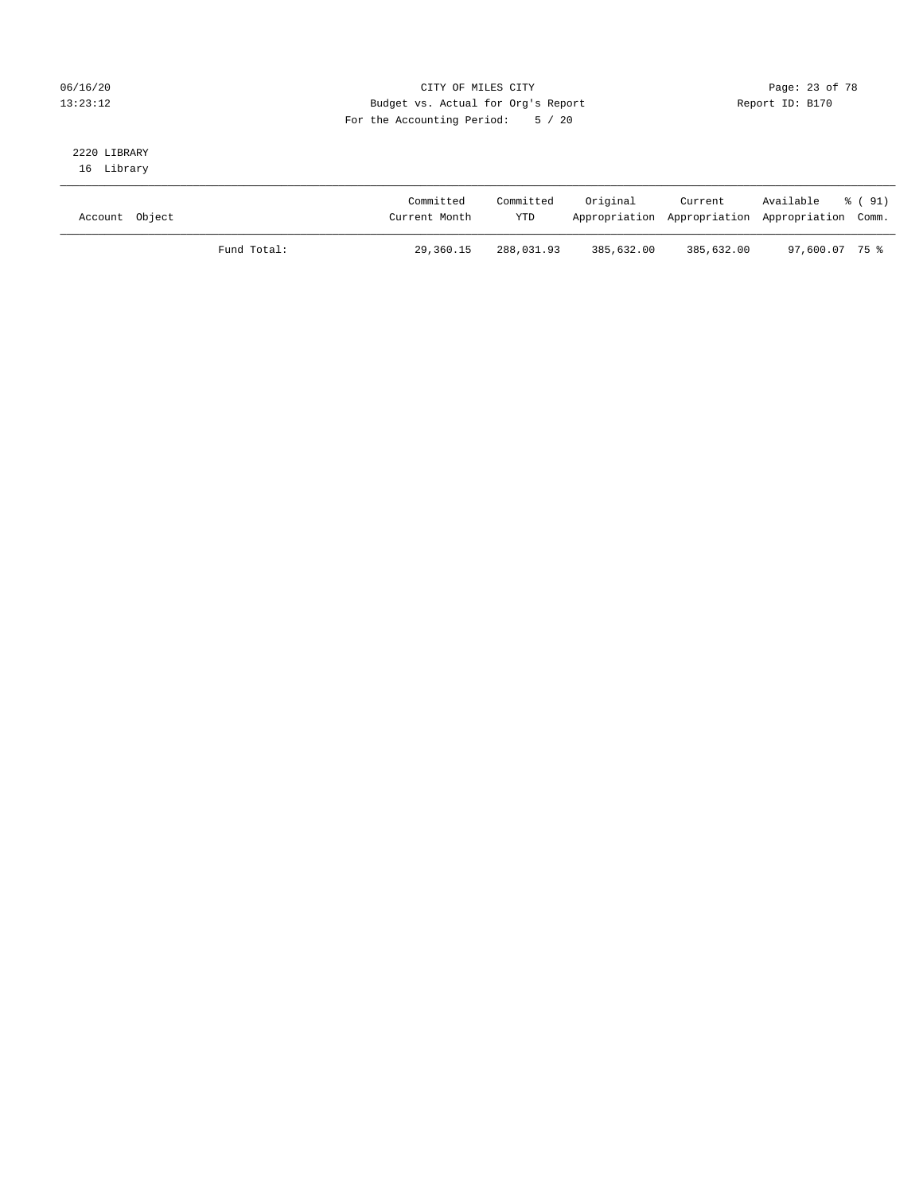CITY OF MILES CITY
Budget vs. Actual for Org's Report
For the Accounting Period: 5 / 20

06/16/20
13:23:12

Report ID: B170

2220 LIBRARY
16 Library

| Account Object | | Committed Current Month | Committed YTD | Original Appropriation | Current Appropriation | Available Appropriation | % ( 91) Comm. |
|---|---|---|---|---|---|---|---|
| | Fund Total: | 29,360.15 | 288,031.93 | 385,632.00 | 385,632.00 | 97,600.07 | 75 % |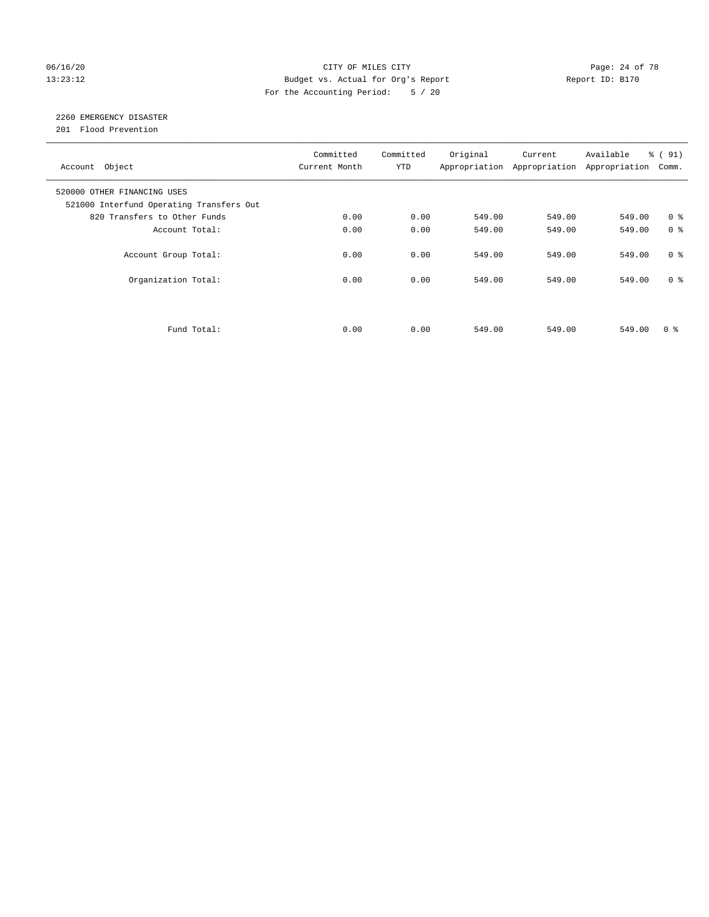CITY OF MILES CITY
Budget vs. Actual for Org's Report
For the Accounting Period: 5 / 20

06/16/20
13:23:12

Report ID: B170

2260 EMERGENCY DISASTER
201 Flood Prevention

| Account Object | Committed Current Month | Committed YTD | Original Appropriation | Current Appropriation | Available Appropriation | % ( 91) Comm. |
|---|---|---|---|---|---|---|
| 520000 OTHER FINANCING USES | | | | | | |
| 521000 Interfund Operating Transfers Out | | | | | | |
| 820 Transfers to Other Funds | 0.00 | 0.00 | 549.00 | 549.00 | 549.00 | 0 % |
| Account Total: | 0.00 | 0.00 | 549.00 | 549.00 | 549.00 | 0 % |
| Account Group Total: | 0.00 | 0.00 | 549.00 | 549.00 | 549.00 | 0 % |
| Organization Total: | 0.00 | 0.00 | 549.00 | 549.00 | 549.00 | 0 % |
| Fund Total: | 0.00 | 0.00 | 549.00 | 549.00 | 549.00 | 0 % |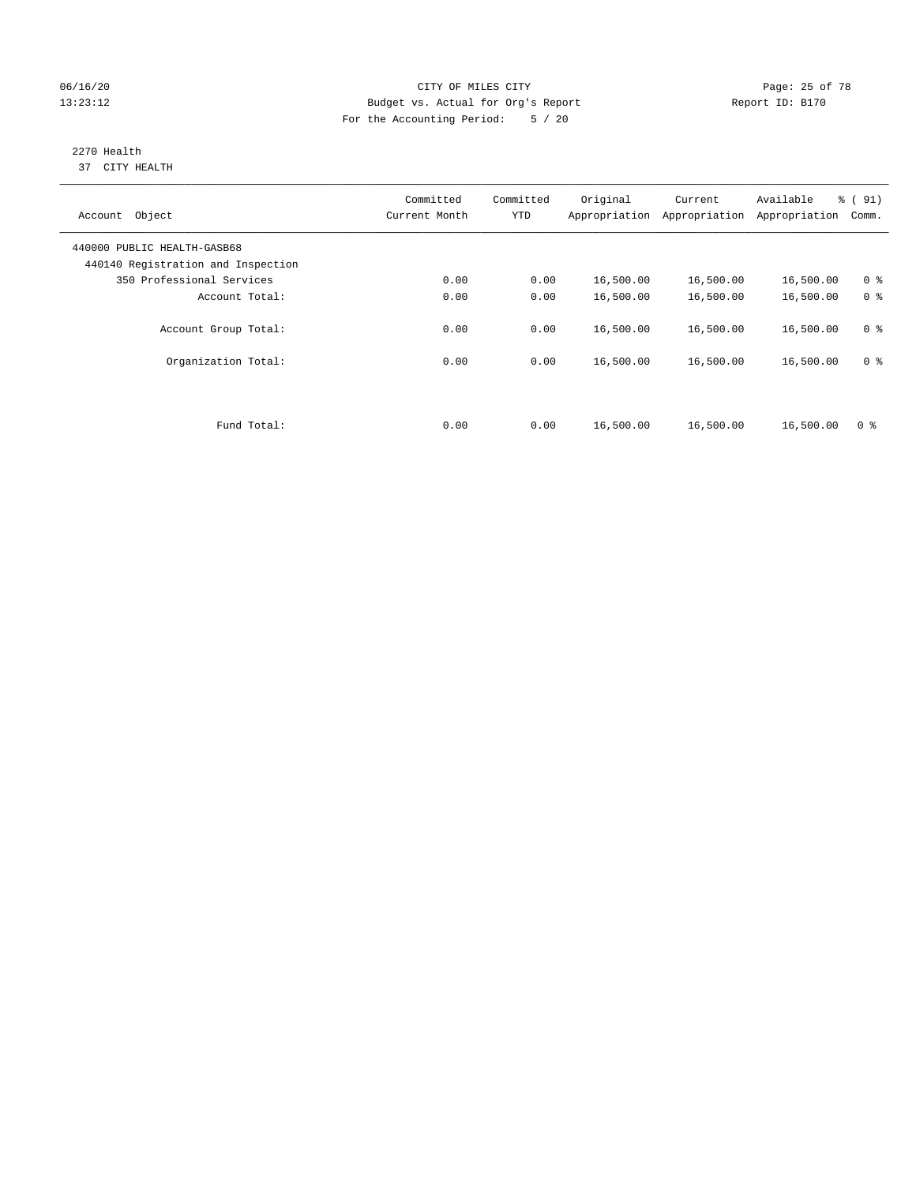CITY OF MILES CITY
Budget vs. Actual for Org's Report
For the Accounting Period: 5 / 20

06/16/20
13:23:12

Report ID: B170

2270 Health
37 CITY HEALTH

| Account Object | Committed Current Month | Committed YTD | Original Appropriation | Current Appropriation | Available Appropriation | % ( 91) Comm. |
|---|---|---|---|---|---|---|
| 440000 PUBLIC HEALTH-GASB68 | | | | | | |
| 440140 Registration and Inspection | | | | | | |
| 350 Professional Services | 0.00 | 0.00 | 16,500.00 | 16,500.00 | 16,500.00 | 0 % |
| Account Total: | 0.00 | 0.00 | 16,500.00 | 16,500.00 | 16,500.00 | 0 % |
| Account Group Total: | 0.00 | 0.00 | 16,500.00 | 16,500.00 | 16,500.00 | 0 % |
| Organization Total: | 0.00 | 0.00 | 16,500.00 | 16,500.00 | 16,500.00 | 0 % |
| Fund Total: | 0.00 | 0.00 | 16,500.00 | 16,500.00 | 16,500.00 | 0 % |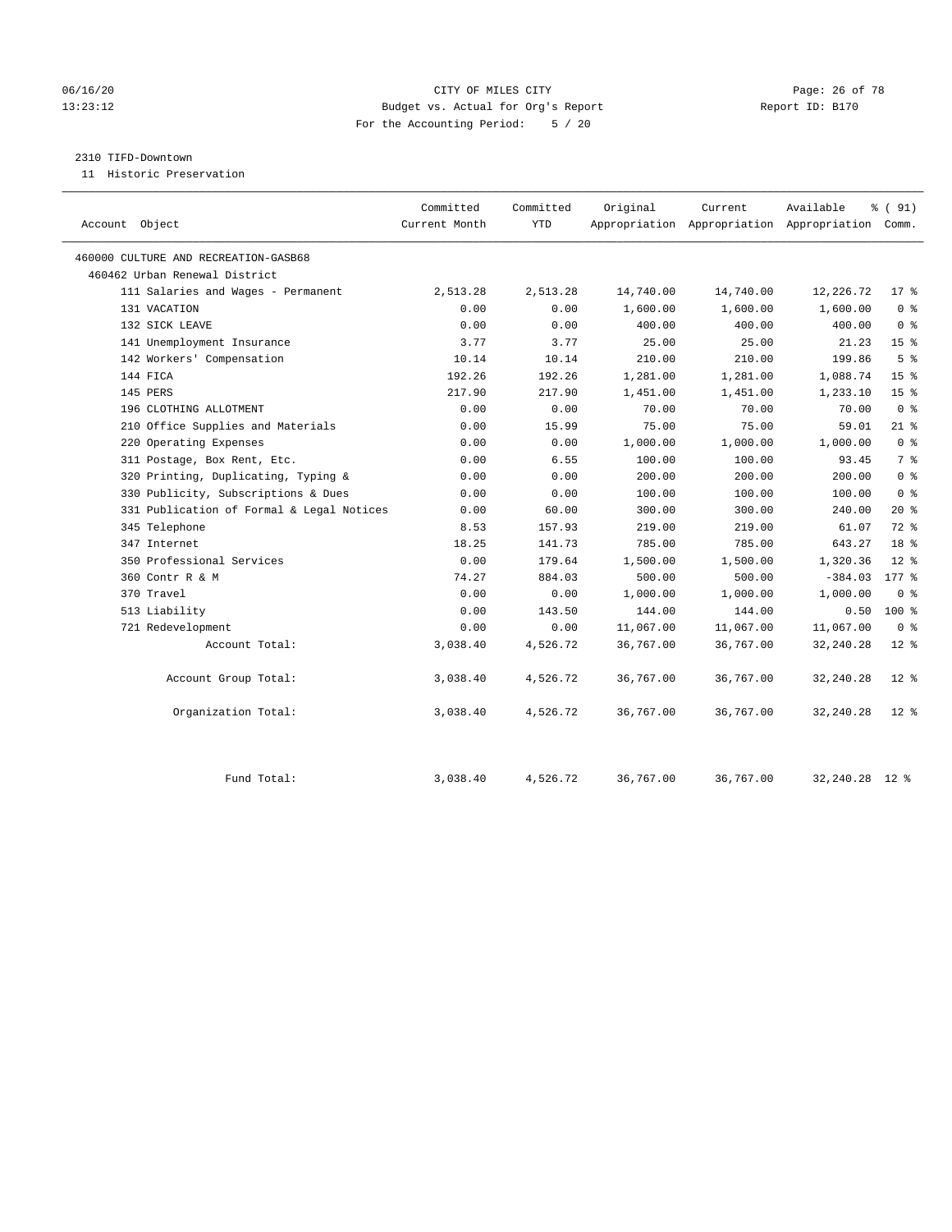CITY OF MILES CITY
Budget vs. Actual for Org's Report
For the Accounting Period: 5 / 20

06/16/20
13:23:12

Report ID: B170

2310 TIFD-Downtown
11 Historic Preservation

| Account Object | Committed Current Month | Committed YTD | Original Appropriation | Current Appropriation | Available Appropriation | % ( 91) Comm. |
|---|---|---|---|---|---|---|
| 460000 CULTURE AND RECREATION-GASB68 | | | | | | |
| 460462 Urban Renewal District | | | | | | |
| 111 Salaries and Wages - Permanent | 2,513.28 | 2,513.28 | 14,740.00 | 14,740.00 | 12,226.72 | 17 % |
| 131 VACATION | 0.00 | 0.00 | 1,600.00 | 1,600.00 | 1,600.00 | 0 % |
| 132 SICK LEAVE | 0.00 | 0.00 | 400.00 | 400.00 | 400.00 | 0 % |
| 141 Unemployment Insurance | 3.77 | 3.77 | 25.00 | 25.00 | 21.23 | 15 % |
| 142 Workers' Compensation | 10.14 | 10.14 | 210.00 | 210.00 | 199.86 | 5 % |
| 144 FICA | 192.26 | 192.26 | 1,281.00 | 1,281.00 | 1,088.74 | 15 % |
| 145 PERS | 217.90 | 217.90 | 1,451.00 | 1,451.00 | 1,233.10 | 15 % |
| 196 CLOTHING ALLOTMENT | 0.00 | 0.00 | 70.00 | 70.00 | 70.00 | 0 % |
| 210 Office Supplies and Materials | 0.00 | 15.99 | 75.00 | 75.00 | 59.01 | 21 % |
| 220 Operating Expenses | 0.00 | 0.00 | 1,000.00 | 1,000.00 | 1,000.00 | 0 % |
| 311 Postage, Box Rent, Etc. | 0.00 | 6.55 | 100.00 | 100.00 | 93.45 | 7 % |
| 320 Printing, Duplicating, Typing & | 0.00 | 0.00 | 200.00 | 200.00 | 200.00 | 0 % |
| 330 Publicity, Subscriptions & Dues | 0.00 | 0.00 | 100.00 | 100.00 | 100.00 | 0 % |
| 331 Publication of Formal & Legal Notices | 0.00 | 60.00 | 300.00 | 300.00 | 240.00 | 20 % |
| 345 Telephone | 8.53 | 157.93 | 219.00 | 219.00 | 61.07 | 72 % |
| 347 Internet | 18.25 | 141.73 | 785.00 | 785.00 | 643.27 | 18 % |
| 350 Professional Services | 0.00 | 179.64 | 1,500.00 | 1,500.00 | 1,320.36 | 12 % |
| 360 Contr R & M | 74.27 | 884.03 | 500.00 | 500.00 | -384.03 | 177 % |
| 370 Travel | 0.00 | 0.00 | 1,000.00 | 1,000.00 | 1,000.00 | 0 % |
| 513 Liability | 0.00 | 143.50 | 144.00 | 144.00 | 0.50 | 100 % |
| 721 Redevelopment | 0.00 | 0.00 | 11,067.00 | 11,067.00 | 11,067.00 | 0 % |
| Account Total: | 3,038.40 | 4,526.72 | 36,767.00 | 36,767.00 | 32,240.28 | 12 % |
| Account Group Total: | 3,038.40 | 4,526.72 | 36,767.00 | 36,767.00 | 32,240.28 | 12 % |
| Organization Total: | 3,038.40 | 4,526.72 | 36,767.00 | 36,767.00 | 32,240.28 | 12 % |
| Fund Total: | 3,038.40 | 4,526.72 | 36,767.00 | 36,767.00 | 32,240.28 | 12 % |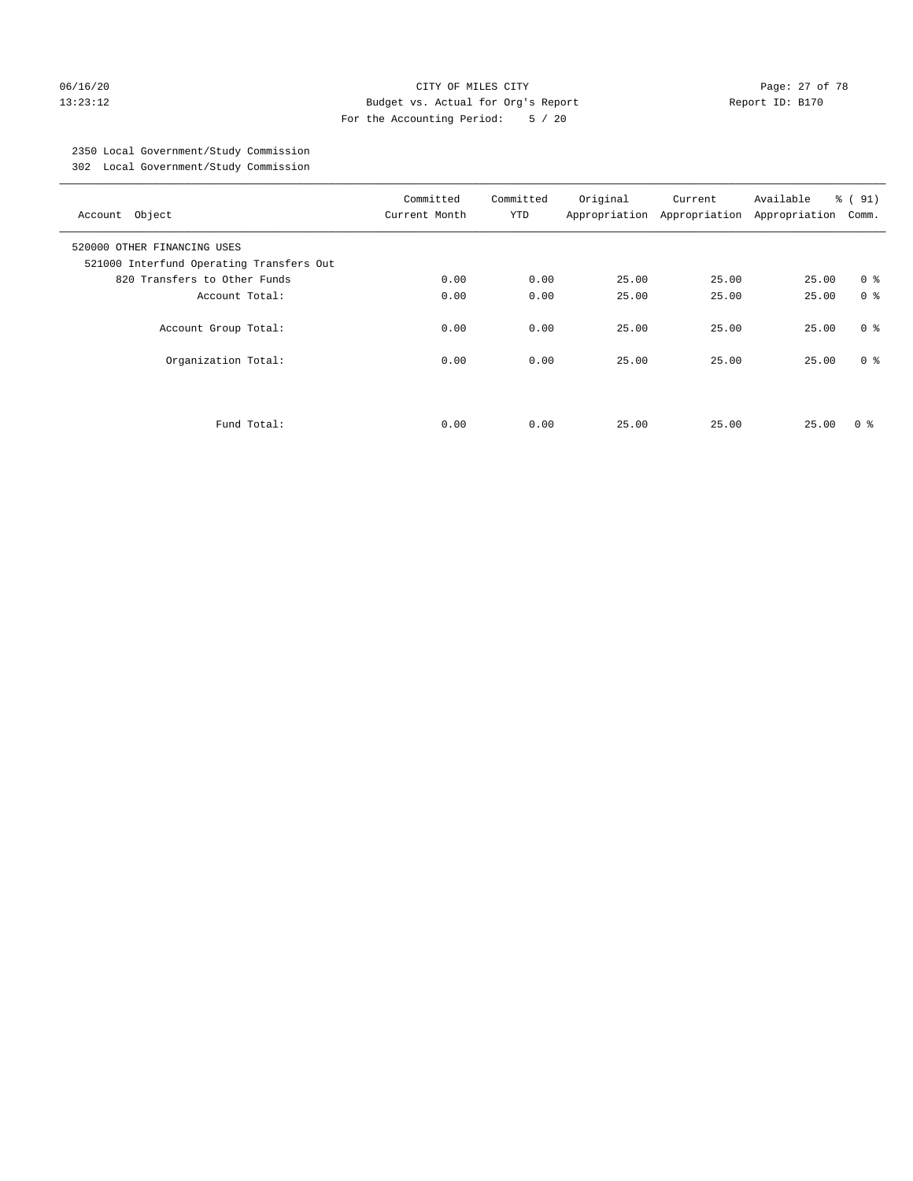CITY OF MILES CITY
Budget vs. Actual for Org's Report
For the Accounting Period: 5 / 20

06/16/20
13:23:12

Report ID: B170

2350 Local Government/Study Commission
302 Local Government/Study Commission

| Account Object | Committed Current Month | Committed YTD | Original Appropriation | Current Appropriation | Available Appropriation | % ( 91) Comm. |
|---|---|---|---|---|---|---|
| 520000 OTHER FINANCING USES | | | | | | |
| 521000 Interfund Operating Transfers Out | | | | | | |
| 820 Transfers to Other Funds | 0.00 | 0.00 | 25.00 | 25.00 | 25.00 | 0 % |
| Account Total: | 0.00 | 0.00 | 25.00 | 25.00 | 25.00 | 0 % |
| Account Group Total: | 0.00 | 0.00 | 25.00 | 25.00 | 25.00 | 0 % |
| Organization Total: | 0.00 | 0.00 | 25.00 | 25.00 | 25.00 | 0 % |
| Fund Total: | 0.00 | 0.00 | 25.00 | 25.00 | 25.00 | 0 % |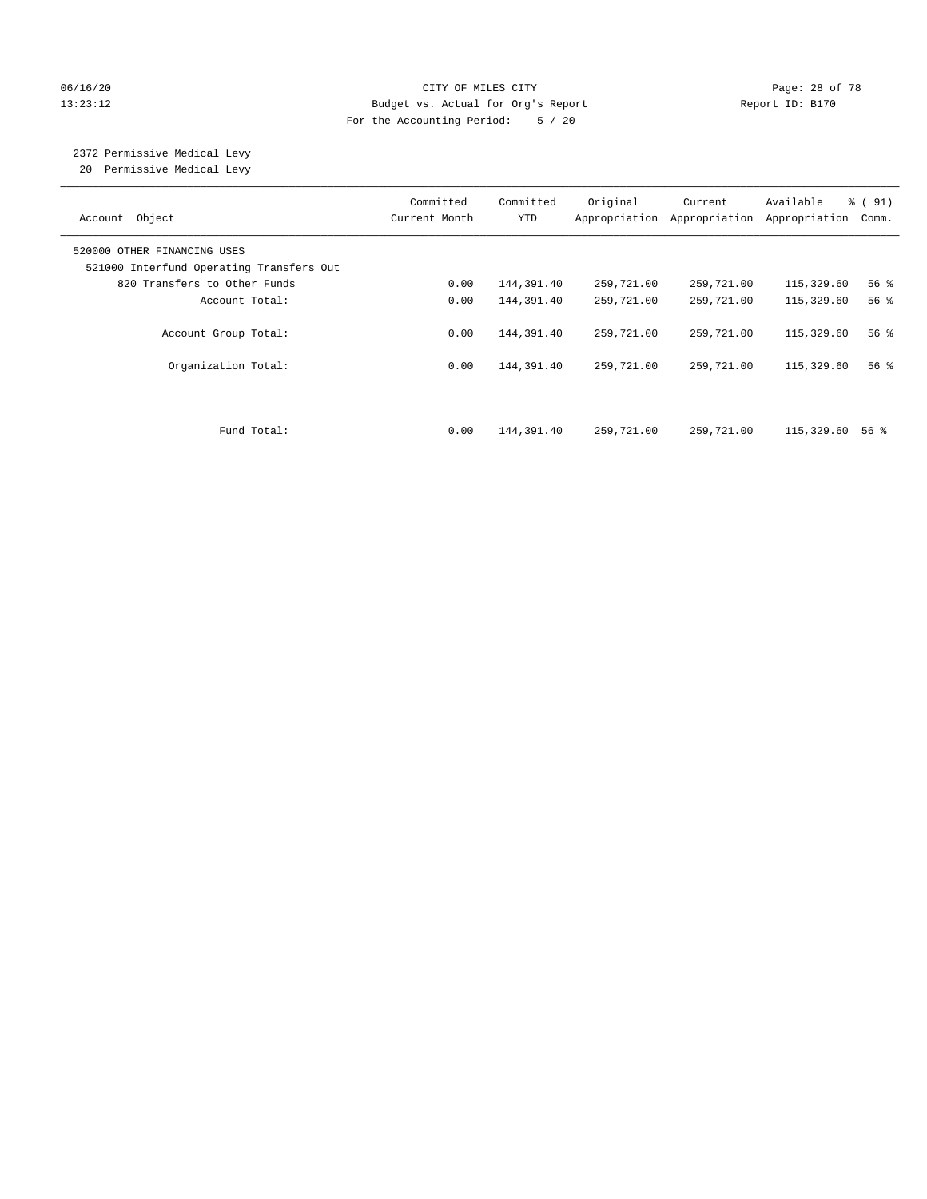CITY OF MILES CITY
Budget vs. Actual for Org's Report
For the Accounting Period: 5 / 20

06/16/20
13:23:12

Report ID: B170

2372 Permissive Medical Levy
20 Permissive Medical Levy

| Account Object | Committed Current Month | Committed YTD | Original Appropriation | Current Appropriation | Available Appropriation | % ( 91) Comm. |
|---|---|---|---|---|---|---|
| 520000 OTHER FINANCING USES | | | | | | |
| 521000 Interfund Operating Transfers Out | | | | | | |
| 820 Transfers to Other Funds | 0.00 | 144,391.40 | 259,721.00 | 259,721.00 | 115,329.60 | 56 % |
| Account Total: | 0.00 | 144,391.40 | 259,721.00 | 259,721.00 | 115,329.60 | 56 % |
| Account Group Total: | 0.00 | 144,391.40 | 259,721.00 | 259,721.00 | 115,329.60 | 56 % |
| Organization Total: | 0.00 | 144,391.40 | 259,721.00 | 259,721.00 | 115,329.60 | 56 % |
| Fund Total: | 0.00 | 144,391.40 | 259,721.00 | 259,721.00 | 115,329.60 | 56 % |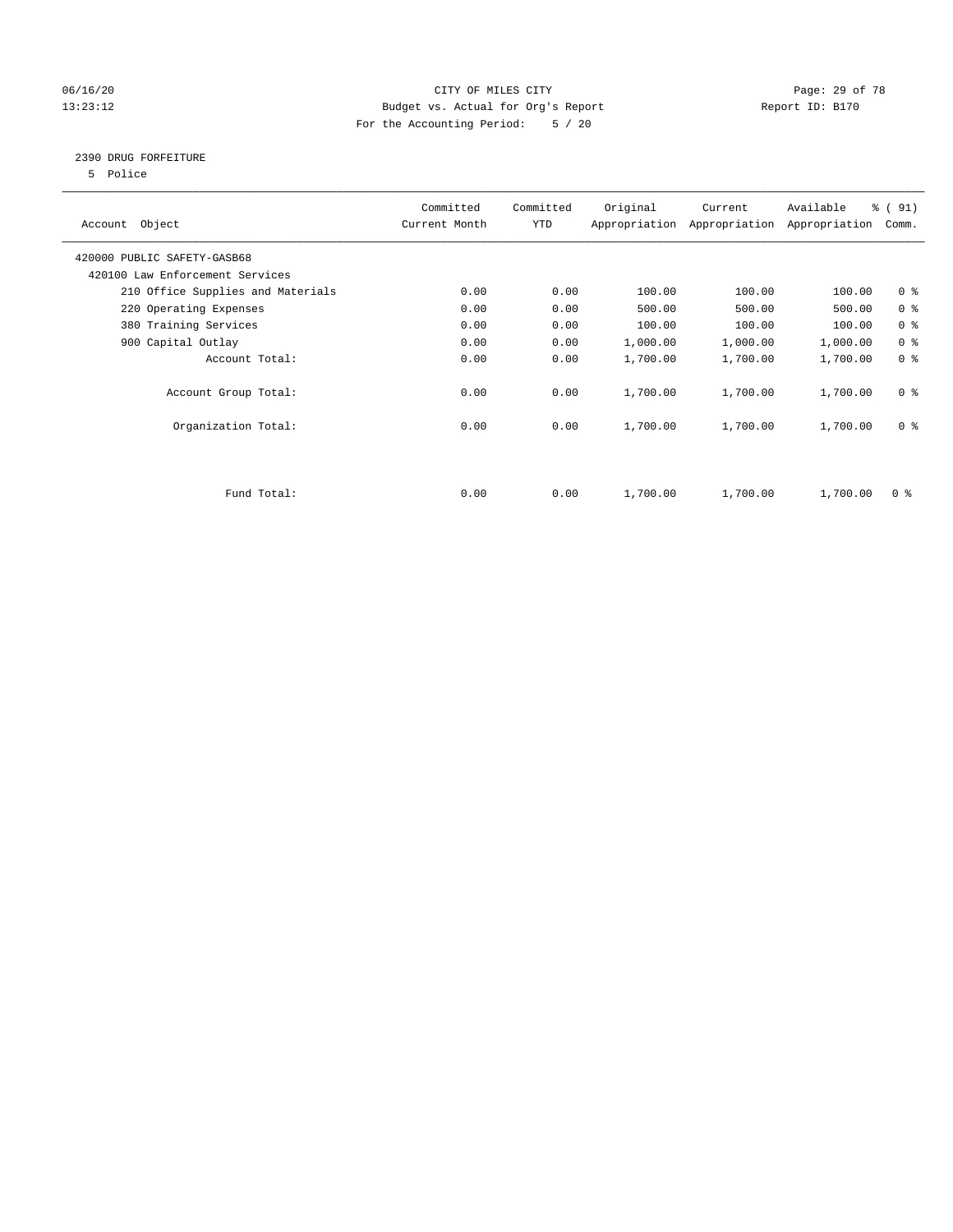CITY OF MILES CITY

Budget vs. Actual for Org's Report

For the Accounting Period: 5 / 20

06/16/20
13:23:12

Report ID: B170

## 2390 DRUG FORFEITURE

5 Police

| Account Object | Committed Current Month | Committed YTD | Original Appropriation | Current Appropriation | Available Appropriation | % ( 91) Comm. |
|---|---|---|---|---|---|---|
| 420000 PUBLIC SAFETY-GASB68 | | | | | | |
| 420100 Law Enforcement Services | | | | | | |
| 210 Office Supplies and Materials | 0.00 | 0.00 | 100.00 | 100.00 | 100.00 | 0 % |
| 220 Operating Expenses | 0.00 | 0.00 | 500.00 | 500.00 | 500.00 | 0 % |
| 380 Training Services | 0.00 | 0.00 | 100.00 | 100.00 | 100.00 | 0 % |
| 900 Capital Outlay | 0.00 | 0.00 | 1,000.00 | 1,000.00 | 1,000.00 | 0 % |
| Account Total: | 0.00 | 0.00 | 1,700.00 | 1,700.00 | 1,700.00 | 0 % |
| Account Group Total: | 0.00 | 0.00 | 1,700.00 | 1,700.00 | 1,700.00 | 0 % |
| Organization Total: | 0.00 | 0.00 | 1,700.00 | 1,700.00 | 1,700.00 | 0 % |
| Fund Total: | 0.00 | 0.00 | 1,700.00 | 1,700.00 | 1,700.00 | 0 % |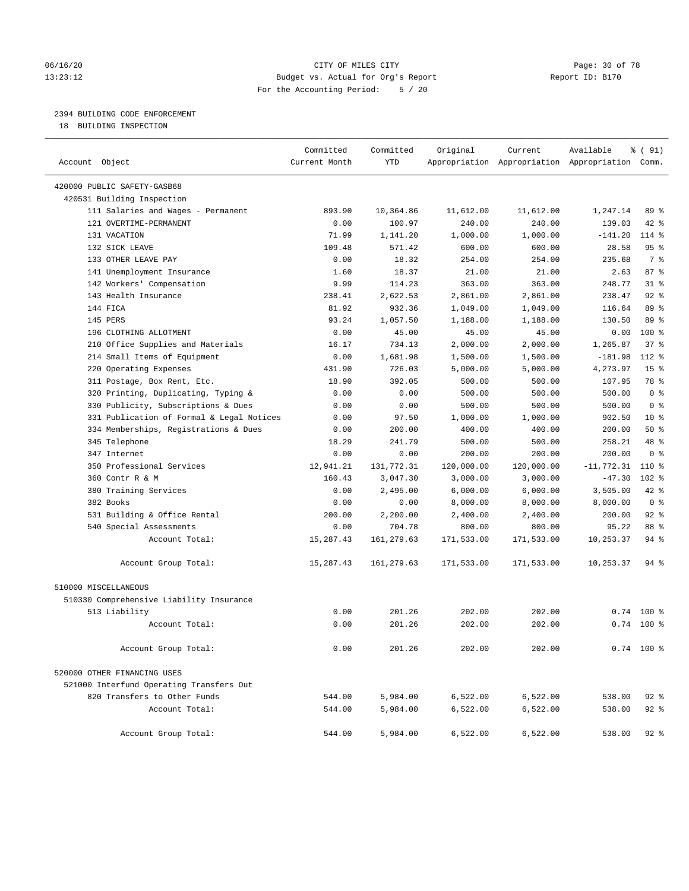CITY OF MILES CITY
Budget vs. Actual for Org's Report
For the Accounting Period: 5 / 20

06/16/20
13:23:12

Report ID: B170

## 2394 BUILDING CODE ENFORCEMENT

18 BUILDING INSPECTION

| Account Object | Committed Current Month | Committed YTD | Original Appropriation | Current Appropriation | Available Appropriation | % ( 91) Comm. |
|---|---|---|---|---|---|---|
| 420000 PUBLIC SAFETY-GASB68 | | | | | | |
| 420531 Building Inspection | | | | | | |
| 111 Salaries and Wages - Permanent | 893.90 | 10,364.86 | 11,612.00 | 11,612.00 | 1,247.14 | 89 % |
| 121 OVERTIME-PERMANENT | 0.00 | 100.97 | 240.00 | 240.00 | 139.03 | 42 % |
| 131 VACATION | 71.99 | 1,141.20 | 1,000.00 | 1,000.00 | -141.20 | 114 % |
| 132 SICK LEAVE | 109.48 | 571.42 | 600.00 | 600.00 | 28.58 | 95 % |
| 133 OTHER LEAVE PAY | 0.00 | 18.32 | 254.00 | 254.00 | 235.68 | 7 % |
| 141 Unemployment Insurance | 1.60 | 18.37 | 21.00 | 21.00 | 2.63 | 87 % |
| 142 Workers' Compensation | 9.99 | 114.23 | 363.00 | 363.00 | 248.77 | 31 % |
| 143 Health Insurance | 238.41 | 2,622.53 | 2,861.00 | 2,861.00 | 238.47 | 92 % |
| 144 FICA | 81.92 | 932.36 | 1,049.00 | 1,049.00 | 116.64 | 89 % |
| 145 PERS | 93.24 | 1,057.50 | 1,188.00 | 1,188.00 | 130.50 | 89 % |
| 196 CLOTHING ALLOTMENT | 0.00 | 45.00 | 45.00 | 45.00 | 0.00 | 100 % |
| 210 Office Supplies and Materials | 16.17 | 734.13 | 2,000.00 | 2,000.00 | 1,265.87 | 37 % |
| 214 Small Items of Equipment | 0.00 | 1,681.98 | 1,500.00 | 1,500.00 | -181.98 | 112 % |
| 220 Operating Expenses | 431.90 | 726.03 | 5,000.00 | 5,000.00 | 4,273.97 | 15 % |
| 311 Postage, Box Rent, Etc. | 18.90 | 392.05 | 500.00 | 500.00 | 107.95 | 78 % |
| 320 Printing, Duplicating, Typing & | 0.00 | 0.00 | 500.00 | 500.00 | 500.00 | 0 % |
| 330 Publicity, Subscriptions & Dues | 0.00 | 0.00 | 500.00 | 500.00 | 500.00 | 0 % |
| 331 Publication of Formal & Legal Notices | 0.00 | 97.50 | 1,000.00 | 1,000.00 | 902.50 | 10 % |
| 334 Memberships, Registrations & Dues | 0.00 | 200.00 | 400.00 | 400.00 | 200.00 | 50 % |
| 345 Telephone | 18.29 | 241.79 | 500.00 | 500.00 | 258.21 | 48 % |
| 347 Internet | 0.00 | 0.00 | 200.00 | 200.00 | 200.00 | 0 % |
| 350 Professional Services | 12,941.21 | 131,772.31 | 120,000.00 | 120,000.00 | -11,772.31 | 110 % |
| 360 Contr R & M | 160.43 | 3,047.30 | 3,000.00 | 3,000.00 | -47.30 | 102 % |
| 380 Training Services | 0.00 | 2,495.00 | 6,000.00 | 6,000.00 | 3,505.00 | 42 % |
| 382 Books | 0.00 | 0.00 | 8,000.00 | 8,000.00 | 8,000.00 | 0 % |
| 531 Building & Office Rental | 200.00 | 2,200.00 | 2,400.00 | 2,400.00 | 200.00 | 92 % |
| 540 Special Assessments | 0.00 | 704.78 | 800.00 | 800.00 | 95.22 | 88 % |
| Account Total: | 15,287.43 | 161,279.63 | 171,533.00 | 171,533.00 | 10,253.37 | 94 % |
| Account Group Total: | 15,287.43 | 161,279.63 | 171,533.00 | 171,533.00 | 10,253.37 | 94 % |
| 510000 MISCELLANEOUS | | | | | | |
| 510330 Comprehensive Liability Insurance | | | | | | |
| 513 Liability | 0.00 | 201.26 | 202.00 | 202.00 | 0.74 | 100 % |
| Account Total: | 0.00 | 201.26 | 202.00 | 202.00 | 0.74 | 100 % |
| Account Group Total: | 0.00 | 201.26 | 202.00 | 202.00 | 0.74 | 100 % |
| 520000 OTHER FINANCING USES | | | | | | |
| 521000 Interfund Operating Transfers Out | | | | | | |
| 820 Transfers to Other Funds | 544.00 | 5,984.00 | 6,522.00 | 6,522.00 | 538.00 | 92 % |
| Account Total: | 544.00 | 5,984.00 | 6,522.00 | 6,522.00 | 538.00 | 92 % |
| Account Group Total: | 544.00 | 5,984.00 | 6,522.00 | 6,522.00 | 538.00 | 92 % |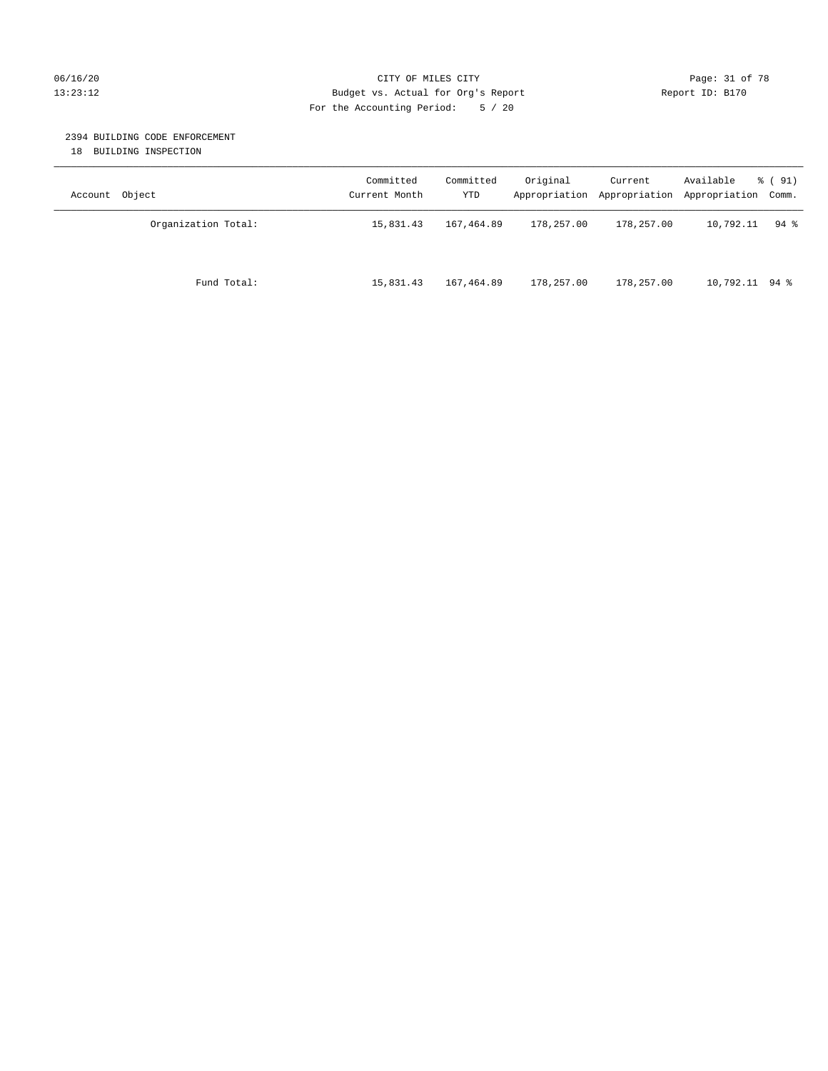CITY OF MILES CITY
Budget vs. Actual for Org's Report
For the Accounting Period: 5 / 20

06/16/20
13:23:12

Report ID: B170

## 2394 BUILDING CODE ENFORCEMENT

18 BUILDING INSPECTION

| Account Object | Committed Current Month | Committed YTD | Original Appropriation | Current Appropriation | Available Appropriation | % ( 91) Comm. |
|---|---|---|---|---|---|---|
| Organization Total: | 15,831.43 | 167,464.89 | 178,257.00 | 178,257.00 | 10,792.11 | 94 % |
| Fund Total: | 15,831.43 | 167,464.89 | 178,257.00 | 178,257.00 | 10,792.11 | 94 % |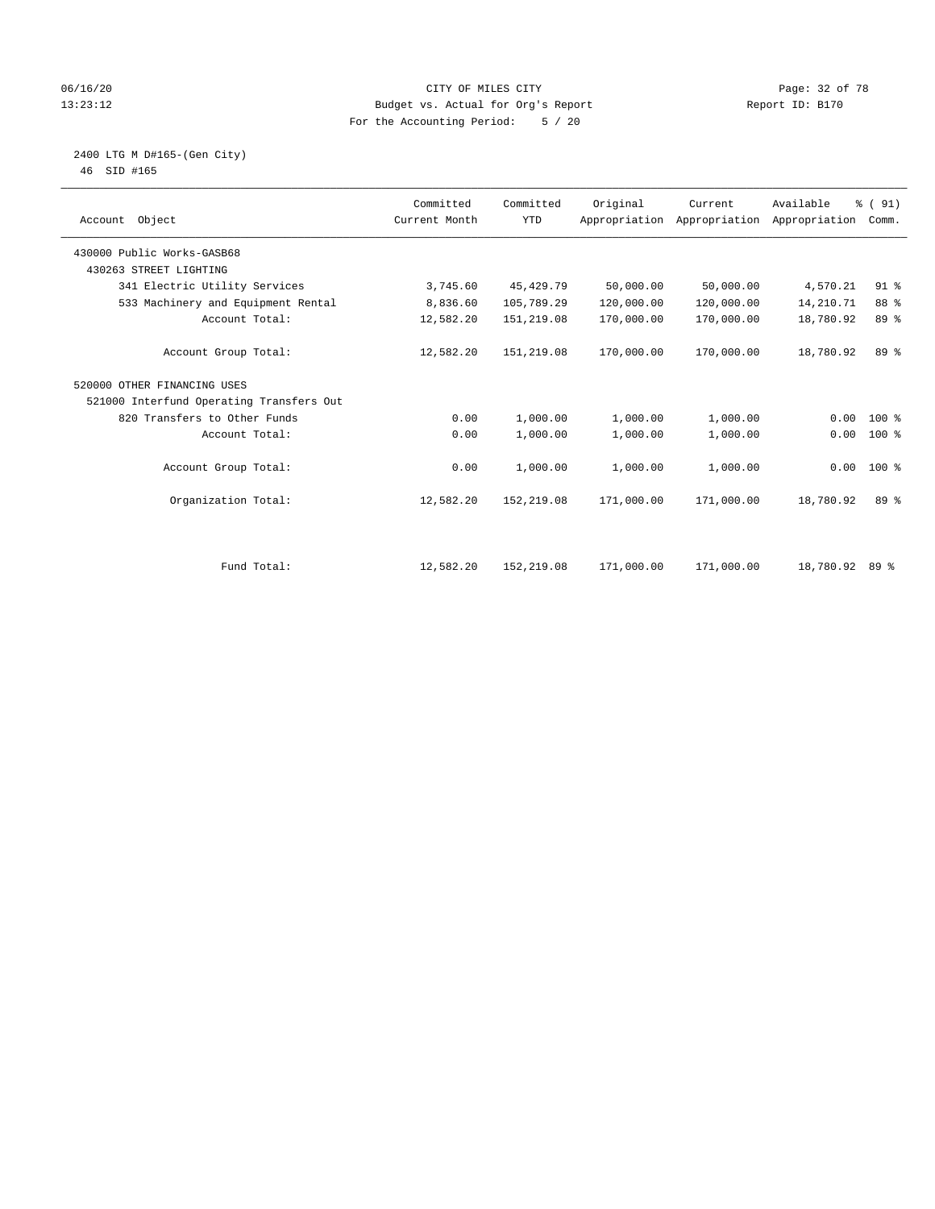CITY OF MILES CITY
Budget vs. Actual for Org's Report
For the Accounting Period: 5 / 20

06/16/20 13:23:12 Report ID: B170

2400 LTG M D#165-(Gen City)
46 SID #165

| Account Object | Committed Current Month | Committed YTD | Original Appropriation | Current Appropriation | Available Appropriation | % ( 91) Comm. |
|---|---|---|---|---|---|---|
| 430000 Public Works-GASB68 | | | | | | |
| 430263 STREET LIGHTING | | | | | | |
| 341 Electric Utility Services | 3,745.60 | 45,429.79 | 50,000.00 | 50,000.00 | 4,570.21 | 91 % |
| 533 Machinery and Equipment Rental | 8,836.60 | 105,789.29 | 120,000.00 | 120,000.00 | 14,210.71 | 88 % |
| Account Total: | 12,582.20 | 151,219.08 | 170,000.00 | 170,000.00 | 18,780.92 | 89 % |
| Account Group Total: | 12,582.20 | 151,219.08 | 170,000.00 | 170,000.00 | 18,780.92 | 89 % |
| 520000 OTHER FINANCING USES | | | | | | |
| 521000 Interfund Operating Transfers Out | | | | | | |
| 820 Transfers to Other Funds | 0.00 | 1,000.00 | 1,000.00 | 1,000.00 | 0.00 | 100 % |
| Account Total: | 0.00 | 1,000.00 | 1,000.00 | 1,000.00 | 0.00 | 100 % |
| Account Group Total: | 0.00 | 1,000.00 | 1,000.00 | 1,000.00 | 0.00 | 100 % |
| Organization Total: | 12,582.20 | 152,219.08 | 171,000.00 | 171,000.00 | 18,780.92 | 89 % |
| Fund Total: | 12,582.20 | 152,219.08 | 171,000.00 | 171,000.00 | 18,780.92 | 89 % |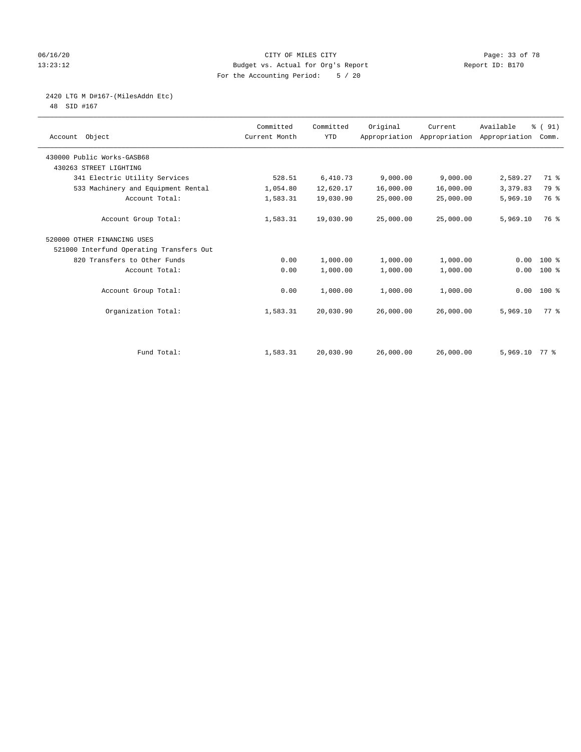CITY OF MILES CITY
Budget vs. Actual for Org's Report
For the Accounting Period: 5 / 20

06/16/20
13:23:12

Report ID: B170

## 2420 LTG M D#167-(MilesAddn Etc)
48 SID #167

| Account Object | Committed Current Month | Committed YTD | Original Appropriation | Current Appropriation | Available Appropriation | % ( 91) Comm. |
|---|---|---|---|---|---|---|
| 430000 Public Works-GASB68 | | | | | | |
| 430263 STREET LIGHTING | | | | | | |
| 341 Electric Utility Services | 528.51 | 6,410.73 | 9,000.00 | 9,000.00 | 2,589.27 | 71 % |
| 533 Machinery and Equipment Rental | 1,054.80 | 12,620.17 | 16,000.00 | 16,000.00 | 3,379.83 | 79 % |
| Account Total: | 1,583.31 | 19,030.90 | 25,000.00 | 25,000.00 | 5,969.10 | 76 % |
| Account Group Total: | 1,583.31 | 19,030.90 | 25,000.00 | 25,000.00 | 5,969.10 | 76 % |
| 520000 OTHER FINANCING USES | | | | | | |
| 521000 Interfund Operating Transfers Out | | | | | | |
| 820 Transfers to Other Funds | 0.00 | 1,000.00 | 1,000.00 | 1,000.00 | 0.00 | 100 % |
| Account Total: | 0.00 | 1,000.00 | 1,000.00 | 1,000.00 | 0.00 | 100 % |
| Account Group Total: | 0.00 | 1,000.00 | 1,000.00 | 1,000.00 | 0.00 | 100 % |
| Organization Total: | 1,583.31 | 20,030.90 | 26,000.00 | 26,000.00 | 5,969.10 | 77 % |
| Fund Total: | 1,583.31 | 20,030.90 | 26,000.00 | 26,000.00 | 5,969.10 | 77 % |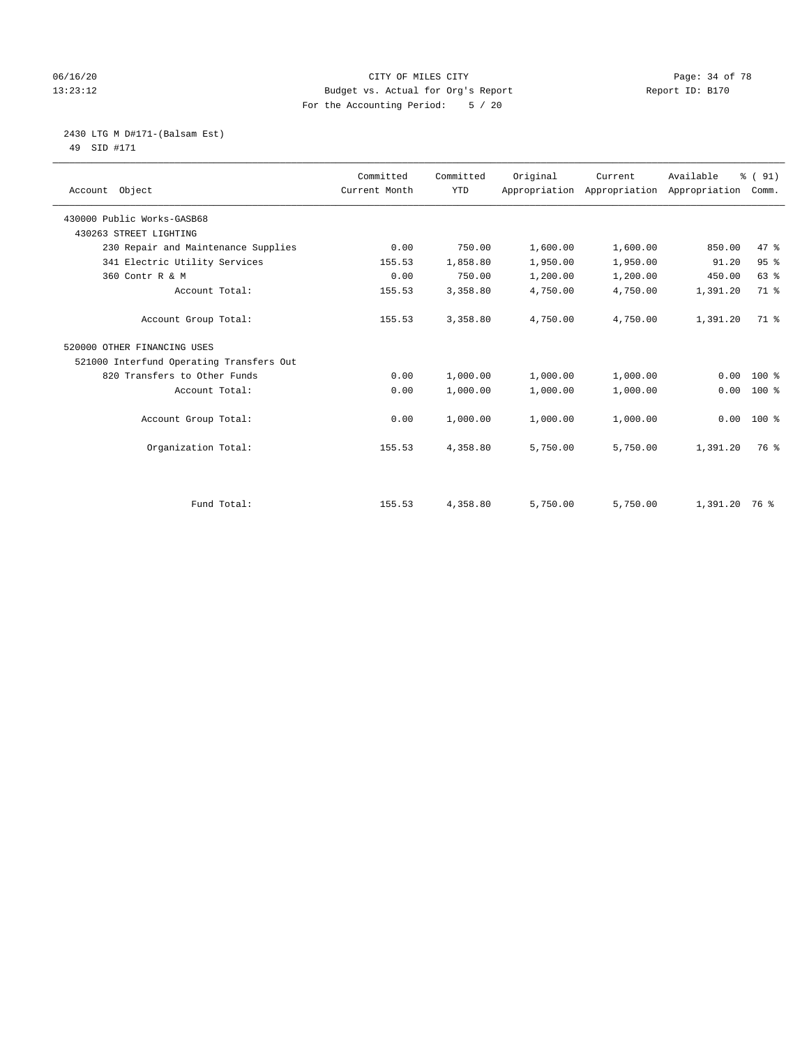CITY OF MILES CITY

Budget vs. Actual for Org's Report

For the Accounting Period: 5 / 20

06/16/20 13:23:12 — Report ID: B170

2430 LTG M D#171-(Balsam Est)
49 SID #171

| Account Object | Committed Current Month | Committed YTD | Original Appropriation | Current Appropriation | Available Appropriation | % ( 91) Comm. |
|---|---|---|---|---|---|---|
| 430000 Public Works-GASB68 | | | | | | |
| 430263 STREET LIGHTING | | | | | | |
| 230 Repair and Maintenance Supplies | 0.00 | 750.00 | 1,600.00 | 1,600.00 | 850.00 | 47 % |
| 341 Electric Utility Services | 155.53 | 1,858.80 | 1,950.00 | 1,950.00 | 91.20 | 95 % |
| 360 Contr R & M | 0.00 | 750.00 | 1,200.00 | 1,200.00 | 450.00 | 63 % |
| Account Total: | 155.53 | 3,358.80 | 4,750.00 | 4,750.00 | 1,391.20 | 71 % |
| Account Group Total: | 155.53 | 3,358.80 | 4,750.00 | 4,750.00 | 1,391.20 | 71 % |
| 520000 OTHER FINANCING USES | | | | | | |
| 521000 Interfund Operating Transfers Out | | | | | | |
| 820 Transfers to Other Funds | 0.00 | 1,000.00 | 1,000.00 | 1,000.00 | 0.00 | 100 % |
| Account Total: | 0.00 | 1,000.00 | 1,000.00 | 1,000.00 | 0.00 | 100 % |
| Account Group Total: | 0.00 | 1,000.00 | 1,000.00 | 1,000.00 | 0.00 | 100 % |
| Organization Total: | 155.53 | 4,358.80 | 5,750.00 | 5,750.00 | 1,391.20 | 76 % |
| Fund Total: | 155.53 | 4,358.80 | 5,750.00 | 5,750.00 | 1,391.20 | 76 % |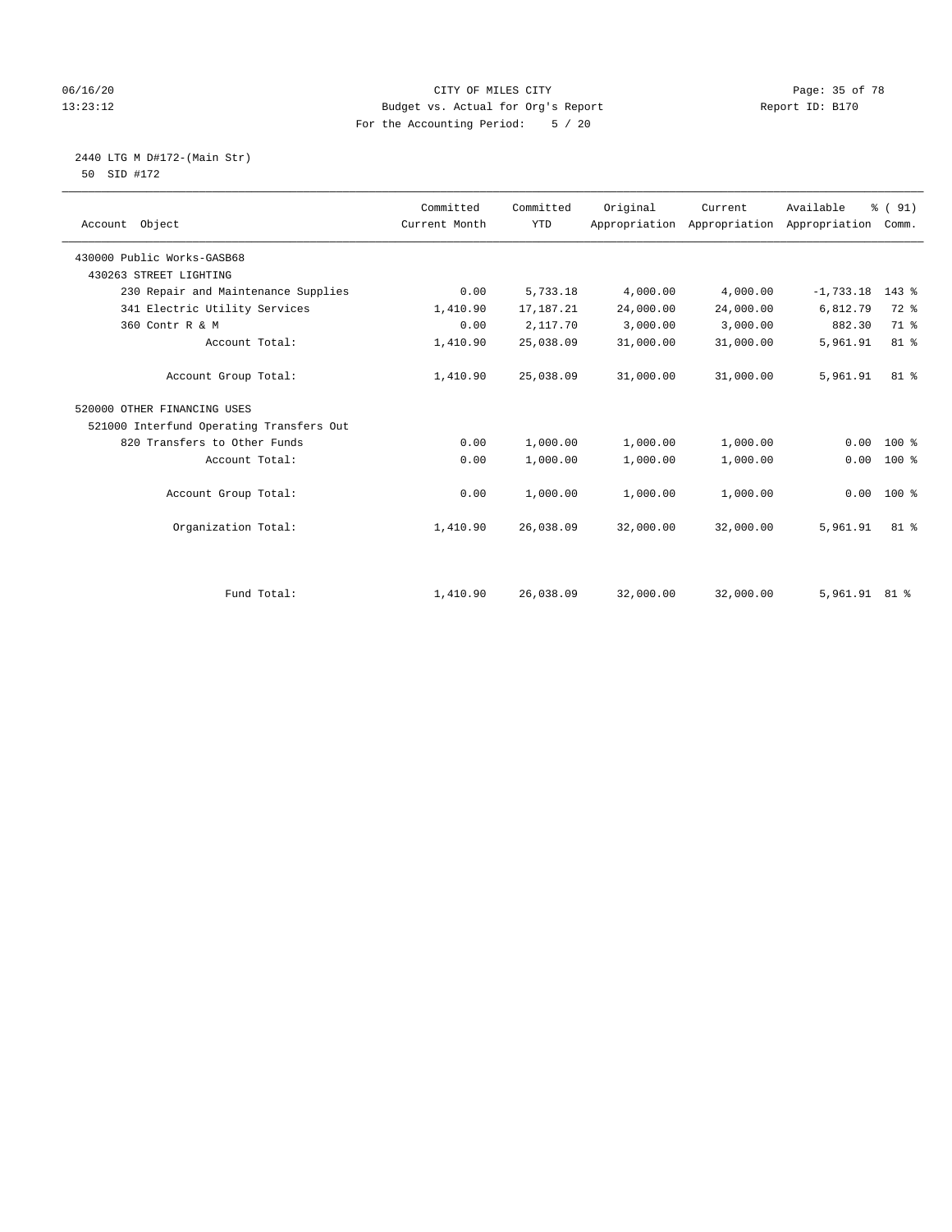CITY OF MILES CITY
Budget vs. Actual for Org's Report
For the Accounting Period: 5 / 20

06/16/20
13:23:12

Report ID: B170

2440 LTG M D#172-(Main Str)
50 SID #172

| Account Object | Committed Current Month | Committed YTD | Original Appropriation | Current Appropriation | Available Appropriation | % ( 91) Comm. |
|---|---|---|---|---|---|---|
| 430000 Public Works-GASB68 | | | | | | |
| 430263 STREET LIGHTING | | | | | | |
| 230 Repair and Maintenance Supplies | 0.00 | 5,733.18 | 4,000.00 | 4,000.00 | -1,733.18 | 143 % |
| 341 Electric Utility Services | 1,410.90 | 17,187.21 | 24,000.00 | 24,000.00 | 6,812.79 | 72 % |
| 360 Contr R & M | 0.00 | 2,117.70 | 3,000.00 | 3,000.00 | 882.30 | 71 % |
| Account Total: | 1,410.90 | 25,038.09 | 31,000.00 | 31,000.00 | 5,961.91 | 81 % |
| Account Group Total: | 1,410.90 | 25,038.09 | 31,000.00 | 31,000.00 | 5,961.91 | 81 % |
| 520000 OTHER FINANCING USES | | | | | | |
| 521000 Interfund Operating Transfers Out | | | | | | |
| 820 Transfers to Other Funds | 0.00 | 1,000.00 | 1,000.00 | 1,000.00 | 0.00 | 100 % |
| Account Total: | 0.00 | 1,000.00 | 1,000.00 | 1,000.00 | 0.00 | 100 % |
| Account Group Total: | 0.00 | 1,000.00 | 1,000.00 | 1,000.00 | 0.00 | 100 % |
| Organization Total: | 1,410.90 | 26,038.09 | 32,000.00 | 32,000.00 | 5,961.91 | 81 % |
| Fund Total: | 1,410.90 | 26,038.09 | 32,000.00 | 32,000.00 | 5,961.91 | 81 % |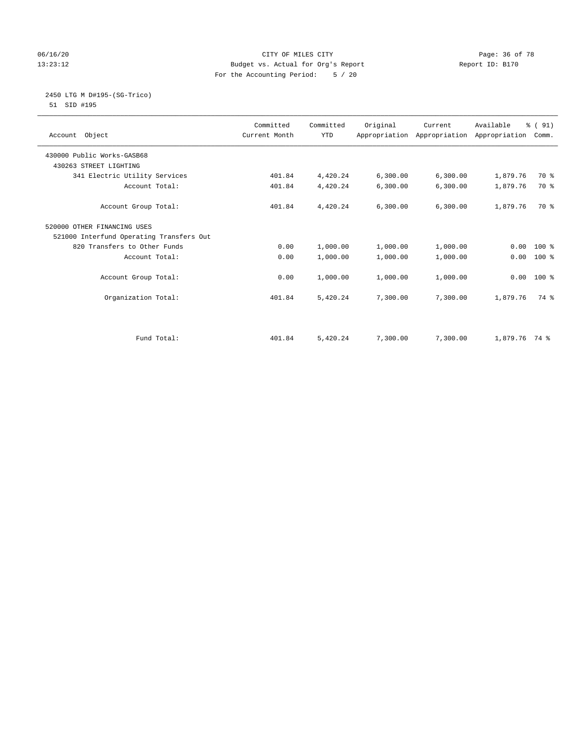CITY OF MILES CITY
Budget vs. Actual for Org's Report
For the Accounting Period: 5 / 20

06/16/20
13:23:12

Report ID: B170

2450 LTG M D#195-(SG-Trico)
51 SID #195

| Account Object | Committed Current Month | Committed YTD | Original Appropriation | Current Appropriation | Available Appropriation | % ( 91) Comm. |
|---|---|---|---|---|---|---|
| 430000 Public Works-GASB68 | | | | | | |
| 430263 STREET LIGHTING | | | | | | |
| 341 Electric Utility Services | 401.84 | 4,420.24 | 6,300.00 | 6,300.00 | 1,879.76 | 70 % |
| Account Total: | 401.84 | 4,420.24 | 6,300.00 | 6,300.00 | 1,879.76 | 70 % |
| Account Group Total: | 401.84 | 4,420.24 | 6,300.00 | 6,300.00 | 1,879.76 | 70 % |
| 520000 OTHER FINANCING USES | | | | | | |
| 521000 Interfund Operating Transfers Out | | | | | | |
| 820 Transfers to Other Funds | 0.00 | 1,000.00 | 1,000.00 | 1,000.00 | 0.00 | 100 % |
| Account Total: | 0.00 | 1,000.00 | 1,000.00 | 1,000.00 | 0.00 | 100 % |
| Account Group Total: | 0.00 | 1,000.00 | 1,000.00 | 1,000.00 | 0.00 | 100 % |
| Organization Total: | 401.84 | 5,420.24 | 7,300.00 | 7,300.00 | 1,879.76 | 74 % |
| Fund Total: | 401.84 | 5,420.24 | 7,300.00 | 7,300.00 | 1,879.76 | 74 % |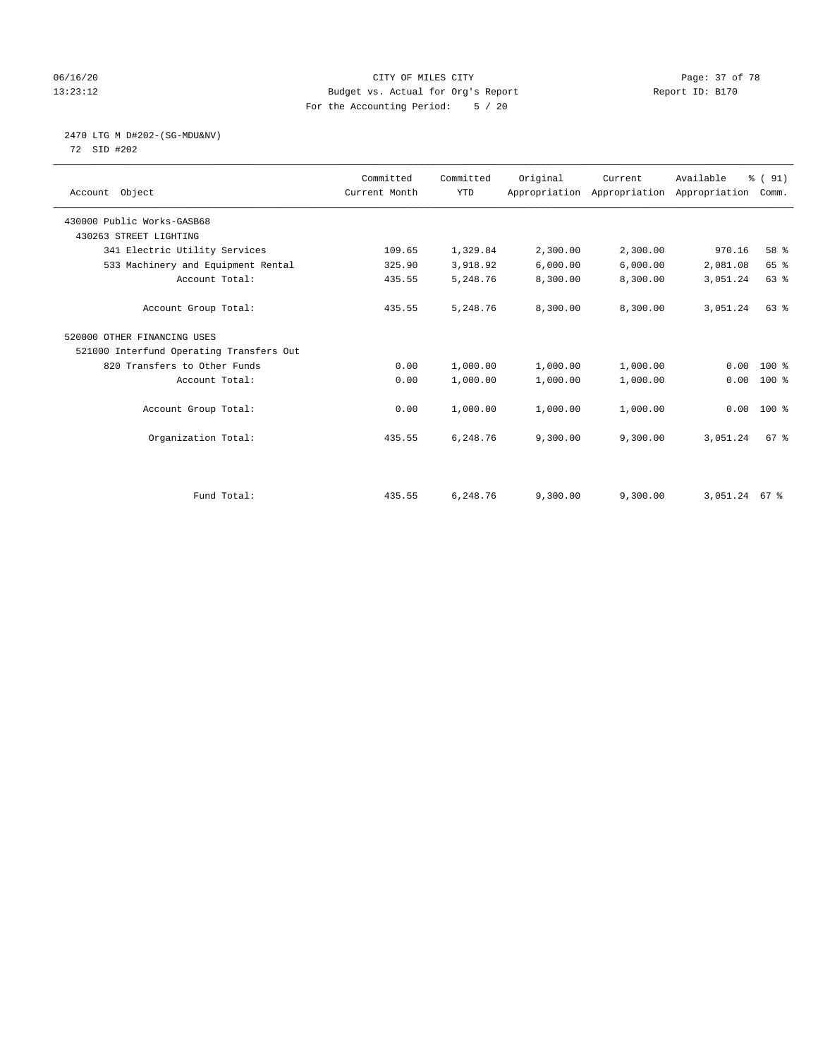CITY OF MILES CITY
Budget vs. Actual for Org's Report
For the Accounting Period: 5 / 20

06/16/20
13:23:12

Report ID: B170

## 2470 LTG M D#202-(SG-MDU&NV)

72 SID #202

| Account Object | Committed Current Month | Committed YTD | Original Appropriation | Current Appropriation | Available Appropriation | % ( 91) Comm. |
|---|---|---|---|---|---|---|
| 430000 Public Works-GASB68 | | | | | | |
| 430263 STREET LIGHTING | | | | | | |
| 341 Electric Utility Services | 109.65 | 1,329.84 | 2,300.00 | 2,300.00 | 970.16 | 58 % |
| 533 Machinery and Equipment Rental | 325.90 | 3,918.92 | 6,000.00 | 6,000.00 | 2,081.08 | 65 % |
| Account Total: | 435.55 | 5,248.76 | 8,300.00 | 8,300.00 | 3,051.24 | 63 % |
| Account Group Total: | 435.55 | 5,248.76 | 8,300.00 | 8,300.00 | 3,051.24 | 63 % |
| 520000 OTHER FINANCING USES | | | | | | |
| 521000 Interfund Operating Transfers Out | | | | | | |
| 820 Transfers to Other Funds | 0.00 | 1,000.00 | 1,000.00 | 1,000.00 | 0.00 | 100 % |
| Account Total: | 0.00 | 1,000.00 | 1,000.00 | 1,000.00 | 0.00 | 100 % |
| Account Group Total: | 0.00 | 1,000.00 | 1,000.00 | 1,000.00 | 0.00 | 100 % |
| Organization Total: | 435.55 | 6,248.76 | 9,300.00 | 9,300.00 | 3,051.24 | 67 % |
| Fund Total: | 435.55 | 6,248.76 | 9,300.00 | 9,300.00 | 3,051.24 | 67 % |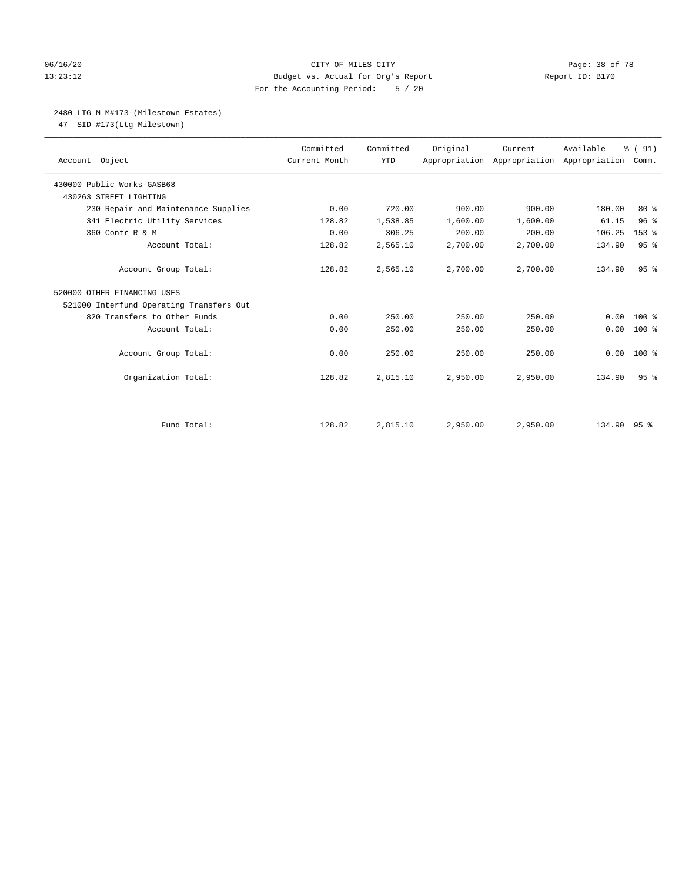CITY OF MILES CITY
Budget vs. Actual for Org's Report
For the Accounting Period: 5 / 20

## 2480 LTG M M#173-(Milestown Estates)

47 SID #173(Ltg-Milestown)

| Account Object | Committed Current Month | Committed YTD | Original Appropriation | Current Appropriation | Available Appropriation | % ( 91) Comm. |
|---|---|---|---|---|---|---|
| 430000 Public Works-GASB68 | | | | | | |
| 430263 STREET LIGHTING | | | | | | |
| 230 Repair and Maintenance Supplies | 0.00 | 720.00 | 900.00 | 900.00 | 180.00 | 80 % |
| 341 Electric Utility Services | 128.82 | 1,538.85 | 1,600.00 | 1,600.00 | 61.15 | 96 % |
| 360 Contr R & M | 0.00 | 306.25 | 200.00 | 200.00 | -106.25 | 153 % |
| Account Total: | 128.82 | 2,565.10 | 2,700.00 | 2,700.00 | 134.90 | 95 % |
| Account Group Total: | 128.82 | 2,565.10 | 2,700.00 | 2,700.00 | 134.90 | 95 % |
| 520000 OTHER FINANCING USES | | | | | | |
| 521000 Interfund Operating Transfers Out | | | | | | |
| 820 Transfers to Other Funds | 0.00 | 250.00 | 250.00 | 250.00 | 0.00 | 100 % |
| Account Total: | 0.00 | 250.00 | 250.00 | 250.00 | 0.00 | 100 % |
| Account Group Total: | 0.00 | 250.00 | 250.00 | 250.00 | 0.00 | 100 % |
| Organization Total: | 128.82 | 2,815.10 | 2,950.00 | 2,950.00 | 134.90 | 95 % |
| Fund Total: | 128.82 | 2,815.10 | 2,950.00 | 2,950.00 | 134.90 | 95 % |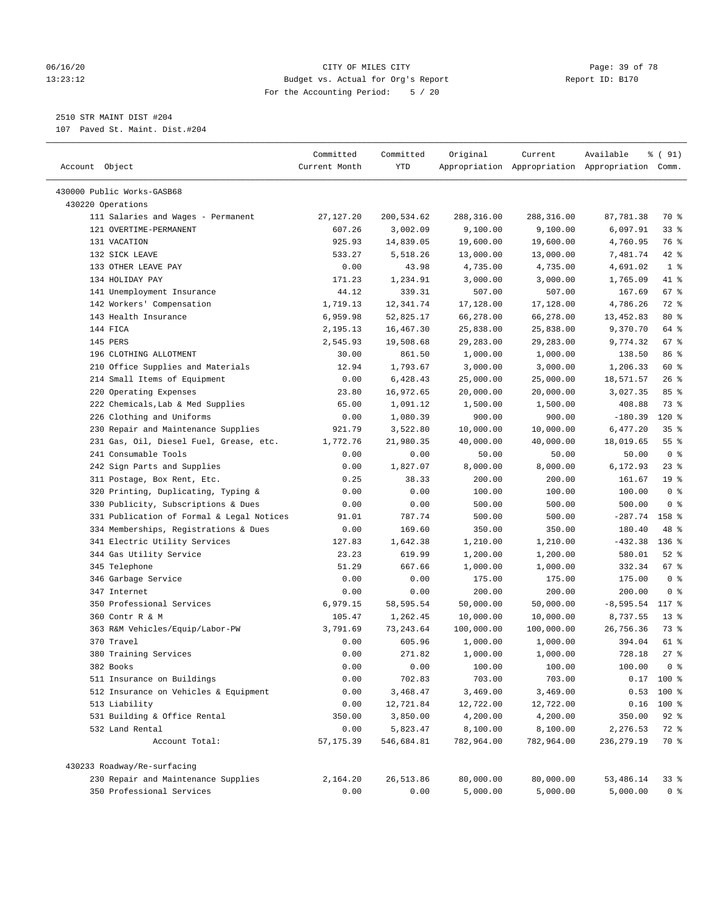CITY OF MILES CITY
Budget vs. Actual for Org's Report
For the Accounting Period: 5 / 20

06/16/20
13:23:12

Report ID: B170

2510 STR MAINT DIST #204
107 Paved St. Maint. Dist.#204

| Account Object | Committed Current Month | Committed YTD | Original Appropriation | Current Appropriation | Available Appropriation | % ( 91) Comm. |
|---|---|---|---|---|---|---|
| 430000 Public Works-GASB68 | | | | | | |
| 430220 Operations | | | | | | |
| 111 Salaries and Wages - Permanent | 27,127.20 | 200,534.62 | 288,316.00 | 288,316.00 | 87,781.38 | 70 % |
| 121 OVERTIME-PERMANENT | 607.26 | 3,002.09 | 9,100.00 | 9,100.00 | 6,097.91 | 33 % |
| 131 VACATION | 925.93 | 14,839.05 | 19,600.00 | 19,600.00 | 4,760.95 | 76 % |
| 132 SICK LEAVE | 533.27 | 5,518.26 | 13,000.00 | 13,000.00 | 7,481.74 | 42 % |
| 133 OTHER LEAVE PAY | 0.00 | 43.98 | 4,735.00 | 4,735.00 | 4,691.02 | 1 % |
| 134 HOLIDAY PAY | 171.23 | 1,234.91 | 3,000.00 | 3,000.00 | 1,765.09 | 41 % |
| 141 Unemployment Insurance | 44.12 | 339.31 | 507.00 | 507.00 | 167.69 | 67 % |
| 142 Workers' Compensation | 1,719.13 | 12,341.74 | 17,128.00 | 17,128.00 | 4,786.26 | 72 % |
| 143 Health Insurance | 6,959.98 | 52,825.17 | 66,278.00 | 66,278.00 | 13,452.83 | 80 % |
| 144 FICA | 2,195.13 | 16,467.30 | 25,838.00 | 25,838.00 | 9,370.70 | 64 % |
| 145 PERS | 2,545.93 | 19,508.68 | 29,283.00 | 29,283.00 | 9,774.32 | 67 % |
| 196 CLOTHING ALLOTMENT | 30.00 | 861.50 | 1,000.00 | 1,000.00 | 138.50 | 86 % |
| 210 Office Supplies and Materials | 12.94 | 1,793.67 | 3,000.00 | 3,000.00 | 1,206.33 | 60 % |
| 214 Small Items of Equipment | 0.00 | 6,428.43 | 25,000.00 | 25,000.00 | 18,571.57 | 26 % |
| 220 Operating Expenses | 23.80 | 16,972.65 | 20,000.00 | 20,000.00 | 3,027.35 | 85 % |
| 222 Chemicals,Lab & Med Supplies | 65.00 | 1,091.12 | 1,500.00 | 1,500.00 | 408.88 | 73 % |
| 226 Clothing and Uniforms | 0.00 | 1,080.39 | 900.00 | 900.00 | -180.39 | 120 % |
| 230 Repair and Maintenance Supplies | 921.79 | 3,522.80 | 10,000.00 | 10,000.00 | 6,477.20 | 35 % |
| 231 Gas, Oil, Diesel Fuel, Grease, etc. | 1,772.76 | 21,980.35 | 40,000.00 | 40,000.00 | 18,019.65 | 55 % |
| 241 Consumable Tools | 0.00 | 0.00 | 50.00 | 50.00 | 50.00 | 0 % |
| 242 Sign Parts and Supplies | 0.00 | 1,827.07 | 8,000.00 | 8,000.00 | 6,172.93 | 23 % |
| 311 Postage, Box Rent, Etc. | 0.25 | 38.33 | 200.00 | 200.00 | 161.67 | 19 % |
| 320 Printing, Duplicating, Typing & | 0.00 | 0.00 | 100.00 | 100.00 | 100.00 | 0 % |
| 330 Publicity, Subscriptions & Dues | 0.00 | 0.00 | 500.00 | 500.00 | 500.00 | 0 % |
| 331 Publication of Formal & Legal Notices | 91.01 | 787.74 | 500.00 | 500.00 | -287.74 | 158 % |
| 334 Memberships, Registrations & Dues | 0.00 | 169.60 | 350.00 | 350.00 | 180.40 | 48 % |
| 341 Electric Utility Services | 127.83 | 1,642.38 | 1,210.00 | 1,210.00 | -432.38 | 136 % |
| 344 Gas Utility Service | 23.23 | 619.99 | 1,200.00 | 1,200.00 | 580.01 | 52 % |
| 345 Telephone | 51.29 | 667.66 | 1,000.00 | 1,000.00 | 332.34 | 67 % |
| 346 Garbage Service | 0.00 | 0.00 | 175.00 | 175.00 | 175.00 | 0 % |
| 347 Internet | 0.00 | 0.00 | 200.00 | 200.00 | 200.00 | 0 % |
| 350 Professional Services | 6,979.15 | 58,595.54 | 50,000.00 | 50,000.00 | -8,595.54 | 117 % |
| 360 Contr R & M | 105.47 | 1,262.45 | 10,000.00 | 10,000.00 | 8,737.55 | 13 % |
| 363 R&M Vehicles/Equip/Labor-PW | 3,791.69 | 73,243.64 | 100,000.00 | 100,000.00 | 26,756.36 | 73 % |
| 370 Travel | 0.00 | 605.96 | 1,000.00 | 1,000.00 | 394.04 | 61 % |
| 380 Training Services | 0.00 | 271.82 | 1,000.00 | 1,000.00 | 728.18 | 27 % |
| 382 Books | 0.00 | 0.00 | 100.00 | 100.00 | 100.00 | 0 % |
| 511 Insurance on Buildings | 0.00 | 702.83 | 703.00 | 703.00 | 0.17 | 100 % |
| 512 Insurance on Vehicles & Equipment | 0.00 | 3,468.47 | 3,469.00 | 3,469.00 | 0.53 | 100 % |
| 513 Liability | 0.00 | 12,721.84 | 12,722.00 | 12,722.00 | 0.16 | 100 % |
| 531 Building & Office Rental | 350.00 | 3,850.00 | 4,200.00 | 4,200.00 | 350.00 | 92 % |
| 532 Land Rental | 0.00 | 5,823.47 | 8,100.00 | 8,100.00 | 2,276.53 | 72 % |
| Account Total: | 57,175.39 | 546,684.81 | 782,964.00 | 782,964.00 | 236,279.19 | 70 % |
| 430233 Roadway/Re-surfacing | | | | | | |
| 230 Repair and Maintenance Supplies | 2,164.20 | 26,513.86 | 80,000.00 | 80,000.00 | 53,486.14 | 33 % |
| 350 Professional Services | 0.00 | 0.00 | 5,000.00 | 5,000.00 | 5,000.00 | 0 % |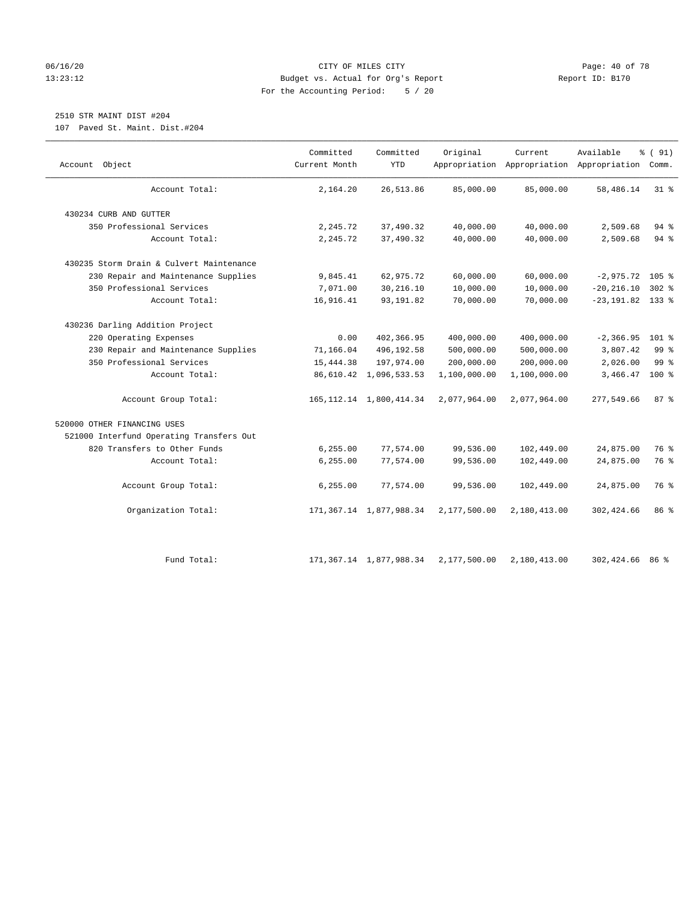CITY OF MILES CITY
Budget vs. Actual for Org's Report
For the Accounting Period: 5 / 20

06/16/20 13:23:12 — Report ID: B170

## 2510 STR MAINT DIST #204

107 Paved St. Maint. Dist.#204

| Account Object | Committed Current Month | Committed YTD | Original Appropriation | Current Appropriation | Available Appropriation | % ( 91) Comm. |
|---|---|---|---|---|---|---|
| Account Total: | 2,164.20 | 26,513.86 | 85,000.00 | 85,000.00 | 58,486.14 | 31 % |
| 430234 CURB AND GUTTER | | | | | | |
| 350 Professional Services | 2,245.72 | 37,490.32 | 40,000.00 | 40,000.00 | 2,509.68 | 94 % |
| Account Total: | 2,245.72 | 37,490.32 | 40,000.00 | 40,000.00 | 2,509.68 | 94 % |
| 430235 Storm Drain & Culvert Maintenance | | | | | | |
| 230 Repair and Maintenance Supplies | 9,845.41 | 62,975.72 | 60,000.00 | 60,000.00 | -2,975.72 | 105 % |
| 350 Professional Services | 7,071.00 | 30,216.10 | 10,000.00 | 10,000.00 | -20,216.10 | 302 % |
| Account Total: | 16,916.41 | 93,191.82 | 70,000.00 | 70,000.00 | -23,191.82 | 133 % |
| 430236 Darling Addition Project | | | | | | |
| 220 Operating Expenses | 0.00 | 402,366.95 | 400,000.00 | 400,000.00 | -2,366.95 | 101 % |
| 230 Repair and Maintenance Supplies | 71,166.04 | 496,192.58 | 500,000.00 | 500,000.00 | 3,807.42 | 99 % |
| 350 Professional Services | 15,444.38 | 197,974.00 | 200,000.00 | 200,000.00 | 2,026.00 | 99 % |
| Account Total: | 86,610.42 | 1,096,533.53 | 1,100,000.00 | 1,100,000.00 | 3,466.47 | 100 % |
| Account Group Total: | 165,112.14 | 1,800,414.34 | 2,077,964.00 | 2,077,964.00 | 277,549.66 | 87 % |
| 520000 OTHER FINANCING USES | | | | | | |
| 521000 Interfund Operating Transfers Out | | | | | | |
| 820 Transfers to Other Funds | 6,255.00 | 77,574.00 | 99,536.00 | 102,449.00 | 24,875.00 | 76 % |
| Account Total: | 6,255.00 | 77,574.00 | 99,536.00 | 102,449.00 | 24,875.00 | 76 % |
| Account Group Total: | 6,255.00 | 77,574.00 | 99,536.00 | 102,449.00 | 24,875.00 | 76 % |
| Organization Total: | 171,367.14 | 1,877,988.34 | 2,177,500.00 | 2,180,413.00 | 302,424.66 | 86 % |
| Fund Total: | 171,367.14 | 1,877,988.34 | 2,177,500.00 | 2,180,413.00 | 302,424.66 | 86 % |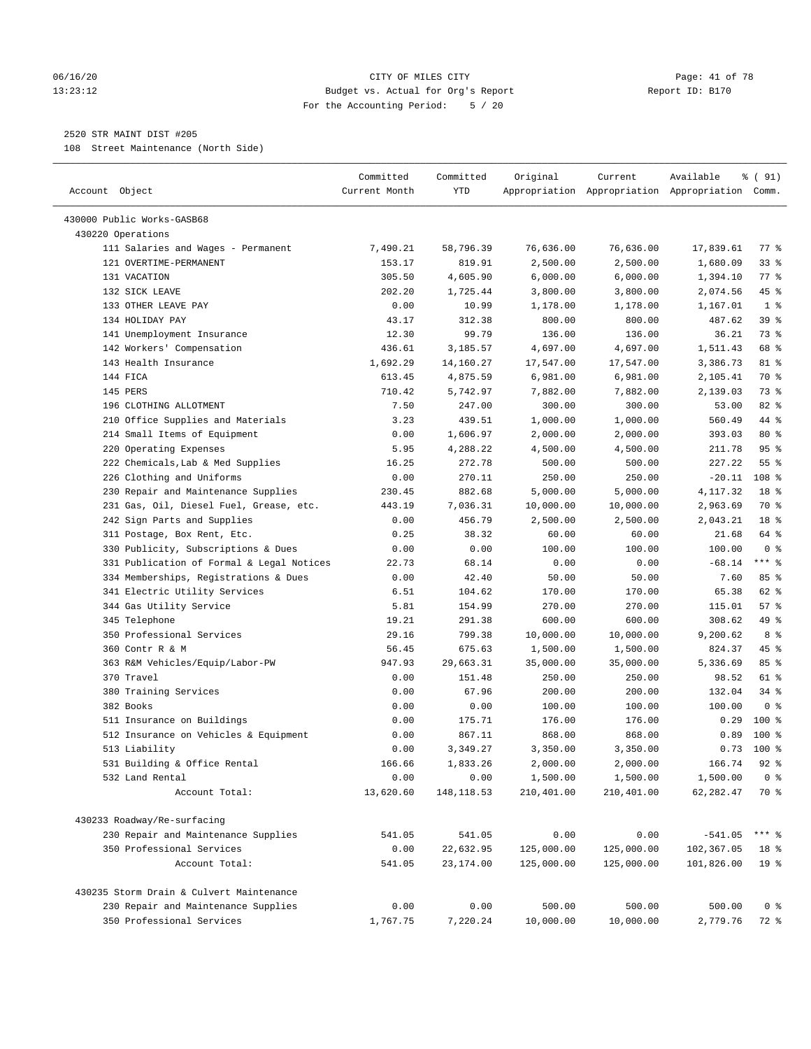CITY OF MILES CITY
Budget vs. Actual for Org's Report
For the Accounting Period: 5 / 20

2520 STR MAINT DIST #205
108 Street Maintenance (North Side)

| Account Object | Committed Current Month | Committed YTD | Original Appropriation | Current Appropriation | Available Appropriation | % ( 91) Comm. |
|---|---|---|---|---|---|---|
| 430000 Public Works-GASB68 | | | | | | |
| 430220 Operations | | | | | | |
| 111 Salaries and Wages - Permanent | 7,490.21 | 58,796.39 | 76,636.00 | 76,636.00 | 17,839.61 | 77 % |
| 121 OVERTIME-PERMANENT | 153.17 | 819.91 | 2,500.00 | 2,500.00 | 1,680.09 | 33 % |
| 131 VACATION | 305.50 | 4,605.90 | 6,000.00 | 6,000.00 | 1,394.10 | 77 % |
| 132 SICK LEAVE | 202.20 | 1,725.44 | 3,800.00 | 3,800.00 | 2,074.56 | 45 % |
| 133 OTHER LEAVE PAY | 0.00 | 10.99 | 1,178.00 | 1,178.00 | 1,167.01 | 1 % |
| 134 HOLIDAY PAY | 43.17 | 312.38 | 800.00 | 800.00 | 487.62 | 39 % |
| 141 Unemployment Insurance | 12.30 | 99.79 | 136.00 | 136.00 | 36.21 | 73 % |
| 142 Workers' Compensation | 436.61 | 3,185.57 | 4,697.00 | 4,697.00 | 1,511.43 | 68 % |
| 143 Health Insurance | 1,692.29 | 14,160.27 | 17,547.00 | 17,547.00 | 3,386.73 | 81 % |
| 144 FICA | 613.45 | 4,875.59 | 6,981.00 | 6,981.00 | 2,105.41 | 70 % |
| 145 PERS | 710.42 | 5,742.97 | 7,882.00 | 7,882.00 | 2,139.03 | 73 % |
| 196 CLOTHING ALLOTMENT | 7.50 | 247.00 | 300.00 | 300.00 | 53.00 | 82 % |
| 210 Office Supplies and Materials | 3.23 | 439.51 | 1,000.00 | 1,000.00 | 560.49 | 44 % |
| 214 Small Items of Equipment | 0.00 | 1,606.97 | 2,000.00 | 2,000.00 | 393.03 | 80 % |
| 220 Operating Expenses | 5.95 | 4,288.22 | 4,500.00 | 4,500.00 | 211.78 | 95 % |
| 222 Chemicals,Lab & Med Supplies | 16.25 | 272.78 | 500.00 | 500.00 | 227.22 | 55 % |
| 226 Clothing and Uniforms | 0.00 | 270.11 | 250.00 | 250.00 | -20.11 | 108 % |
| 230 Repair and Maintenance Supplies | 230.45 | 882.68 | 5,000.00 | 5,000.00 | 4,117.32 | 18 % |
| 231 Gas, Oil, Diesel Fuel, Grease, etc. | 443.19 | 7,036.31 | 10,000.00 | 10,000.00 | 2,963.69 | 70 % |
| 242 Sign Parts and Supplies | 0.00 | 456.79 | 2,500.00 | 2,500.00 | 2,043.21 | 18 % |
| 311 Postage, Box Rent, Etc. | 0.25 | 38.32 | 60.00 | 60.00 | 21.68 | 64 % |
| 330 Publicity, Subscriptions & Dues | 0.00 | 0.00 | 100.00 | 100.00 | 100.00 | 0 % |
| 331 Publication of Formal & Legal Notices | 22.73 | 68.14 | 0.00 | 0.00 | -68.14 | *** % |
| 334 Memberships, Registrations & Dues | 0.00 | 42.40 | 50.00 | 50.00 | 7.60 | 85 % |
| 341 Electric Utility Services | 6.51 | 104.62 | 170.00 | 170.00 | 65.38 | 62 % |
| 344 Gas Utility Service | 5.81 | 154.99 | 270.00 | 270.00 | 115.01 | 57 % |
| 345 Telephone | 19.21 | 291.38 | 600.00 | 600.00 | 308.62 | 49 % |
| 350 Professional Services | 29.16 | 799.38 | 10,000.00 | 10,000.00 | 9,200.62 | 8 % |
| 360 Contr R & M | 56.45 | 675.63 | 1,500.00 | 1,500.00 | 824.37 | 45 % |
| 363 R&M Vehicles/Equip/Labor-PW | 947.93 | 29,663.31 | 35,000.00 | 35,000.00 | 5,336.69 | 85 % |
| 370 Travel | 0.00 | 151.48 | 250.00 | 250.00 | 98.52 | 61 % |
| 380 Training Services | 0.00 | 67.96 | 200.00 | 200.00 | 132.04 | 34 % |
| 382 Books | 0.00 | 0.00 | 100.00 | 100.00 | 100.00 | 0 % |
| 511 Insurance on Buildings | 0.00 | 175.71 | 176.00 | 176.00 | 0.29 | 100 % |
| 512 Insurance on Vehicles & Equipment | 0.00 | 867.11 | 868.00 | 868.00 | 0.89 | 100 % |
| 513 Liability | 0.00 | 3,349.27 | 3,350.00 | 3,350.00 | 0.73 | 100 % |
| 531 Building & Office Rental | 166.66 | 1,833.26 | 2,000.00 | 2,000.00 | 166.74 | 92 % |
| 532 Land Rental | 0.00 | 0.00 | 1,500.00 | 1,500.00 | 1,500.00 | 0 % |
| Account Total: | 13,620.60 | 148,118.53 | 210,401.00 | 210,401.00 | 62,282.47 | 70 % |
| 430233 Roadway/Re-surfacing | | | | | | |
| 230 Repair and Maintenance Supplies | 541.05 | 541.05 | 0.00 | 0.00 | -541.05 | *** % |
| 350 Professional Services | 0.00 | 22,632.95 | 125,000.00 | 125,000.00 | 102,367.05 | 18 % |
| Account Total: | 541.05 | 23,174.00 | 125,000.00 | 125,000.00 | 101,826.00 | 19 % |
| 430235 Storm Drain & Culvert Maintenance | | | | | | |
| 230 Repair and Maintenance Supplies | 0.00 | 0.00 | 500.00 | 500.00 | 500.00 | 0 % |
| 350 Professional Services | 1,767.75 | 7,220.24 | 10,000.00 | 10,000.00 | 2,779.76 | 72 % |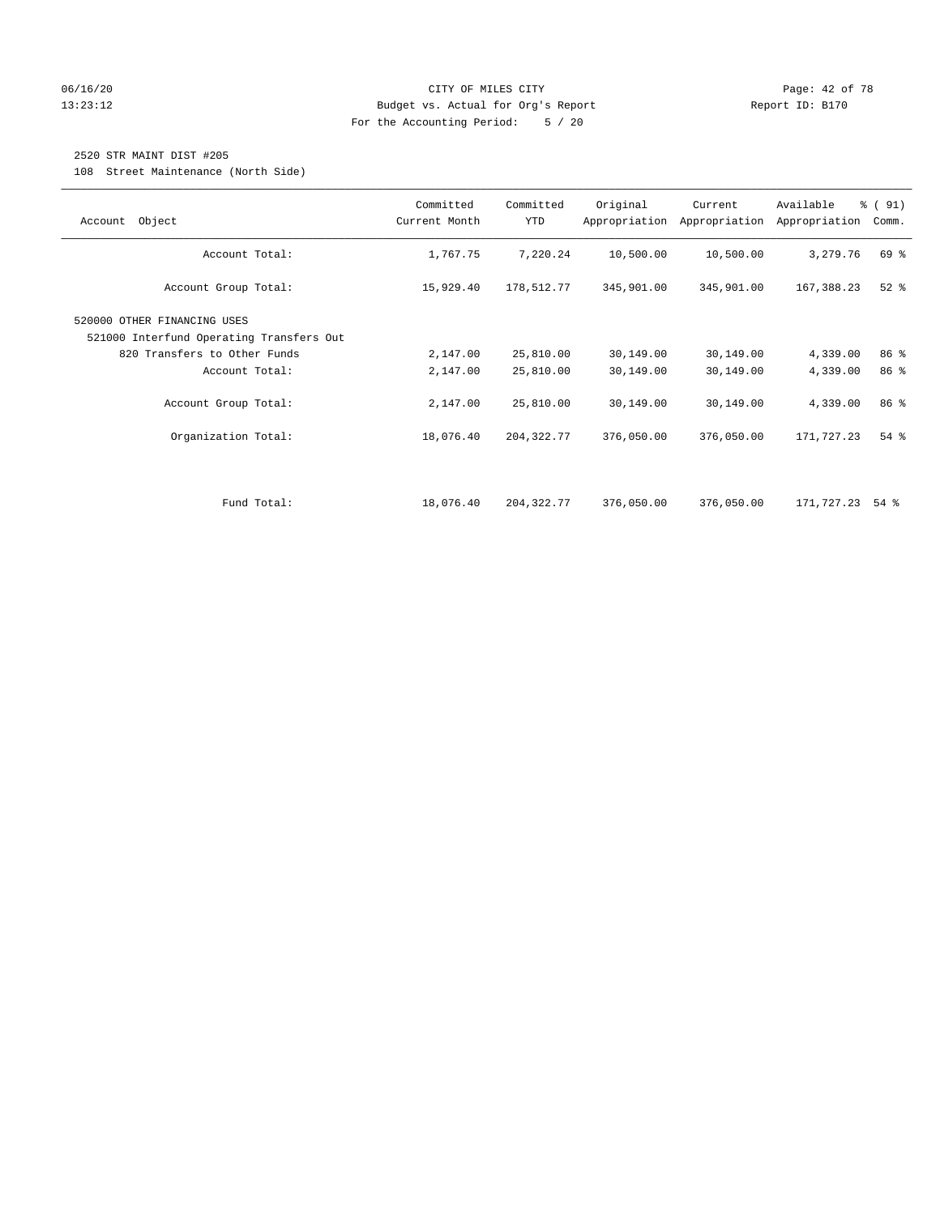CITY OF MILES CITY
Budget vs. Actual for Org's Report
For the Accounting Period: 5 / 20

06/16/20
13:23:12

Report ID: B170

## 2520 STR MAINT DIST #205

108 Street Maintenance (North Side)

| Account Object | Committed Current Month | Committed YTD | Original Appropriation | Current Appropriation | Available Appropriation | % ( 91) Comm. |
|---|---|---|---|---|---|---|
| Account Total: | 1,767.75 | 7,220.24 | 10,500.00 | 10,500.00 | 3,279.76 | 69 % |
| Account Group Total: | 15,929.40 | 178,512.77 | 345,901.00 | 345,901.00 | 167,388.23 | 52 % |
| 520000 OTHER FINANCING USES | | | | | | |
| 521000 Interfund Operating Transfers Out | | | | | | |
| 820 Transfers to Other Funds | 2,147.00 | 25,810.00 | 30,149.00 | 30,149.00 | 4,339.00 | 86 % |
| Account Total: | 2,147.00 | 25,810.00 | 30,149.00 | 30,149.00 | 4,339.00 | 86 % |
| Account Group Total: | 2,147.00 | 25,810.00 | 30,149.00 | 30,149.00 | 4,339.00 | 86 % |
| Organization Total: | 18,076.40 | 204,322.77 | 376,050.00 | 376,050.00 | 171,727.23 | 54 % |
| Fund Total: | 18,076.40 | 204,322.77 | 376,050.00 | 376,050.00 | 171,727.23 | 54 % |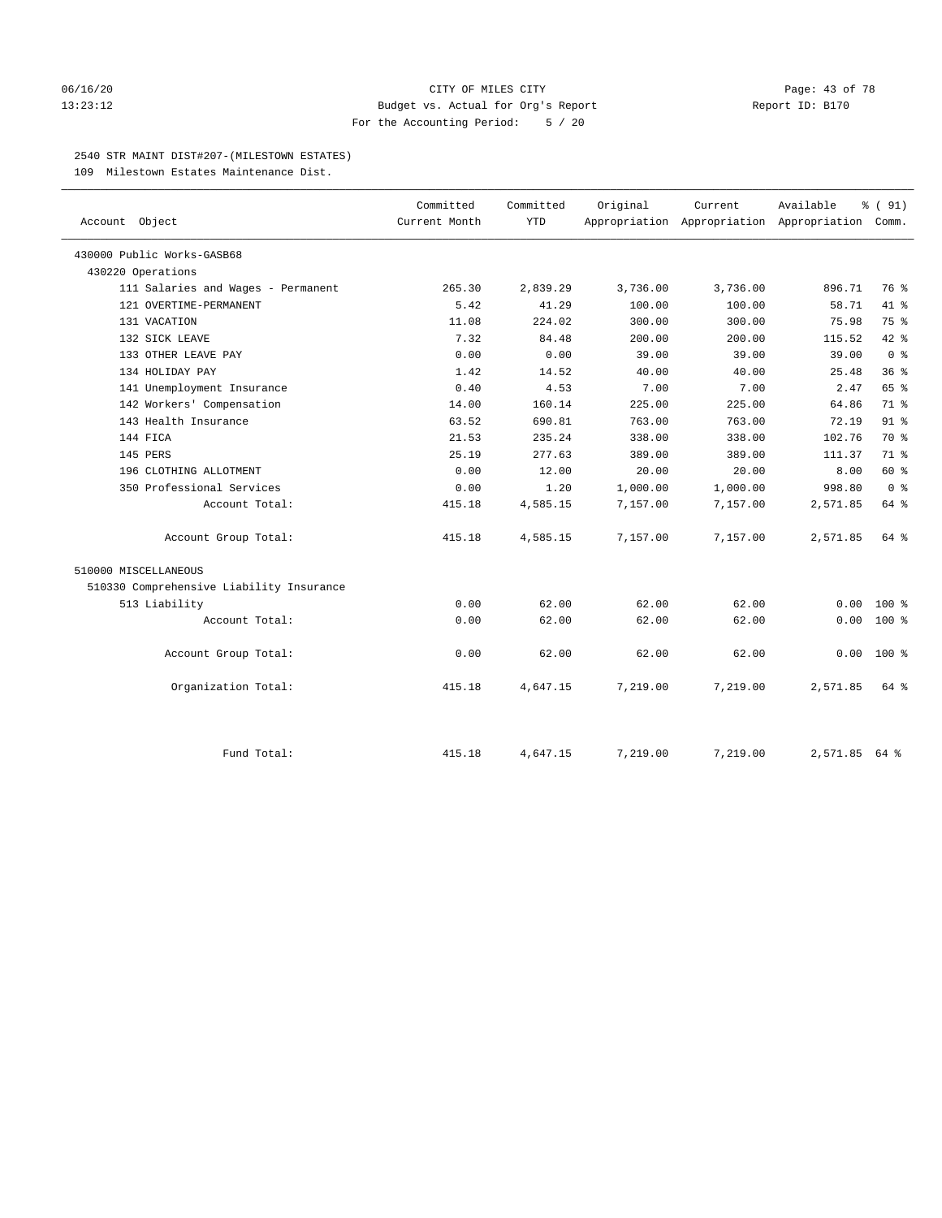CITY OF MILES CITY
Budget vs. Actual for Org's Report
For the Accounting Period: 5 / 20

06/16/20
13:23:12

Report ID: B170

## 2540 STR MAINT DIST#207-(MILESTOWN ESTATES)

109 Milestown Estates Maintenance Dist.

| Account Object | Committed Current Month | Committed YTD | Original Appropriation | Current Appropriation | Available Appropriation | % ( 91) Comm. |
|---|---|---|---|---|---|---|
| 430000 Public Works-GASB68 | | | | | | |
| 430220 Operations | | | | | | |
| 111 Salaries and Wages - Permanent | 265.30 | 2,839.29 | 3,736.00 | 3,736.00 | 896.71 | 76 % |
| 121 OVERTIME-PERMANENT | 5.42 | 41.29 | 100.00 | 100.00 | 58.71 | 41 % |
| 131 VACATION | 11.08 | 224.02 | 300.00 | 300.00 | 75.98 | 75 % |
| 132 SICK LEAVE | 7.32 | 84.48 | 200.00 | 200.00 | 115.52 | 42 % |
| 133 OTHER LEAVE PAY | 0.00 | 0.00 | 39.00 | 39.00 | 39.00 | 0 % |
| 134 HOLIDAY PAY | 1.42 | 14.52 | 40.00 | 40.00 | 25.48 | 36 % |
| 141 Unemployment Insurance | 0.40 | 4.53 | 7.00 | 7.00 | 2.47 | 65 % |
| 142 Workers' Compensation | 14.00 | 160.14 | 225.00 | 225.00 | 64.86 | 71 % |
| 143 Health Insurance | 63.52 | 690.81 | 763.00 | 763.00 | 72.19 | 91 % |
| 144 FICA | 21.53 | 235.24 | 338.00 | 338.00 | 102.76 | 70 % |
| 145 PERS | 25.19 | 277.63 | 389.00 | 389.00 | 111.37 | 71 % |
| 196 CLOTHING ALLOTMENT | 0.00 | 12.00 | 20.00 | 20.00 | 8.00 | 60 % |
| 350 Professional Services | 0.00 | 1.20 | 1,000.00 | 1,000.00 | 998.80 | 0 % |
| Account Total: | 415.18 | 4,585.15 | 7,157.00 | 7,157.00 | 2,571.85 | 64 % |
| Account Group Total: | 415.18 | 4,585.15 | 7,157.00 | 7,157.00 | 2,571.85 | 64 % |
| 510000 MISCELLANEOUS | | | | | | |
| 510330 Comprehensive Liability Insurance | | | | | | |
| 513 Liability | 0.00 | 62.00 | 62.00 | 62.00 | 0.00 | 100 % |
| Account Total: | 0.00 | 62.00 | 62.00 | 62.00 | 0.00 | 100 % |
| Account Group Total: | 0.00 | 62.00 | 62.00 | 62.00 | 0.00 | 100 % |
| Organization Total: | 415.18 | 4,647.15 | 7,219.00 | 7,219.00 | 2,571.85 | 64 % |
| Fund Total: | 415.18 | 4,647.15 | 7,219.00 | 7,219.00 | 2,571.85 | 64 % |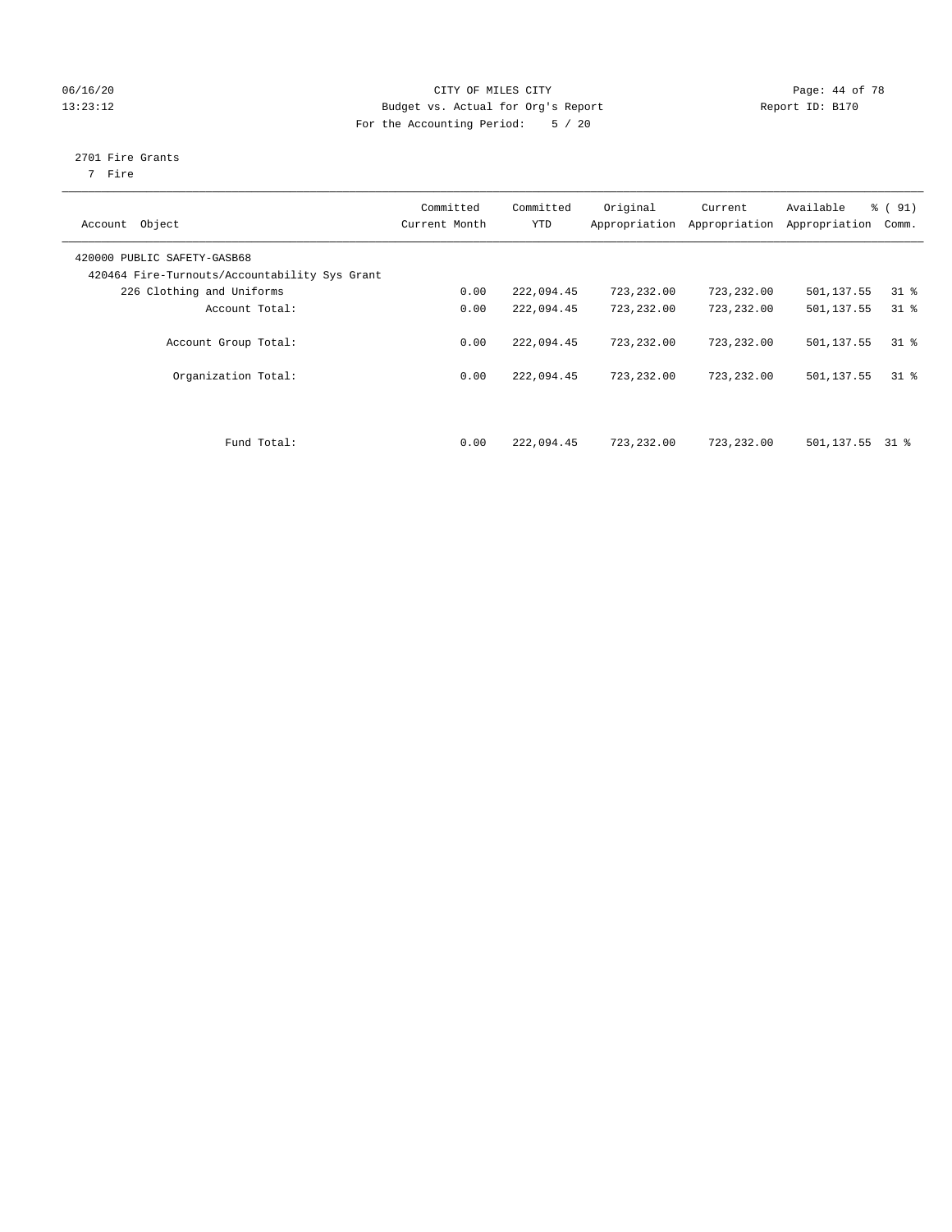CITY OF MILES CITY
Budget vs. Actual for Org's Report
For the Accounting Period: 5 / 20

06/16/20
13:23:12

Report ID: B170

2701 Fire Grants
7 Fire

| Account Object | Committed Current Month | Committed YTD | Original Appropriation | Current Appropriation | Available Appropriation | % ( 91) Comm. |
|---|---|---|---|---|---|---|
| 420000 PUBLIC SAFETY-GASB68 | | | | | | |
| 420464 Fire-Turnouts/Accountability Sys Grant | | | | | | |
| 226 Clothing and Uniforms | 0.00 | 222,094.45 | 723,232.00 | 723,232.00 | 501,137.55 | 31 % |
| Account Total: | 0.00 | 222,094.45 | 723,232.00 | 723,232.00 | 501,137.55 | 31 % |
| Account Group Total: | 0.00 | 222,094.45 | 723,232.00 | 723,232.00 | 501,137.55 | 31 % |
| Organization Total: | 0.00 | 222,094.45 | 723,232.00 | 723,232.00 | 501,137.55 | 31 % |
| Fund Total: | 0.00 | 222,094.45 | 723,232.00 | 723,232.00 | 501,137.55 | 31 % |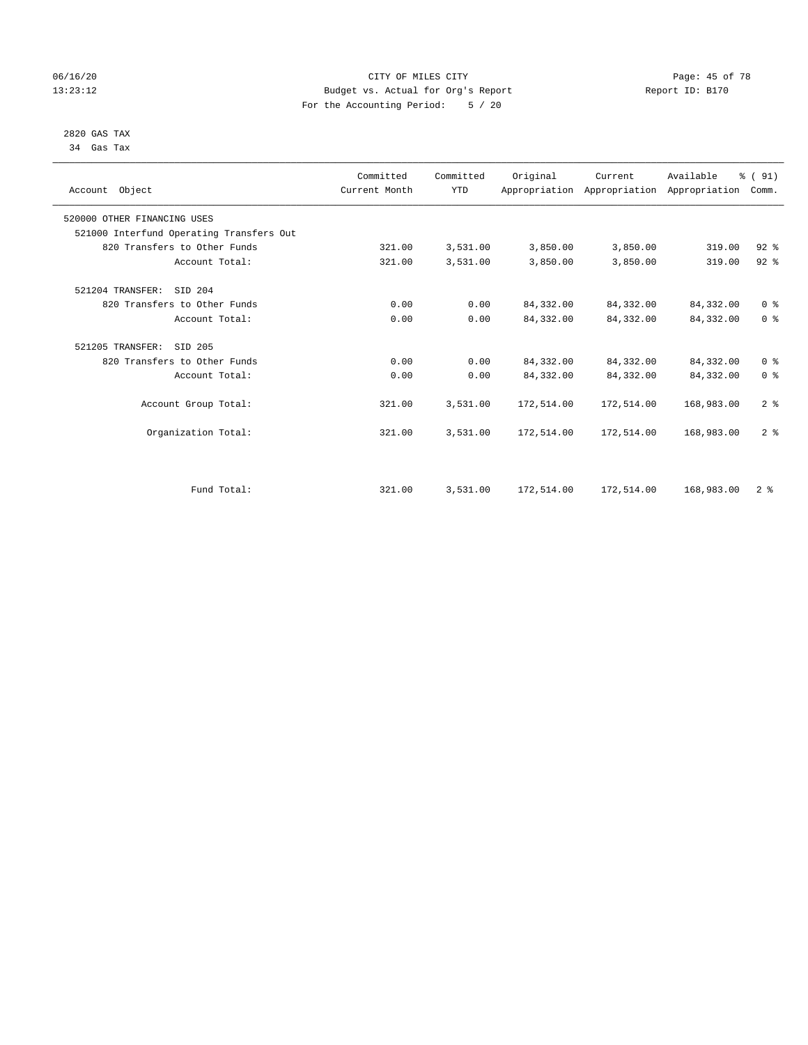CITY OF MILES CITY
Budget vs. Actual for Org's Report
For the Accounting Period: 5 / 20

06/16/20
13:23:12

Report ID: B170

2820 GAS TAX
34 Gas Tax

| Account Object | Committed Current Month | Committed YTD | Original Appropriation | Current Appropriation | Available Appropriation | % ( 91) Comm. |
|---|---|---|---|---|---|---|
| 520000 OTHER FINANCING USES | | | | | | |
| 521000 Interfund Operating Transfers Out | | | | | | |
| 820 Transfers to Other Funds | 321.00 | 3,531.00 | 3,850.00 | 3,850.00 | 319.00 | 92 % |
| Account Total: | 321.00 | 3,531.00 | 3,850.00 | 3,850.00 | 319.00 | 92 % |
| 521204 TRANSFER: SID 204 | | | | | | |
| 820 Transfers to Other Funds | 0.00 | 0.00 | 84,332.00 | 84,332.00 | 84,332.00 | 0 % |
| Account Total: | 0.00 | 0.00 | 84,332.00 | 84,332.00 | 84,332.00 | 0 % |
| 521205 TRANSFER: SID 205 | | | | | | |
| 820 Transfers to Other Funds | 0.00 | 0.00 | 84,332.00 | 84,332.00 | 84,332.00 | 0 % |
| Account Total: | 0.00 | 0.00 | 84,332.00 | 84,332.00 | 84,332.00 | 0 % |
| Account Group Total: | 321.00 | 3,531.00 | 172,514.00 | 172,514.00 | 168,983.00 | 2 % |
| Organization Total: | 321.00 | 3,531.00 | 172,514.00 | 172,514.00 | 168,983.00 | 2 % |
| Fund Total: | 321.00 | 3,531.00 | 172,514.00 | 172,514.00 | 168,983.00 | 2 % |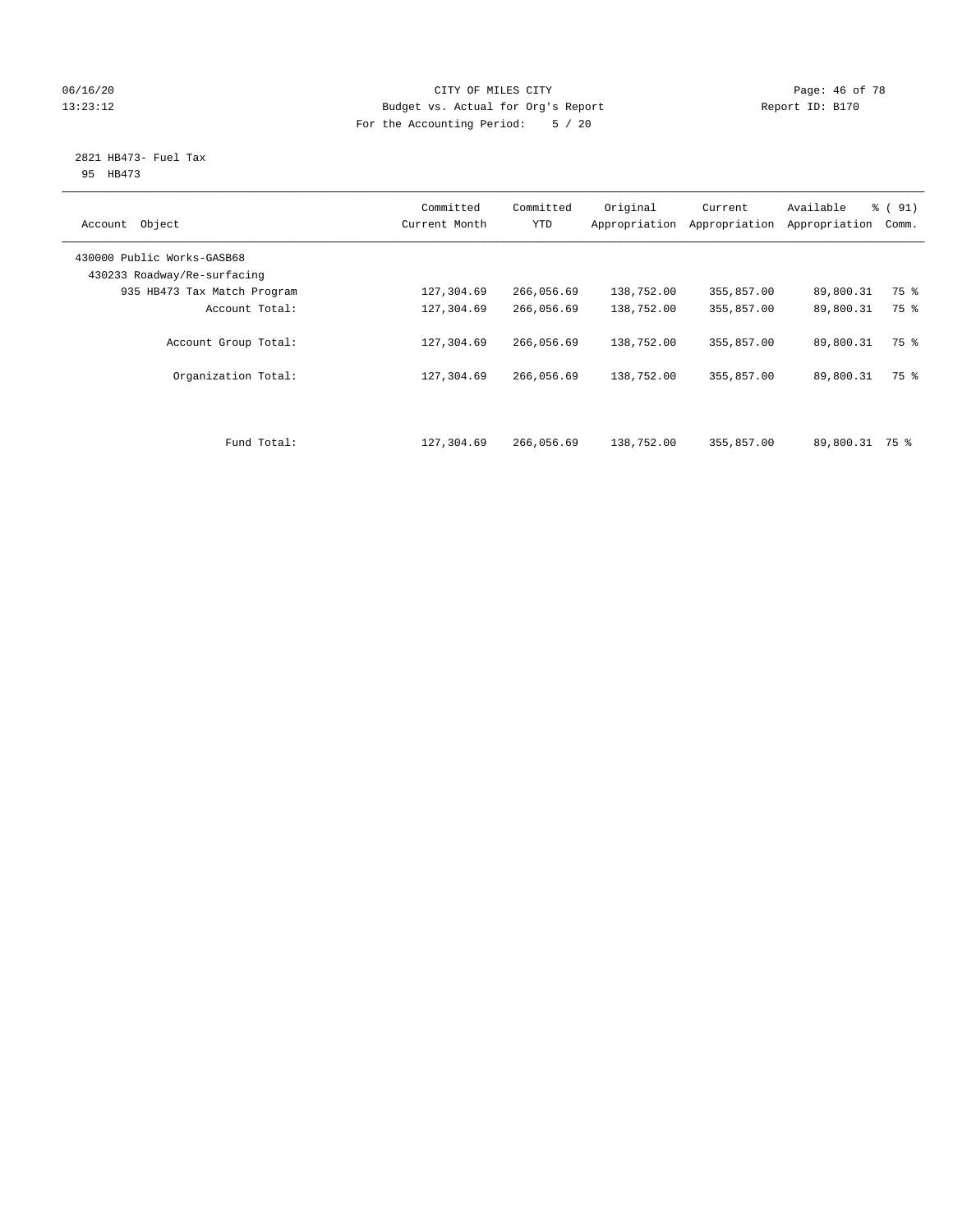CITY OF MILES CITY
Budget vs. Actual for Org's Report
For the Accounting Period: 5 / 20

06/16/20 13:23:12 — Report ID: B170

2821 HB473- Fuel Tax
95 HB473

| Account Object | Committed Current Month | Committed YTD | Original Appropriation | Current Appropriation | Available Appropriation | % ( 91) Comm. |
|---|---|---|---|---|---|---|
| 430000 Public Works-GASB68 | | | | | | |
| 430233 Roadway/Re-surfacing | | | | | | |
| 935 HB473 Tax Match Program | 127,304.69 | 266,056.69 | 138,752.00 | 355,857.00 | 89,800.31 | 75 % |
| Account Total: | 127,304.69 | 266,056.69 | 138,752.00 | 355,857.00 | 89,800.31 | 75 % |
| Account Group Total: | 127,304.69 | 266,056.69 | 138,752.00 | 355,857.00 | 89,800.31 | 75 % |
| Organization Total: | 127,304.69 | 266,056.69 | 138,752.00 | 355,857.00 | 89,800.31 | 75 % |
| Fund Total: | 127,304.69 | 266,056.69 | 138,752.00 | 355,857.00 | 89,800.31 | 75 % |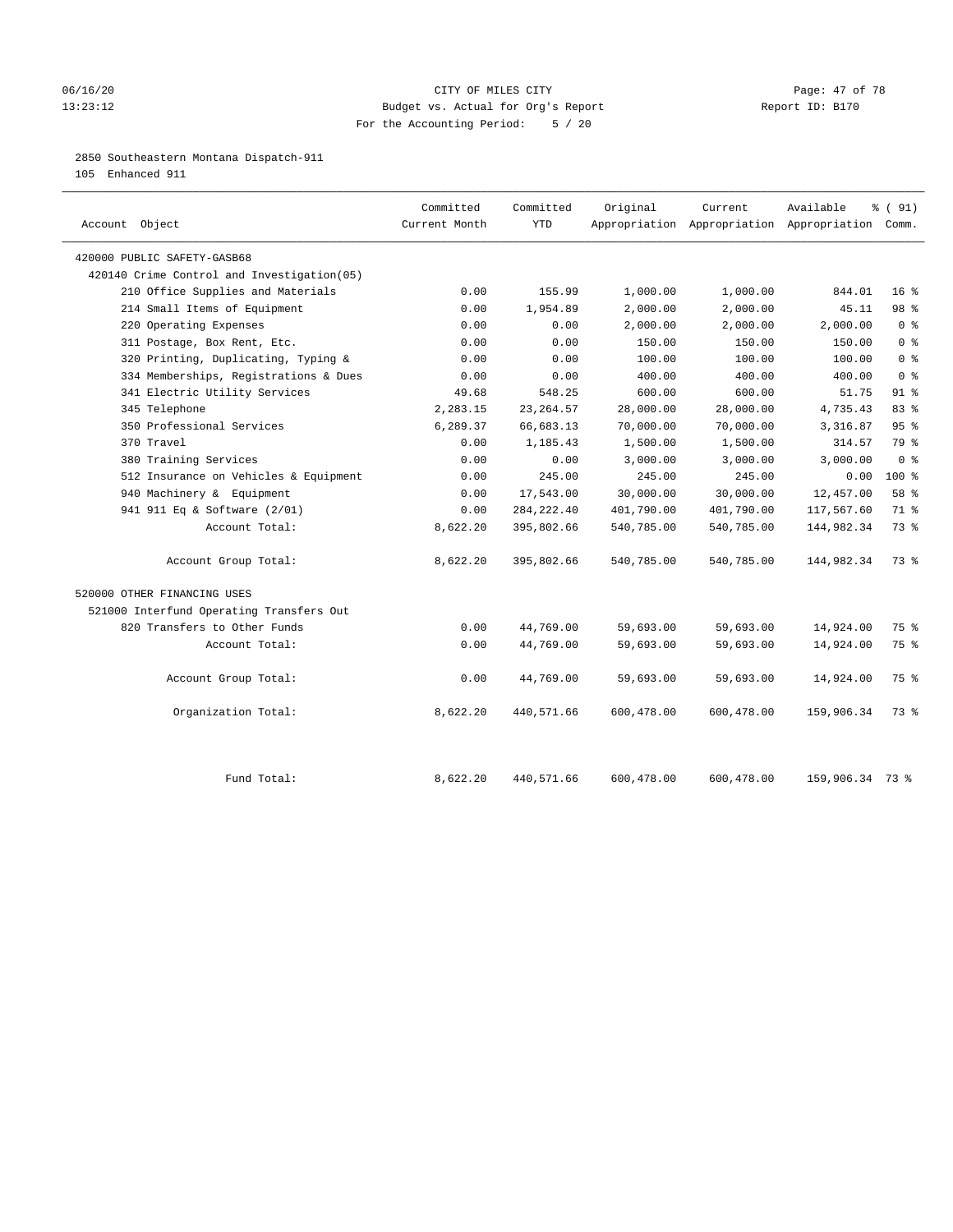CITY OF MILES CITY
Budget vs. Actual for Org's Report
For the Accounting Period: 5 / 20

2850 Southeastern Montana Dispatch-911
105 Enhanced 911

| Account Object | Committed Current Month | Committed YTD | Original Appropriation | Current Appropriation | Available Appropriation | % ( 91) Comm. |
|---|---|---|---|---|---|---|
| 420000 PUBLIC SAFETY-GASB68 | | | | | | |
| 420140 Crime Control and Investigation(05) | | | | | | |
| 210 Office Supplies and Materials | 0.00 | 155.99 | 1,000.00 | 1,000.00 | 844.01 | 16 % |
| 214 Small Items of Equipment | 0.00 | 1,954.89 | 2,000.00 | 2,000.00 | 45.11 | 98 % |
| 220 Operating Expenses | 0.00 | 0.00 | 2,000.00 | 2,000.00 | 2,000.00 | 0 % |
| 311 Postage, Box Rent, Etc. | 0.00 | 0.00 | 150.00 | 150.00 | 150.00 | 0 % |
| 320 Printing, Duplicating, Typing & | 0.00 | 0.00 | 100.00 | 100.00 | 100.00 | 0 % |
| 334 Memberships, Registrations & Dues | 0.00 | 0.00 | 400.00 | 400.00 | 400.00 | 0 % |
| 341 Electric Utility Services | 49.68 | 548.25 | 600.00 | 600.00 | 51.75 | 91 % |
| 345 Telephone | 2,283.15 | 23,264.57 | 28,000.00 | 28,000.00 | 4,735.43 | 83 % |
| 350 Professional Services | 6,289.37 | 66,683.13 | 70,000.00 | 70,000.00 | 3,316.87 | 95 % |
| 370 Travel | 0.00 | 1,185.43 | 1,500.00 | 1,500.00 | 314.57 | 79 % |
| 380 Training Services | 0.00 | 0.00 | 3,000.00 | 3,000.00 | 3,000.00 | 0 % |
| 512 Insurance on Vehicles & Equipment | 0.00 | 245.00 | 245.00 | 245.00 | 0.00 | 100 % |
| 940 Machinery & Equipment | 0.00 | 17,543.00 | 30,000.00 | 30,000.00 | 12,457.00 | 58 % |
| 941 911 Eq & Software (2/01) | 0.00 | 284,222.40 | 401,790.00 | 401,790.00 | 117,567.60 | 71 % |
| Account Total: | 8,622.20 | 395,802.66 | 540,785.00 | 540,785.00 | 144,982.34 | 73 % |
| Account Group Total: | 8,622.20 | 395,802.66 | 540,785.00 | 540,785.00 | 144,982.34 | 73 % |
| 520000 OTHER FINANCING USES | | | | | | |
| 521000 Interfund Operating Transfers Out | | | | | | |
| 820 Transfers to Other Funds | 0.00 | 44,769.00 | 59,693.00 | 59,693.00 | 14,924.00 | 75 % |
| Account Total: | 0.00 | 44,769.00 | 59,693.00 | 59,693.00 | 14,924.00 | 75 % |
| Account Group Total: | 0.00 | 44,769.00 | 59,693.00 | 59,693.00 | 14,924.00 | 75 % |
| Organization Total: | 8,622.20 | 440,571.66 | 600,478.00 | 600,478.00 | 159,906.34 | 73 % |
| Fund Total: | 8,622.20 | 440,571.66 | 600,478.00 | 600,478.00 | 159,906.34 | 73 % |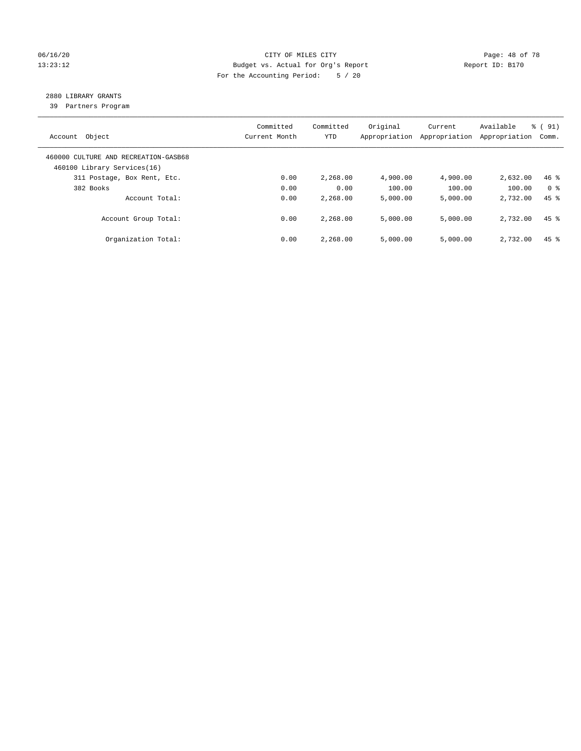CITY OF MILES CITY
Budget vs. Actual for Org's Report
For the Accounting Period: 5 / 20

2880 LIBRARY GRANTS
39 Partners Program

| Account Object | Committed Current Month | Committed YTD | Original Appropriation | Current Appropriation | Available Appropriation | % ( 91) Comm. |
|---|---|---|---|---|---|---|
| 460000 CULTURE AND RECREATION-GASB68 | | | | | | |
| 460100 Library Services(16) | | | | | | |
| 311 Postage, Box Rent, Etc. | 0.00 | 2,268.00 | 4,900.00 | 4,900.00 | 2,632.00 | 46 % |
| 382 Books | 0.00 | 0.00 | 100.00 | 100.00 | 100.00 | 0 % |
| Account Total: | 0.00 | 2,268.00 | 5,000.00 | 5,000.00 | 2,732.00 | 45 % |
| Account Group Total: | 0.00 | 2,268.00 | 5,000.00 | 5,000.00 | 2,732.00 | 45 % |
| Organization Total: | 0.00 | 2,268.00 | 5,000.00 | 5,000.00 | 2,732.00 | 45 % |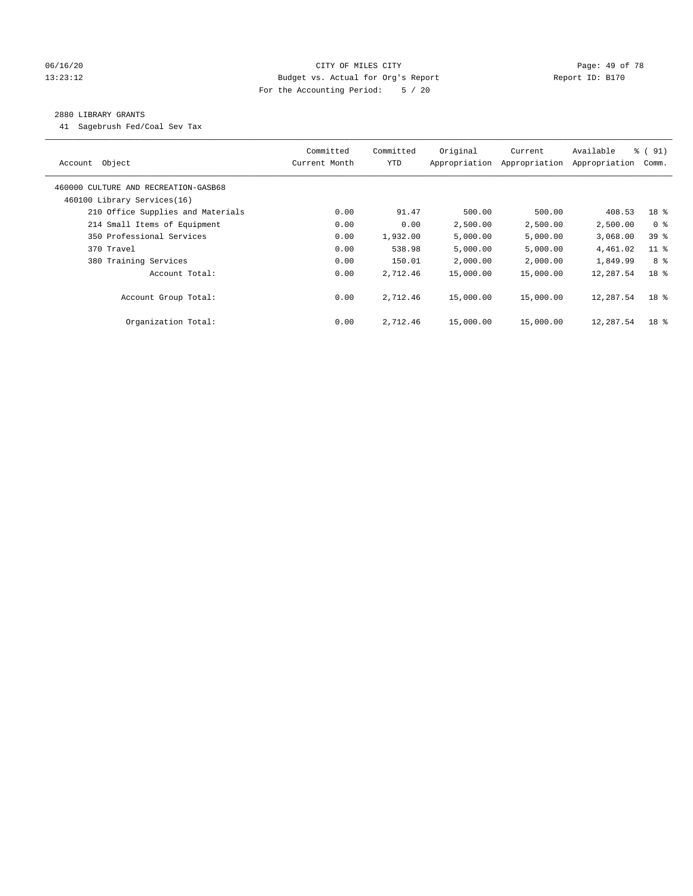CITY OF MILES CITY
Budget vs. Actual for Org's Report
For the Accounting Period: 5 / 20

06/16/20
13:23:12

Report ID: B170

2880 LIBRARY GRANTS
41 Sagebrush Fed/Coal Sev Tax

| Account Object | Committed Current Month | Committed YTD | Original Appropriation | Current Appropriation | Available Appropriation | % ( 91) Comm. |
|---|---|---|---|---|---|---|
| 460000 CULTURE AND RECREATION-GASB68 | | | | | | |
| 460100 Library Services(16) | | | | | | |
| 210 Office Supplies and Materials | 0.00 | 91.47 | 500.00 | 500.00 | 408.53 | 18 % |
| 214 Small Items of Equipment | 0.00 | 0.00 | 2,500.00 | 2,500.00 | 2,500.00 | 0 % |
| 350 Professional Services | 0.00 | 1,932.00 | 5,000.00 | 5,000.00 | 3,068.00 | 39 % |
| 370 Travel | 0.00 | 538.98 | 5,000.00 | 5,000.00 | 4,461.02 | 11 % |
| 380 Training Services | 0.00 | 150.01 | 2,000.00 | 2,000.00 | 1,849.99 | 8 % |
| Account Total: | 0.00 | 2,712.46 | 15,000.00 | 15,000.00 | 12,287.54 | 18 % |
| Account Group Total: | 0.00 | 2,712.46 | 15,000.00 | 15,000.00 | 12,287.54 | 18 % |
| Organization Total: | 0.00 | 2,712.46 | 15,000.00 | 15,000.00 | 12,287.54 | 18 % |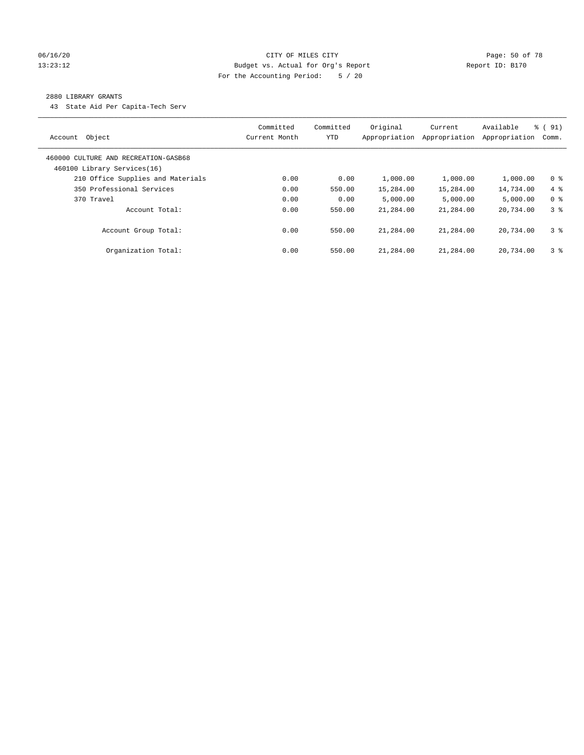CITY OF MILES CITY
Budget vs. Actual for Org's Report
For the Accounting Period: 5 / 20

06/16/20
13:23:12

Report ID: B170

## 2880 LIBRARY GRANTS

43 State Aid Per Capita-Tech Serv

| Account Object | Committed Current Month | Committed YTD | Original Appropriation | Current Appropriation | Available Appropriation | % ( 91) Comm. |
|---|---|---|---|---|---|---|
| 460000 CULTURE AND RECREATION-GASB68 | | | | | | |
| 460100 Library Services(16) | | | | | | |
| 210 Office Supplies and Materials | 0.00 | 0.00 | 1,000.00 | 1,000.00 | 1,000.00 | 0 % |
| 350 Professional Services | 0.00 | 550.00 | 15,284.00 | 15,284.00 | 14,734.00 | 4 % |
| 370 Travel | 0.00 | 0.00 | 5,000.00 | 5,000.00 | 5,000.00 | 0 % |
| Account Total: | 0.00 | 550.00 | 21,284.00 | 21,284.00 | 20,734.00 | 3 % |
| Account Group Total: | 0.00 | 550.00 | 21,284.00 | 21,284.00 | 20,734.00 | 3 % |
| Organization Total: | 0.00 | 550.00 | 21,284.00 | 21,284.00 | 20,734.00 | 3 % |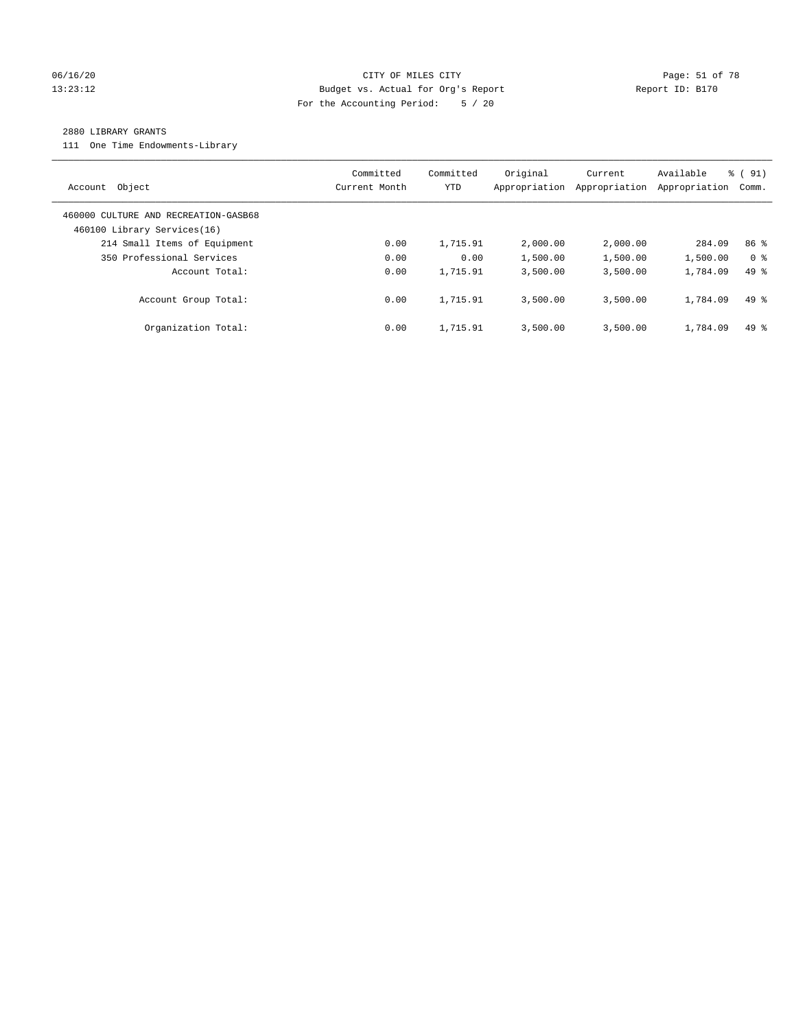CITY OF MILES CITY

Budget vs. Actual for Org's Report

For the Accounting Period: 5 / 20

06/16/20
13:23:12

Report ID: B170

2880 LIBRARY GRANTS

111 One Time Endowments-Library

| Account Object | Committed Current Month | Committed YTD | Original Appropriation | Current Appropriation | Available Appropriation | % ( 91) Comm. |
|---|---|---|---|---|---|---|
| 460000 CULTURE AND RECREATION-GASB68 | | | | | | |
| 460100 Library Services(16) | | | | | | |
| 214 Small Items of Equipment | 0.00 | 1,715.91 | 2,000.00 | 2,000.00 | 284.09 | 86 % |
| 350 Professional Services | 0.00 | 0.00 | 1,500.00 | 1,500.00 | 1,500.00 | 0 % |
| Account Total: | 0.00 | 1,715.91 | 3,500.00 | 3,500.00 | 1,784.09 | 49 % |
| Account Group Total: | 0.00 | 1,715.91 | 3,500.00 | 3,500.00 | 1,784.09 | 49 % |
| Organization Total: | 0.00 | 1,715.91 | 3,500.00 | 3,500.00 | 1,784.09 | 49 % |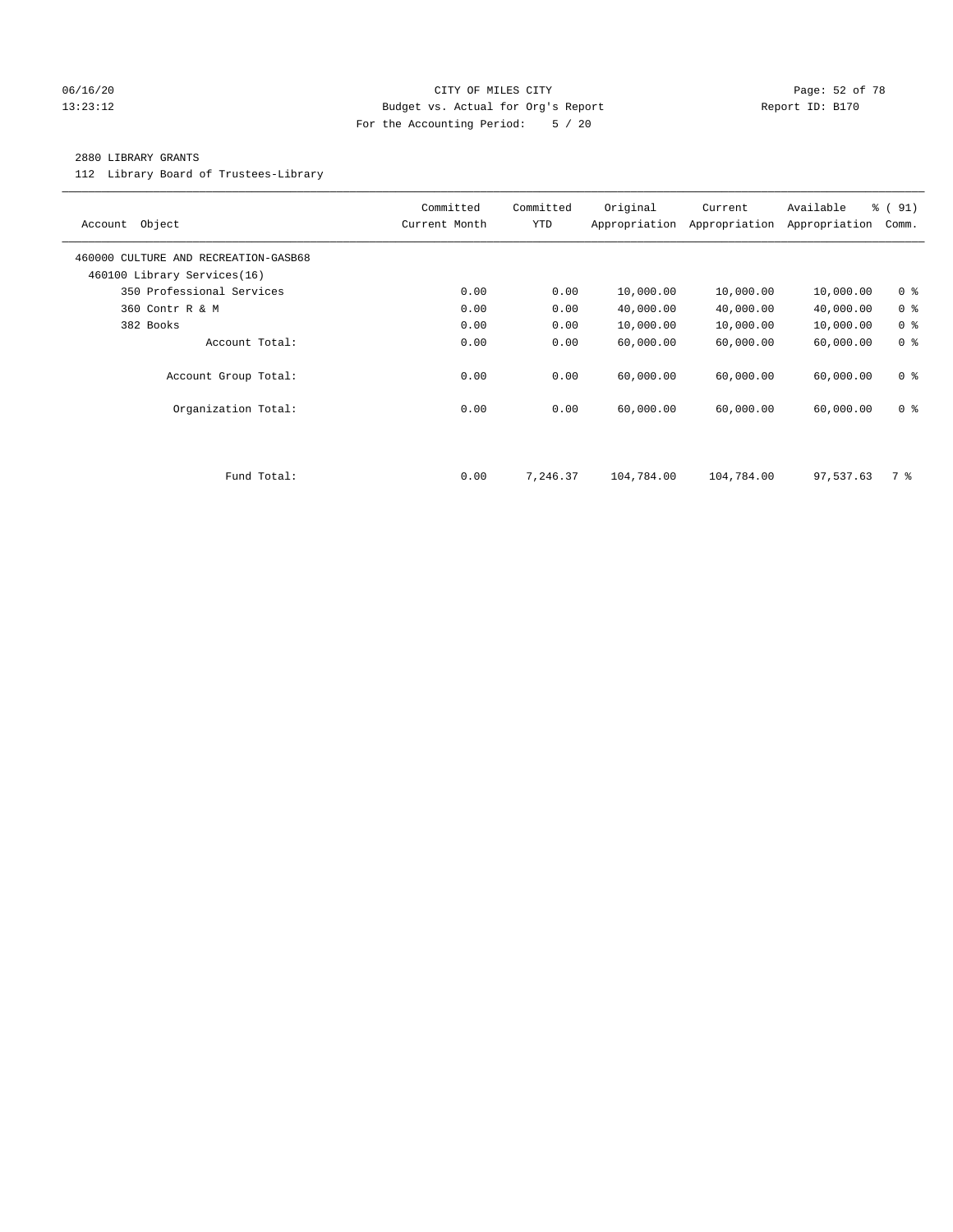CITY OF MILES CITY
Budget vs. Actual for Org's Report
For the Accounting Period: 5 / 20

06/16/20
13:23:12

Report ID: B170

2880 LIBRARY GRANTS

112 Library Board of Trustees-Library

| Account Object | Committed Current Month | Committed YTD | Original Appropriation | Current Appropriation | Available Appropriation | % ( 91) Comm. |
|---|---|---|---|---|---|---|
| 460000 CULTURE AND RECREATION-GASB68 | | | | | | |
| 460100 Library Services(16) | | | | | | |
| 350 Professional Services | 0.00 | 0.00 | 10,000.00 | 10,000.00 | 10,000.00 | 0 % |
| 360 Contr R & M | 0.00 | 0.00 | 40,000.00 | 40,000.00 | 40,000.00 | 0 % |
| 382 Books | 0.00 | 0.00 | 10,000.00 | 10,000.00 | 10,000.00 | 0 % |
| Account Total: | 0.00 | 0.00 | 60,000.00 | 60,000.00 | 60,000.00 | 0 % |
| Account Group Total: | 0.00 | 0.00 | 60,000.00 | 60,000.00 | 60,000.00 | 0 % |
| Organization Total: | 0.00 | 0.00 | 60,000.00 | 60,000.00 | 60,000.00 | 0 % |
| Fund Total: | 0.00 | 7,246.37 | 104,784.00 | 104,784.00 | 97,537.63 | 7 % |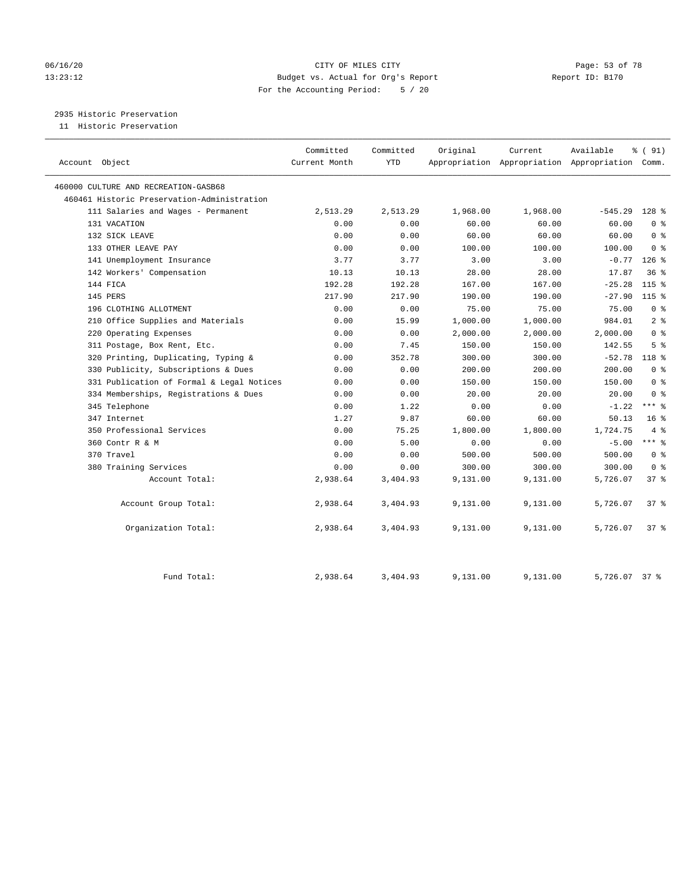CITY OF MILES CITY
Budget vs. Actual for Org's Report
For the Accounting Period: 5 / 20

2935 Historic Preservation
11 Historic Preservation

| Account Object | Committed Current Month | Committed YTD | Original Appropriation | Current Appropriation | Available Appropriation | % ( 91) Comm. |
|---|---|---|---|---|---|---|
| 460000 CULTURE AND RECREATION-GASB68 | | | | | | |
| 460461 Historic Preservation-Administration | | | | | | |
| 111 Salaries and Wages - Permanent | 2,513.29 | 2,513.29 | 1,968.00 | 1,968.00 | -545.29 | 128 % |
| 131 VACATION | 0.00 | 0.00 | 60.00 | 60.00 | 60.00 | 0 % |
| 132 SICK LEAVE | 0.00 | 0.00 | 60.00 | 60.00 | 60.00 | 0 % |
| 133 OTHER LEAVE PAY | 0.00 | 0.00 | 100.00 | 100.00 | 100.00 | 0 % |
| 141 Unemployment Insurance | 3.77 | 3.77 | 3.00 | 3.00 | -0.77 | 126 % |
| 142 Workers' Compensation | 10.13 | 10.13 | 28.00 | 28.00 | 17.87 | 36 % |
| 144 FICA | 192.28 | 192.28 | 167.00 | 167.00 | -25.28 | 115 % |
| 145 PERS | 217.90 | 217.90 | 190.00 | 190.00 | -27.90 | 115 % |
| 196 CLOTHING ALLOTMENT | 0.00 | 0.00 | 75.00 | 75.00 | 75.00 | 0 % |
| 210 Office Supplies and Materials | 0.00 | 15.99 | 1,000.00 | 1,000.00 | 984.01 | 2 % |
| 220 Operating Expenses | 0.00 | 0.00 | 2,000.00 | 2,000.00 | 2,000.00 | 0 % |
| 311 Postage, Box Rent, Etc. | 0.00 | 7.45 | 150.00 | 150.00 | 142.55 | 5 % |
| 320 Printing, Duplicating, Typing & | 0.00 | 352.78 | 300.00 | 300.00 | -52.78 | 118 % |
| 330 Publicity, Subscriptions & Dues | 0.00 | 0.00 | 200.00 | 200.00 | 200.00 | 0 % |
| 331 Publication of Formal & Legal Notices | 0.00 | 0.00 | 150.00 | 150.00 | 150.00 | 0 % |
| 334 Memberships, Registrations & Dues | 0.00 | 0.00 | 20.00 | 20.00 | 20.00 | 0 % |
| 345 Telephone | 0.00 | 1.22 | 0.00 | 0.00 | -1.22 | *** % |
| 347 Internet | 1.27 | 9.87 | 60.00 | 60.00 | 50.13 | 16 % |
| 350 Professional Services | 0.00 | 75.25 | 1,800.00 | 1,800.00 | 1,724.75 | 4 % |
| 360 Contr R & M | 0.00 | 5.00 | 0.00 | 0.00 | -5.00 | *** % |
| 370 Travel | 0.00 | 0.00 | 500.00 | 500.00 | 500.00 | 0 % |
| 380 Training Services | 0.00 | 0.00 | 300.00 | 300.00 | 300.00 | 0 % |
| Account Total: | 2,938.64 | 3,404.93 | 9,131.00 | 9,131.00 | 5,726.07 | 37 % |
| Account Group Total: | 2,938.64 | 3,404.93 | 9,131.00 | 9,131.00 | 5,726.07 | 37 % |
| Organization Total: | 2,938.64 | 3,404.93 | 9,131.00 | 9,131.00 | 5,726.07 | 37 % |
| Fund Total: | 2,938.64 | 3,404.93 | 9,131.00 | 9,131.00 | 5,726.07 | 37 % |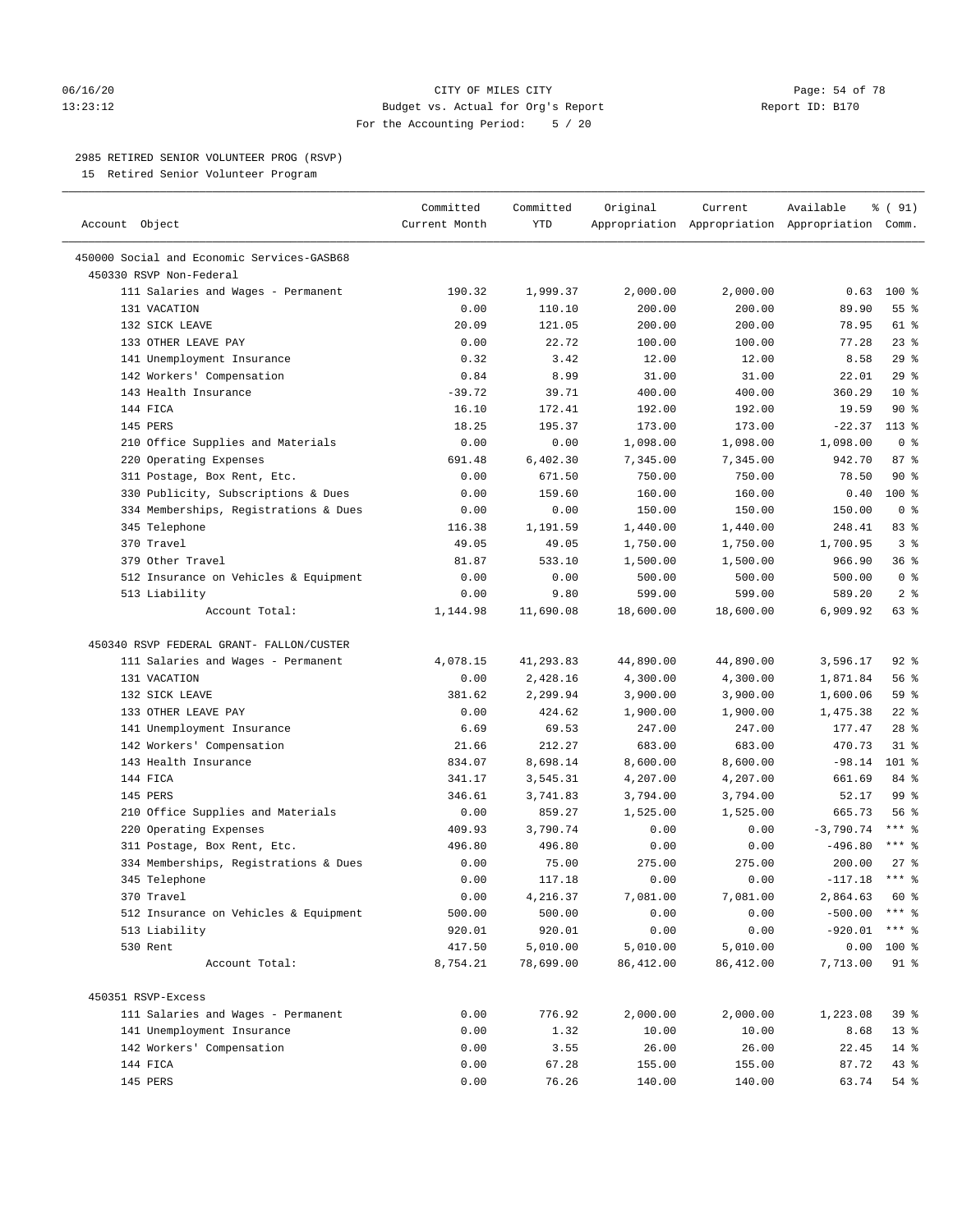CITY OF MILES CITY
Budget vs. Actual for Org's Report
For the Accounting Period: 5 / 20

2985 RETIRED SENIOR VOLUNTEER PROG (RSVP)

15 Retired Senior Volunteer Program

| Account Object | Committed Current Month | Committed YTD | Original Appropriation | Current Appropriation | Available Appropriation | % ( 91) Comm. |
|---|---|---|---|---|---|---|
| 450000 Social and Economic Services-GASB68 | | | | | | |
| 450330 RSVP Non-Federal | | | | | | |
| 111 Salaries and Wages - Permanent | 190.32 | 1,999.37 | 2,000.00 | 2,000.00 | 0.63 | 100 % |
| 131 VACATION | 0.00 | 110.10 | 200.00 | 200.00 | 89.90 | 55 % |
| 132 SICK LEAVE | 20.09 | 121.05 | 200.00 | 200.00 | 78.95 | 61 % |
| 133 OTHER LEAVE PAY | 0.00 | 22.72 | 100.00 | 100.00 | 77.28 | 23 % |
| 141 Unemployment Insurance | 0.32 | 3.42 | 12.00 | 12.00 | 8.58 | 29 % |
| 142 Workers' Compensation | 0.84 | 8.99 | 31.00 | 31.00 | 22.01 | 29 % |
| 143 Health Insurance | -39.72 | 39.71 | 400.00 | 400.00 | 360.29 | 10 % |
| 144 FICA | 16.10 | 172.41 | 192.00 | 192.00 | 19.59 | 90 % |
| 145 PERS | 18.25 | 195.37 | 173.00 | 173.00 | -22.37 | 113 % |
| 210 Office Supplies and Materials | 0.00 | 0.00 | 1,098.00 | 1,098.00 | 1,098.00 | 0 % |
| 220 Operating Expenses | 691.48 | 6,402.30 | 7,345.00 | 7,345.00 | 942.70 | 87 % |
| 311 Postage, Box Rent, Etc. | 0.00 | 671.50 | 750.00 | 750.00 | 78.50 | 90 % |
| 330 Publicity, Subscriptions & Dues | 0.00 | 159.60 | 160.00 | 160.00 | 0.40 | 100 % |
| 334 Memberships, Registrations & Dues | 0.00 | 0.00 | 150.00 | 150.00 | 150.00 | 0 % |
| 345 Telephone | 116.38 | 1,191.59 | 1,440.00 | 1,440.00 | 248.41 | 83 % |
| 370 Travel | 49.05 | 49.05 | 1,750.00 | 1,750.00 | 1,700.95 | 3 % |
| 379 Other Travel | 81.87 | 533.10 | 1,500.00 | 1,500.00 | 966.90 | 36 % |
| 512 Insurance on Vehicles & Equipment | 0.00 | 0.00 | 500.00 | 500.00 | 500.00 | 0 % |
| 513 Liability | 0.00 | 9.80 | 599.00 | 599.00 | 589.20 | 2 % |
| Account Total: | 1,144.98 | 11,690.08 | 18,600.00 | 18,600.00 | 6,909.92 | 63 % |
| 450340 RSVP FEDERAL GRANT- FALLON/CUSTER | | | | | | |
| 111 Salaries and Wages - Permanent | 4,078.15 | 41,293.83 | 44,890.00 | 44,890.00 | 3,596.17 | 92 % |
| 131 VACATION | 0.00 | 2,428.16 | 4,300.00 | 4,300.00 | 1,871.84 | 56 % |
| 132 SICK LEAVE | 381.62 | 2,299.94 | 3,900.00 | 3,900.00 | 1,600.06 | 59 % |
| 133 OTHER LEAVE PAY | 0.00 | 424.62 | 1,900.00 | 1,900.00 | 1,475.38 | 22 % |
| 141 Unemployment Insurance | 6.69 | 69.53 | 247.00 | 247.00 | 177.47 | 28 % |
| 142 Workers' Compensation | 21.66 | 212.27 | 683.00 | 683.00 | 470.73 | 31 % |
| 143 Health Insurance | 834.07 | 8,698.14 | 8,600.00 | 8,600.00 | -98.14 | 101 % |
| 144 FICA | 341.17 | 3,545.31 | 4,207.00 | 4,207.00 | 661.69 | 84 % |
| 145 PERS | 346.61 | 3,741.83 | 3,794.00 | 3,794.00 | 52.17 | 99 % |
| 210 Office Supplies and Materials | 0.00 | 859.27 | 1,525.00 | 1,525.00 | 665.73 | 56 % |
| 220 Operating Expenses | 409.93 | 3,790.74 | 0.00 | 0.00 | -3,790.74 | *** % |
| 311 Postage, Box Rent, Etc. | 496.80 | 496.80 | 0.00 | 0.00 | -496.80 | *** % |
| 334 Memberships, Registrations & Dues | 0.00 | 75.00 | 275.00 | 275.00 | 200.00 | 27 % |
| 345 Telephone | 0.00 | 117.18 | 0.00 | 0.00 | -117.18 | *** % |
| 370 Travel | 0.00 | 4,216.37 | 7,081.00 | 7,081.00 | 2,864.63 | 60 % |
| 512 Insurance on Vehicles & Equipment | 500.00 | 500.00 | 0.00 | 0.00 | -500.00 | *** % |
| 513 Liability | 920.01 | 920.01 | 0.00 | 0.00 | -920.01 | *** % |
| 530 Rent | 417.50 | 5,010.00 | 5,010.00 | 5,010.00 | 0.00 | 100 % |
| Account Total: | 8,754.21 | 78,699.00 | 86,412.00 | 86,412.00 | 7,713.00 | 91 % |
| 450351 RSVP-Excess | | | | | | |
| 111 Salaries and Wages - Permanent | 0.00 | 776.92 | 2,000.00 | 2,000.00 | 1,223.08 | 39 % |
| 141 Unemployment Insurance | 0.00 | 1.32 | 10.00 | 10.00 | 8.68 | 13 % |
| 142 Workers' Compensation | 0.00 | 3.55 | 26.00 | 26.00 | 22.45 | 14 % |
| 144 FICA | 0.00 | 67.28 | 155.00 | 155.00 | 87.72 | 43 % |
| 145 PERS | 0.00 | 76.26 | 140.00 | 140.00 | 63.74 | 54 % |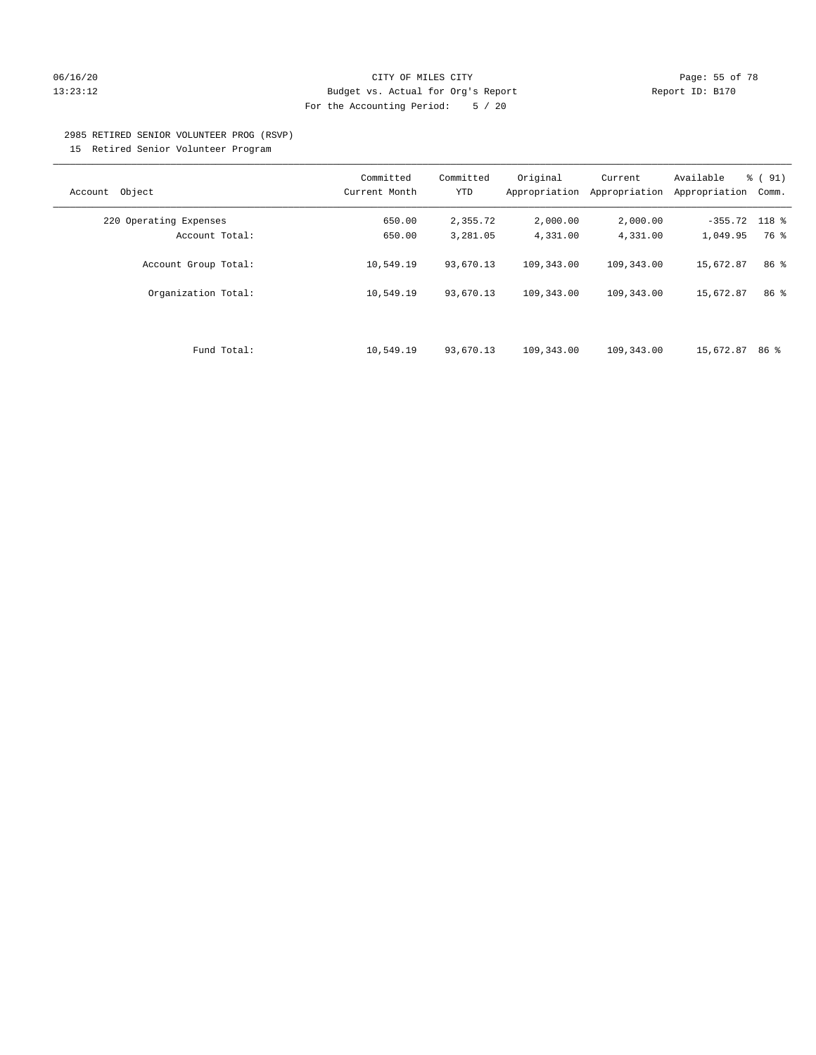CITY OF MILES CITY
Budget vs. Actual for Org's Report
For the Accounting Period: 5 / 20

06/16/20
13:23:12

Report ID: B170

## 2985 RETIRED SENIOR VOLUNTEER PROG (RSVP)

15 Retired Senior Volunteer Program

| Account Object | Committed Current Month | Committed YTD | Original Appropriation | Current Appropriation | Available Appropriation | % ( 91) Comm. |
|---|---|---|---|---|---|---|
| 220 Operating Expenses | 650.00 | 2,355.72 | 2,000.00 | 2,000.00 | -355.72 | 118 % |
| Account Total: | 650.00 | 3,281.05 | 4,331.00 | 4,331.00 | 1,049.95 | 76 % |
| Account Group Total: | 10,549.19 | 93,670.13 | 109,343.00 | 109,343.00 | 15,672.87 | 86 % |
| Organization Total: | 10,549.19 | 93,670.13 | 109,343.00 | 109,343.00 | 15,672.87 | 86 % |
| Fund Total: | 10,549.19 | 93,670.13 | 109,343.00 | 109,343.00 | 15,672.87 | 86 % |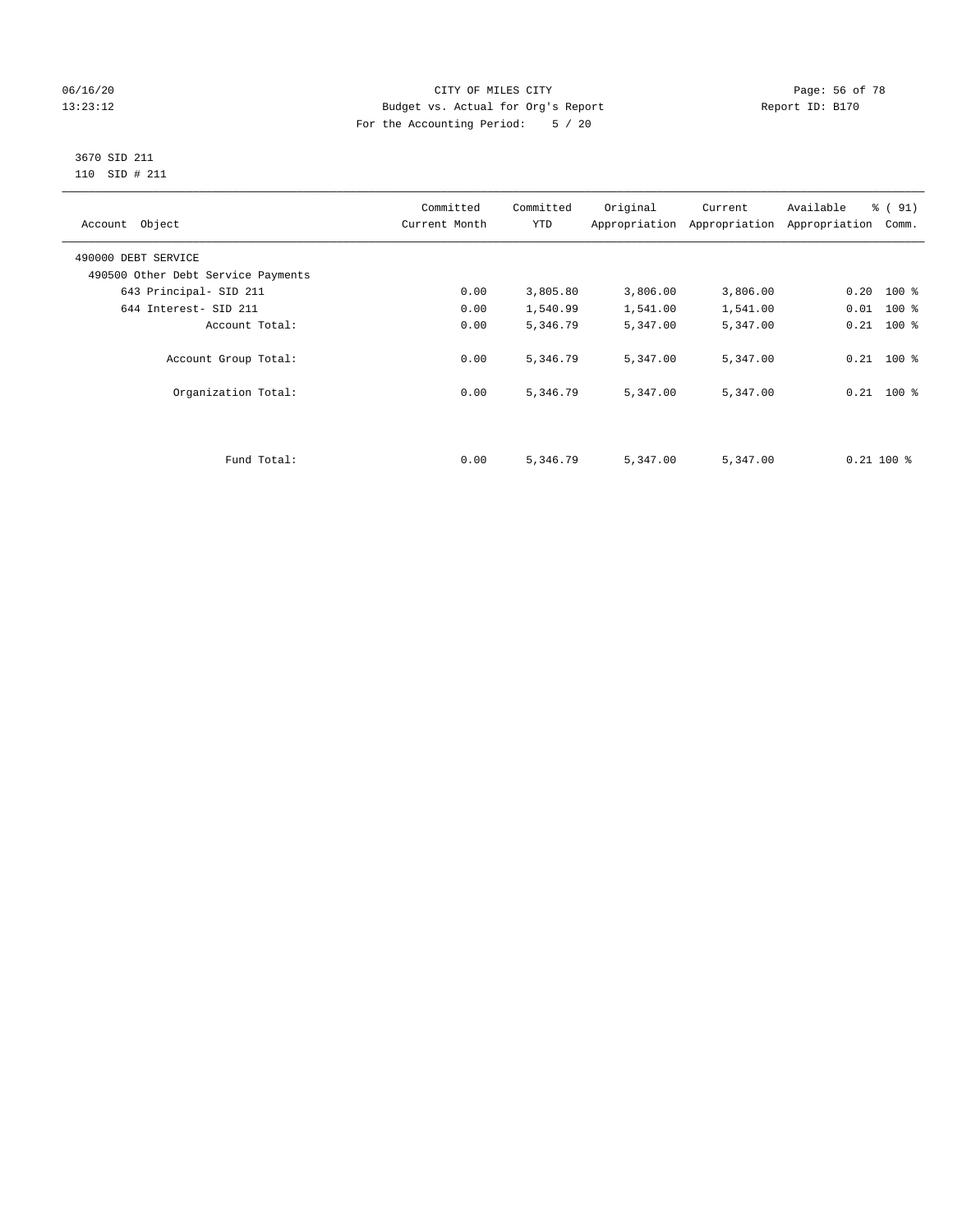CITY OF MILES CITY
Budget vs. Actual for Org's Report
For the Accounting Period: 5 / 20

06/16/20
13:23:12

Report ID: B170

3670 SID 211
110 SID # 211

| Account Object | Committed Current Month | Committed YTD | Original Appropriation | Current Appropriation | Available Appropriation | % ( 91) Comm. |
|---|---|---|---|---|---|---|
| 490000 DEBT SERVICE | | | | | | |
| 490500 Other Debt Service Payments | | | | | | |
| 643 Principal- SID 211 | 0.00 | 3,805.80 | 3,806.00 | 3,806.00 | 0.20 | 100 % |
| 644 Interest- SID 211 | 0.00 | 1,540.99 | 1,541.00 | 1,541.00 | 0.01 | 100 % |
| Account Total: | 0.00 | 5,346.79 | 5,347.00 | 5,347.00 | 0.21 | 100 % |
| Account Group Total: | 0.00 | 5,346.79 | 5,347.00 | 5,347.00 | 0.21 | 100 % |
| Organization Total: | 0.00 | 5,346.79 | 5,347.00 | 5,347.00 | 0.21 | 100 % |
| Fund Total: | 0.00 | 5,346.79 | 5,347.00 | 5,347.00 | 0.21 | 100 % |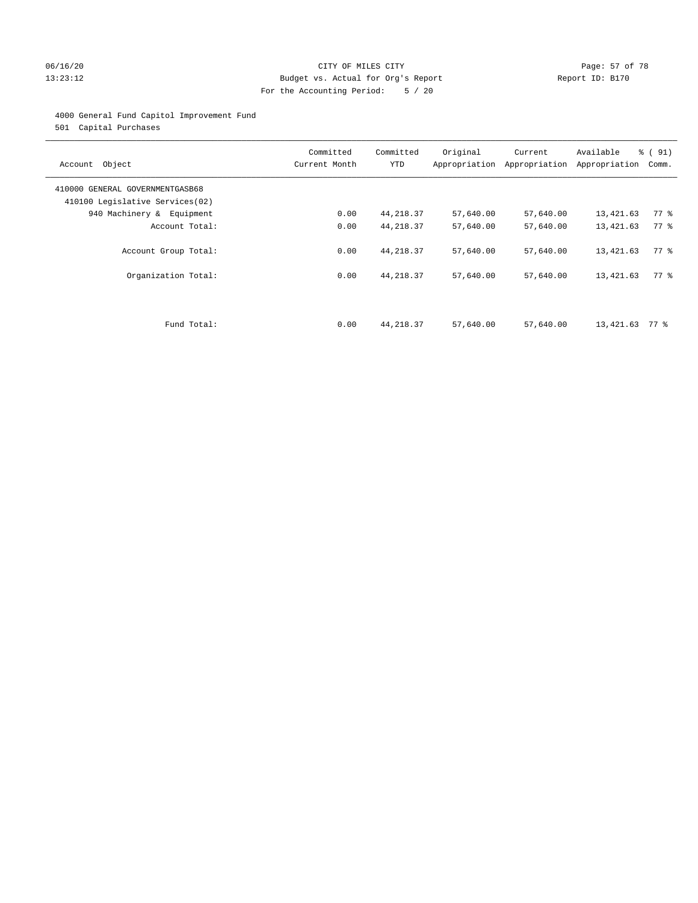CITY OF MILES CITY
Budget vs. Actual for Org's Report
For the Accounting Period: 5 / 20

06/16/20
13:23:12

Report ID: B170

4000 General Fund Capitol Improvement Fund
501 Capital Purchases

| Account Object | Committed Current Month | Committed YTD | Original Appropriation | Current Appropriation | Available Appropriation | % ( 91) Comm. |
|---|---|---|---|---|---|---|
| 410000 GENERAL GOVERNMENTGASB68 | | | | | | |
| 410100 Legislative Services(02) | | | | | | |
| 940 Machinery & Equipment | 0.00 | 44,218.37 | 57,640.00 | 57,640.00 | 13,421.63 | 77 % |
| Account Total: | 0.00 | 44,218.37 | 57,640.00 | 57,640.00 | 13,421.63 | 77 % |
| Account Group Total: | 0.00 | 44,218.37 | 57,640.00 | 57,640.00 | 13,421.63 | 77 % |
| Organization Total: | 0.00 | 44,218.37 | 57,640.00 | 57,640.00 | 13,421.63 | 77 % |
| Fund Total: | 0.00 | 44,218.37 | 57,640.00 | 57,640.00 | 13,421.63 | 77 % |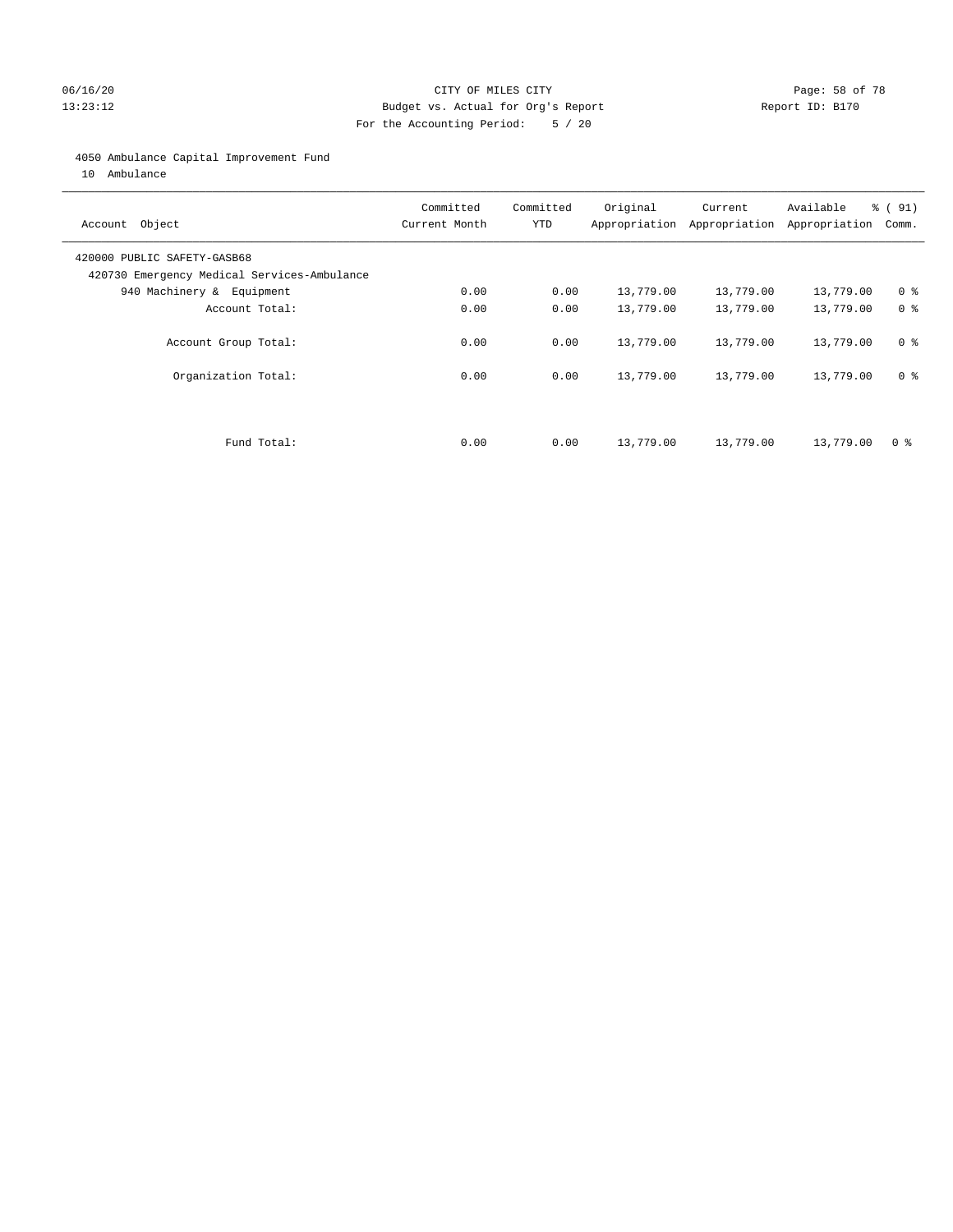CITY OF MILES CITY
Budget vs. Actual for Org's Report
For the Accounting Period: 5 / 20

06/16/20
13:23:12

Report ID: B170

4050 Ambulance Capital Improvement Fund
10 Ambulance

| Account Object | Committed Current Month | Committed YTD | Original Appropriation | Current Appropriation | Available Appropriation | % ( 91) Comm. |
|---|---|---|---|---|---|---|
| 420000 PUBLIC SAFETY-GASB68 | | | | | | |
| 420730 Emergency Medical Services-Ambulance | | | | | | |
| 940 Machinery & Equipment | 0.00 | 0.00 | 13,779.00 | 13,779.00 | 13,779.00 | 0 % |
| Account Total: | 0.00 | 0.00 | 13,779.00 | 13,779.00 | 13,779.00 | 0 % |
| Account Group Total: | 0.00 | 0.00 | 13,779.00 | 13,779.00 | 13,779.00 | 0 % |
| Organization Total: | 0.00 | 0.00 | 13,779.00 | 13,779.00 | 13,779.00 | 0 % |
| Fund Total: | 0.00 | 0.00 | 13,779.00 | 13,779.00 | 13,779.00 | 0 % |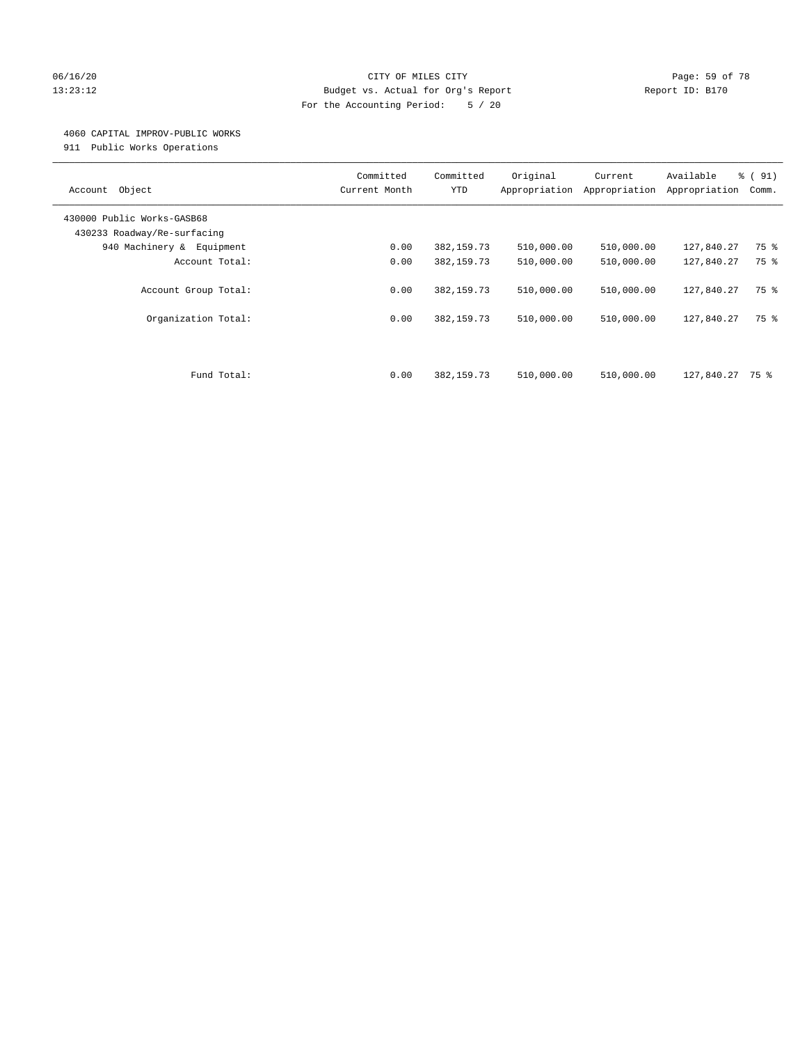CITY OF MILES CITY
Budget vs. Actual for Org's Report
For the Accounting Period: 5 / 20

06/16/20
13:23:12

Report ID: B170

4060 CAPITAL IMPROV-PUBLIC WORKS
911 Public Works Operations

| Account Object | Committed Current Month | Committed YTD | Original Appropriation | Current Appropriation | Available Appropriation | % ( 91) Comm. |
|---|---|---|---|---|---|---|
| 430000 Public Works-GASB68 | | | | | | |
| 430233 Roadway/Re-surfacing | | | | | | |
| 940 Machinery & Equipment | 0.00 | 382,159.73 | 510,000.00 | 510,000.00 | 127,840.27 | 75 % |
| Account Total: | 0.00 | 382,159.73 | 510,000.00 | 510,000.00 | 127,840.27 | 75 % |
| Account Group Total: | 0.00 | 382,159.73 | 510,000.00 | 510,000.00 | 127,840.27 | 75 % |
| Organization Total: | 0.00 | 382,159.73 | 510,000.00 | 510,000.00 | 127,840.27 | 75 % |
| Fund Total: | 0.00 | 382,159.73 | 510,000.00 | 510,000.00 | 127,840.27 | 75 % |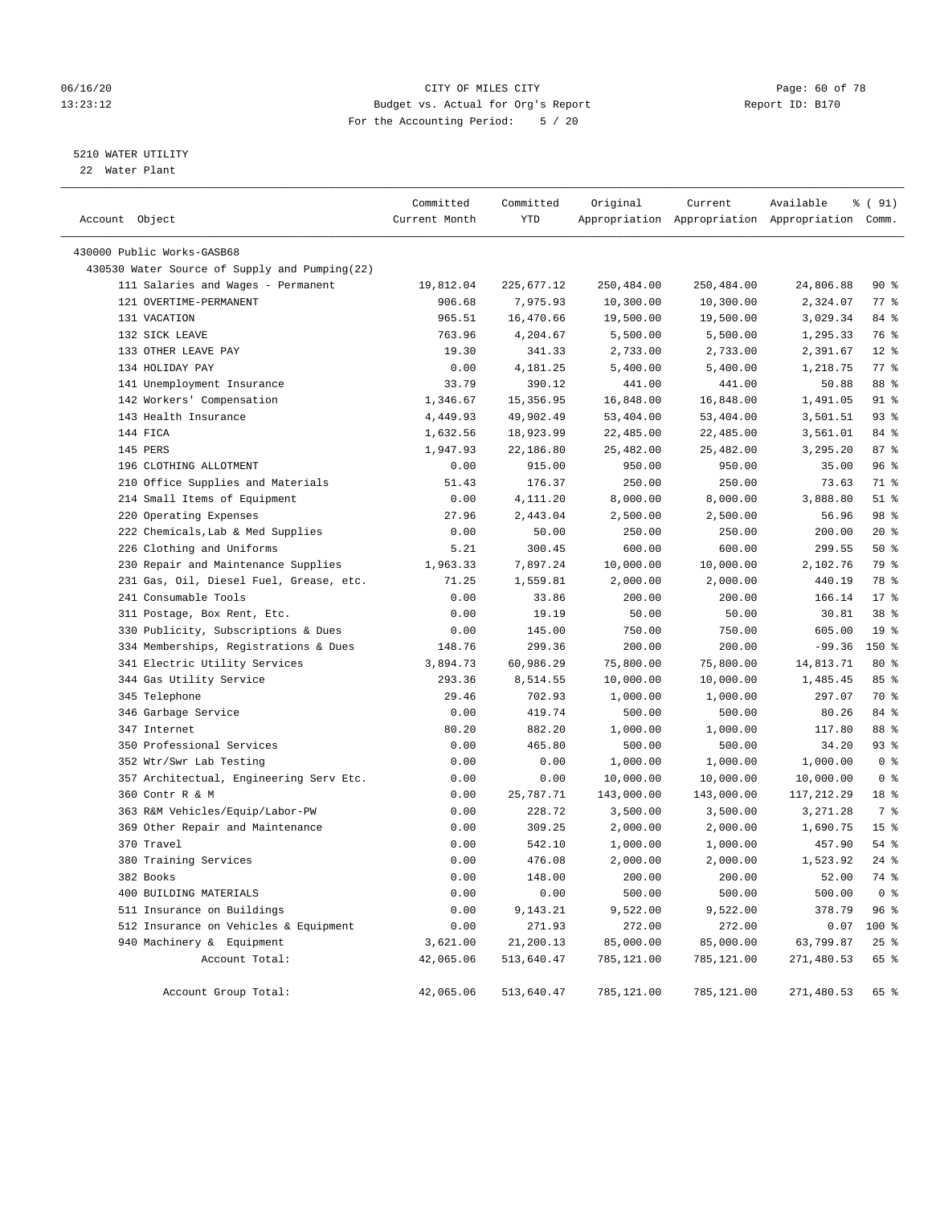CITY OF MILES CITY
Budget vs. Actual for Org's Report
For the Accounting Period: 5 / 20

06/16/20
13:23:12

Report ID: B170

## 5210 WATER UTILITY

22 Water Plant

| Account Object | Committed Current Month | Committed YTD | Original Appropriation | Current Appropriation | Available Appropriation | % ( 91) Comm. |
|---|---|---|---|---|---|---|
| 430000 Public Works-GASB68 | | | | | | |
| 430530 Water Source of Supply and Pumping(22) | | | | | | |
| 111 Salaries and Wages - Permanent | 19,812.04 | 225,677.12 | 250,484.00 | 250,484.00 | 24,806.88 | 90 % |
| 121 OVERTIME-PERMANENT | 906.68 | 7,975.93 | 10,300.00 | 10,300.00 | 2,324.07 | 77 % |
| 131 VACATION | 965.51 | 16,470.66 | 19,500.00 | 19,500.00 | 3,029.34 | 84 % |
| 132 SICK LEAVE | 763.96 | 4,204.67 | 5,500.00 | 5,500.00 | 1,295.33 | 76 % |
| 133 OTHER LEAVE PAY | 19.30 | 341.33 | 2,733.00 | 2,733.00 | 2,391.67 | 12 % |
| 134 HOLIDAY PAY | 0.00 | 4,181.25 | 5,400.00 | 5,400.00 | 1,218.75 | 77 % |
| 141 Unemployment Insurance | 33.79 | 390.12 | 441.00 | 441.00 | 50.88 | 88 % |
| 142 Workers' Compensation | 1,346.67 | 15,356.95 | 16,848.00 | 16,848.00 | 1,491.05 | 91 % |
| 143 Health Insurance | 4,449.93 | 49,902.49 | 53,404.00 | 53,404.00 | 3,501.51 | 93 % |
| 144 FICA | 1,632.56 | 18,923.99 | 22,485.00 | 22,485.00 | 3,561.01 | 84 % |
| 145 PERS | 1,947.93 | 22,186.80 | 25,482.00 | 25,482.00 | 3,295.20 | 87 % |
| 196 CLOTHING ALLOTMENT | 0.00 | 915.00 | 950.00 | 950.00 | 35.00 | 96 % |
| 210 Office Supplies and Materials | 51.43 | 176.37 | 250.00 | 250.00 | 73.63 | 71 % |
| 214 Small Items of Equipment | 0.00 | 4,111.20 | 8,000.00 | 8,000.00 | 3,888.80 | 51 % |
| 220 Operating Expenses | 27.96 | 2,443.04 | 2,500.00 | 2,500.00 | 56.96 | 98 % |
| 222 Chemicals,Lab & Med Supplies | 0.00 | 50.00 | 250.00 | 250.00 | 200.00 | 20 % |
| 226 Clothing and Uniforms | 5.21 | 300.45 | 600.00 | 600.00 | 299.55 | 50 % |
| 230 Repair and Maintenance Supplies | 1,963.33 | 7,897.24 | 10,000.00 | 10,000.00 | 2,102.76 | 79 % |
| 231 Gas, Oil, Diesel Fuel, Grease, etc. | 71.25 | 1,559.81 | 2,000.00 | 2,000.00 | 440.19 | 78 % |
| 241 Consumable Tools | 0.00 | 33.86 | 200.00 | 200.00 | 166.14 | 17 % |
| 311 Postage, Box Rent, Etc. | 0.00 | 19.19 | 50.00 | 50.00 | 30.81 | 38 % |
| 330 Publicity, Subscriptions & Dues | 0.00 | 145.00 | 750.00 | 750.00 | 605.00 | 19 % |
| 334 Memberships, Registrations & Dues | 148.76 | 299.36 | 200.00 | 200.00 | -99.36 | 150 % |
| 341 Electric Utility Services | 3,894.73 | 60,986.29 | 75,800.00 | 75,800.00 | 14,813.71 | 80 % |
| 344 Gas Utility Service | 293.36 | 8,514.55 | 10,000.00 | 10,000.00 | 1,485.45 | 85 % |
| 345 Telephone | 29.46 | 702.93 | 1,000.00 | 1,000.00 | 297.07 | 70 % |
| 346 Garbage Service | 0.00 | 419.74 | 500.00 | 500.00 | 80.26 | 84 % |
| 347 Internet | 80.20 | 882.20 | 1,000.00 | 1,000.00 | 117.80 | 88 % |
| 350 Professional Services | 0.00 | 465.80 | 500.00 | 500.00 | 34.20 | 93 % |
| 352 Wtr/Swr Lab Testing | 0.00 | 0.00 | 1,000.00 | 1,000.00 | 1,000.00 | 0 % |
| 357 Architectual, Engineering Serv Etc. | 0.00 | 0.00 | 10,000.00 | 10,000.00 | 10,000.00 | 0 % |
| 360 Contr R & M | 0.00 | 25,787.71 | 143,000.00 | 143,000.00 | 117,212.29 | 18 % |
| 363 R&M Vehicles/Equip/Labor-PW | 0.00 | 228.72 | 3,500.00 | 3,500.00 | 3,271.28 | 7 % |
| 369 Other Repair and Maintenance | 0.00 | 309.25 | 2,000.00 | 2,000.00 | 1,690.75 | 15 % |
| 370 Travel | 0.00 | 542.10 | 1,000.00 | 1,000.00 | 457.90 | 54 % |
| 380 Training Services | 0.00 | 476.08 | 2,000.00 | 2,000.00 | 1,523.92 | 24 % |
| 382 Books | 0.00 | 148.00 | 200.00 | 200.00 | 52.00 | 74 % |
| 400 BUILDING MATERIALS | 0.00 | 0.00 | 500.00 | 500.00 | 500.00 | 0 % |
| 511 Insurance on Buildings | 0.00 | 9,143.21 | 9,522.00 | 9,522.00 | 378.79 | 96 % |
| 512 Insurance on Vehicles & Equipment | 0.00 | 271.93 | 272.00 | 272.00 | 0.07 | 100 % |
| 940 Machinery & Equipment | 3,621.00 | 21,200.13 | 85,000.00 | 85,000.00 | 63,799.87 | 25 % |
| Account Total: | 42,065.06 | 513,640.47 | 785,121.00 | 785,121.00 | 271,480.53 | 65 % |
| Account Group Total: | 42,065.06 | 513,640.47 | 785,121.00 | 785,121.00 | 271,480.53 | 65 % |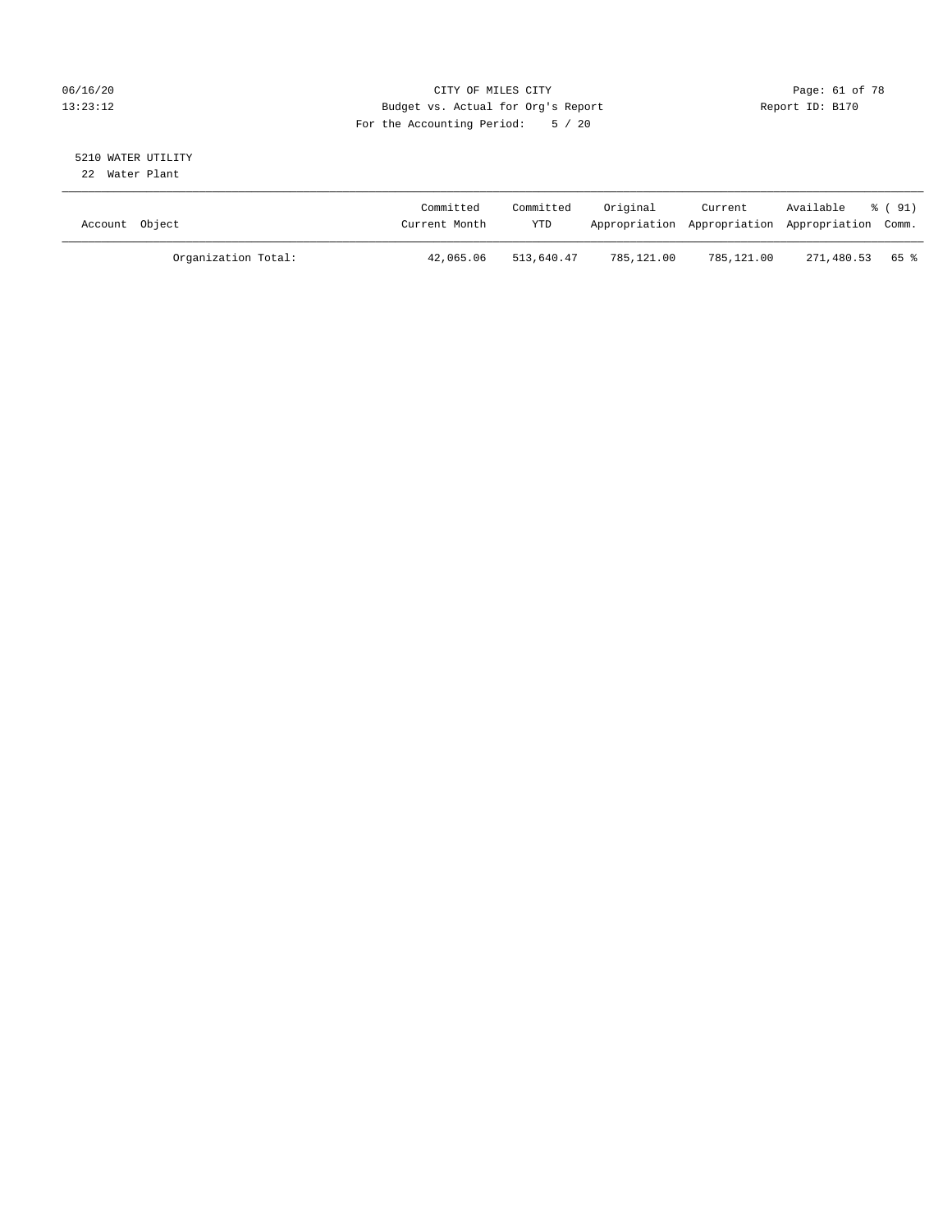CITY OF MILES CITY
Budget vs. Actual for Org's Report
For the Accounting Period: 5 / 20

06/16/20
13:23:12

Report ID: B170

5210 WATER UTILITY
22 Water Plant

| Account Object | Committed Current Month | Committed YTD | Original Appropriation | Current Appropriation | Available Appropriation | % ( 91) Comm. |
|---|---|---|---|---|---|---|
| Organization Total: | 42,065.06 | 513,640.47 | 785,121.00 | 785,121.00 | 271,480.53 | 65 % |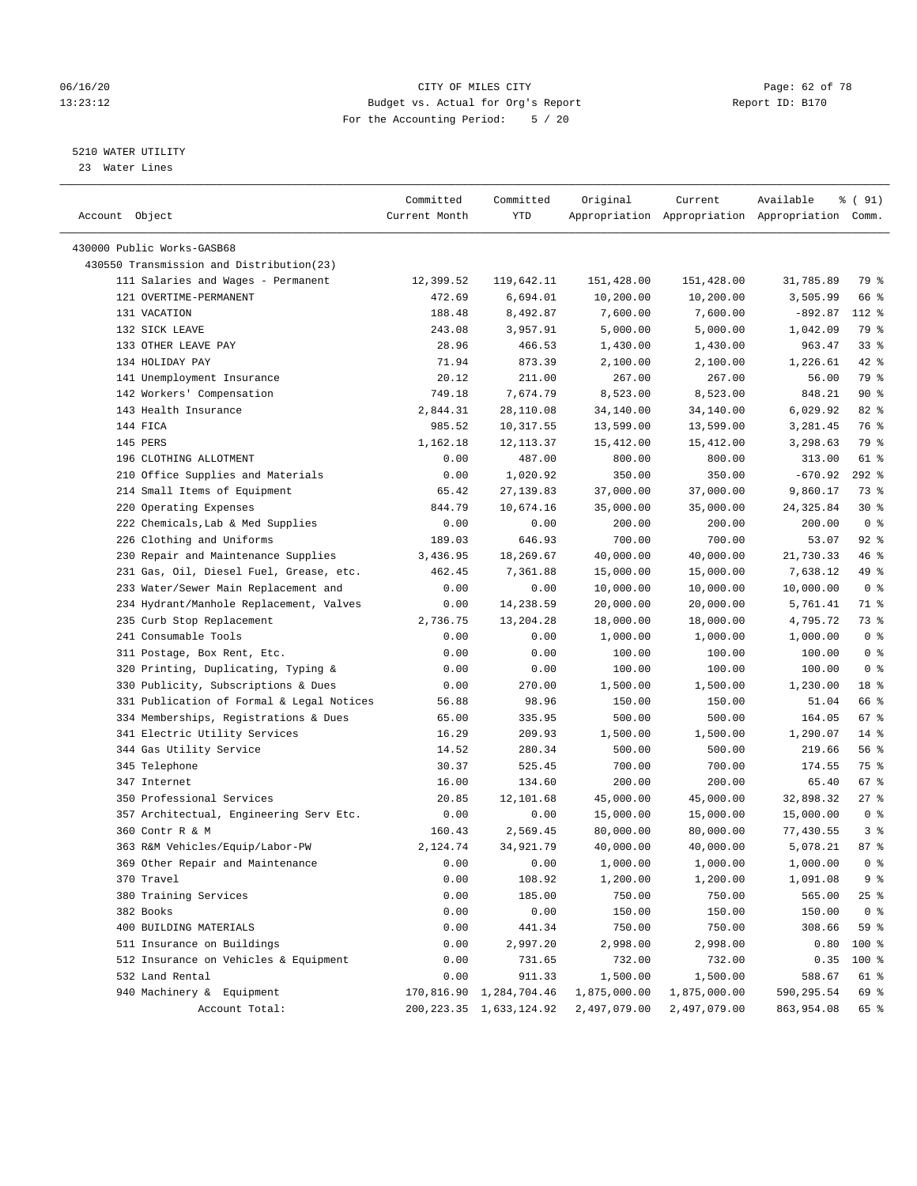CITY OF MILES CITY
Budget vs. Actual for Org's Report
For the Accounting Period: 5 / 20

06/16/20
13:23:12

Report ID: B170

5210 WATER UTILITY
23 Water Lines

| Account Object | Committed Current Month | Committed YTD | Original Appropriation | Current Appropriation | Available Appropriation | % ( 91) Comm. |
|---|---|---|---|---|---|---|
| 430000 Public Works-GASB68 | | | | | | |
| 430550 Transmission and Distribution(23) | | | | | | |
| 111 Salaries and Wages - Permanent | 12,399.52 | 119,642.11 | 151,428.00 | 151,428.00 | 31,785.89 | 79 % |
| 121 OVERTIME-PERMANENT | 472.69 | 6,694.01 | 10,200.00 | 10,200.00 | 3,505.99 | 66 % |
| 131 VACATION | 188.48 | 8,492.87 | 7,600.00 | 7,600.00 | -892.87 | 112 % |
| 132 SICK LEAVE | 243.08 | 3,957.91 | 5,000.00 | 5,000.00 | 1,042.09 | 79 % |
| 133 OTHER LEAVE PAY | 28.96 | 466.53 | 1,430.00 | 1,430.00 | 963.47 | 33 % |
| 134 HOLIDAY PAY | 71.94 | 873.39 | 2,100.00 | 2,100.00 | 1,226.61 | 42 % |
| 141 Unemployment Insurance | 20.12 | 211.00 | 267.00 | 267.00 | 56.00 | 79 % |
| 142 Workers' Compensation | 749.18 | 7,674.79 | 8,523.00 | 8,523.00 | 848.21 | 90 % |
| 143 Health Insurance | 2,844.31 | 28,110.08 | 34,140.00 | 34,140.00 | 6,029.92 | 82 % |
| 144 FICA | 985.52 | 10,317.55 | 13,599.00 | 13,599.00 | 3,281.45 | 76 % |
| 145 PERS | 1,162.18 | 12,113.37 | 15,412.00 | 15,412.00 | 3,298.63 | 79 % |
| 196 CLOTHING ALLOTMENT | 0.00 | 487.00 | 800.00 | 800.00 | 313.00 | 61 % |
| 210 Office Supplies and Materials | 0.00 | 1,020.92 | 350.00 | 350.00 | -670.92 | 292 % |
| 214 Small Items of Equipment | 65.42 | 27,139.83 | 37,000.00 | 37,000.00 | 9,860.17 | 73 % |
| 220 Operating Expenses | 844.79 | 10,674.16 | 35,000.00 | 35,000.00 | 24,325.84 | 30 % |
| 222 Chemicals,Lab & Med Supplies | 0.00 | 0.00 | 200.00 | 200.00 | 200.00 | 0 % |
| 226 Clothing and Uniforms | 189.03 | 646.93 | 700.00 | 700.00 | 53.07 | 92 % |
| 230 Repair and Maintenance Supplies | 3,436.95 | 18,269.67 | 40,000.00 | 40,000.00 | 21,730.33 | 46 % |
| 231 Gas, Oil, Diesel Fuel, Grease, etc. | 462.45 | 7,361.88 | 15,000.00 | 15,000.00 | 7,638.12 | 49 % |
| 233 Water/Sewer Main Replacement and | 0.00 | 0.00 | 10,000.00 | 10,000.00 | 10,000.00 | 0 % |
| 234 Hydrant/Manhole Replacement, Valves | 0.00 | 14,238.59 | 20,000.00 | 20,000.00 | 5,761.41 | 71 % |
| 235 Curb Stop Replacement | 2,736.75 | 13,204.28 | 18,000.00 | 18,000.00 | 4,795.72 | 73 % |
| 241 Consumable Tools | 0.00 | 0.00 | 1,000.00 | 1,000.00 | 1,000.00 | 0 % |
| 311 Postage, Box Rent, Etc. | 0.00 | 0.00 | 100.00 | 100.00 | 100.00 | 0 % |
| 320 Printing, Duplicating, Typing & | 0.00 | 0.00 | 100.00 | 100.00 | 100.00 | 0 % |
| 330 Publicity, Subscriptions & Dues | 0.00 | 270.00 | 1,500.00 | 1,500.00 | 1,230.00 | 18 % |
| 331 Publication of Formal & Legal Notices | 56.88 | 98.96 | 150.00 | 150.00 | 51.04 | 66 % |
| 334 Memberships, Registrations & Dues | 65.00 | 335.95 | 500.00 | 500.00 | 164.05 | 67 % |
| 341 Electric Utility Services | 16.29 | 209.93 | 1,500.00 | 1,500.00 | 1,290.07 | 14 % |
| 344 Gas Utility Service | 14.52 | 280.34 | 500.00 | 500.00 | 219.66 | 56 % |
| 345 Telephone | 30.37 | 525.45 | 700.00 | 700.00 | 174.55 | 75 % |
| 347 Internet | 16.00 | 134.60 | 200.00 | 200.00 | 65.40 | 67 % |
| 350 Professional Services | 20.85 | 12,101.68 | 45,000.00 | 45,000.00 | 32,898.32 | 27 % |
| 357 Architectual, Engineering Serv Etc. | 0.00 | 0.00 | 15,000.00 | 15,000.00 | 15,000.00 | 0 % |
| 360 Contr R & M | 160.43 | 2,569.45 | 80,000.00 | 80,000.00 | 77,430.55 | 3 % |
| 363 R&M Vehicles/Equip/Labor-PW | 2,124.74 | 34,921.79 | 40,000.00 | 40,000.00 | 5,078.21 | 87 % |
| 369 Other Repair and Maintenance | 0.00 | 0.00 | 1,000.00 | 1,000.00 | 1,000.00 | 0 % |
| 370 Travel | 0.00 | 108.92 | 1,200.00 | 1,200.00 | 1,091.08 | 9 % |
| 380 Training Services | 0.00 | 185.00 | 750.00 | 750.00 | 565.00 | 25 % |
| 382 Books | 0.00 | 0.00 | 150.00 | 150.00 | 150.00 | 0 % |
| 400 BUILDING MATERIALS | 0.00 | 441.34 | 750.00 | 750.00 | 308.66 | 59 % |
| 511 Insurance on Buildings | 0.00 | 2,997.20 | 2,998.00 | 2,998.00 | 0.80 | 100 % |
| 512 Insurance on Vehicles & Equipment | 0.00 | 731.65 | 732.00 | 732.00 | 0.35 | 100 % |
| 532 Land Rental | 0.00 | 911.33 | 1,500.00 | 1,500.00 | 588.67 | 61 % |
| 940 Machinery & Equipment | 170,816.90 | 1,284,704.46 | 1,875,000.00 | 1,875,000.00 | 590,295.54 | 69 % |
| Account Total: | 200,223.35 | 1,633,124.92 | 2,497,079.00 | 2,497,079.00 | 863,954.08 | 65 % |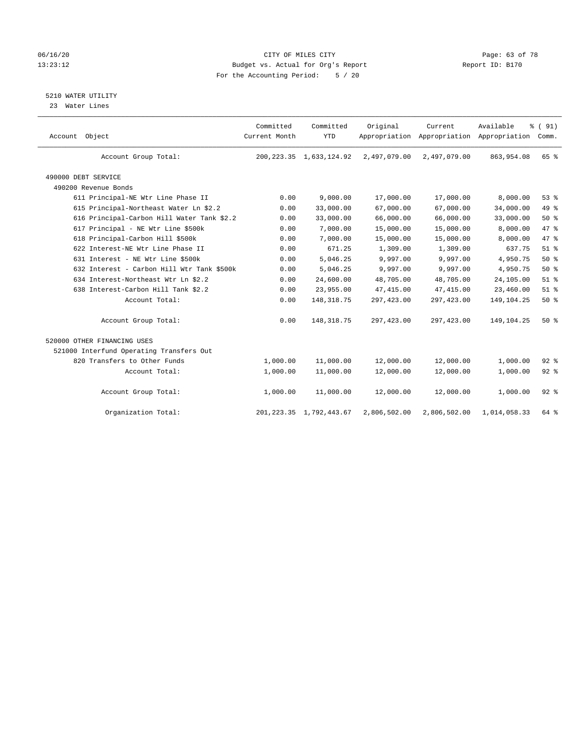CITY OF MILES CITY
Budget vs. Actual for Org's Report
For the Accounting Period: 5 / 20

06/16/20
13:23:12

Report ID: B170

## 5210 WATER UTILITY

23 Water Lines

| Account Object | Committed Current Month | Committed YTD | Original Appropriation | Current Appropriation | Available Appropriation | % ( 91) Comm. |
|---|---|---|---|---|---|---|
| Account Group Total: | 200,223.35 | 1,633,124.92 | 2,497,079.00 | 2,497,079.00 | 863,954.08 | 65 % |
| 490000 DEBT SERVICE | | | | | | |
| 490200 Revenue Bonds | | | | | | |
| 611 Principal-NE Wtr Line Phase II | 0.00 | 9,000.00 | 17,000.00 | 17,000.00 | 8,000.00 | 53 % |
| 615 Principal-Northeast Water Ln $2.2 | 0.00 | 33,000.00 | 67,000.00 | 67,000.00 | 34,000.00 | 49 % |
| 616 Principal-Carbon Hill Water Tank $2.2 | 0.00 | 33,000.00 | 66,000.00 | 66,000.00 | 33,000.00 | 50 % |
| 617 Principal - NE Wtr Line $500k | 0.00 | 7,000.00 | 15,000.00 | 15,000.00 | 8,000.00 | 47 % |
| 618 Principal-Carbon Hill $500k | 0.00 | 7,000.00 | 15,000.00 | 15,000.00 | 8,000.00 | 47 % |
| 622 Interest-NE Wtr Line Phase II | 0.00 | 671.25 | 1,309.00 | 1,309.00 | 637.75 | 51 % |
| 631 Interest - NE Wtr Line $500k | 0.00 | 5,046.25 | 9,997.00 | 9,997.00 | 4,950.75 | 50 % |
| 632 Interest - Carbon Hill Wtr Tank $500k | 0.00 | 5,046.25 | 9,997.00 | 9,997.00 | 4,950.75 | 50 % |
| 634 Interest-Northeast Wtr Ln $2.2 | 0.00 | 24,600.00 | 48,705.00 | 48,705.00 | 24,105.00 | 51 % |
| 638 Interest-Carbon Hill Tank $2.2 | 0.00 | 23,955.00 | 47,415.00 | 47,415.00 | 23,460.00 | 51 % |
| Account Total: | 0.00 | 148,318.75 | 297,423.00 | 297,423.00 | 149,104.25 | 50 % |
| Account Group Total: | 0.00 | 148,318.75 | 297,423.00 | 297,423.00 | 149,104.25 | 50 % |
| 520000 OTHER FINANCING USES | | | | | | |
| 521000 Interfund Operating Transfers Out | | | | | | |
| 820 Transfers to Other Funds | 1,000.00 | 11,000.00 | 12,000.00 | 12,000.00 | 1,000.00 | 92 % |
| Account Total: | 1,000.00 | 11,000.00 | 12,000.00 | 12,000.00 | 1,000.00 | 92 % |
| Account Group Total: | 1,000.00 | 11,000.00 | 12,000.00 | 12,000.00 | 1,000.00 | 92 % |
| Organization Total: | 201,223.35 | 1,792,443.67 | 2,806,502.00 | 2,806,502.00 | 1,014,058.33 | 64 % |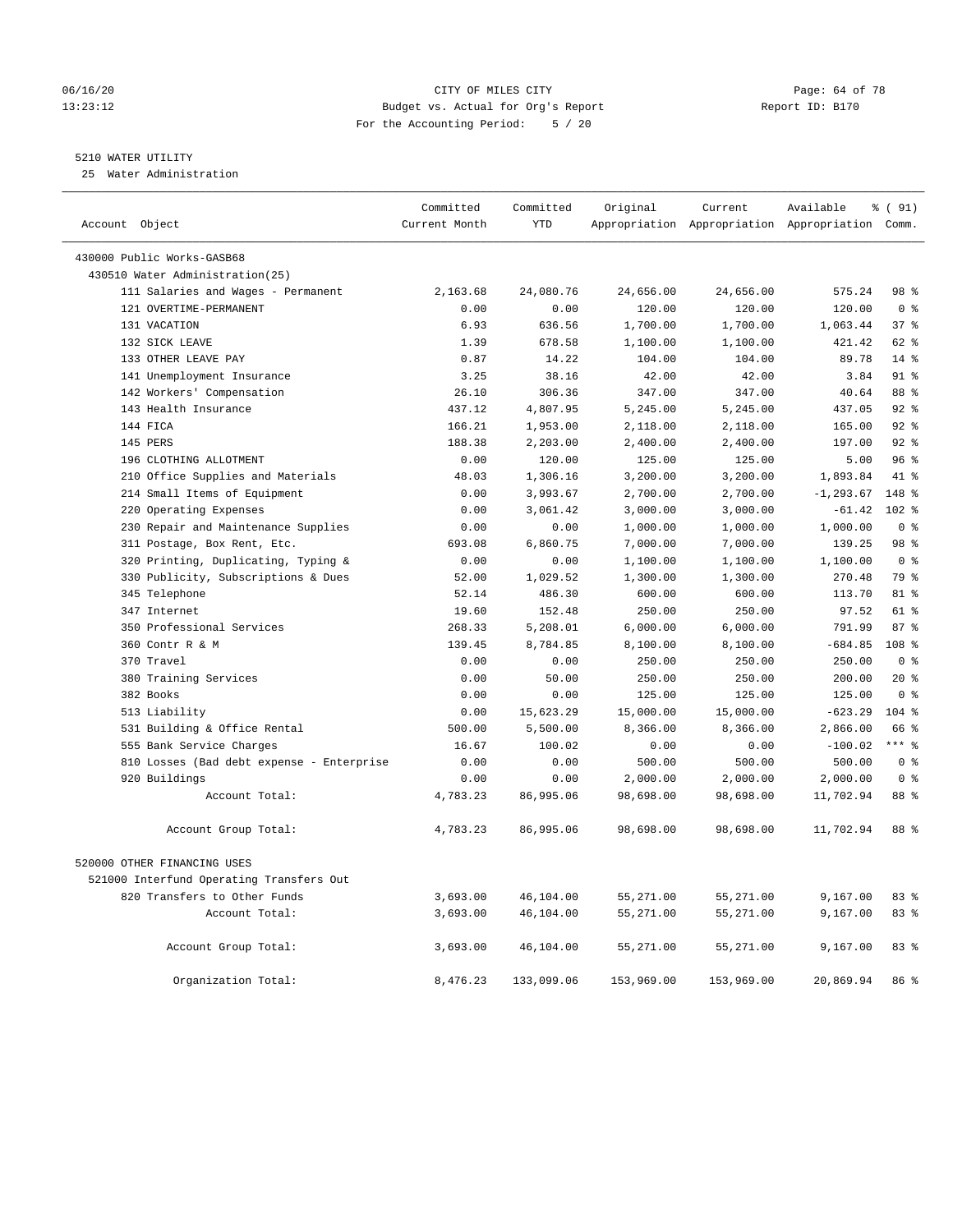# CITY OF MILES CITY

Budget vs. Actual for Org's Report

For the Accounting Period: 5 / 20

06/16/20 13:23:12 — Report ID: B170

## 5210 WATER UTILITY

25 Water Administration

| Account Object | Committed Current Month | Committed YTD | Original Appropriation | Current Appropriation | Available Appropriation | % ( 91) Comm. |
|---|---|---|---|---|---|---|
| 430000 Public Works-GASB68 | | | | | | |
| 430510 Water Administration(25) | | | | | | |
| 111 Salaries and Wages - Permanent | 2,163.68 | 24,080.76 | 24,656.00 | 24,656.00 | 575.24 | 98 % |
| 121 OVERTIME-PERMANENT | 0.00 | 0.00 | 120.00 | 120.00 | 120.00 | 0 % |
| 131 VACATION | 6.93 | 636.56 | 1,700.00 | 1,700.00 | 1,063.44 | 37 % |
| 132 SICK LEAVE | 1.39 | 678.58 | 1,100.00 | 1,100.00 | 421.42 | 62 % |
| 133 OTHER LEAVE PAY | 0.87 | 14.22 | 104.00 | 104.00 | 89.78 | 14 % |
| 141 Unemployment Insurance | 3.25 | 38.16 | 42.00 | 42.00 | 3.84 | 91 % |
| 142 Workers' Compensation | 26.10 | 306.36 | 347.00 | 347.00 | 40.64 | 88 % |
| 143 Health Insurance | 437.12 | 4,807.95 | 5,245.00 | 5,245.00 | 437.05 | 92 % |
| 144 FICA | 166.21 | 1,953.00 | 2,118.00 | 2,118.00 | 165.00 | 92 % |
| 145 PERS | 188.38 | 2,203.00 | 2,400.00 | 2,400.00 | 197.00 | 92 % |
| 196 CLOTHING ALLOTMENT | 0.00 | 120.00 | 125.00 | 125.00 | 5.00 | 96 % |
| 210 Office Supplies and Materials | 48.03 | 1,306.16 | 3,200.00 | 3,200.00 | 1,893.84 | 41 % |
| 214 Small Items of Equipment | 0.00 | 3,993.67 | 2,700.00 | 2,700.00 | -1,293.67 | 148 % |
| 220 Operating Expenses | 0.00 | 3,061.42 | 3,000.00 | 3,000.00 | -61.42 | 102 % |
| 230 Repair and Maintenance Supplies | 0.00 | 0.00 | 1,000.00 | 1,000.00 | 1,000.00 | 0 % |
| 311 Postage, Box Rent, Etc. | 693.08 | 6,860.75 | 7,000.00 | 7,000.00 | 139.25 | 98 % |
| 320 Printing, Duplicating, Typing & | 0.00 | 0.00 | 1,100.00 | 1,100.00 | 1,100.00 | 0 % |
| 330 Publicity, Subscriptions & Dues | 52.00 | 1,029.52 | 1,300.00 | 1,300.00 | 270.48 | 79 % |
| 345 Telephone | 52.14 | 486.30 | 600.00 | 600.00 | 113.70 | 81 % |
| 347 Internet | 19.60 | 152.48 | 250.00 | 250.00 | 97.52 | 61 % |
| 350 Professional Services | 268.33 | 5,208.01 | 6,000.00 | 6,000.00 | 791.99 | 87 % |
| 360 Contr R & M | 139.45 | 8,784.85 | 8,100.00 | 8,100.00 | -684.85 | 108 % |
| 370 Travel | 0.00 | 0.00 | 250.00 | 250.00 | 250.00 | 0 % |
| 380 Training Services | 0.00 | 50.00 | 250.00 | 250.00 | 200.00 | 20 % |
| 382 Books | 0.00 | 0.00 | 125.00 | 125.00 | 125.00 | 0 % |
| 513 Liability | 0.00 | 15,623.29 | 15,000.00 | 15,000.00 | -623.29 | 104 % |
| 531 Building & Office Rental | 500.00 | 5,500.00 | 8,366.00 | 8,366.00 | 2,866.00 | 66 % |
| 555 Bank Service Charges | 16.67 | 100.02 | 0.00 | 0.00 | -100.02 | *** % |
| 810 Losses (Bad debt expense - Enterprise | 0.00 | 0.00 | 500.00 | 500.00 | 500.00 | 0 % |
| 920 Buildings | 0.00 | 0.00 | 2,000.00 | 2,000.00 | 2,000.00 | 0 % |
| Account Total: | 4,783.23 | 86,995.06 | 98,698.00 | 98,698.00 | 11,702.94 | 88 % |
| Account Group Total: | 4,783.23 | 86,995.06 | 98,698.00 | 98,698.00 | 11,702.94 | 88 % |
| 520000 OTHER FINANCING USES | | | | | | |
| 521000 Interfund Operating Transfers Out | | | | | | |
| 820 Transfers to Other Funds | 3,693.00 | 46,104.00 | 55,271.00 | 55,271.00 | 9,167.00 | 83 % |
| Account Total: | 3,693.00 | 46,104.00 | 55,271.00 | 55,271.00 | 9,167.00 | 83 % |
| Account Group Total: | 3,693.00 | 46,104.00 | 55,271.00 | 55,271.00 | 9,167.00 | 83 % |
| Organization Total: | 8,476.23 | 133,099.06 | 153,969.00 | 153,969.00 | 20,869.94 | 86 % |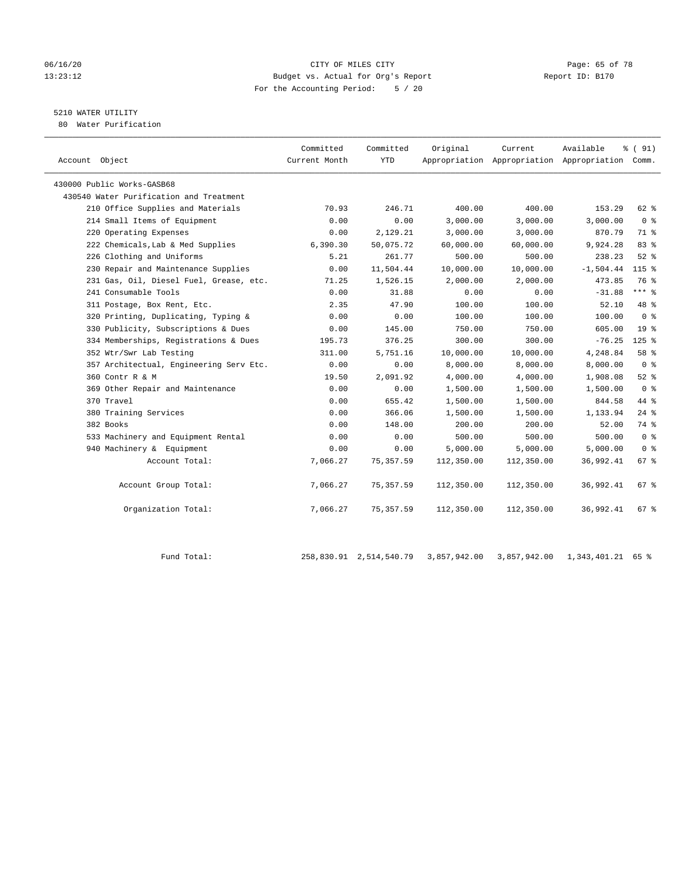CITY OF MILES CITY
Budget vs. Actual for Org's Report
For the Accounting Period: 5 / 20

06/16/20
13:23:12

Report ID: B170

## 5210 WATER UTILITY

80 Water Purification

| Account Object | Committed Current Month | Committed YTD | Original Appropriation | Current Appropriation | Available Appropriation | % ( 91) Comm. |
|---|---|---|---|---|---|---|
| 430000 Public Works-GASB68 | | | | | | |
| 430540 Water Purification and Treatment | | | | | | |
| 210 Office Supplies and Materials | 70.93 | 246.71 | 400.00 | 400.00 | 153.29 | 62 % |
| 214 Small Items of Equipment | 0.00 | 0.00 | 3,000.00 | 3,000.00 | 3,000.00 | 0 % |
| 220 Operating Expenses | 0.00 | 2,129.21 | 3,000.00 | 3,000.00 | 870.79 | 71 % |
| 222 Chemicals,Lab & Med Supplies | 6,390.30 | 50,075.72 | 60,000.00 | 60,000.00 | 9,924.28 | 83 % |
| 226 Clothing and Uniforms | 5.21 | 261.77 | 500.00 | 500.00 | 238.23 | 52 % |
| 230 Repair and Maintenance Supplies | 0.00 | 11,504.44 | 10,000.00 | 10,000.00 | -1,504.44 | 115 % |
| 231 Gas, Oil, Diesel Fuel, Grease, etc. | 71.25 | 1,526.15 | 2,000.00 | 2,000.00 | 473.85 | 76 % |
| 241 Consumable Tools | 0.00 | 31.88 | 0.00 | 0.00 | -31.88 | *** % |
| 311 Postage, Box Rent, Etc. | 2.35 | 47.90 | 100.00 | 100.00 | 52.10 | 48 % |
| 320 Printing, Duplicating, Typing & | 0.00 | 0.00 | 100.00 | 100.00 | 100.00 | 0 % |
| 330 Publicity, Subscriptions & Dues | 0.00 | 145.00 | 750.00 | 750.00 | 605.00 | 19 % |
| 334 Memberships, Registrations & Dues | 195.73 | 376.25 | 300.00 | 300.00 | -76.25 | 125 % |
| 352 Wtr/Swr Lab Testing | 311.00 | 5,751.16 | 10,000.00 | 10,000.00 | 4,248.84 | 58 % |
| 357 Architectual, Engineering Serv Etc. | 0.00 | 0.00 | 8,000.00 | 8,000.00 | 8,000.00 | 0 % |
| 360 Contr R & M | 19.50 | 2,091.92 | 4,000.00 | 4,000.00 | 1,908.08 | 52 % |
| 369 Other Repair and Maintenance | 0.00 | 0.00 | 1,500.00 | 1,500.00 | 1,500.00 | 0 % |
| 370 Travel | 0.00 | 655.42 | 1,500.00 | 1,500.00 | 844.58 | 44 % |
| 380 Training Services | 0.00 | 366.06 | 1,500.00 | 1,500.00 | 1,133.94 | 24 % |
| 382 Books | 0.00 | 148.00 | 200.00 | 200.00 | 52.00 | 74 % |
| 533 Machinery and Equipment Rental | 0.00 | 0.00 | 500.00 | 500.00 | 500.00 | 0 % |
| 940 Machinery & Equipment | 0.00 | 0.00 | 5,000.00 | 5,000.00 | 5,000.00 | 0 % |
| Account Total: | 7,066.27 | 75,357.59 | 112,350.00 | 112,350.00 | 36,992.41 | 67 % |
| Account Group Total: | 7,066.27 | 75,357.59 | 112,350.00 | 112,350.00 | 36,992.41 | 67 % |
| Organization Total: | 7,066.27 | 75,357.59 | 112,350.00 | 112,350.00 | 36,992.41 | 67 % |
| Fund Total: | 258,830.91 | 2,514,540.79 | 3,857,942.00 | 3,857,942.00 | 1,343,401.21 | 65 % |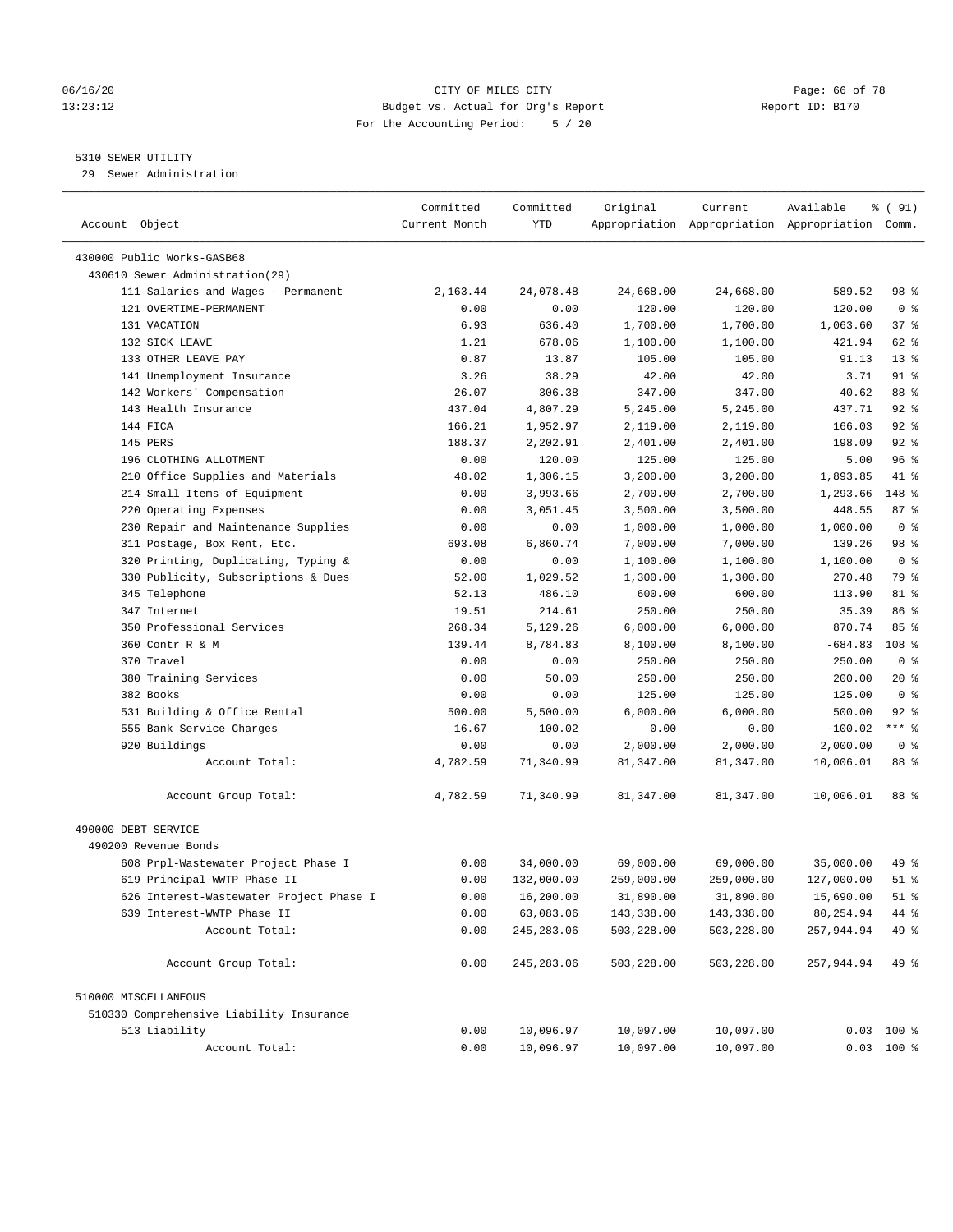CITY OF MILES CITY
Budget vs. Actual for Org's Report
For the Accounting Period: 5 / 20

06/16/20
13:23:12

Report ID: B170

## 5310 SEWER UTILITY

29 Sewer Administration

| Account Object | Committed Current Month | Committed YTD | Original Appropriation | Current Appropriation | Available Appropriation | % ( 91) Comm. |
|---|---|---|---|---|---|---|
| 430000 Public Works-GASB68 | | | | | | |
| 430610 Sewer Administration(29) | | | | | | |
| 111 Salaries and Wages - Permanent | 2,163.44 | 24,078.48 | 24,668.00 | 24,668.00 | 589.52 | 98 % |
| 121 OVERTIME-PERMANENT | 0.00 | 0.00 | 120.00 | 120.00 | 120.00 | 0 % |
| 131 VACATION | 6.93 | 636.40 | 1,700.00 | 1,700.00 | 1,063.60 | 37 % |
| 132 SICK LEAVE | 1.21 | 678.06 | 1,100.00 | 1,100.00 | 421.94 | 62 % |
| 133 OTHER LEAVE PAY | 0.87 | 13.87 | 105.00 | 105.00 | 91.13 | 13 % |
| 141 Unemployment Insurance | 3.26 | 38.29 | 42.00 | 42.00 | 3.71 | 91 % |
| 142 Workers' Compensation | 26.07 | 306.38 | 347.00 | 347.00 | 40.62 | 88 % |
| 143 Health Insurance | 437.04 | 4,807.29 | 5,245.00 | 5,245.00 | 437.71 | 92 % |
| 144 FICA | 166.21 | 1,952.97 | 2,119.00 | 2,119.00 | 166.03 | 92 % |
| 145 PERS | 188.37 | 2,202.91 | 2,401.00 | 2,401.00 | 198.09 | 92 % |
| 196 CLOTHING ALLOTMENT | 0.00 | 120.00 | 125.00 | 125.00 | 5.00 | 96 % |
| 210 Office Supplies and Materials | 48.02 | 1,306.15 | 3,200.00 | 3,200.00 | 1,893.85 | 41 % |
| 214 Small Items of Equipment | 0.00 | 3,993.66 | 2,700.00 | 2,700.00 | -1,293.66 | 148 % |
| 220 Operating Expenses | 0.00 | 3,051.45 | 3,500.00 | 3,500.00 | 448.55 | 87 % |
| 230 Repair and Maintenance Supplies | 0.00 | 0.00 | 1,000.00 | 1,000.00 | 1,000.00 | 0 % |
| 311 Postage, Box Rent, Etc. | 693.08 | 6,860.74 | 7,000.00 | 7,000.00 | 139.26 | 98 % |
| 320 Printing, Duplicating, Typing & | 0.00 | 0.00 | 1,100.00 | 1,100.00 | 1,100.00 | 0 % |
| 330 Publicity, Subscriptions & Dues | 52.00 | 1,029.52 | 1,300.00 | 1,300.00 | 270.48 | 79 % |
| 345 Telephone | 52.13 | 486.10 | 600.00 | 600.00 | 113.90 | 81 % |
| 347 Internet | 19.51 | 214.61 | 250.00 | 250.00 | 35.39 | 86 % |
| 350 Professional Services | 268.34 | 5,129.26 | 6,000.00 | 6,000.00 | 870.74 | 85 % |
| 360 Contr R & M | 139.44 | 8,784.83 | 8,100.00 | 8,100.00 | -684.83 | 108 % |
| 370 Travel | 0.00 | 0.00 | 250.00 | 250.00 | 250.00 | 0 % |
| 380 Training Services | 0.00 | 50.00 | 250.00 | 250.00 | 200.00 | 20 % |
| 382 Books | 0.00 | 0.00 | 125.00 | 125.00 | 125.00 | 0 % |
| 531 Building & Office Rental | 500.00 | 5,500.00 | 6,000.00 | 6,000.00 | 500.00 | 92 % |
| 555 Bank Service Charges | 16.67 | 100.02 | 0.00 | 0.00 | -100.02 | *** % |
| 920 Buildings | 0.00 | 0.00 | 2,000.00 | 2,000.00 | 2,000.00 | 0 % |
| Account Total: | 4,782.59 | 71,340.99 | 81,347.00 | 81,347.00 | 10,006.01 | 88 % |
| Account Group Total: | 4,782.59 | 71,340.99 | 81,347.00 | 81,347.00 | 10,006.01 | 88 % |
| 490000 DEBT SERVICE | | | | | | |
| 490200 Revenue Bonds | | | | | | |
| 608 Prpl-Wastewater Project Phase I | 0.00 | 34,000.00 | 69,000.00 | 69,000.00 | 35,000.00 | 49 % |
| 619 Principal-WWTP Phase II | 0.00 | 132,000.00 | 259,000.00 | 259,000.00 | 127,000.00 | 51 % |
| 626 Interest-Wastewater Project Phase I | 0.00 | 16,200.00 | 31,890.00 | 31,890.00 | 15,690.00 | 51 % |
| 639 Interest-WWTP Phase II | 0.00 | 63,083.06 | 143,338.00 | 143,338.00 | 80,254.94 | 44 % |
| Account Total: | 0.00 | 245,283.06 | 503,228.00 | 503,228.00 | 257,944.94 | 49 % |
| Account Group Total: | 0.00 | 245,283.06 | 503,228.00 | 503,228.00 | 257,944.94 | 49 % |
| 510000 MISCELLANEOUS | | | | | | |
| 510330 Comprehensive Liability Insurance | | | | | | |
| 513 Liability | 0.00 | 10,096.97 | 10,097.00 | 10,097.00 | 0.03 | 100 % |
| Account Total: | 0.00 | 10,096.97 | 10,097.00 | 10,097.00 | 0.03 | 100 % |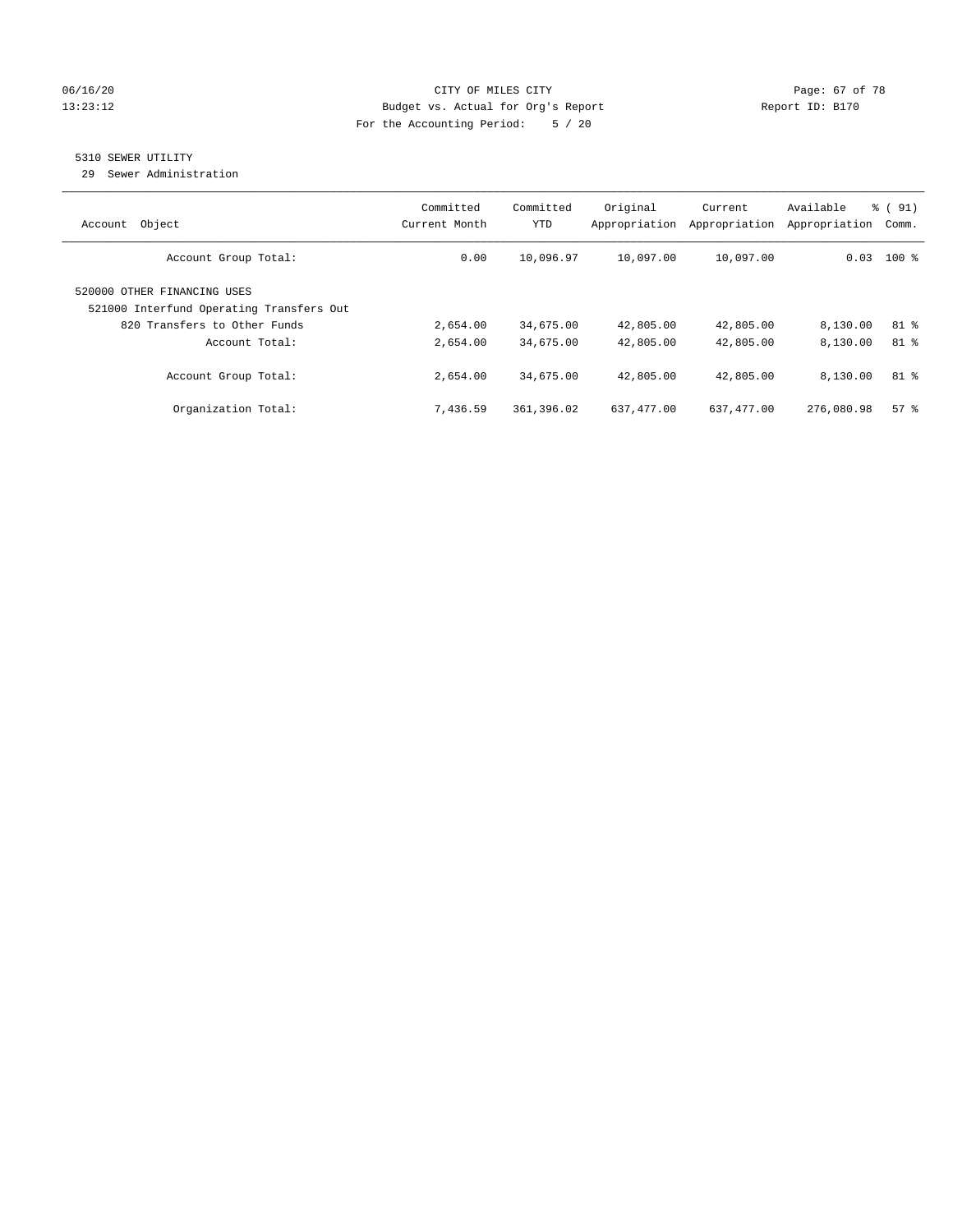CITY OF MILES CITY
Budget vs. Actual for Org's Report
For the Accounting Period: 5 / 20

06/16/20
13:23:12

Report ID: B170

## 5310 SEWER UTILITY

29 Sewer Administration

| Account Object | Committed Current Month | Committed YTD | Original Appropriation | Current Appropriation | Available Appropriation | % ( 91) Comm. |
|---|---|---|---|---|---|---|
| Account Group Total: | 0.00 | 10,096.97 | 10,097.00 | 10,097.00 | 0.03 | 100 % |
| 520000 OTHER FINANCING USES | | | | | | |
| 521000 Interfund Operating Transfers Out | | | | | | |
| 820 Transfers to Other Funds | 2,654.00 | 34,675.00 | 42,805.00 | 42,805.00 | 8,130.00 | 81 % |
| Account Total: | 2,654.00 | 34,675.00 | 42,805.00 | 42,805.00 | 8,130.00 | 81 % |
| Account Group Total: | 2,654.00 | 34,675.00 | 42,805.00 | 42,805.00 | 8,130.00 | 81 % |
| Organization Total: | 7,436.59 | 361,396.02 | 637,477.00 | 637,477.00 | 276,080.98 | 57 % |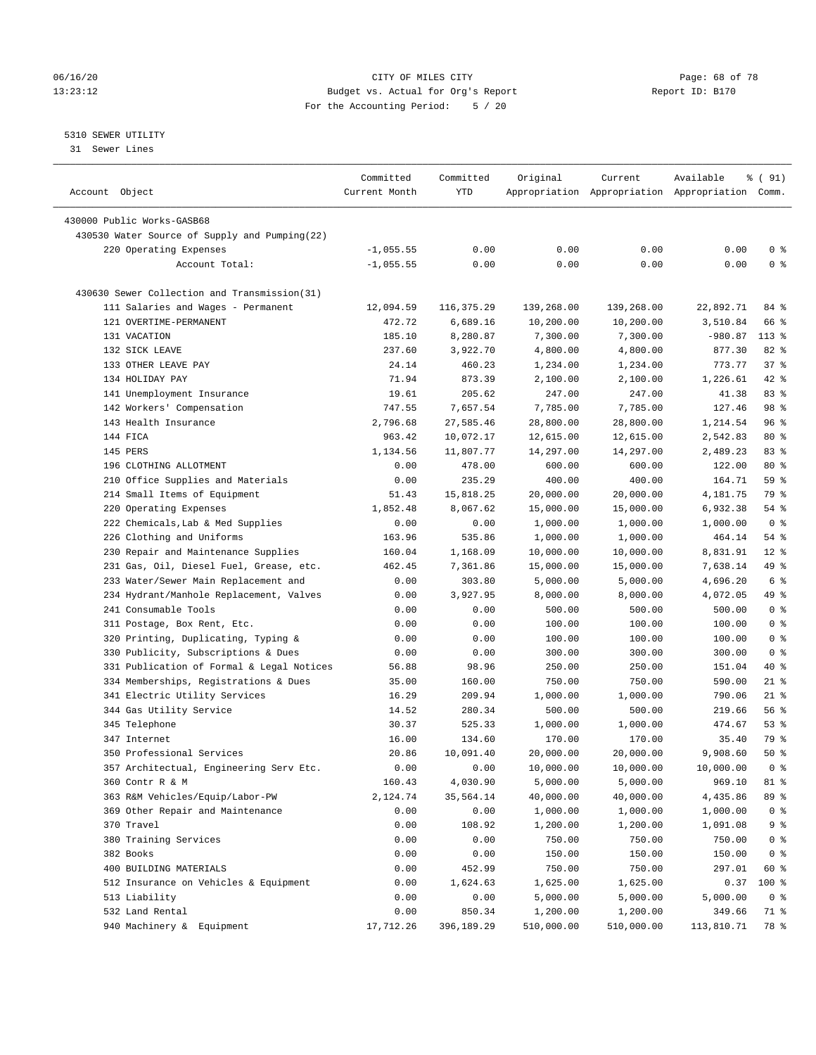CITY OF MILES CITY
Budget vs. Actual for Org's Report
For the Accounting Period: 5 / 20

06/16/20
13:23:12

Report ID: B170

5310 SEWER UTILITY
31 Sewer Lines

| Account Object | Committed Current Month | Committed YTD | Original Appropriation | Current Appropriation | Available Appropriation | % ( 91) Comm. |
|---|---|---|---|---|---|---|
| 430000 Public Works-GASB68 | | | | | | |
| 430530 Water Source of Supply and Pumping(22) | | | | | | |
| 220 Operating Expenses | -1,055.55 | 0.00 | 0.00 | 0.00 | 0.00 | 0 % |
| Account Total: | -1,055.55 | 0.00 | 0.00 | 0.00 | 0.00 | 0 % |
| 430630 Sewer Collection and Transmission(31) | | | | | | |
| 111 Salaries and Wages - Permanent | 12,094.59 | 116,375.29 | 139,268.00 | 139,268.00 | 22,892.71 | 84 % |
| 121 OVERTIME-PERMANENT | 472.72 | 6,689.16 | 10,200.00 | 10,200.00 | 3,510.84 | 66 % |
| 131 VACATION | 185.10 | 8,280.87 | 7,300.00 | 7,300.00 | -980.87 | 113 % |
| 132 SICK LEAVE | 237.60 | 3,922.70 | 4,800.00 | 4,800.00 | 877.30 | 82 % |
| 133 OTHER LEAVE PAY | 24.14 | 460.23 | 1,234.00 | 1,234.00 | 773.77 | 37 % |
| 134 HOLIDAY PAY | 71.94 | 873.39 | 2,100.00 | 2,100.00 | 1,226.61 | 42 % |
| 141 Unemployment Insurance | 19.61 | 205.62 | 247.00 | 247.00 | 41.38 | 83 % |
| 142 Workers' Compensation | 747.55 | 7,657.54 | 7,785.00 | 7,785.00 | 127.46 | 98 % |
| 143 Health Insurance | 2,796.68 | 27,585.46 | 28,800.00 | 28,800.00 | 1,214.54 | 96 % |
| 144 FICA | 963.42 | 10,072.17 | 12,615.00 | 12,615.00 | 2,542.83 | 80 % |
| 145 PERS | 1,134.56 | 11,807.77 | 14,297.00 | 14,297.00 | 2,489.23 | 83 % |
| 196 CLOTHING ALLOTMENT | 0.00 | 478.00 | 600.00 | 600.00 | 122.00 | 80 % |
| 210 Office Supplies and Materials | 0.00 | 235.29 | 400.00 | 400.00 | 164.71 | 59 % |
| 214 Small Items of Equipment | 51.43 | 15,818.25 | 20,000.00 | 20,000.00 | 4,181.75 | 79 % |
| 220 Operating Expenses | 1,852.48 | 8,067.62 | 15,000.00 | 15,000.00 | 6,932.38 | 54 % |
| 222 Chemicals,Lab & Med Supplies | 0.00 | 0.00 | 1,000.00 | 1,000.00 | 1,000.00 | 0 % |
| 226 Clothing and Uniforms | 163.96 | 535.86 | 1,000.00 | 1,000.00 | 464.14 | 54 % |
| 230 Repair and Maintenance Supplies | 160.04 | 1,168.09 | 10,000.00 | 10,000.00 | 8,831.91 | 12 % |
| 231 Gas, Oil, Diesel Fuel, Grease, etc. | 462.45 | 7,361.86 | 15,000.00 | 15,000.00 | 7,638.14 | 49 % |
| 233 Water/Sewer Main Replacement and | 0.00 | 303.80 | 5,000.00 | 5,000.00 | 4,696.20 | 6 % |
| 234 Hydrant/Manhole Replacement, Valves | 0.00 | 3,927.95 | 8,000.00 | 8,000.00 | 4,072.05 | 49 % |
| 241 Consumable Tools | 0.00 | 0.00 | 500.00 | 500.00 | 500.00 | 0 % |
| 311 Postage, Box Rent, Etc. | 0.00 | 0.00 | 100.00 | 100.00 | 100.00 | 0 % |
| 320 Printing, Duplicating, Typing & | 0.00 | 0.00 | 100.00 | 100.00 | 100.00 | 0 % |
| 330 Publicity, Subscriptions & Dues | 0.00 | 0.00 | 300.00 | 300.00 | 300.00 | 0 % |
| 331 Publication of Formal & Legal Notices | 56.88 | 98.96 | 250.00 | 250.00 | 151.04 | 40 % |
| 334 Memberships, Registrations & Dues | 35.00 | 160.00 | 750.00 | 750.00 | 590.00 | 21 % |
| 341 Electric Utility Services | 16.29 | 209.94 | 1,000.00 | 1,000.00 | 790.06 | 21 % |
| 344 Gas Utility Service | 14.52 | 280.34 | 500.00 | 500.00 | 219.66 | 56 % |
| 345 Telephone | 30.37 | 525.33 | 1,000.00 | 1,000.00 | 474.67 | 53 % |
| 347 Internet | 16.00 | 134.60 | 170.00 | 170.00 | 35.40 | 79 % |
| 350 Professional Services | 20.86 | 10,091.40 | 20,000.00 | 20,000.00 | 9,908.60 | 50 % |
| 357 Architectual, Engineering Serv Etc. | 0.00 | 0.00 | 10,000.00 | 10,000.00 | 10,000.00 | 0 % |
| 360 Contr R & M | 160.43 | 4,030.90 | 5,000.00 | 5,000.00 | 969.10 | 81 % |
| 363 R&M Vehicles/Equip/Labor-PW | 2,124.74 | 35,564.14 | 40,000.00 | 40,000.00 | 4,435.86 | 89 % |
| 369 Other Repair and Maintenance | 0.00 | 0.00 | 1,000.00 | 1,000.00 | 1,000.00 | 0 % |
| 370 Travel | 0.00 | 108.92 | 1,200.00 | 1,200.00 | 1,091.08 | 9 % |
| 380 Training Services | 0.00 | 0.00 | 750.00 | 750.00 | 750.00 | 0 % |
| 382 Books | 0.00 | 0.00 | 150.00 | 150.00 | 150.00 | 0 % |
| 400 BUILDING MATERIALS | 0.00 | 452.99 | 750.00 | 750.00 | 297.01 | 60 % |
| 512 Insurance on Vehicles & Equipment | 0.00 | 1,624.63 | 1,625.00 | 1,625.00 | 0.37 | 100 % |
| 513 Liability | 0.00 | 0.00 | 5,000.00 | 5,000.00 | 5,000.00 | 0 % |
| 532 Land Rental | 0.00 | 850.34 | 1,200.00 | 1,200.00 | 349.66 | 71 % |
| 940 Machinery & Equipment | 17,712.26 | 396,189.29 | 510,000.00 | 510,000.00 | 113,810.71 | 78 % |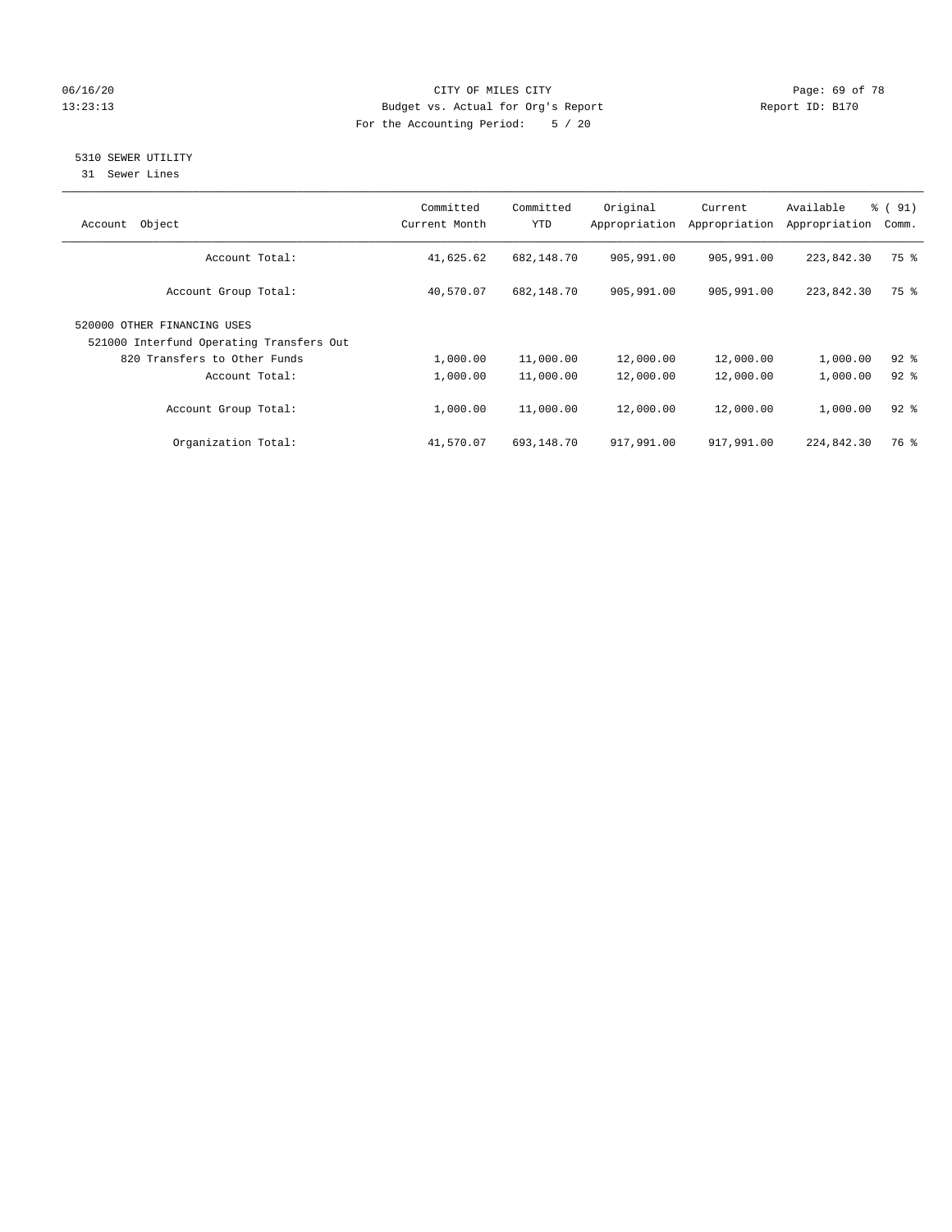CITY OF MILES CITY
Budget vs. Actual for Org's Report
For the Accounting Period: 5 / 20

## 5310 SEWER UTILITY

31 Sewer Lines

| Account Object | Committed Current Month | Committed YTD | Original Appropriation | Current Appropriation | Available Appropriation | % ( 91) Comm. |
|---|---|---|---|---|---|---|
| Account Total: | 41,625.62 | 682,148.70 | 905,991.00 | 905,991.00 | 223,842.30 | 75 % |
| Account Group Total: | 40,570.07 | 682,148.70 | 905,991.00 | 905,991.00 | 223,842.30 | 75 % |
| 520000 OTHER FINANCING USES | | | | | | |
| 521000 Interfund Operating Transfers Out | | | | | | |
| 820 Transfers to Other Funds | 1,000.00 | 11,000.00 | 12,000.00 | 12,000.00 | 1,000.00 | 92 % |
| Account Total: | 1,000.00 | 11,000.00 | 12,000.00 | 12,000.00 | 1,000.00 | 92 % |
| Account Group Total: | 1,000.00 | 11,000.00 | 12,000.00 | 12,000.00 | 1,000.00 | 92 % |
| Organization Total: | 41,570.07 | 693,148.70 | 917,991.00 | 917,991.00 | 224,842.30 | 76 % |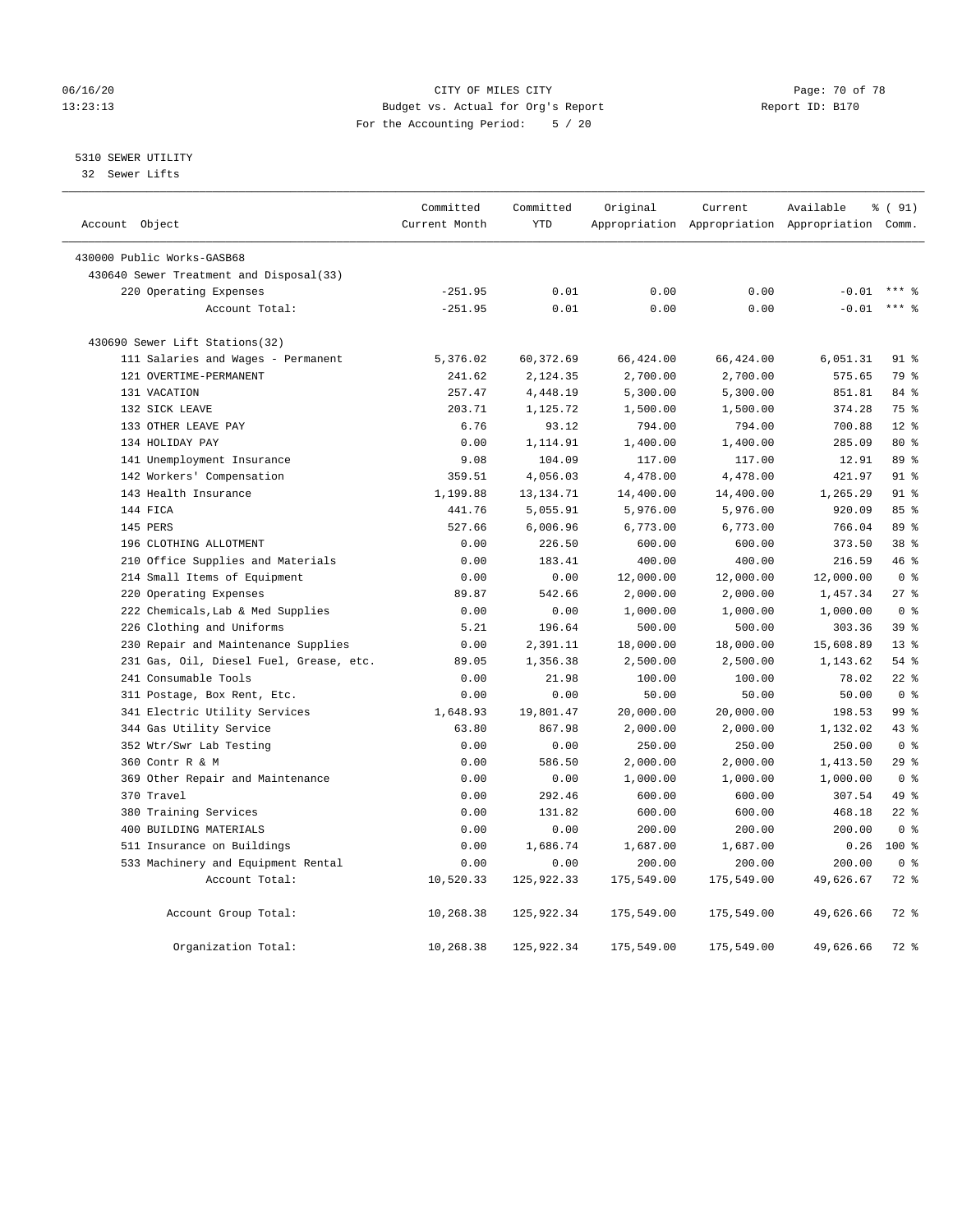CITY OF MILES CITY
Budget vs. Actual for Org's Report
For the Accounting Period: 5 / 20

06/16/20
13:23:13

Report ID: B170

5310 SEWER UTILITY
32 Sewer Lifts

| Account Object | Committed Current Month | Committed YTD | Original Appropriation | Current Appropriation | Available Appropriation | % ( 91) Comm. |
|---|---|---|---|---|---|---|
| 430000 Public Works-GASB68 | | | | | | |
| 430640 Sewer Treatment and Disposal(33) | | | | | | |
| 220 Operating Expenses | -251.95 | 0.01 | 0.00 | 0.00 | -0.01 | *** % |
| Account Total: | -251.95 | 0.01 | 0.00 | 0.00 | -0.01 | *** % |
| 430690 Sewer Lift Stations(32) | | | | | | |
| 111 Salaries and Wages - Permanent | 5,376.02 | 60,372.69 | 66,424.00 | 66,424.00 | 6,051.31 | 91 % |
| 121 OVERTIME-PERMANENT | 241.62 | 2,124.35 | 2,700.00 | 2,700.00 | 575.65 | 79 % |
| 131 VACATION | 257.47 | 4,448.19 | 5,300.00 | 5,300.00 | 851.81 | 84 % |
| 132 SICK LEAVE | 203.71 | 1,125.72 | 1,500.00 | 1,500.00 | 374.28 | 75 % |
| 133 OTHER LEAVE PAY | 6.76 | 93.12 | 794.00 | 794.00 | 700.88 | 12 % |
| 134 HOLIDAY PAY | 0.00 | 1,114.91 | 1,400.00 | 1,400.00 | 285.09 | 80 % |
| 141 Unemployment Insurance | 9.08 | 104.09 | 117.00 | 117.00 | 12.91 | 89 % |
| 142 Workers' Compensation | 359.51 | 4,056.03 | 4,478.00 | 4,478.00 | 421.97 | 91 % |
| 143 Health Insurance | 1,199.88 | 13,134.71 | 14,400.00 | 14,400.00 | 1,265.29 | 91 % |
| 144 FICA | 441.76 | 5,055.91 | 5,976.00 | 5,976.00 | 920.09 | 85 % |
| 145 PERS | 527.66 | 6,006.96 | 6,773.00 | 6,773.00 | 766.04 | 89 % |
| 196 CLOTHING ALLOTMENT | 0.00 | 226.50 | 600.00 | 600.00 | 373.50 | 38 % |
| 210 Office Supplies and Materials | 0.00 | 183.41 | 400.00 | 400.00 | 216.59 | 46 % |
| 214 Small Items of Equipment | 0.00 | 0.00 | 12,000.00 | 12,000.00 | 12,000.00 | 0 % |
| 220 Operating Expenses | 89.87 | 542.66 | 2,000.00 | 2,000.00 | 1,457.34 | 27 % |
| 222 Chemicals,Lab & Med Supplies | 0.00 | 0.00 | 1,000.00 | 1,000.00 | 1,000.00 | 0 % |
| 226 Clothing and Uniforms | 5.21 | 196.64 | 500.00 | 500.00 | 303.36 | 39 % |
| 230 Repair and Maintenance Supplies | 0.00 | 2,391.11 | 18,000.00 | 18,000.00 | 15,608.89 | 13 % |
| 231 Gas, Oil, Diesel Fuel, Grease, etc. | 89.05 | 1,356.38 | 2,500.00 | 2,500.00 | 1,143.62 | 54 % |
| 241 Consumable Tools | 0.00 | 21.98 | 100.00 | 100.00 | 78.02 | 22 % |
| 311 Postage, Box Rent, Etc. | 0.00 | 0.00 | 50.00 | 50.00 | 50.00 | 0 % |
| 341 Electric Utility Services | 1,648.93 | 19,801.47 | 20,000.00 | 20,000.00 | 198.53 | 99 % |
| 344 Gas Utility Service | 63.80 | 867.98 | 2,000.00 | 2,000.00 | 1,132.02 | 43 % |
| 352 Wtr/Swr Lab Testing | 0.00 | 0.00 | 250.00 | 250.00 | 250.00 | 0 % |
| 360 Contr R & M | 0.00 | 586.50 | 2,000.00 | 2,000.00 | 1,413.50 | 29 % |
| 369 Other Repair and Maintenance | 0.00 | 0.00 | 1,000.00 | 1,000.00 | 1,000.00 | 0 % |
| 370 Travel | 0.00 | 292.46 | 600.00 | 600.00 | 307.54 | 49 % |
| 380 Training Services | 0.00 | 131.82 | 600.00 | 600.00 | 468.18 | 22 % |
| 400 BUILDING MATERIALS | 0.00 | 0.00 | 200.00 | 200.00 | 200.00 | 0 % |
| 511 Insurance on Buildings | 0.00 | 1,686.74 | 1,687.00 | 1,687.00 | 0.26 | 100 % |
| 533 Machinery and Equipment Rental | 0.00 | 0.00 | 200.00 | 200.00 | 200.00 | 0 % |
| Account Total: | 10,520.33 | 125,922.33 | 175,549.00 | 175,549.00 | 49,626.67 | 72 % |
| Account Group Total: | 10,268.38 | 125,922.34 | 175,549.00 | 175,549.00 | 49,626.66 | 72 % |
| Organization Total: | 10,268.38 | 125,922.34 | 175,549.00 | 175,549.00 | 49,626.66 | 72 % |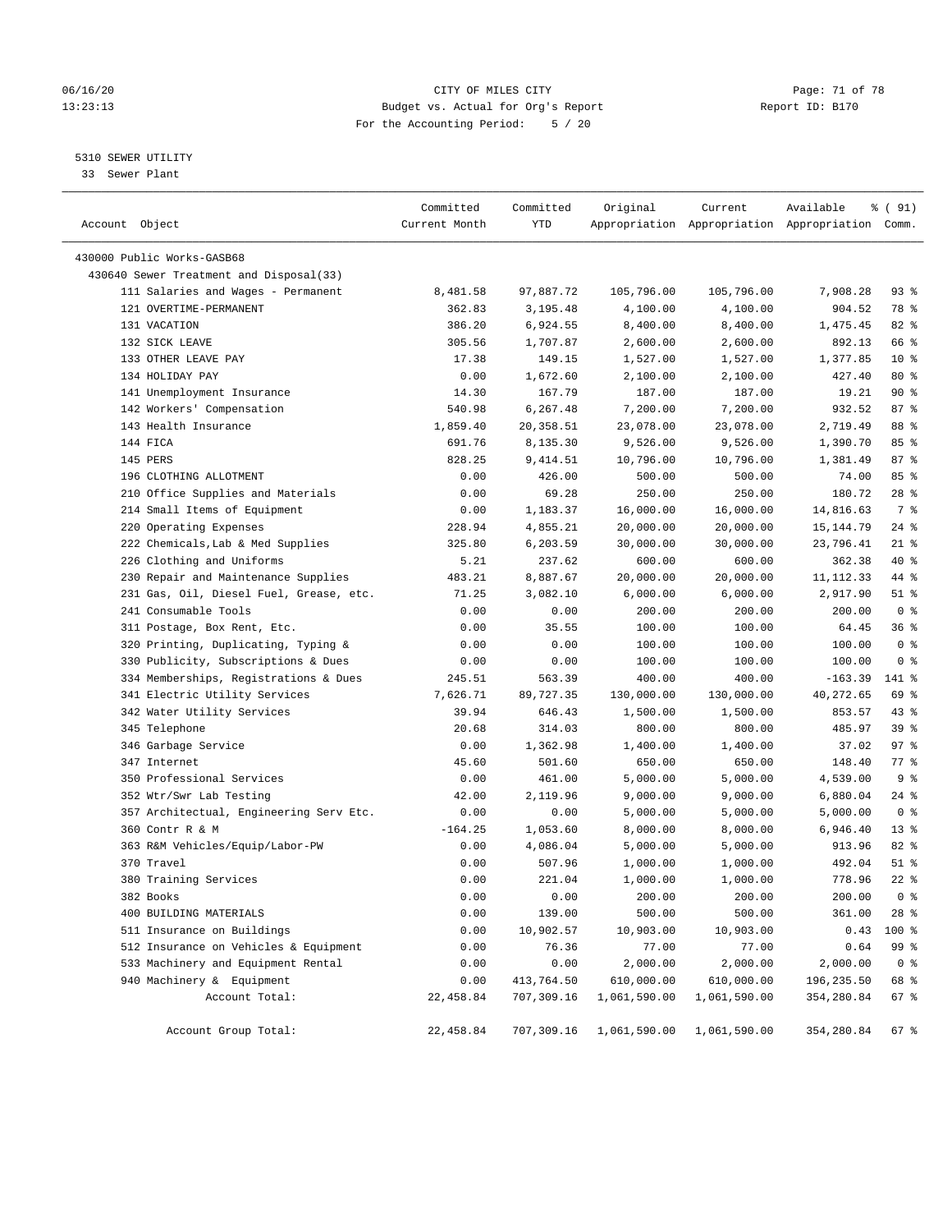CITY OF MILES CITY
Budget vs. Actual for Org's Report
For the Accounting Period: 5 / 20

06/16/20
13:23:13

Report ID: B170

## 5310 SEWER UTILITY

33 Sewer Plant

| Account Object | Committed Current Month | Committed YTD | Original Appropriation | Current Appropriation | Available Appropriation | % ( 91) Comm. |
|---|---|---|---|---|---|---|
| 430000 Public Works-GASB68 | | | | | | |
| 430640 Sewer Treatment and Disposal(33) | | | | | | |
| 111 Salaries and Wages - Permanent | 8,481.58 | 97,887.72 | 105,796.00 | 105,796.00 | 7,908.28 | 93 % |
| 121 OVERTIME-PERMANENT | 362.83 | 3,195.48 | 4,100.00 | 4,100.00 | 904.52 | 78 % |
| 131 VACATION | 386.20 | 6,924.55 | 8,400.00 | 8,400.00 | 1,475.45 | 82 % |
| 132 SICK LEAVE | 305.56 | 1,707.87 | 2,600.00 | 2,600.00 | 892.13 | 66 % |
| 133 OTHER LEAVE PAY | 17.38 | 149.15 | 1,527.00 | 1,527.00 | 1,377.85 | 10 % |
| 134 HOLIDAY PAY | 0.00 | 1,672.60 | 2,100.00 | 2,100.00 | 427.40 | 80 % |
| 141 Unemployment Insurance | 14.30 | 167.79 | 187.00 | 187.00 | 19.21 | 90 % |
| 142 Workers' Compensation | 540.98 | 6,267.48 | 7,200.00 | 7,200.00 | 932.52 | 87 % |
| 143 Health Insurance | 1,859.40 | 20,358.51 | 23,078.00 | 23,078.00 | 2,719.49 | 88 % |
| 144 FICA | 691.76 | 8,135.30 | 9,526.00 | 9,526.00 | 1,390.70 | 85 % |
| 145 PERS | 828.25 | 9,414.51 | 10,796.00 | 10,796.00 | 1,381.49 | 87 % |
| 196 CLOTHING ALLOTMENT | 0.00 | 426.00 | 500.00 | 500.00 | 74.00 | 85 % |
| 210 Office Supplies and Materials | 0.00 | 69.28 | 250.00 | 250.00 | 180.72 | 28 % |
| 214 Small Items of Equipment | 0.00 | 1,183.37 | 16,000.00 | 16,000.00 | 14,816.63 | 7 % |
| 220 Operating Expenses | 228.94 | 4,855.21 | 20,000.00 | 20,000.00 | 15,144.79 | 24 % |
| 222 Chemicals,Lab & Med Supplies | 325.80 | 6,203.59 | 30,000.00 | 30,000.00 | 23,796.41 | 21 % |
| 226 Clothing and Uniforms | 5.21 | 237.62 | 600.00 | 600.00 | 362.38 | 40 % |
| 230 Repair and Maintenance Supplies | 483.21 | 8,887.67 | 20,000.00 | 20,000.00 | 11,112.33 | 44 % |
| 231 Gas, Oil, Diesel Fuel, Grease, etc. | 71.25 | 3,082.10 | 6,000.00 | 6,000.00 | 2,917.90 | 51 % |
| 241 Consumable Tools | 0.00 | 0.00 | 200.00 | 200.00 | 200.00 | 0 % |
| 311 Postage, Box Rent, Etc. | 0.00 | 35.55 | 100.00 | 100.00 | 64.45 | 36 % |
| 320 Printing, Duplicating, Typing & | 0.00 | 0.00 | 100.00 | 100.00 | 100.00 | 0 % |
| 330 Publicity, Subscriptions & Dues | 0.00 | 0.00 | 100.00 | 100.00 | 100.00 | 0 % |
| 334 Memberships, Registrations & Dues | 245.51 | 563.39 | 400.00 | 400.00 | -163.39 | 141 % |
| 341 Electric Utility Services | 7,626.71 | 89,727.35 | 130,000.00 | 130,000.00 | 40,272.65 | 69 % |
| 342 Water Utility Services | 39.94 | 646.43 | 1,500.00 | 1,500.00 | 853.57 | 43 % |
| 345 Telephone | 20.68 | 314.03 | 800.00 | 800.00 | 485.97 | 39 % |
| 346 Garbage Service | 0.00 | 1,362.98 | 1,400.00 | 1,400.00 | 37.02 | 97 % |
| 347 Internet | 45.60 | 501.60 | 650.00 | 650.00 | 148.40 | 77 % |
| 350 Professional Services | 0.00 | 461.00 | 5,000.00 | 5,000.00 | 4,539.00 | 9 % |
| 352 Wtr/Swr Lab Testing | 42.00 | 2,119.96 | 9,000.00 | 9,000.00 | 6,880.04 | 24 % |
| 357 Architectual, Engineering Serv Etc. | 0.00 | 0.00 | 5,000.00 | 5,000.00 | 5,000.00 | 0 % |
| 360 Contr R & M | -164.25 | 1,053.60 | 8,000.00 | 8,000.00 | 6,946.40 | 13 % |
| 363 R&M Vehicles/Equip/Labor-PW | 0.00 | 4,086.04 | 5,000.00 | 5,000.00 | 913.96 | 82 % |
| 370 Travel | 0.00 | 507.96 | 1,000.00 | 1,000.00 | 492.04 | 51 % |
| 380 Training Services | 0.00 | 221.04 | 1,000.00 | 1,000.00 | 778.96 | 22 % |
| 382 Books | 0.00 | 0.00 | 200.00 | 200.00 | 200.00 | 0 % |
| 400 BUILDING MATERIALS | 0.00 | 139.00 | 500.00 | 500.00 | 361.00 | 28 % |
| 511 Insurance on Buildings | 0.00 | 10,902.57 | 10,903.00 | 10,903.00 | 0.43 | 100 % |
| 512 Insurance on Vehicles & Equipment | 0.00 | 76.36 | 77.00 | 77.00 | 0.64 | 99 % |
| 533 Machinery and Equipment Rental | 0.00 | 0.00 | 2,000.00 | 2,000.00 | 2,000.00 | 0 % |
| 940 Machinery & Equipment | 0.00 | 413,764.50 | 610,000.00 | 610,000.00 | 196,235.50 | 68 % |
| Account Total: | 22,458.84 | 707,309.16 | 1,061,590.00 | 1,061,590.00 | 354,280.84 | 67 % |
| Account Group Total: | 22,458.84 | 707,309.16 | 1,061,590.00 | 1,061,590.00 | 354,280.84 | 67 % |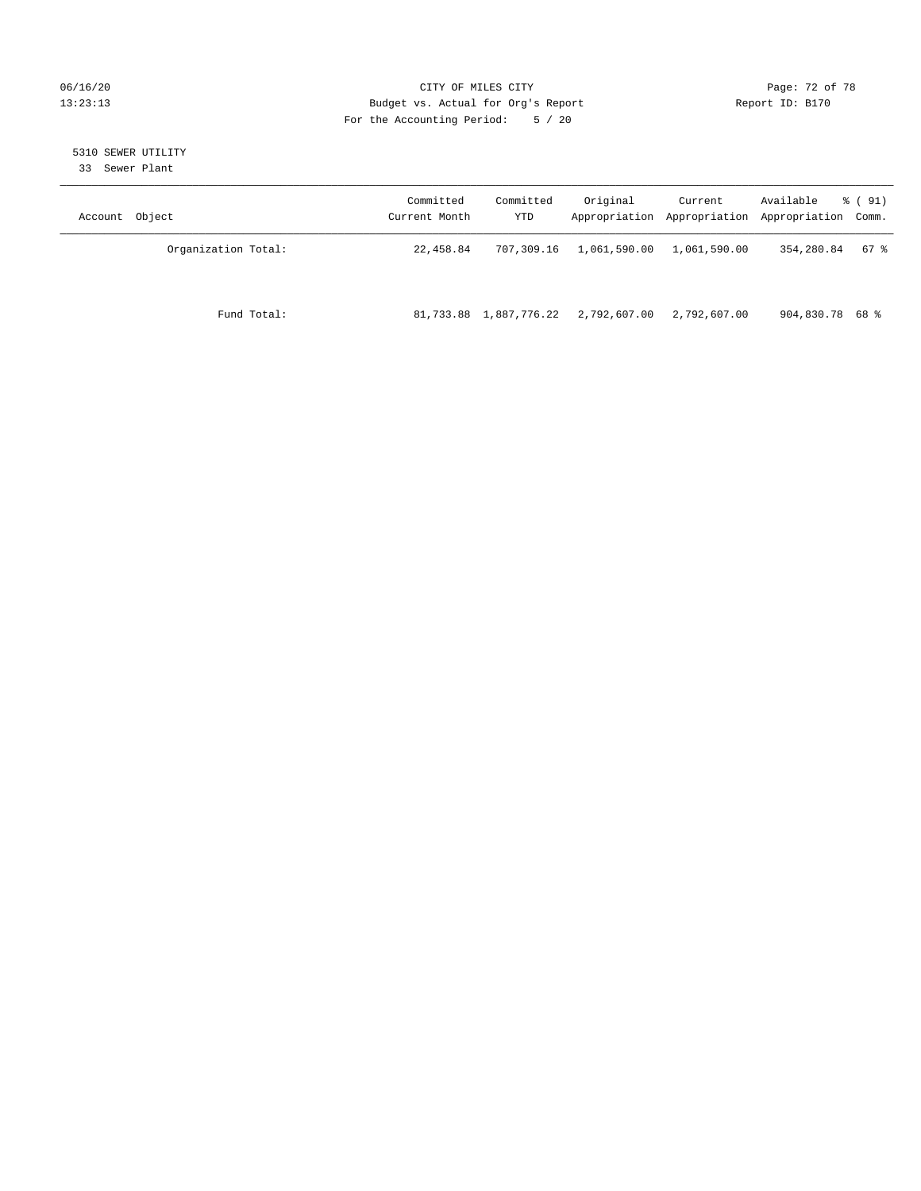CITY OF MILES CITY
Budget vs. Actual for Org's Report
For the Accounting Period: 5 / 20

06/16/20
13:23:13

Report ID: B170

5310 SEWER UTILITY
33 Sewer Plant

| Account Object | Committed Current Month | Committed YTD | Original Appropriation | Current Appropriation | Available Appropriation | % ( 91) Comm. |
|---|---|---|---|---|---|---|
| Organization Total: | 22,458.84 | 707,309.16 | 1,061,590.00 | 1,061,590.00 | 354,280.84 | 67 % |
| Fund Total: | 81,733.88 | 1,887,776.22 | 2,792,607.00 | 2,792,607.00 | 904,830.78 | 68 % |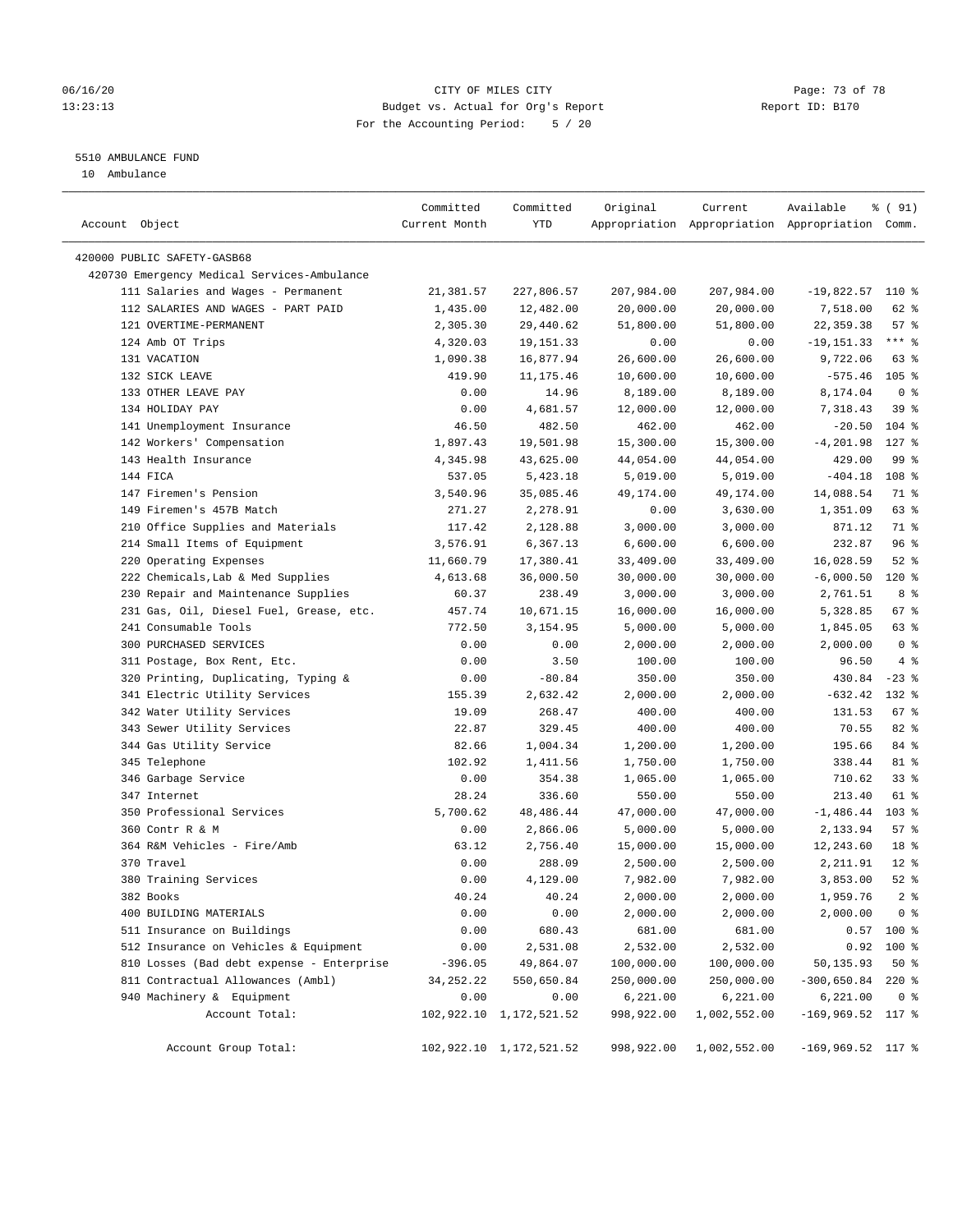CITY OF MILES CITY
Budget vs. Actual for Org's Report
For the Accounting Period: 5 / 20

06/16/20
13:23:13

Report ID: B170

5510 AMBULANCE FUND
10 Ambulance

| Account Object | Committed Current Month | Committed YTD | Original Appropriation | Current Appropriation | Available Appropriation | % ( 91) Comm. |
|---|---|---|---|---|---|---|
| 420000 PUBLIC SAFETY-GASB68 | | | | | | |
| 420730 Emergency Medical Services-Ambulance | | | | | | |
| 111 Salaries and Wages - Permanent | 21,381.57 | 227,806.57 | 207,984.00 | 207,984.00 | -19,822.57 | 110 % |
| 112 SALARIES AND WAGES - PART PAID | 1,435.00 | 12,482.00 | 20,000.00 | 20,000.00 | 7,518.00 | 62 % |
| 121 OVERTIME-PERMANENT | 2,305.30 | 29,440.62 | 51,800.00 | 51,800.00 | 22,359.38 | 57 % |
| 124 Amb OT Trips | 4,320.03 | 19,151.33 | 0.00 | 0.00 | -19,151.33 | *** % |
| 131 VACATION | 1,090.38 | 16,877.94 | 26,600.00 | 26,600.00 | 9,722.06 | 63 % |
| 132 SICK LEAVE | 419.90 | 11,175.46 | 10,600.00 | 10,600.00 | -575.46 | 105 % |
| 133 OTHER LEAVE PAY | 0.00 | 14.96 | 8,189.00 | 8,189.00 | 8,174.04 | 0 % |
| 134 HOLIDAY PAY | 0.00 | 4,681.57 | 12,000.00 | 12,000.00 | 7,318.43 | 39 % |
| 141 Unemployment Insurance | 46.50 | 482.50 | 462.00 | 462.00 | -20.50 | 104 % |
| 142 Workers' Compensation | 1,897.43 | 19,501.98 | 15,300.00 | 15,300.00 | -4,201.98 | 127 % |
| 143 Health Insurance | 4,345.98 | 43,625.00 | 44,054.00 | 44,054.00 | 429.00 | 99 % |
| 144 FICA | 537.05 | 5,423.18 | 5,019.00 | 5,019.00 | -404.18 | 108 % |
| 147 Firemen's Pension | 3,540.96 | 35,085.46 | 49,174.00 | 49,174.00 | 14,088.54 | 71 % |
| 149 Firemen's 457B Match | 271.27 | 2,278.91 | 0.00 | 3,630.00 | 1,351.09 | 63 % |
| 210 Office Supplies and Materials | 117.42 | 2,128.88 | 3,000.00 | 3,000.00 | 871.12 | 71 % |
| 214 Small Items of Equipment | 3,576.91 | 6,367.13 | 6,600.00 | 6,600.00 | 232.87 | 96 % |
| 220 Operating Expenses | 11,660.79 | 17,380.41 | 33,409.00 | 33,409.00 | 16,028.59 | 52 % |
| 222 Chemicals,Lab & Med Supplies | 4,613.68 | 36,000.50 | 30,000.00 | 30,000.00 | -6,000.50 | 120 % |
| 230 Repair and Maintenance Supplies | 60.37 | 238.49 | 3,000.00 | 3,000.00 | 2,761.51 | 8 % |
| 231 Gas, Oil, Diesel Fuel, Grease, etc. | 457.74 | 10,671.15 | 16,000.00 | 16,000.00 | 5,328.85 | 67 % |
| 241 Consumable Tools | 772.50 | 3,154.95 | 5,000.00 | 5,000.00 | 1,845.05 | 63 % |
| 300 PURCHASED SERVICES | 0.00 | 0.00 | 2,000.00 | 2,000.00 | 2,000.00 | 0 % |
| 311 Postage, Box Rent, Etc. | 0.00 | 3.50 | 100.00 | 100.00 | 96.50 | 4 % |
| 320 Printing, Duplicating, Typing & | 0.00 | -80.84 | 350.00 | 350.00 | 430.84 | -23 % |
| 341 Electric Utility Services | 155.39 | 2,632.42 | 2,000.00 | 2,000.00 | -632.42 | 132 % |
| 342 Water Utility Services | 19.09 | 268.47 | 400.00 | 400.00 | 131.53 | 67 % |
| 343 Sewer Utility Services | 22.87 | 329.45 | 400.00 | 400.00 | 70.55 | 82 % |
| 344 Gas Utility Service | 82.66 | 1,004.34 | 1,200.00 | 1,200.00 | 195.66 | 84 % |
| 345 Telephone | 102.92 | 1,411.56 | 1,750.00 | 1,750.00 | 338.44 | 81 % |
| 346 Garbage Service | 0.00 | 354.38 | 1,065.00 | 1,065.00 | 710.62 | 33 % |
| 347 Internet | 28.24 | 336.60 | 550.00 | 550.00 | 213.40 | 61 % |
| 350 Professional Services | 5,700.62 | 48,486.44 | 47,000.00 | 47,000.00 | -1,486.44 | 103 % |
| 360 Contr R & M | 0.00 | 2,866.06 | 5,000.00 | 5,000.00 | 2,133.94 | 57 % |
| 364 R&M Vehicles - Fire/Amb | 63.12 | 2,756.40 | 15,000.00 | 15,000.00 | 12,243.60 | 18 % |
| 370 Travel | 0.00 | 288.09 | 2,500.00 | 2,500.00 | 2,211.91 | 12 % |
| 380 Training Services | 0.00 | 4,129.00 | 7,982.00 | 7,982.00 | 3,853.00 | 52 % |
| 382 Books | 40.24 | 40.24 | 2,000.00 | 2,000.00 | 1,959.76 | 2 % |
| 400 BUILDING MATERIALS | 0.00 | 0.00 | 2,000.00 | 2,000.00 | 2,000.00 | 0 % |
| 511 Insurance on Buildings | 0.00 | 680.43 | 681.00 | 681.00 | 0.57 | 100 % |
| 512 Insurance on Vehicles & Equipment | 0.00 | 2,531.08 | 2,532.00 | 2,532.00 | 0.92 | 100 % |
| 810 Losses (Bad debt expense - Enterprise | -396.05 | 49,864.07 | 100,000.00 | 100,000.00 | 50,135.93 | 50 % |
| 811 Contractual Allowances (Ambl) | 34,252.22 | 550,650.84 | 250,000.00 | 250,000.00 | -300,650.84 | 220 % |
| 940 Machinery & Equipment | 0.00 | 0.00 | 6,221.00 | 6,221.00 | 6,221.00 | 0 % |
| Account Total: | 102,922.10 | 1,172,521.52 | 998,922.00 | 1,002,552.00 | -169,969.52 | 117 % |
| Account Group Total: | 102,922.10 | 1,172,521.52 | 998,922.00 | 1,002,552.00 | -169,969.52 | 117 % |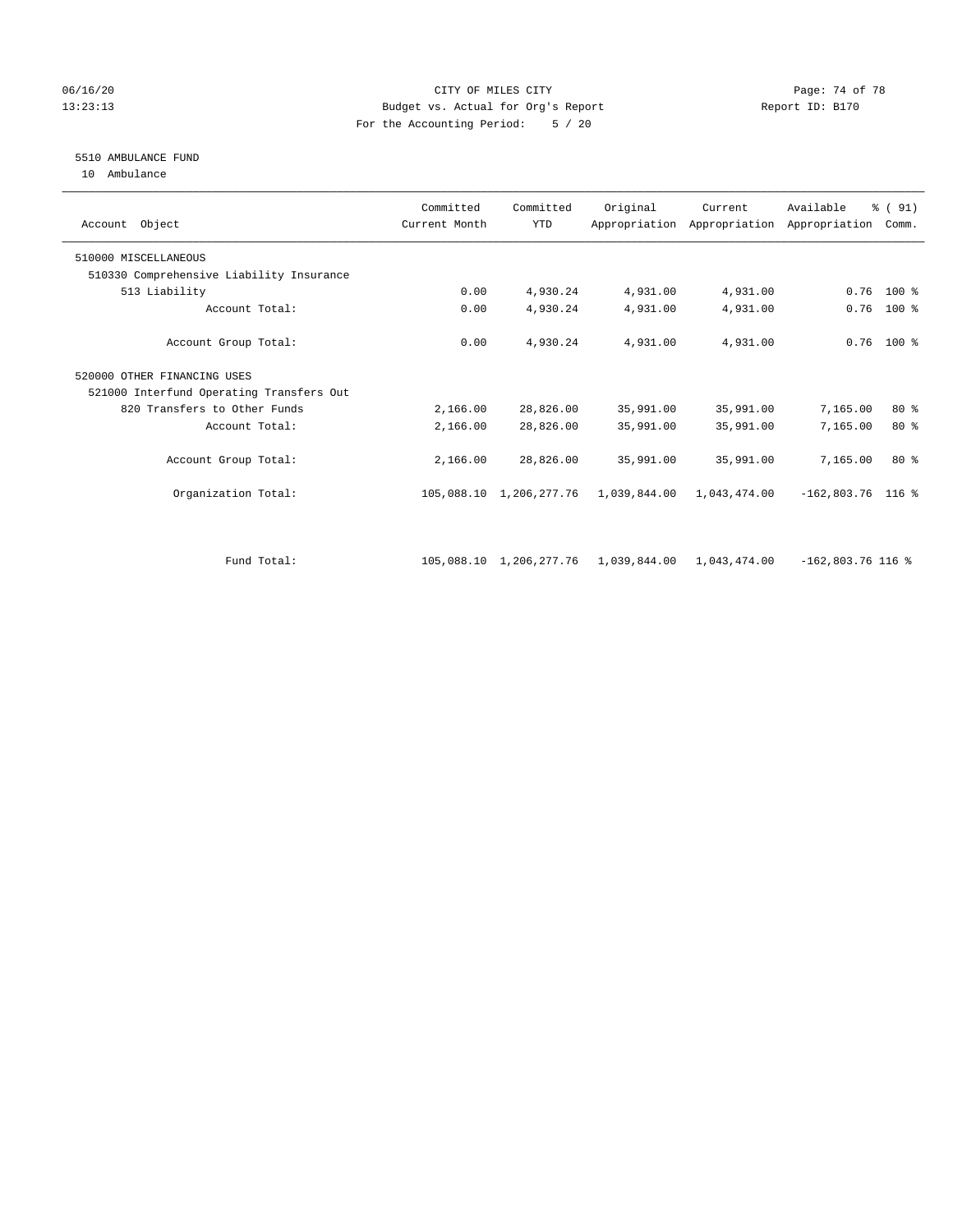CITY OF MILES CITY
Budget vs. Actual for Org's Report
For the Accounting Period: 5 / 20

06/16/20
13:23:13

Report ID: B170

## 5510 AMBULANCE FUND

10 Ambulance

| Account Object | Committed Current Month | Committed YTD | Original Appropriation | Current Appropriation | Available Appropriation | % ( 91) Comm. |
|---|---|---|---|---|---|---|
| 510000 MISCELLANEOUS | | | | | | |
| 510330 Comprehensive Liability Insurance | | | | | | |
| 513 Liability | 0.00 | 4,930.24 | 4,931.00 | 4,931.00 | 0.76 | 100 % |
| Account Total: | 0.00 | 4,930.24 | 4,931.00 | 4,931.00 | 0.76 | 100 % |
| Account Group Total: | 0.00 | 4,930.24 | 4,931.00 | 4,931.00 | 0.76 | 100 % |
| 520000 OTHER FINANCING USES | | | | | | |
| 521000 Interfund Operating Transfers Out | | | | | | |
| 820 Transfers to Other Funds | 2,166.00 | 28,826.00 | 35,991.00 | 35,991.00 | 7,165.00 | 80 % |
| Account Total: | 2,166.00 | 28,826.00 | 35,991.00 | 35,991.00 | 7,165.00 | 80 % |
| Account Group Total: | 2,166.00 | 28,826.00 | 35,991.00 | 35,991.00 | 7,165.00 | 80 % |
| Organization Total: | 105,088.10 | 1,206,277.76 | 1,039,844.00 | 1,043,474.00 | -162,803.76 | 116 % |
| Fund Total: | 105,088.10 | 1,206,277.76 | 1,039,844.00 | 1,043,474.00 | -162,803.76 | 116 % |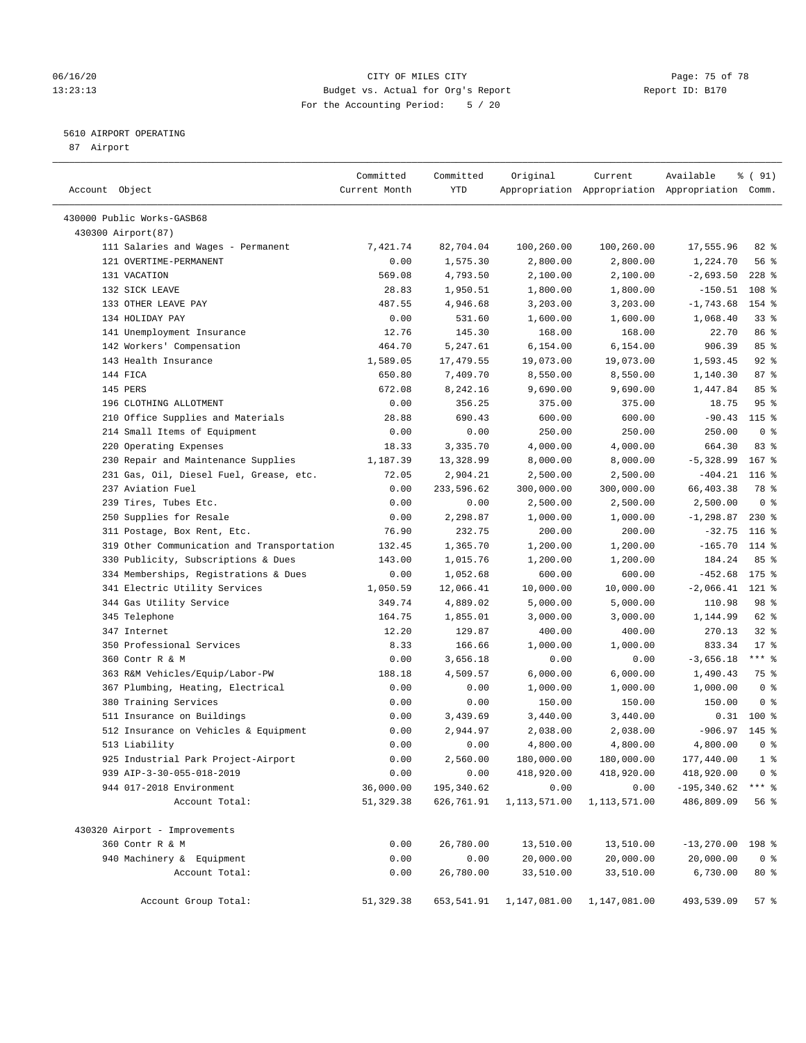CITY OF MILES CITY
Budget vs. Actual for Org's Report
For the Accounting Period: 5 / 20

06/16/20
13:23:13

Report ID: B170

## 5610 AIRPORT OPERATING

87 Airport

| Account Object | Committed Current Month | Committed YTD | Original Appropriation | Current Appropriation | Available Appropriation | % ( 91) Comm. |
|---|---|---|---|---|---|---|
| 430000 Public Works-GASB68 | | | | | | |
| 430300 Airport(87) | | | | | | |
| 111 Salaries and Wages - Permanent | 7,421.74 | 82,704.04 | 100,260.00 | 100,260.00 | 17,555.96 | 82 % |
| 121 OVERTIME-PERMANENT | 0.00 | 1,575.30 | 2,800.00 | 2,800.00 | 1,224.70 | 56 % |
| 131 VACATION | 569.08 | 4,793.50 | 2,100.00 | 2,100.00 | -2,693.50 | 228 % |
| 132 SICK LEAVE | 28.83 | 1,950.51 | 1,800.00 | 1,800.00 | -150.51 | 108 % |
| 133 OTHER LEAVE PAY | 487.55 | 4,946.68 | 3,203.00 | 3,203.00 | -1,743.68 | 154 % |
| 134 HOLIDAY PAY | 0.00 | 531.60 | 1,600.00 | 1,600.00 | 1,068.40 | 33 % |
| 141 Unemployment Insurance | 12.76 | 145.30 | 168.00 | 168.00 | 22.70 | 86 % |
| 142 Workers' Compensation | 464.70 | 5,247.61 | 6,154.00 | 6,154.00 | 906.39 | 85 % |
| 143 Health Insurance | 1,589.05 | 17,479.55 | 19,073.00 | 19,073.00 | 1,593.45 | 92 % |
| 144 FICA | 650.80 | 7,409.70 | 8,550.00 | 8,550.00 | 1,140.30 | 87 % |
| 145 PERS | 672.08 | 8,242.16 | 9,690.00 | 9,690.00 | 1,447.84 | 85 % |
| 196 CLOTHING ALLOTMENT | 0.00 | 356.25 | 375.00 | 375.00 | 18.75 | 95 % |
| 210 Office Supplies and Materials | 28.88 | 690.43 | 600.00 | 600.00 | -90.43 | 115 % |
| 214 Small Items of Equipment | 0.00 | 0.00 | 250.00 | 250.00 | 250.00 | 0 % |
| 220 Operating Expenses | 18.33 | 3,335.70 | 4,000.00 | 4,000.00 | 664.30 | 83 % |
| 230 Repair and Maintenance Supplies | 1,187.39 | 13,328.99 | 8,000.00 | 8,000.00 | -5,328.99 | 167 % |
| 231 Gas, Oil, Diesel Fuel, Grease, etc. | 72.05 | 2,904.21 | 2,500.00 | 2,500.00 | -404.21 | 116 % |
| 237 Aviation Fuel | 0.00 | 233,596.62 | 300,000.00 | 300,000.00 | 66,403.38 | 78 % |
| 239 Tires, Tubes Etc. | 0.00 | 0.00 | 2,500.00 | 2,500.00 | 2,500.00 | 0 % |
| 250 Supplies for Resale | 0.00 | 2,298.87 | 1,000.00 | 1,000.00 | -1,298.87 | 230 % |
| 311 Postage, Box Rent, Etc. | 76.90 | 232.75 | 200.00 | 200.00 | -32.75 | 116 % |
| 319 Other Communication and Transportation | 132.45 | 1,365.70 | 1,200.00 | 1,200.00 | -165.70 | 114 % |
| 330 Publicity, Subscriptions & Dues | 143.00 | 1,015.76 | 1,200.00 | 1,200.00 | 184.24 | 85 % |
| 334 Memberships, Registrations & Dues | 0.00 | 1,052.68 | 600.00 | 600.00 | -452.68 | 175 % |
| 341 Electric Utility Services | 1,050.59 | 12,066.41 | 10,000.00 | 10,000.00 | -2,066.41 | 121 % |
| 344 Gas Utility Service | 349.74 | 4,889.02 | 5,000.00 | 5,000.00 | 110.98 | 98 % |
| 345 Telephone | 164.75 | 1,855.01 | 3,000.00 | 3,000.00 | 1,144.99 | 62 % |
| 347 Internet | 12.20 | 129.87 | 400.00 | 400.00 | 270.13 | 32 % |
| 350 Professional Services | 8.33 | 166.66 | 1,000.00 | 1,000.00 | 833.34 | 17 % |
| 360 Contr R & M | 0.00 | 3,656.18 | 0.00 | 0.00 | -3,656.18 | *** % |
| 363 R&M Vehicles/Equip/Labor-PW | 188.18 | 4,509.57 | 6,000.00 | 6,000.00 | 1,490.43 | 75 % |
| 367 Plumbing, Heating, Electrical | 0.00 | 0.00 | 1,000.00 | 1,000.00 | 1,000.00 | 0 % |
| 380 Training Services | 0.00 | 0.00 | 150.00 | 150.00 | 150.00 | 0 % |
| 511 Insurance on Buildings | 0.00 | 3,439.69 | 3,440.00 | 3,440.00 | 0.31 | 100 % |
| 512 Insurance on Vehicles & Equipment | 0.00 | 2,944.97 | 2,038.00 | 2,038.00 | -906.97 | 145 % |
| 513 Liability | 0.00 | 0.00 | 4,800.00 | 4,800.00 | 4,800.00 | 0 % |
| 925 Industrial Park Project-Airport | 0.00 | 2,560.00 | 180,000.00 | 180,000.00 | 177,440.00 | 1 % |
| 939 AIP-3-30-055-018-2019 | 0.00 | 0.00 | 418,920.00 | 418,920.00 | 418,920.00 | 0 % |
| 944 017-2018 Environment | 36,000.00 | 195,340.62 | 0.00 | 0.00 | -195,340.62 | *** % |
| Account Total: | 51,329.38 | 626,761.91 | 1,113,571.00 | 1,113,571.00 | 486,809.09 | 56 % |
| 430320 Airport - Improvements | | | | | | |
| 360 Contr R & M | 0.00 | 26,780.00 | 13,510.00 | 13,510.00 | -13,270.00 | 198 % |
| 940 Machinery & Equipment | 0.00 | 0.00 | 20,000.00 | 20,000.00 | 20,000.00 | 0 % |
| Account Total: | 0.00 | 26,780.00 | 33,510.00 | 33,510.00 | 6,730.00 | 80 % |
| Account Group Total: | 51,329.38 | 653,541.91 | 1,147,081.00 | 1,147,081.00 | 493,539.09 | 57 % |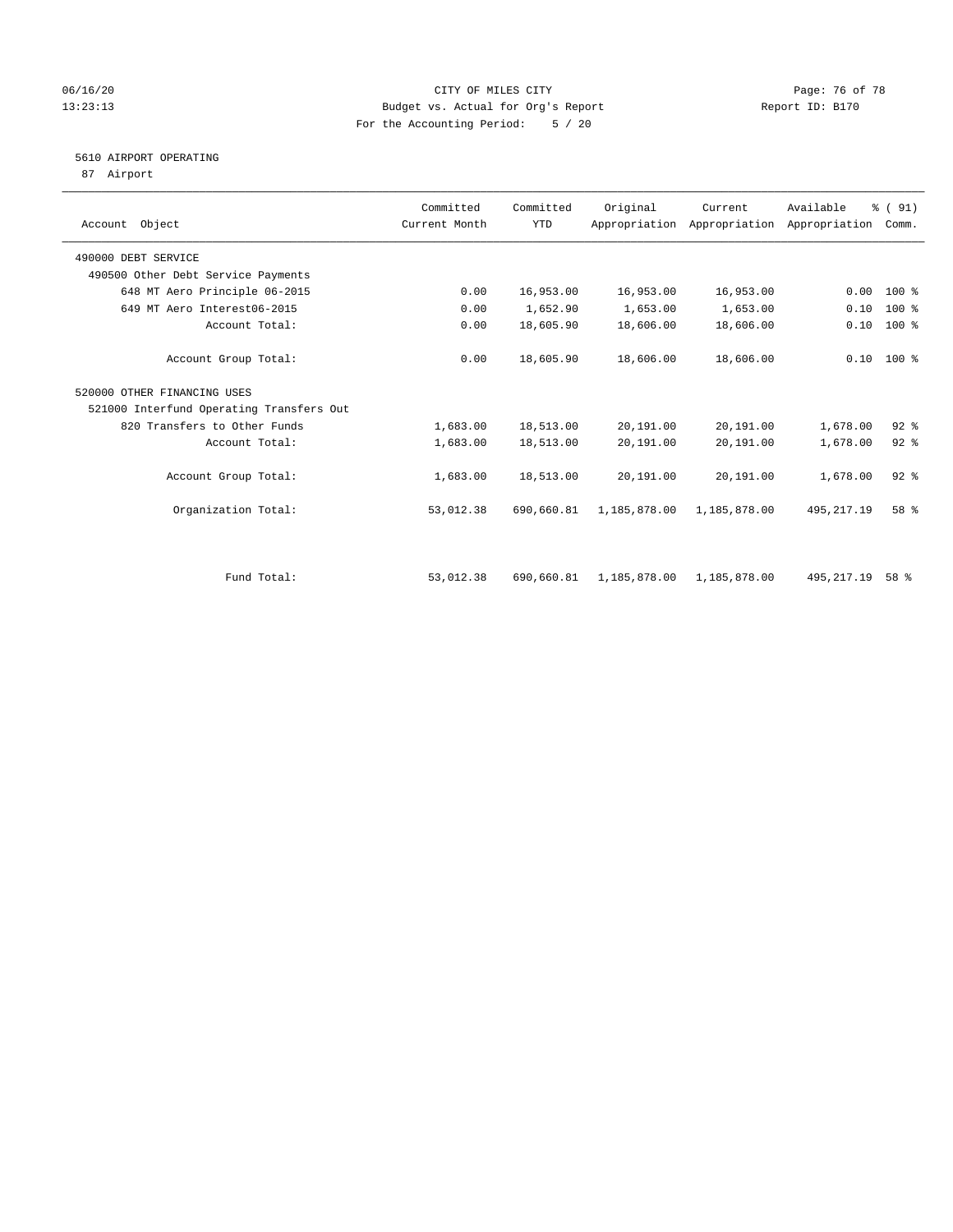CITY OF MILES CITY
Budget vs. Actual for Org's Report
For the Accounting Period: 5 / 20

06/16/20
13:23:13

Report ID: B170

## 5610 AIRPORT OPERATING

87 Airport

| Account Object | Committed Current Month | Committed YTD | Original Appropriation | Current Appropriation | Available Appropriation | % ( 91) Comm. |
|---|---|---|---|---|---|---|
| 490000 DEBT SERVICE | | | | | | |
| 490500 Other Debt Service Payments | | | | | | |
| 648 MT Aero Principle 06-2015 | 0.00 | 16,953.00 | 16,953.00 | 16,953.00 | 0.00 | 100 % |
| 649 MT Aero Interest06-2015 | 0.00 | 1,652.90 | 1,653.00 | 1,653.00 | 0.10 | 100 % |
| Account Total: | 0.00 | 18,605.90 | 18,606.00 | 18,606.00 | 0.10 | 100 % |
| Account Group Total: | 0.00 | 18,605.90 | 18,606.00 | 18,606.00 | 0.10 | 100 % |
| 520000 OTHER FINANCING USES | | | | | | |
| 521000 Interfund Operating Transfers Out | | | | | | |
| 820 Transfers to Other Funds | 1,683.00 | 18,513.00 | 20,191.00 | 20,191.00 | 1,678.00 | 92 % |
| Account Total: | 1,683.00 | 18,513.00 | 20,191.00 | 20,191.00 | 1,678.00 | 92 % |
| Account Group Total: | 1,683.00 | 18,513.00 | 20,191.00 | 20,191.00 | 1,678.00 | 92 % |
| Organization Total: | 53,012.38 | 690,660.81 | 1,185,878.00 | 1,185,878.00 | 495,217.19 | 58 % |
| Fund Total: | 53,012.38 | 690,660.81 | 1,185,878.00 | 1,185,878.00 | 495,217.19 | 58 % |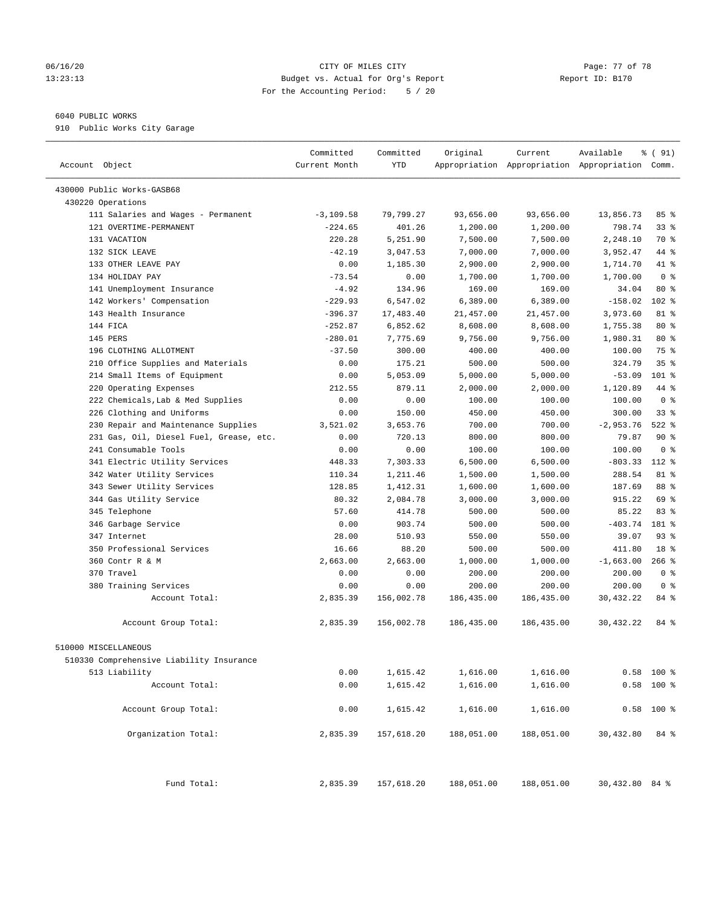06/16/20 CITY OF MILES CITY
13:23:13 Budget vs. Actual for Org's Report Report ID: B170
For the Accounting Period: 5 / 20

6040 PUBLIC WORKS
910 Public Works City Garage

| Account Object | Committed Current Month | Committed YTD | Original Appropriation | Current Appropriation | Available Appropriation | % ( 91) Comm. |
|---|---|---|---|---|---|---|
| 430000 Public Works-GASB68 | | | | | | |
| 430220 Operations | | | | | | |
| 111 Salaries and Wages - Permanent | -3,109.58 | 79,799.27 | 93,656.00 | 93,656.00 | 13,856.73 | 85 % |
| 121 OVERTIME-PERMANENT | -224.65 | 401.26 | 1,200.00 | 1,200.00 | 798.74 | 33 % |
| 131 VACATION | 220.28 | 5,251.90 | 7,500.00 | 7,500.00 | 2,248.10 | 70 % |
| 132 SICK LEAVE | -42.19 | 3,047.53 | 7,000.00 | 7,000.00 | 3,952.47 | 44 % |
| 133 OTHER LEAVE PAY | 0.00 | 1,185.30 | 2,900.00 | 2,900.00 | 1,714.70 | 41 % |
| 134 HOLIDAY PAY | -73.54 | 0.00 | 1,700.00 | 1,700.00 | 1,700.00 | 0 % |
| 141 Unemployment Insurance | -4.92 | 134.96 | 169.00 | 169.00 | 34.04 | 80 % |
| 142 Workers' Compensation | -229.93 | 6,547.02 | 6,389.00 | 6,389.00 | -158.02 | 102 % |
| 143 Health Insurance | -396.37 | 17,483.40 | 21,457.00 | 21,457.00 | 3,973.60 | 81 % |
| 144 FICA | -252.87 | 6,852.62 | 8,608.00 | 8,608.00 | 1,755.38 | 80 % |
| 145 PERS | -280.01 | 7,775.69 | 9,756.00 | 9,756.00 | 1,980.31 | 80 % |
| 196 CLOTHING ALLOTMENT | -37.50 | 300.00 | 400.00 | 400.00 | 100.00 | 75 % |
| 210 Office Supplies and Materials | 0.00 | 175.21 | 500.00 | 500.00 | 324.79 | 35 % |
| 214 Small Items of Equipment | 0.00 | 5,053.09 | 5,000.00 | 5,000.00 | -53.09 | 101 % |
| 220 Operating Expenses | 212.55 | 879.11 | 2,000.00 | 2,000.00 | 1,120.89 | 44 % |
| 222 Chemicals,Lab & Med Supplies | 0.00 | 0.00 | 100.00 | 100.00 | 100.00 | 0 % |
| 226 Clothing and Uniforms | 0.00 | 150.00 | 450.00 | 450.00 | 300.00 | 33 % |
| 230 Repair and Maintenance Supplies | 3,521.02 | 3,653.76 | 700.00 | 700.00 | -2,953.76 | 522 % |
| 231 Gas, Oil, Diesel Fuel, Grease, etc. | 0.00 | 720.13 | 800.00 | 800.00 | 79.87 | 90 % |
| 241 Consumable Tools | 0.00 | 0.00 | 100.00 | 100.00 | 100.00 | 0 % |
| 341 Electric Utility Services | 448.33 | 7,303.33 | 6,500.00 | 6,500.00 | -803.33 | 112 % |
| 342 Water Utility Services | 110.34 | 1,211.46 | 1,500.00 | 1,500.00 | 288.54 | 81 % |
| 343 Sewer Utility Services | 128.85 | 1,412.31 | 1,600.00 | 1,600.00 | 187.69 | 88 % |
| 344 Gas Utility Service | 80.32 | 2,084.78 | 3,000.00 | 3,000.00 | 915.22 | 69 % |
| 345 Telephone | 57.60 | 414.78 | 500.00 | 500.00 | 85.22 | 83 % |
| 346 Garbage Service | 0.00 | 903.74 | 500.00 | 500.00 | -403.74 | 181 % |
| 347 Internet | 28.00 | 510.93 | 550.00 | 550.00 | 39.07 | 93 % |
| 350 Professional Services | 16.66 | 88.20 | 500.00 | 500.00 | 411.80 | 18 % |
| 360 Contr R & M | 2,663.00 | 2,663.00 | 1,000.00 | 1,000.00 | -1,663.00 | 266 % |
| 370 Travel | 0.00 | 0.00 | 200.00 | 200.00 | 200.00 | 0 % |
| 380 Training Services | 0.00 | 0.00 | 200.00 | 200.00 | 200.00 | 0 % |
| Account Total: | 2,835.39 | 156,002.78 | 186,435.00 | 186,435.00 | 30,432.22 | 84 % |
| Account Group Total: | 2,835.39 | 156,002.78 | 186,435.00 | 186,435.00 | 30,432.22 | 84 % |
| 510000 MISCELLANEOUS | | | | | | |
| 510330 Comprehensive Liability Insurance | | | | | | |
| 513 Liability | 0.00 | 1,615.42 | 1,616.00 | 1,616.00 | 0.58 | 100 % |
| Account Total: | 0.00 | 1,615.42 | 1,616.00 | 1,616.00 | 0.58 | 100 % |
| Account Group Total: | 0.00 | 1,615.42 | 1,616.00 | 1,616.00 | 0.58 | 100 % |
| Organization Total: | 2,835.39 | 157,618.20 | 188,051.00 | 188,051.00 | 30,432.80 | 84 % |
| Fund Total: | 2,835.39 | 157,618.20 | 188,051.00 | 188,051.00 | 30,432.80 | 84 % |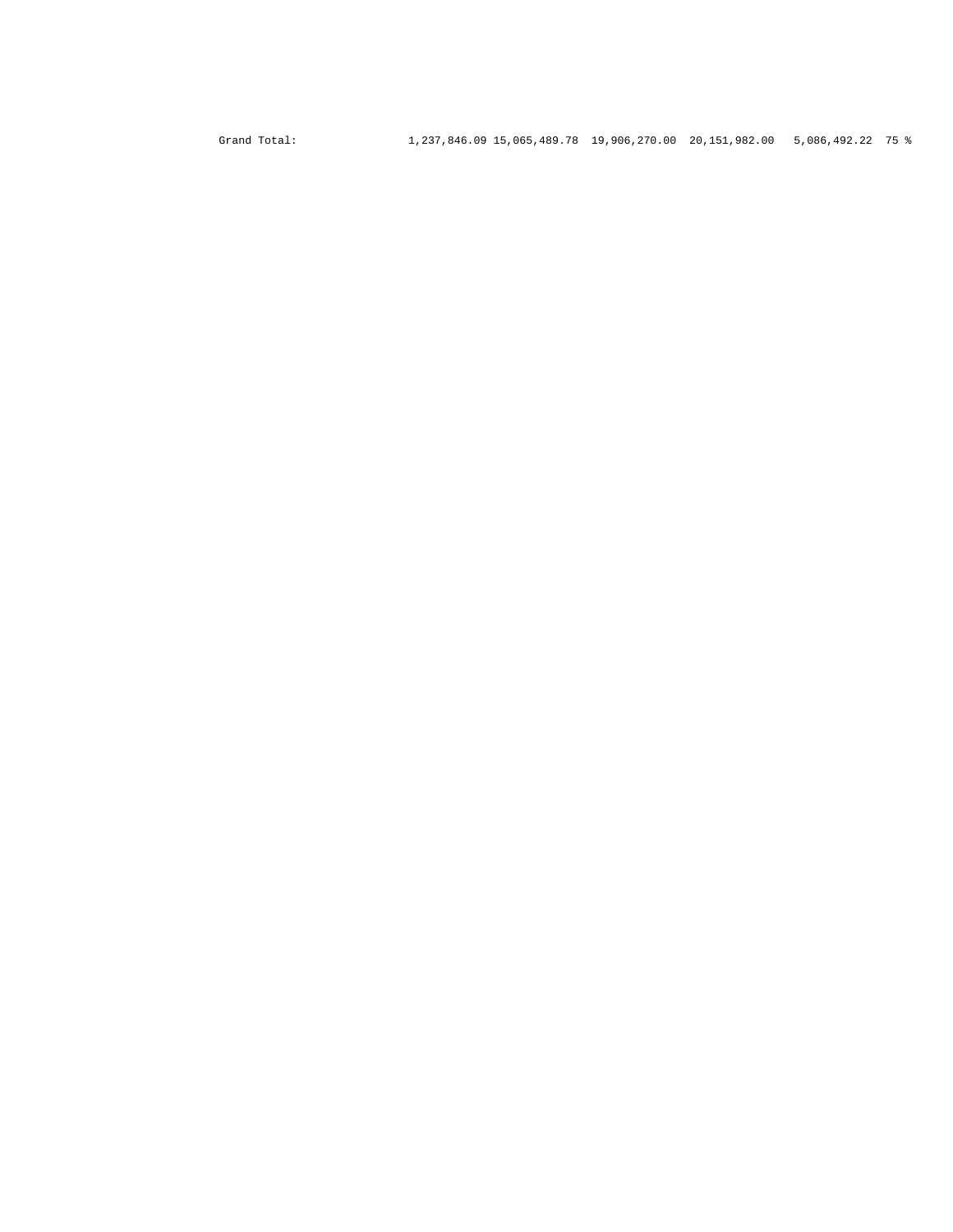| | | | | | | |
|---|---|---|---|---|---|---|
| Grand Total: | 1,237,846.09 | 15,065,489.78 | 19,906,270.00 | 20,151,982.00 | 5,086,492.22 | 75 % |